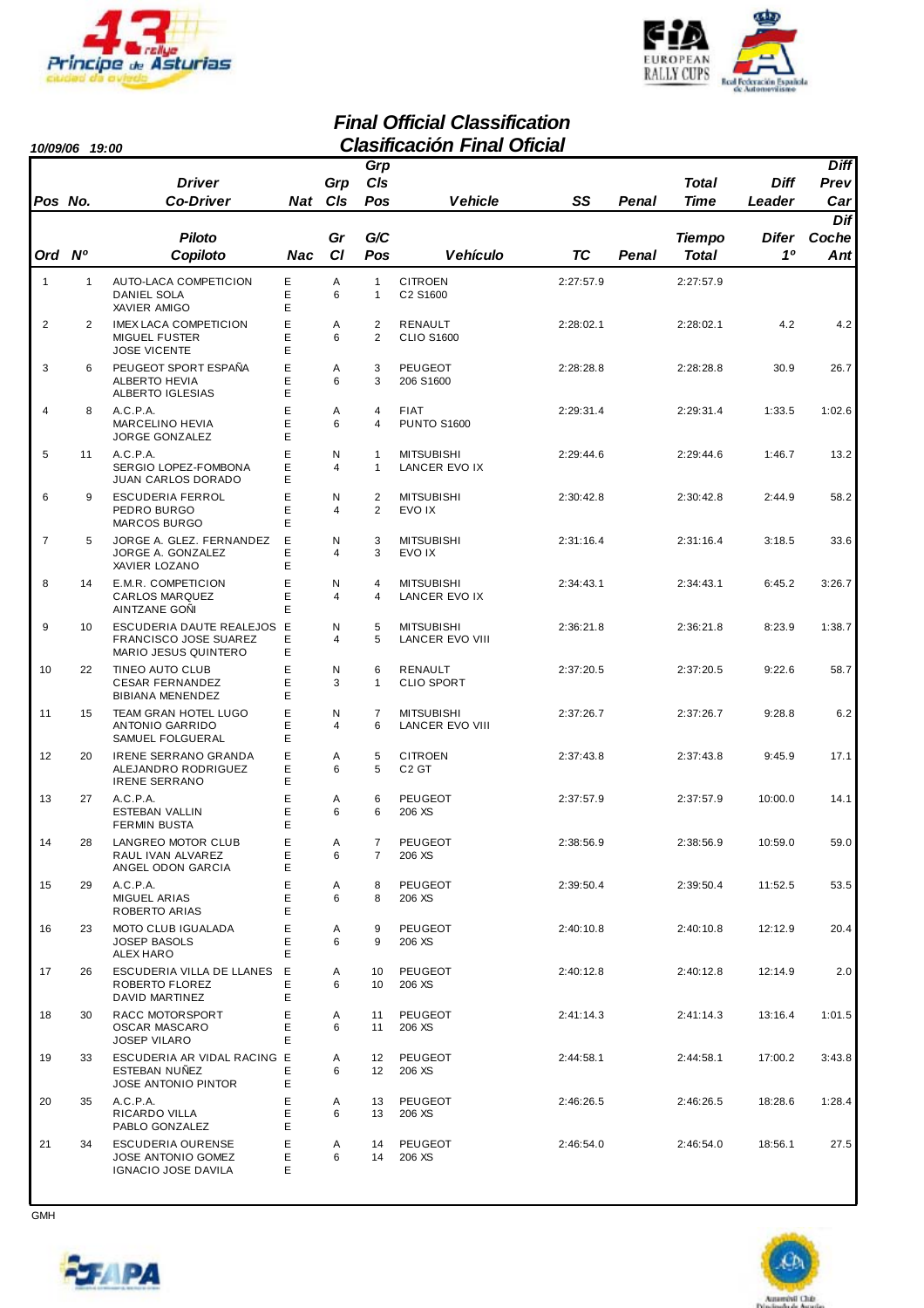# Final Official Classification
## Clasificación Final Oficial

*10/09/06 19:00*

| Pos / Ord | No. / Nº | Driver / Co-Driver (Piloto / Copiloto) | Nat / Nac | Grp Cls / Gr Cl | Grp Cls Pos / G/C Pos | Vehicle / Vehículo | SS / TC | Penal | Total Time / Tiempo Total | Diff Leader / Difer 1º | Diff Prev Car / Dif Coche Ant |
|---|---|---|---|---|---|---|---|---|---|---|---|
| 1 | 1 | AUTO-LACA COMPETICION<br>DANIEL SOLA<br>XAVIER AMIGO | E<br>E<br>E | A<br>6 | 1<br>1 | CITROEN<br>C2 S1600 | 2:27:57.9 | | 2:27:57.9 | | |
| 2 | 2 | IMEX LACA COMPETICION<br>MIGUEL FUSTER<br>JOSE VICENTE | E<br>E<br>E | A<br>6 | 2<br>2 | RENAULT<br>CLIO S1600 | 2:28:02.1 | | 2:28:02.1 | 4.2 | 4.2 |
| 3 | 6 | PEUGEOT SPORT ESPAÑA<br>ALBERTO HEVIA<br>ALBERTO IGLESIAS | E<br>E<br>E | A<br>6 | 3<br>3 | PEUGEOT<br>206 S1600 | 2:28:28.8 | | 2:28:28.8 | 30.9 | 26.7 |
| 4 | 8 | A.C.P.A.<br>MARCELINO HEVIA<br>JORGE GONZALEZ | E<br>E<br>E | A<br>6 | 4<br>4 | FIAT<br>PUNTO S1600 | 2:29:31.4 | | 2:29:31.4 | 1:33.5 | 1:02.6 |
| 5 | 11 | A.C.P.A.<br>SERGIO LOPEZ-FOMBONA<br>JUAN CARLOS DORADO | E<br>E<br>E | N<br>4 | 1<br>1 | MITSUBISHI<br>LANCER EVO IX | 2:29:44.6 | | 2:29:44.6 | 1:46.7 | 13.2 |
| 6 | 9 | ESCUDERIA FERROL<br>PEDRO BURGO<br>MARCOS BURGO | E<br>E<br>E | N<br>4 | 2<br>2 | MITSUBISHI<br>EVO IX | 2:30:42.8 | | 2:30:42.8 | 2:44.9 | 58.2 |
| 7 | 5 | JORGE A. GLEZ. FERNANDEZ<br>JORGE A. GONZALEZ<br>XAVIER LOZANO | E<br>E<br>E | N<br>4 | 3<br>3 | MITSUBISHI<br>EVO IX | 2:31:16.4 | | 2:31:16.4 | 3:18.5 | 33.6 |
| 8 | 14 | E.M.R. COMPETICION<br>CARLOS MARQUEZ<br>AINTZANE GOÑI | E<br>E<br>E | N<br>4 | 4<br>4 | MITSUBISHI<br>LANCER EVO IX | 2:34:43.1 | | 2:34:43.1 | 6:45.2 | 3:26.7 |
| 9 | 10 | ESCUDERIA DAUTE REALEJOS<br>FRANCISCO JOSE SUAREZ<br>MARIO JESUS QUINTERO | E<br>E<br>E | N<br>4 | 5<br>5 | MITSUBISHI<br>LANCER EVO VIII | 2:36:21.8 | | 2:36:21.8 | 8:23.9 | 1:38.7 |
| 10 | 22 | TINEO AUTO CLUB<br>CESAR FERNANDEZ<br>BIBIANA MENENDEZ | E<br>E<br>E | N<br>3 | 6<br>1 | RENAULT<br>CLIO SPORT | 2:37:20.5 | | 2:37:20.5 | 9:22.6 | 58.7 |
| 11 | 15 | TEAM GRAN HOTEL LUGO<br>ANTONIO GARRIDO<br>SAMUEL FOLGUERAL | E<br>E<br>E | N<br>4 | 7<br>6 | MITSUBISHI<br>LANCER EVO VIII | 2:37:26.7 | | 2:37:26.7 | 9:28.8 | 6.2 |
| 12 | 20 | IRENE SERRANO GRANDA<br>ALEJANDRO RODRIGUEZ<br>IRENE SERRANO | E<br>E<br>E | A<br>6 | 5<br>5 | CITROEN<br>C2 GT | 2:37:43.8 | | 2:37:43.8 | 9:45.9 | 17.1 |
| 13 | 27 | A.C.P.A.<br>ESTEBAN VALLIN<br>FERMIN BUSTA | E<br>E<br>E | A<br>6 | 6<br>6 | PEUGEOT<br>206 XS | 2:37:57.9 | | 2:37:57.9 | 10:00.0 | 14.1 |
| 14 | 28 | LANGREO MOTOR CLUB<br>RAUL IVAN ALVAREZ<br>ANGEL ODON GARCIA | E<br>E<br>E | A<br>6 | 7<br>7 | PEUGEOT<br>206 XS | 2:38:56.9 | | 2:38:56.9 | 10:59.0 | 59.0 |
| 15 | 29 | A.C.P.A.<br>MIGUEL ARIAS<br>ROBERTO ARIAS | E<br>E<br>E | A<br>6 | 8<br>8 | PEUGEOT<br>206 XS | 2:39:50.4 | | 2:39:50.4 | 11:52.5 | 53.5 |
| 16 | 23 | MOTO CLUB IGUALADA<br>JOSEP BASOLS<br>ALEX HARO | E<br>E<br>E | A<br>6 | 9<br>9 | PEUGEOT<br>206 XS | 2:40:10.8 | | 2:40:10.8 | 12:12.9 | 20.4 |
| 17 | 26 | ESCUDERIA VILLA DE LLANES<br>ROBERTO FLOREZ<br>DAVID MARTINEZ | E<br>E<br>E | A<br>6 | 10<br>10 | PEUGEOT<br>206 XS | 2:40:12.8 | | 2:40:12.8 | 12:14.9 | 2.0 |
| 18 | 30 | RACC MOTORSPORT<br>OSCAR MASCARO<br>JOSEP VILARO | E<br>E<br>E | A<br>6 | 11<br>11 | PEUGEOT<br>206 XS | 2:41:14.3 | | 2:41:14.3 | 13:16.4 | 1:01.5 |
| 19 | 33 | ESCUDERIA AR VIDAL RACING<br>ESTEBAN NUÑEZ<br>JOSE ANTONIO PINTOR | E<br>E<br>E | A<br>6 | 12<br>12 | PEUGEOT<br>206 XS | 2:44:58.1 | | 2:44:58.1 | 17:00.2 | 3:43.8 |
| 20 | 35 | A.C.P.A.<br>RICARDO VILLA<br>PABLO GONZALEZ | E<br>E<br>E | A<br>6 | 13<br>13 | PEUGEOT<br>206 XS | 2:46:26.5 | | 2:46:26.5 | 18:28.6 | 1:28.4 |
| 21 | 34 | ESCUDERIA OURENSE<br>JOSE ANTONIO GOMEZ<br>IGNACIO JOSE DAVILA | E<br>E<br>E | A<br>6 | 14<br>14 | PEUGEOT<br>206 XS | 2:46:54.0 | | 2:46:54.0 | 18:56.1 | 27.5 |

GMH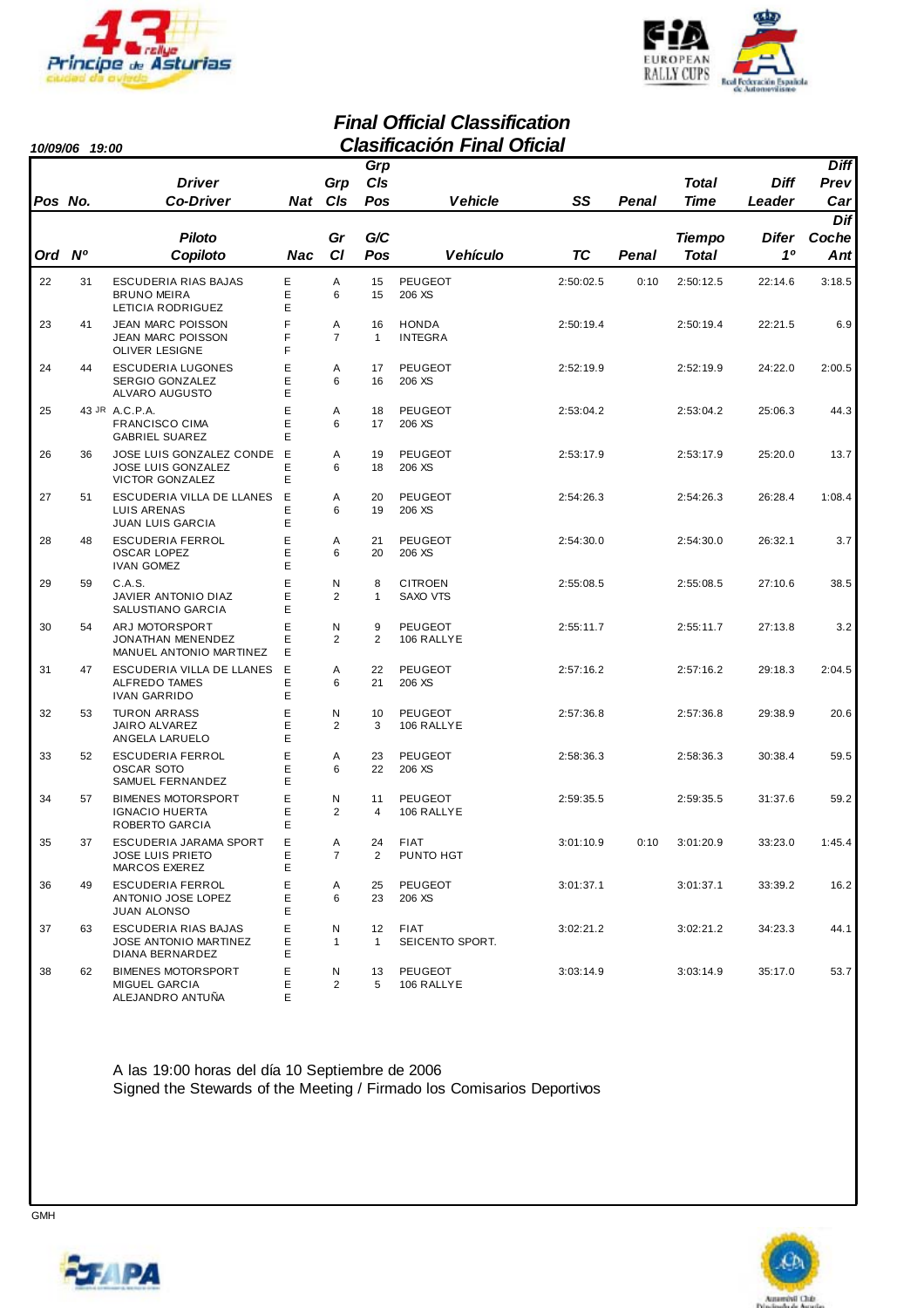# Final Official Classification
# Clasificación Final Oficial

**10/09/06 19:00**

| Pos Ord | No. Nº | Driver / Co-Driver (Piloto / Copiloto) | Nat Nac | Grp Cls (Gr Cl) | Grp Cls Pos (G/C Pos) | Vehicle (Vehículo) | SS (TC) | Penal | Total Time (Tiempo Total) | Diff Leader (Difer 1º) | Diff Prev Car (Dif Coche Ant) |
|---|---|---|---|---|---|---|---|---|---|---|---|
| 22 | 31 | ESCUDERIA RIAS BAJAS<br>BRUNO MEIRA<br>LETICIA RODRIGUEZ | E<br>E<br>E | A<br>6 | 15<br>15 | PEUGEOT<br>206 XS | 2:50:02.5 | 0:10 | 2:50:12.5 | 22:14.6 | 3:18.5 |
| 23 | 41 | JEAN MARC POISSON<br>JEAN MARC POISSON<br>OLIVER LESIGNE | F<br>F<br>F | A<br>7 | 16<br>1 | HONDA<br>INTEGRA | 2:50:19.4 | | 2:50:19.4 | 22:21.5 | 6.9 |
| 24 | 44 | ESCUDERIA LUGONES<br>SERGIO GONZALEZ<br>ALVARO AUGUSTO | E<br>E<br>E | A<br>6 | 17<br>16 | PEUGEOT<br>206 XS | 2:52:19.9 | | 2:52:19.9 | 24:22.0 | 2:00.5 |
| 25 | 43 JR | A.C.P.A.<br>FRANCISCO CIMA<br>GABRIEL SUAREZ | E<br>E<br>E | A<br>6 | 18<br>17 | PEUGEOT<br>206 XS | 2:53:04.2 | | 2:53:04.2 | 25:06.3 | 44.3 |
| 26 | 36 | JOSE LUIS GONZALEZ CONDE<br>JOSE LUIS GONZALEZ<br>VICTOR GONZALEZ | E<br>E<br>E | A<br>6 | 19<br>18 | PEUGEOT<br>206 XS | 2:53:17.9 | | 2:53:17.9 | 25:20.0 | 13.7 |
| 27 | 51 | ESCUDERIA VILLA DE LLANES<br>LUIS ARENAS<br>JUAN LUIS GARCIA | E<br>E<br>E | A<br>6 | 20<br>19 | PEUGEOT<br>206 XS | 2:54:26.3 | | 2:54:26.3 | 26:28.4 | 1:08.4 |
| 28 | 48 | ESCUDERIA FERROL<br>OSCAR LOPEZ<br>IVAN GOMEZ | E<br>E<br>E | A<br>6 | 21<br>20 | PEUGEOT<br>206 XS | 2:54:30.0 | | 2:54:30.0 | 26:32.1 | 3.7 |
| 29 | 59 | C.A.S.<br>JAVIER ANTONIO DIAZ<br>SALUSTIANO GARCIA | E<br>E<br>E | N<br>2 | 8<br>1 | CITROEN<br>SAXO VTS | 2:55:08.5 | | 2:55:08.5 | 27:10.6 | 38.5 |
| 30 | 54 | ARJ MOTORSPORT<br>JONATHAN MENENDEZ<br>MANUEL ANTONIO MARTINEZ | E<br>E<br>E | N<br>2 | 9<br>2 | PEUGEOT<br>106 RALLYE | 2:55:11.7 | | 2:55:11.7 | 27:13.8 | 3.2 |
| 31 | 47 | ESCUDERIA VILLA DE LLANES<br>ALFREDO TAMES<br>IVAN GARRIDO | E<br>E<br>E | A<br>6 | 22<br>21 | PEUGEOT<br>206 XS | 2:57:16.2 | | 2:57:16.2 | 29:18.3 | 2:04.5 |
| 32 | 53 | TURON ARRASS<br>JAIRO ALVAREZ<br>ANGELA LARUELO | E<br>E<br>E | N<br>2 | 10<br>3 | PEUGEOT<br>106 RALLYE | 2:57:36.8 | | 2:57:36.8 | 29:38.9 | 20.6 |
| 33 | 52 | ESCUDERIA FERROL<br>OSCAR SOTO<br>SAMUEL FERNANDEZ | E<br>E<br>E | A<br>6 | 23<br>22 | PEUGEOT<br>206 XS | 2:58:36.3 | | 2:58:36.3 | 30:38.4 | 59.5 |
| 34 | 57 | BIMENES MOTORSPORT<br>IGNACIO HUERTA<br>ROBERTO GARCIA | E<br>E<br>E | N<br>2 | 11<br>4 | PEUGEOT<br>106 RALLYE | 2:59:35.5 | | 2:59:35.5 | 31:37.6 | 59.2 |
| 35 | 37 | ESCUDERIA JARAMA SPORT<br>JOSE LUIS PRIETO<br>MARCOS EXEREZ | E<br>E<br>E | A<br>7 | 24<br>2 | FIAT<br>PUNTO HGT | 3:01:10.9 | 0:10 | 3:01:20.9 | 33:23.0 | 1:45.4 |
| 36 | 49 | ESCUDERIA FERROL<br>ANTONIO JOSE LOPEZ<br>JUAN ALONSO | E<br>E<br>E | A<br>6 | 25<br>23 | PEUGEOT<br>206 XS | 3:01:37.1 | | 3:01:37.1 | 33:39.2 | 16.2 |
| 37 | 63 | ESCUDERIA RIAS BAJAS<br>JOSE ANTONIO MARTINEZ<br>DIANA BERNARDEZ | E<br>E<br>E | N<br>1 | 12<br>1 | FIAT<br>SEICENTO SPORT. | 3:02:21.2 | | 3:02:21.2 | 34:23.3 | 44.1 |
| 38 | 62 | BIMENES MOTORSPORT<br>MIGUEL GARCIA<br>ALEJANDRO ANTUÑA | E<br>E<br>E | N<br>2 | 13<br>5 | PEUGEOT<br>106 RALLYE | 3:03:14.9 | | 3:03:14.9 | 35:17.0 | 53.7 |

A las 19:00 horas del día 10 Septiembre de 2006
Signed the Stewards of the Meeting / Firmado los Comisarios Deportivos

GMH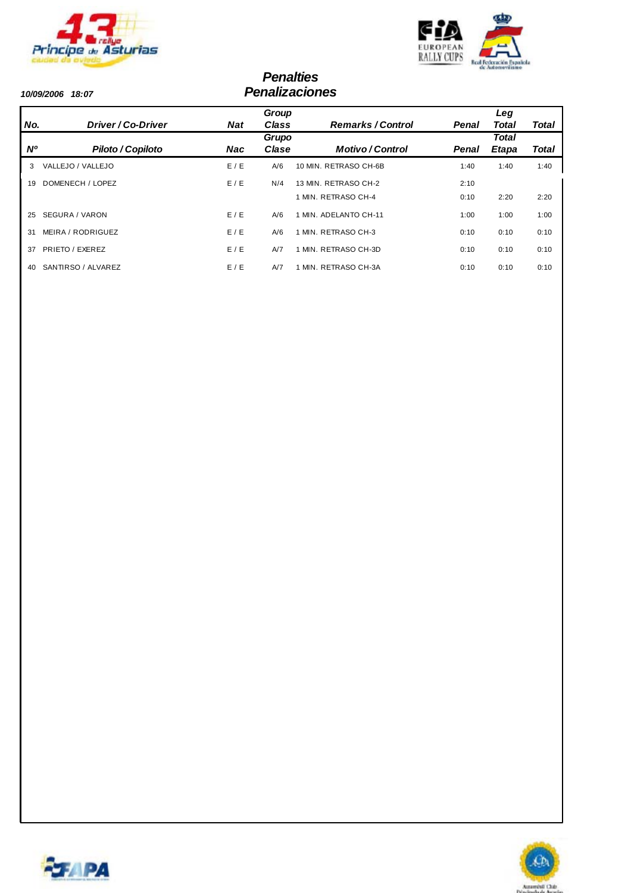10/09/2006 18:07

# Penalties
# Penalizaciones

| No. | Driver / Co-Driver | Nat | Group Class | Remarks / Control | Penal | Leg Total | Total |
|---|---|---|---|---|---|---|---|
| Nº | Piloto / Copiloto | Nac | Grupo Clase | Motivo / Control | Penal | Total Etapa | Total |
| 3 | VALLEJO / VALLEJO | E / E | A/6 | 10 MIN. RETRASO CH-6B | 1:40 | 1:40 | 1:40 |
| 19 | DOMENECH / LOPEZ | E / E | N/4 | 13 MIN. RETRASO CH-2 | 2:10 | | |
| | | | | 1 MIN. RETRASO CH-4 | 0:10 | 2:20 | 2:20 |
| 25 | SEGURA / VARON | E / E | A/6 | 1 MIN. ADELANTO CH-11 | 1:00 | 1:00 | 1:00 |
| 31 | MEIRA / RODRIGUEZ | E / E | A/6 | 1 MIN. RETRASO CH-3 | 0:10 | 0:10 | 0:10 |
| 37 | PRIETO / EXEREZ | E / E | A/7 | 1 MIN. RETRASO CH-3D | 0:10 | 0:10 | 0:10 |
| 40 | SANTIRSO / ALVAREZ | E / E | A/7 | 1 MIN. RETRASO CH-3A | 0:10 | 0:10 | 0:10 |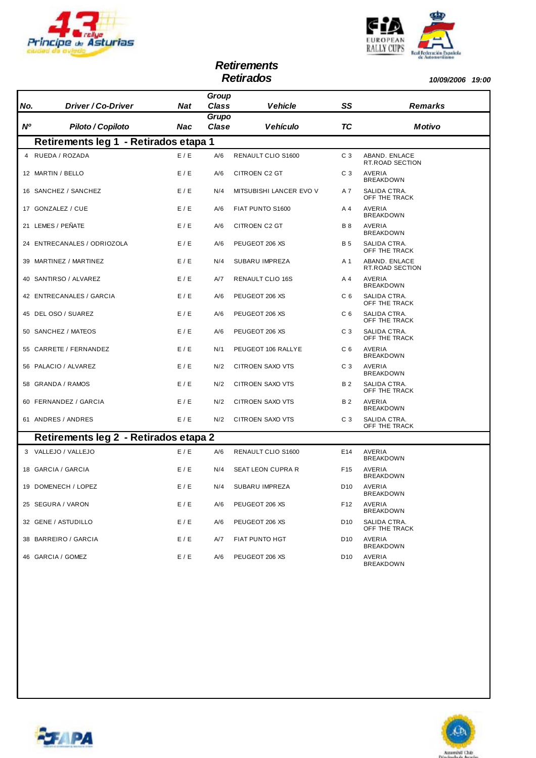# Retirements
# Retirados

*10/09/2006 19:00*

| No. / Nº | Driver / Co-Driver / Piloto / Copiloto | Nat / Nac | Group Class / Grupo Clase | Vehicle / Vehículo | SS / TC | Remarks / Motivo |
|---|---|---|---|---|---|---|
| **Retirements leg 1 - Retirados etapa 1** | | | | | | |
| 4 | RUEDA / ROZADA | E / E | A/6 | RENAULT CLIO S1600 | C 3 | ABAND. ENLACE RT.ROAD SECTION |
| 12 | MARTIN / BELLO | E / E | A/6 | CITROEN C2 GT | C 3 | AVERIA BREAKDOWN |
| 16 | SANCHEZ / SANCHEZ | E / E | N/4 | MITSUBISHI LANCER EVO V | A 7 | SALIDA CTRA. OFF THE TRACK |
| 17 | GONZALEZ / CUE | E / E | A/6 | FIAT PUNTO S1600 | A 4 | AVERIA BREAKDOWN |
| 21 | LEMES / PEÑATE | E / E | A/6 | CITROEN C2 GT | B 8 | AVERIA BREAKDOWN |
| 24 | ENTRECANALES / ODRIOZOLA | E / E | A/6 | PEUGEOT 206 XS | B 5 | SALIDA CTRA. OFF THE TRACK |
| 39 | MARTINEZ / MARTINEZ | E / E | N/4 | SUBARU IMPREZA | A 1 | ABAND. ENLACE RT.ROAD SECTION |
| 40 | SANTIRSO / ALVAREZ | E / E | A/7 | RENAULT CLIO 16S | A 4 | AVERIA BREAKDOWN |
| 42 | ENTRECANALES / GARCIA | E / E | A/6 | PEUGEOT 206 XS | C 6 | SALIDA CTRA. OFF THE TRACK |
| 45 | DEL OSO / SUAREZ | E / E | A/6 | PEUGEOT 206 XS | C 6 | SALIDA CTRA. OFF THE TRACK |
| 50 | SANCHEZ / MATEOS | E / E | A/6 | PEUGEOT 206 XS | C 3 | SALIDA CTRA. OFF THE TRACK |
| 55 | CARRETE / FERNANDEZ | E / E | N/1 | PEUGEOT 106 RALLYE | C 6 | AVERIA BREAKDOWN |
| 56 | PALACIO / ALVAREZ | E / E | N/2 | CITROEN SAXO VTS | C 3 | AVERIA BREAKDOWN |
| 58 | GRANDA / RAMOS | E / E | N/2 | CITROEN SAXO VTS | B 2 | SALIDA CTRA. OFF THE TRACK |
| 60 | FERNANDEZ / GARCIA | E / E | N/2 | CITROEN SAXO VTS | B 2 | AVERIA BREAKDOWN |
| 61 | ANDRES / ANDRES | E / E | N/2 | CITROEN SAXO VTS | C 3 | SALIDA CTRA. OFF THE TRACK |
| **Retirements leg 2 - Retirados etapa 2** | | | | | | |
| 3 | VALLEJO / VALLEJO | E / E | A/6 | RENAULT CLIO S1600 | E14 | AVERIA BREAKDOWN |
| 18 | GARCIA / GARCIA | E / E | N/4 | SEAT LEON CUPRA R | F15 | AVERIA BREAKDOWN |
| 19 | DOMENECH / LOPEZ | E / E | N/4 | SUBARU IMPREZA | D10 | AVERIA BREAKDOWN |
| 25 | SEGURA / VARON | E / E | A/6 | PEUGEOT 206 XS | F12 | AVERIA BREAKDOWN |
| 32 | GENE / ASTUDILLO | E / E | A/6 | PEUGEOT 206 XS | D10 | SALIDA CTRA. OFF THE TRACK |
| 38 | BARREIRO / GARCIA | E / E | A/7 | FIAT PUNTO HGT | D10 | AVERIA BREAKDOWN |
| 46 | GARCIA / GOMEZ | E / E | A/6 | PEUGEOT 206 XS | D10 | AVERIA BREAKDOWN |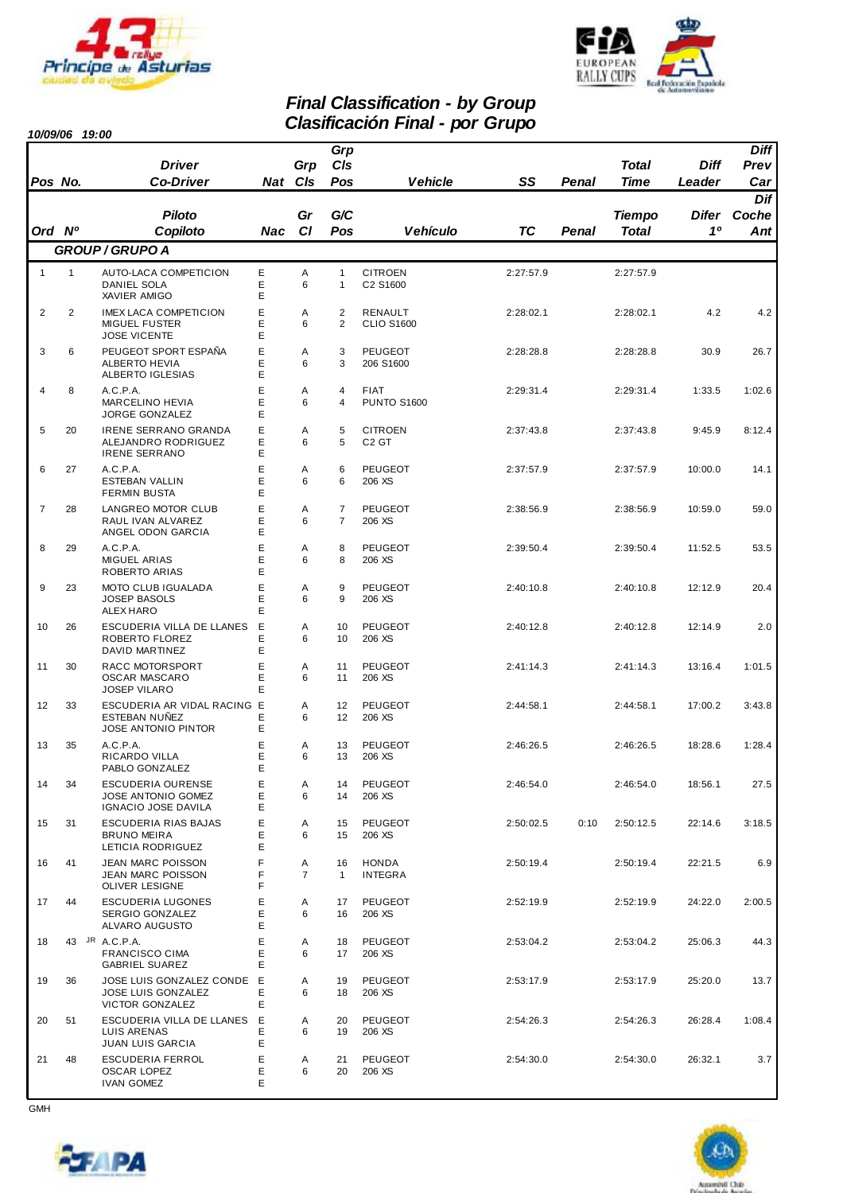# Final Classification - by Group
# Clasificación Final - por Grupo

**10/09/06 19:00**

| Pos / Ord | No. / Nº | Driver / Co-Driver (Piloto / Copiloto) | Nat / Nac | Grp / Gr | Cls / Cl | Grp Cls Pos / G/C Pos | Vehicle / Vehículo | SS / TC | Penal | Total Time / Tiempo Total | Diff Leader / Difer 1º | Diff Prev Car / Dif Coche Ant |
|---|---|---|---|---|---|---|---|---|---|---|---|---|
| **GROUP / GRUPO A** | | | | | | | | | | | | |
| 1 | 1 | AUTO-LACA COMPETICION<br>DANIEL SOLA<br>XAVIER AMIGO | E<br>E<br>E | A | 6 | 1<br>1 | CITROEN<br>C2 S1600 | 2:27:57.9 | | 2:27:57.9 | | |
| 2 | 2 | IMEX LACA COMPETICION<br>MIGUEL FUSTER<br>JOSE VICENTE | E<br>E<br>E | A | 6 | 2<br>2 | RENAULT<br>CLIO S1600 | 2:28:02.1 | | 2:28:02.1 | 4.2 | 4.2 |
| 3 | 6 | PEUGEOT SPORT ESPAÑA<br>ALBERTO HEVIA<br>ALBERTO IGLESIAS | E<br>E<br>E | A | 6 | 3<br>3 | PEUGEOT<br>206 S1600 | 2:28:28.8 | | 2:28:28.8 | 30.9 | 26.7 |
| 4 | 8 | A.C.P.A.<br>MARCELINO HEVIA<br>JORGE GONZALEZ | E<br>E<br>E | A | 6 | 4<br>4 | FIAT<br>PUNTO S1600 | 2:29:31.4 | | 2:29:31.4 | 1:33.5 | 1:02.6 |
| 5 | 20 | IRENE SERRANO GRANDA<br>ALEJANDRO RODRIGUEZ<br>IRENE SERRANO | E<br>E<br>E | A | 6 | 5<br>5 | CITROEN<br>C2 GT | 2:37:43.8 | | 2:37:43.8 | 9:45.9 | 8:12.4 |
| 6 | 27 | A.C.P.A.<br>ESTEBAN VALLIN<br>FERMIN BUSTA | E<br>E<br>E | A | 6 | 6<br>6 | PEUGEOT<br>206 XS | 2:37:57.9 | | 2:37:57.9 | 10:00.0 | 14.1 |
| 7 | 28 | LANGREO MOTOR CLUB<br>RAUL IVAN ALVAREZ<br>ANGEL ODON GARCIA | E<br>E<br>E | A | 6 | 7<br>7 | PEUGEOT<br>206 XS | 2:38:56.9 | | 2:38:56.9 | 10:59.0 | 59.0 |
| 8 | 29 | A.C.P.A.<br>MIGUEL ARIAS<br>ROBERTO ARIAS | E<br>E<br>E | A | 6 | 8<br>8 | PEUGEOT<br>206 XS | 2:39:50.4 | | 2:39:50.4 | 11:52.5 | 53.5 |
| 9 | 23 | MOTO CLUB IGUALADA<br>JOSEP BASOLS<br>ALEX HARO | E<br>E<br>E | A | 6 | 9<br>9 | PEUGEOT<br>206 XS | 2:40:10.8 | | 2:40:10.8 | 12:12.9 | 20.4 |
| 10 | 26 | ESCUDERIA VILLA DE LLANES<br>ROBERTO FLOREZ<br>DAVID MARTINEZ | E<br>E<br>E | A | 6 | 10<br>10 | PEUGEOT<br>206 XS | 2:40:12.8 | | 2:40:12.8 | 12:14.9 | 2.0 |
| 11 | 30 | RACC MOTORSPORT<br>OSCAR MASCARO<br>JOSEP VILARO | E<br>E<br>E | A | 6 | 11<br>11 | PEUGEOT<br>206 XS | 2:41:14.3 | | 2:41:14.3 | 13:16.4 | 1:01.5 |
| 12 | 33 | ESCUDERIA AR VIDAL RACING<br>ESTEBAN NUÑEZ<br>JOSE ANTONIO PINTOR | E<br>E<br>E | A | 6 | 12<br>12 | PEUGEOT<br>206 XS | 2:44:58.1 | | 2:44:58.1 | 17:00.2 | 3:43.8 |
| 13 | 35 | A.C.P.A.<br>RICARDO VILLA<br>PABLO GONZALEZ | E<br>E<br>E | A | 6 | 13<br>13 | PEUGEOT<br>206 XS | 2:46:26.5 | | 2:46:26.5 | 18:28.6 | 1:28.4 |
| 14 | 34 | ESCUDERIA OURENSE<br>JOSE ANTONIO GOMEZ<br>IGNACIO JOSE DAVILA | E<br>E<br>E | A | 6 | 14<br>14 | PEUGEOT<br>206 XS | 2:46:54.0 | | 2:46:54.0 | 18:56.1 | 27.5 |
| 15 | 31 | ESCUDERIA RIAS BAJAS<br>BRUNO MEIRA<br>LETICIA RODRIGUEZ | E<br>E<br>E | A | 6 | 15<br>15 | PEUGEOT<br>206 XS | 2:50:02.5 | 0:10 | 2:50:12.5 | 22:14.6 | 3:18.5 |
| 16 | 41 | JEAN MARC POISSON<br>JEAN MARC POISSON<br>OLIVER LESIGNE | F<br>F<br>F | A | 7 | 16<br>1 | HONDA<br>INTEGRA | 2:50:19.4 | | 2:50:19.4 | 22:21.5 | 6.9 |
| 17 | 44 | ESCUDERIA LUGONES<br>SERGIO GONZALEZ<br>ALVARO AUGUSTO | E<br>E<br>E | A | 6 | 17<br>16 | PEUGEOT<br>206 XS | 2:52:19.9 | | 2:52:19.9 | 24:22.0 | 2:00.5 |
| 18 | 43 JR | A.C.P.A.<br>FRANCISCO CIMA<br>GABRIEL SUAREZ | E<br>E<br>E | A | 6 | 18<br>17 | PEUGEOT<br>206 XS | 2:53:04.2 | | 2:53:04.2 | 25:06.3 | 44.3 |
| 19 | 36 | JOSE LUIS GONZALEZ CONDE<br>JOSE LUIS GONZALEZ<br>VICTOR GONZALEZ | E<br>E<br>E | A | 6 | 19<br>18 | PEUGEOT<br>206 XS | 2:53:17.9 | | 2:53:17.9 | 25:20.0 | 13.7 |
| 20 | 51 | ESCUDERIA VILLA DE LLANES<br>LUIS ARENAS<br>JUAN LUIS GARCIA | E<br>E<br>E | A | 6 | 20<br>19 | PEUGEOT<br>206 XS | 2:54:26.3 | | 2:54:26.3 | 26:28.4 | 1:08.4 |
| 21 | 48 | ESCUDERIA FERROL<br>OSCAR LOPEZ<br>IVAN GOMEZ | E<br>E<br>E | A | 6 | 21<br>20 | PEUGEOT<br>206 XS | 2:54:30.0 | | 2:54:30.0 | 26:32.1 | 3.7 |

GMH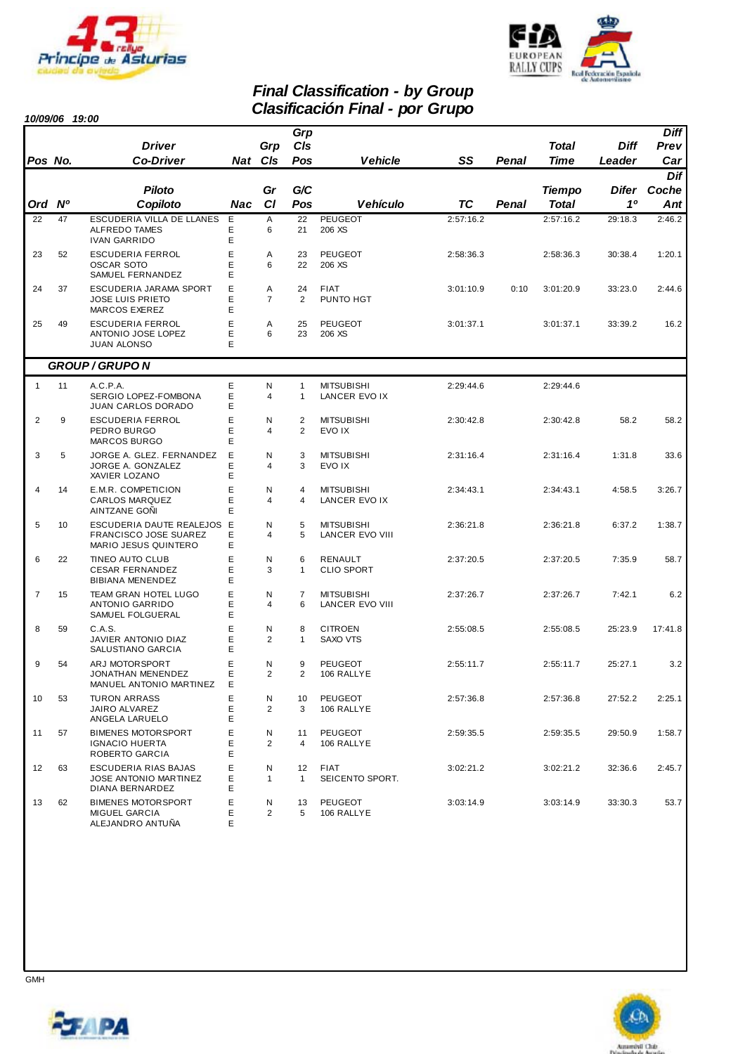# Final Classification - by Group
# Clasificación Final - por Grupo

**10/09/06 19:00**

| Pos / Ord | No. / Nº | Driver / Co-Driver (Piloto / Copiloto) | Nat / Nac | Grp Cls / Gr Cl | Grp Cls Pos / G/C Pos | Vehicle / Vehículo | SS / TC | Penal | Total Time / Tiempo Total | Diff Leader / Difer 1º | Diff Prev Car / Dif Coche Ant |
|---|---|---|---|---|---|---|---|---|---|---|---|
| 22 | 47 | ESCUDERIA VILLA DE LLANES<br>ALFREDO TAMES<br>IVAN GARRIDO | E<br>E<br>E | A<br>6 | 22<br>21 | PEUGEOT<br>206 XS | 2:57:16.2 | | 2:57:16.2 | 29:18.3 | 2:46.2 |
| 23 | 52 | ESCUDERIA FERROL<br>OSCAR SOTO<br>SAMUEL FERNANDEZ | E<br>E<br>E | A<br>6 | 23<br>22 | PEUGEOT<br>206 XS | 2:58:36.3 | | 2:58:36.3 | 30:38.4 | 1:20.1 |
| 24 | 37 | ESCUDERIA JARAMA SPORT<br>JOSE LUIS PRIETO<br>MARCOS EXEREZ | E<br>E<br>E | A<br>7 | 24<br>2 | FIAT<br>PUNTO HGT | 3:01:10.9 | 0:10 | 3:01:20.9 | 33:23.0 | 2:44.6 |
| 25 | 49 | ESCUDERIA FERROL<br>ANTONIO JOSE LOPEZ<br>JUAN ALONSO | E<br>E<br>E | A<br>6 | 25<br>23 | PEUGEOT<br>206 XS | 3:01:37.1 | | 3:01:37.1 | 33:39.2 | 16.2 |
| | | ***GROUP / GRUPO N*** | | | | | | | | | |
| 1 | 11 | A.C.P.A.<br>SERGIO LOPEZ-FOMBONA<br>JUAN CARLOS DORADO | E<br>E<br>E | N<br>4 | 1<br>1 | MITSUBISHI<br>LANCER EVO IX | 2:29:44.6 | | 2:29:44.6 | | |
| 2 | 9 | ESCUDERIA FERROL<br>PEDRO BURGO<br>MARCOS BURGO | E<br>E<br>E | N<br>4 | 2<br>2 | MITSUBISHI<br>EVO IX | 2:30:42.8 | | 2:30:42.8 | 58.2 | 58.2 |
| 3 | 5 | JORGE A. GLEZ. FERNANDEZ<br>JORGE A. GONZALEZ<br>XAVIER LOZANO | E<br>E<br>E | N<br>4 | 3<br>3 | MITSUBISHI<br>EVO IX | 2:31:16.4 | | 2:31:16.4 | 1:31.8 | 33.6 |
| 4 | 14 | E.M.R. COMPETICION<br>CARLOS MARQUEZ<br>AINTZANE GOÑI | E<br>E<br>E | N<br>4 | 4<br>4 | MITSUBISHI<br>LANCER EVO IX | 2:34:43.1 | | 2:34:43.1 | 4:58.5 | 3:26.7 |
| 5 | 10 | ESCUDERIA DAUTE REALEJOS<br>FRANCISCO JOSE SUAREZ<br>MARIO JESUS QUINTERO | E<br>E<br>E | N<br>4 | 5<br>5 | MITSUBISHI<br>LANCER EVO VIII | 2:36:21.8 | | 2:36:21.8 | 6:37.2 | 1:38.7 |
| 6 | 22 | TINEO AUTO CLUB<br>CESAR FERNANDEZ<br>BIBIANA MENENDEZ | E<br>E<br>E | N<br>3 | 6<br>1 | RENAULT<br>CLIO SPORT | 2:37:20.5 | | 2:37:20.5 | 7:35.9 | 58.7 |
| 7 | 15 | TEAM GRAN HOTEL LUGO<br>ANTONIO GARRIDO<br>SAMUEL FOLGUERAL | E<br>E<br>E | N<br>4 | 7<br>6 | MITSUBISHI<br>LANCER EVO VIII | 2:37:26.7 | | 2:37:26.7 | 7:42.1 | 6.2 |
| 8 | 59 | C.A.S.<br>JAVIER ANTONIO DIAZ<br>SALUSTIANO GARCIA | E<br>E<br>E | N<br>2 | 8<br>1 | CITROEN<br>SAXO VTS | 2:55:08.5 | | 2:55:08.5 | 25:23.9 | 17:41.8 |
| 9 | 54 | ARJ MOTORSPORT<br>JONATHAN MENENDEZ<br>MANUEL ANTONIO MARTINEZ | E<br>E<br>E | N<br>2 | 9<br>2 | PEUGEOT<br>106 RALLYE | 2:55:11.7 | | 2:55:11.7 | 25:27.1 | 3.2 |
| 10 | 53 | TURON ARRASS<br>JAIRO ALVAREZ<br>ANGELA LARUELO | E<br>E<br>E | N<br>2 | 10<br>3 | PEUGEOT<br>106 RALLYE | 2:57:36.8 | | 2:57:36.8 | 27:52.2 | 2:25.1 |
| 11 | 57 | BIMENES MOTORSPORT<br>IGNACIO HUERTA<br>ROBERTO GARCIA | E<br>E<br>E | N<br>2 | 11<br>4 | PEUGEOT<br>106 RALLYE | 2:59:35.5 | | 2:59:35.5 | 29:50.9 | 1:58.7 |
| 12 | 63 | ESCUDERIA RIAS BAJAS<br>JOSE ANTONIO MARTINEZ<br>DIANA BERNARDEZ | E<br>E<br>E | N<br>1 | 12<br>1 | FIAT<br>SEICENTO SPORT. | 3:02:21.2 | | 3:02:21.2 | 32:36.6 | 2:45.7 |
| 13 | 62 | BIMENES MOTORSPORT<br>MIGUEL GARCIA<br>ALEJANDRO ANTUÑA | E<br>E<br>E | N<br>2 | 13<br>5 | PEUGEOT<br>106 RALLYE | 3:03:14.9 | | 3:03:14.9 | 33:30.3 | 53.7 |

GMH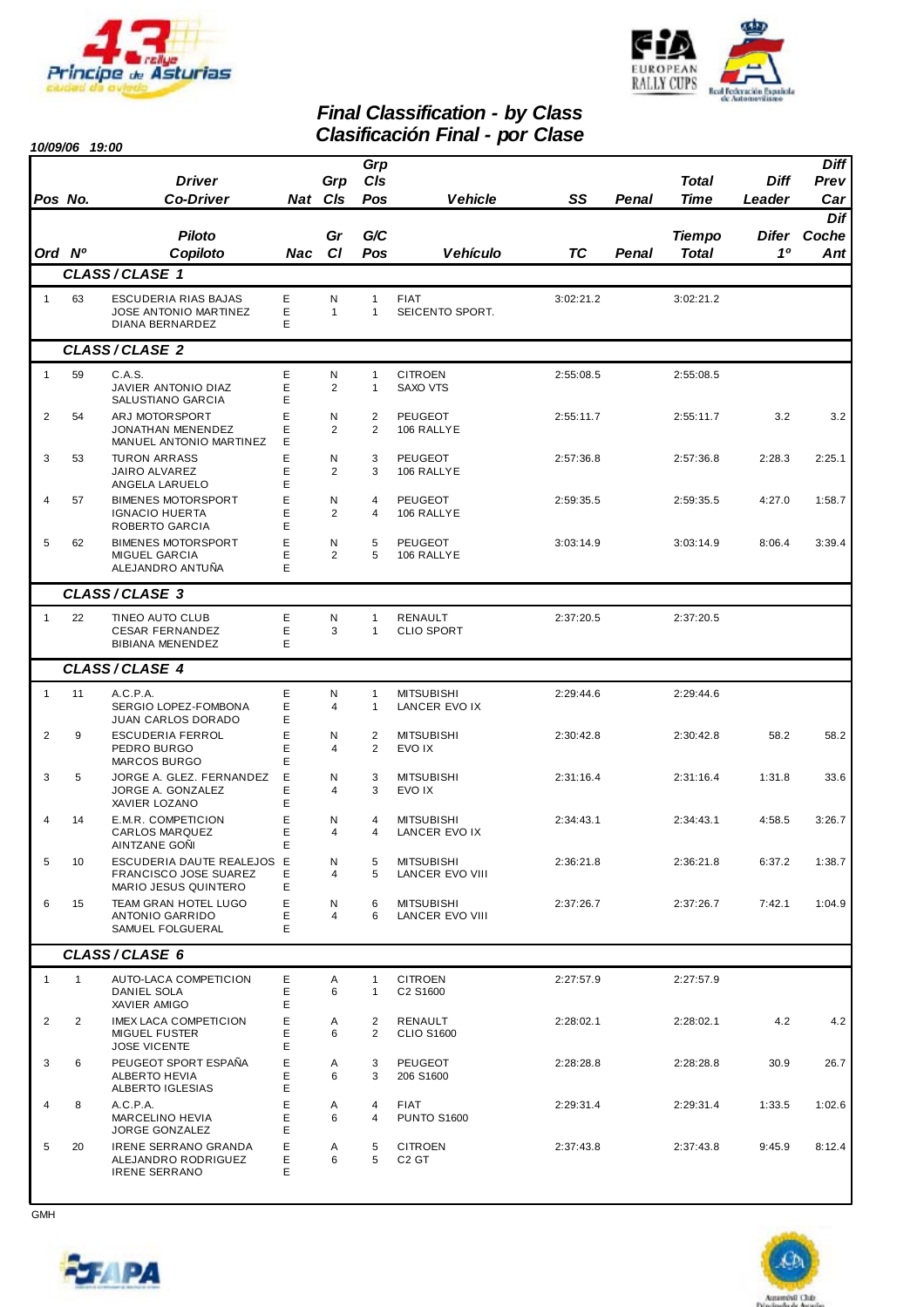# Final Classification - by Class
# Clasificación Final - por Clase

**10/09/06 19:00**

| Pos No. / Ord Nº | | Driver / Co-Driver / Piloto / Copiloto | Nat / Nac | Grp Cls / Gr Cl | Grp Cls Pos / G/C Pos | Vehicle / Vehículo | SS / TC | Penal | Total Time / Tiempo Total | Diff Leader / Difer 1º | Diff Prev Car / Dif Coche Ant |
|---|---|---|---|---|---|---|---|---|---|---|---|
| **CLASS / CLASE 1** | | | | | | | | | | | |
| 1 | 63 | ESCUDERIA RIAS BAJAS<br>JOSE ANTONIO MARTINEZ<br>DIANA BERNARDEZ | E<br>E<br>E | N<br>1 | 1<br>1 | FIAT<br>SEICENTO SPORT. | 3:02:21.2 | | 3:02:21.2 | | |
| **CLASS / CLASE 2** | | | | | | | | | | | |
| 1 | 59 | C.A.S.<br>JAVIER ANTONIO DIAZ<br>SALUSTIANO GARCIA | E<br>E<br>E | N<br>2 | 1<br>1 | CITROEN<br>SAXO VTS | 2:55:08.5 | | 2:55:08.5 | | |
| 2 | 54 | ARJ MOTORSPORT<br>JONATHAN MENENDEZ<br>MANUEL ANTONIO MARTINEZ | E<br>E<br>E | N<br>2 | 2<br>2 | PEUGEOT<br>106 RALLYE | 2:55:11.7 | | 2:55:11.7 | 3.2 | 3.2 |
| 3 | 53 | TURON ARRASS<br>JAIRO ALVAREZ<br>ANGELA LARUELO | E<br>E<br>E | N<br>2 | 3<br>3 | PEUGEOT<br>106 RALLYE | 2:57:36.8 | | 2:57:36.8 | 2:28.3 | 2:25.1 |
| 4 | 57 | BIMENES MOTORSPORT<br>IGNACIO HUERTA<br>ROBERTO GARCIA | E<br>E<br>E | N<br>2 | 4<br>4 | PEUGEOT<br>106 RALLYE | 2:59:35.5 | | 2:59:35.5 | 4:27.0 | 1:58.7 |
| 5 | 62 | BIMENES MOTORSPORT<br>MIGUEL GARCIA<br>ALEJANDRO ANTUÑA | E<br>E<br>E | N<br>2 | 5<br>5 | PEUGEOT<br>106 RALLYE | 3:03:14.9 | | 3:03:14.9 | 8:06.4 | 3:39.4 |
| **CLASS / CLASE 3** | | | | | | | | | | | |
| 1 | 22 | TINEO AUTO CLUB<br>CESAR FERNANDEZ<br>BIBIANA MENENDEZ | E<br>E<br>E | N<br>3 | 1<br>1 | RENAULT<br>CLIO SPORT | 2:37:20.5 | | 2:37:20.5 | | |
| **CLASS / CLASE 4** | | | | | | | | | | | |
| 1 | 11 | A.C.P.A.<br>SERGIO LOPEZ-FOMBONA<br>JUAN CARLOS DORADO | E<br>E<br>E | N<br>4 | 1<br>1 | MITSUBISHI<br>LANCER EVO IX | 2:29:44.6 | | 2:29:44.6 | | |
| 2 | 9 | ESCUDERIA FERROL<br>PEDRO BURGO<br>MARCOS BURGO | E<br>E<br>E | N<br>4 | 2<br>2 | MITSUBISHI<br>EVO IX | 2:30:42.8 | | 2:30:42.8 | 58.2 | 58.2 |
| 3 | 5 | JORGE A. GLEZ. FERNANDEZ<br>JORGE A. GONZALEZ<br>XAVIER LOZANO | E<br>E<br>E | N<br>4 | 3<br>3 | MITSUBISHI<br>EVO IX | 2:31:16.4 | | 2:31:16.4 | 1:31.8 | 33.6 |
| 4 | 14 | E.M.R. COMPETICION<br>CARLOS MARQUEZ<br>AINTZANE GOÑI | E<br>E<br>E | N<br>4 | 4<br>4 | MITSUBISHI<br>LANCER EVO IX | 2:34:43.1 | | 2:34:43.1 | 4:58.5 | 3:26.7 |
| 5 | 10 | ESCUDERIA DAUTE REALEJOS<br>FRANCISCO JOSE SUAREZ<br>MARIO JESUS QUINTERO | E<br>E<br>E | N<br>4 | 5<br>5 | MITSUBISHI<br>LANCER EVO VIII | 2:36:21.8 | | 2:36:21.8 | 6:37.2 | 1:38.7 |
| 6 | 15 | TEAM GRAN HOTEL LUGO<br>ANTONIO GARRIDO<br>SAMUEL FOLGUERAL | E<br>E<br>E | N<br>4 | 6<br>6 | MITSUBISHI<br>LANCER EVO VIII | 2:37:26.7 | | 2:37:26.7 | 7:42.1 | 1:04.9 |
| **CLASS / CLASE 6** | | | | | | | | | | | |
| 1 | 1 | AUTO-LACA COMPETICION<br>DANIEL SOLA<br>XAVIER AMIGO | E<br>E<br>E | A<br>6 | 1<br>1 | CITROEN<br>C2 S1600 | 2:27:57.9 | | 2:27:57.9 | | |
| 2 | 2 | IMEX LACA COMPETICION<br>MIGUEL FUSTER<br>JOSE VICENTE | E<br>E<br>E | A<br>6 | 2<br>2 | RENAULT<br>CLIO S1600 | 2:28:02.1 | | 2:28:02.1 | 4.2 | 4.2 |
| 3 | 6 | PEUGEOT SPORT ESPAÑA<br>ALBERTO HEVIA<br>ALBERTO IGLESIAS | E<br>E<br>E | A<br>6 | 3<br>3 | PEUGEOT<br>206 S1600 | 2:28:28.8 | | 2:28:28.8 | 30.9 | 26.7 |
| 4 | 8 | A.C.P.A.<br>MARCELINO HEVIA<br>JORGE GONZALEZ | E<br>E<br>E | A<br>6 | 4<br>4 | FIAT<br>PUNTO S1600 | 2:29:31.4 | | 2:29:31.4 | 1:33.5 | 1:02.6 |
| 5 | 20 | IRENE SERRANO GRANDA<br>ALEJANDRO RODRIGUEZ<br>IRENE SERRANO | E<br>E<br>E | A<br>6 | 5<br>5 | CITROEN<br>C2 GT | 2:37:43.8 | | 2:37:43.8 | 9:45.9 | 8:12.4 |

GMH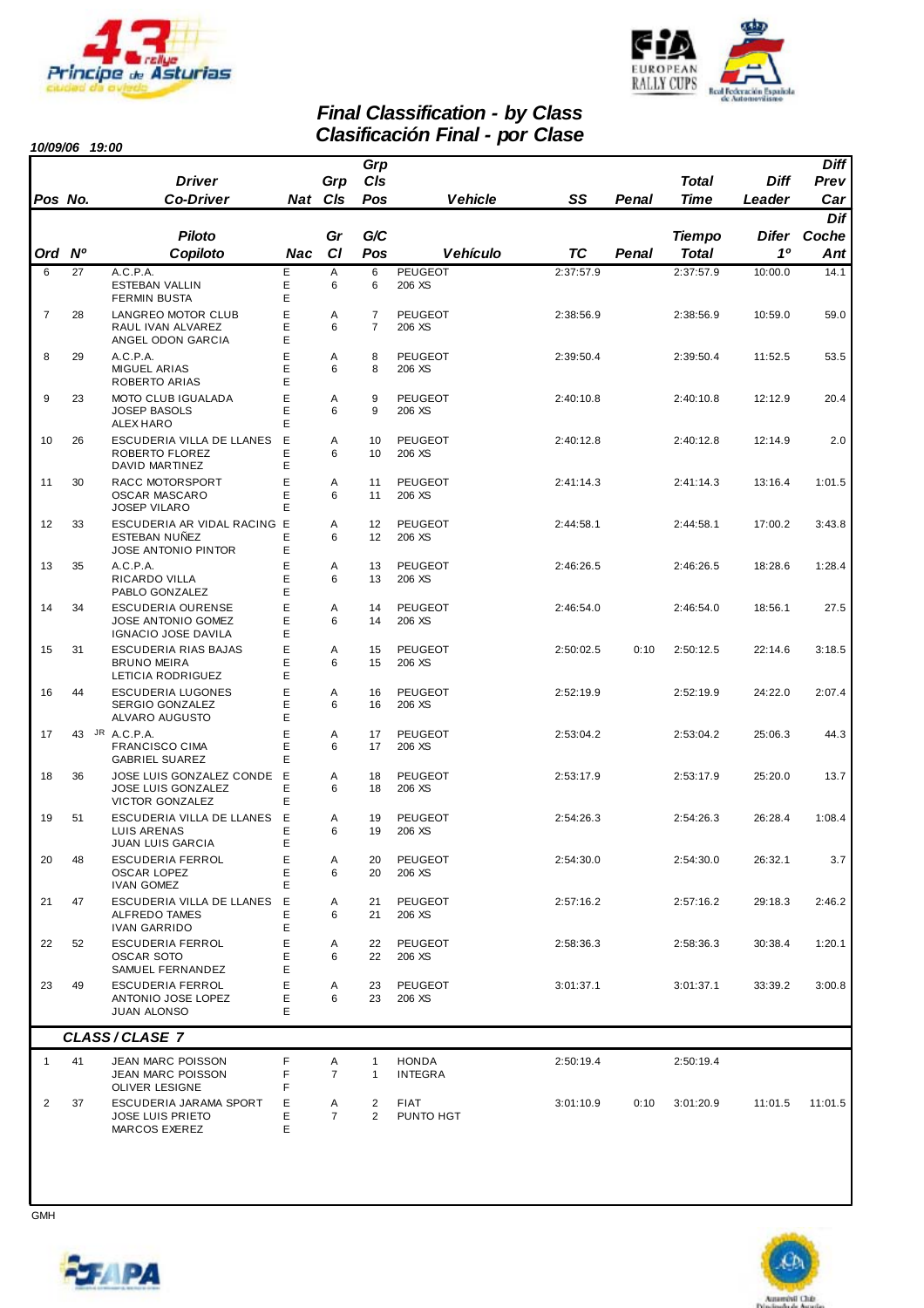## Final Classification - by Class
## Clasificación Final - por Clase

**10/09/06 19:00**

| Pos | No. | Driver / Co-Driver | Nat | Grp Cls | Grp Cls Pos | Vehicle | SS | Penal | Total Time | Diff Leader | Diff Prev Car |
|---|---|---|---|---|---|---|---|---|---|---|---|
| **Ord** | **Nº** | **Piloto / Copiloto** | **Nac** | **Gr Cl** | **G/C Pos** | **Vehículo** | **TC** | **Penal** | **Tiempo Total** | **Difer 1º** | **Dif Coche Ant** |
| 6 | 27 | A.C.P.A.<br>ESTEBAN VALLIN<br>FERMIN BUSTA | E<br>E<br>E | A<br>6 | 6<br>6 | PEUGEOT<br>206 XS | 2:37:57.9 | | 2:37:57.9 | 10:00.0 | 14.1 |
| 7 | 28 | LANGREO MOTOR CLUB<br>RAUL IVAN ALVAREZ<br>ANGEL ODON GARCIA | E<br>E<br>E | A<br>6 | 7<br>7 | PEUGEOT<br>206 XS | 2:38:56.9 | | 2:38:56.9 | 10:59.0 | 59.0 |
| 8 | 29 | A.C.P.A.<br>MIGUEL ARIAS<br>ROBERTO ARIAS | E<br>E<br>E | A<br>6 | 8<br>8 | PEUGEOT<br>206 XS | 2:39:50.4 | | 2:39:50.4 | 11:52.5 | 53.5 |
| 9 | 23 | MOTO CLUB IGUALADA<br>JOSEP BASOLS<br>ALEX HARO | E<br>E<br>E | A<br>6 | 9<br>9 | PEUGEOT<br>206 XS | 2:40:10.8 | | 2:40:10.8 | 12:12.9 | 20.4 |
| 10 | 26 | ESCUDERIA VILLA DE LLANES<br>ROBERTO FLOREZ<br>DAVID MARTINEZ | E<br>E<br>E | A<br>6 | 10<br>10 | PEUGEOT<br>206 XS | 2:40:12.8 | | 2:40:12.8 | 12:14.9 | 2.0 |
| 11 | 30 | RACC MOTORSPORT<br>OSCAR MASCARO<br>JOSEP VILARO | E<br>E<br>E | A<br>6 | 11<br>11 | PEUGEOT<br>206 XS | 2:41:14.3 | | 2:41:14.3 | 13:16.4 | 1:01.5 |
| 12 | 33 | ESCUDERIA AR VIDAL RACING<br>ESTEBAN NUÑEZ<br>JOSE ANTONIO PINTOR | E<br>E<br>E | A<br>6 | 12<br>12 | PEUGEOT<br>206 XS | 2:44:58.1 | | 2:44:58.1 | 17:00.2 | 3:43.8 |
| 13 | 35 | A.C.P.A.<br>RICARDO VILLA<br>PABLO GONZALEZ | E<br>E<br>E | A<br>6 | 13<br>13 | PEUGEOT<br>206 XS | 2:46:26.5 | | 2:46:26.5 | 18:28.6 | 1:28.4 |
| 14 | 34 | ESCUDERIA OURENSE<br>JOSE ANTONIO GOMEZ<br>IGNACIO JOSE DAVILA | E<br>E<br>E | A<br>6 | 14<br>14 | PEUGEOT<br>206 XS | 2:46:54.0 | | 2:46:54.0 | 18:56.1 | 27.5 |
| 15 | 31 | ESCUDERIA RIAS BAJAS<br>BRUNO MEIRA<br>LETICIA RODRIGUEZ | E<br>E<br>E | A<br>6 | 15<br>15 | PEUGEOT<br>206 XS | 2:50:02.5 | 0:10 | 2:50:12.5 | 22:14.6 | 3:18.5 |
| 16 | 44 | ESCUDERIA LUGONES<br>SERGIO GONZALEZ<br>ALVARO AUGUSTO | E<br>E<br>E | A<br>6 | 16<br>16 | PEUGEOT<br>206 XS | 2:52:19.9 | | 2:52:19.9 | 24:22.0 | 2:07.4 |
| 17 | 43 JR | A.C.P.A.<br>FRANCISCO CIMA<br>GABRIEL SUAREZ | E<br>E<br>E | A<br>6 | 17<br>17 | PEUGEOT<br>206 XS | 2:53:04.2 | | 2:53:04.2 | 25:06.3 | 44.3 |
| 18 | 36 | JOSE LUIS GONZALEZ CONDE<br>JOSE LUIS GONZALEZ<br>VICTOR GONZALEZ | E<br>E<br>E | A<br>6 | 18<br>18 | PEUGEOT<br>206 XS | 2:53:17.9 | | 2:53:17.9 | 25:20.0 | 13.7 |
| 19 | 51 | ESCUDERIA VILLA DE LLANES<br>LUIS ARENAS<br>JUAN LUIS GARCIA | E<br>E<br>E | A<br>6 | 19<br>19 | PEUGEOT<br>206 XS | 2:54:26.3 | | 2:54:26.3 | 26:28.4 | 1:08.4 |
| 20 | 48 | ESCUDERIA FERROL<br>OSCAR LOPEZ<br>IVAN GOMEZ | E<br>E<br>E | A<br>6 | 20<br>20 | PEUGEOT<br>206 XS | 2:54:30.0 | | 2:54:30.0 | 26:32.1 | 3.7 |
| 21 | 47 | ESCUDERIA VILLA DE LLANES<br>ALFREDO TAMES<br>IVAN GARRIDO | E<br>E<br>E | A<br>6 | 21<br>21 | PEUGEOT<br>206 XS | 2:57:16.2 | | 2:57:16.2 | 29:18.3 | 2:46.2 |
| 22 | 52 | ESCUDERIA FERROL<br>OSCAR SOTO<br>SAMUEL FERNANDEZ | E<br>E<br>E | A<br>6 | 22<br>22 | PEUGEOT<br>206 XS | 2:58:36.3 | | 2:58:36.3 | 30:38.4 | 1:20.1 |
| 23 | 49 | ESCUDERIA FERROL<br>ANTONIO JOSE LOPEZ<br>JUAN ALONSO | E<br>E<br>E | A<br>6 | 23<br>23 | PEUGEOT<br>206 XS | 3:01:37.1 | | 3:01:37.1 | 33:39.2 | 3:00.8 |
| | | ***CLASS / CLASE 7*** | | | | | | | | | |
| 1 | 41 | JEAN MARC POISSON<br>JEAN MARC POISSON<br>OLIVER LESIGNE | F<br>F<br>F | A<br>7 | 1<br>1 | HONDA<br>INTEGRA | 2:50:19.4 | | 2:50:19.4 | | |
| 2 | 37 | ESCUDERIA JARAMA SPORT<br>JOSE LUIS PRIETO<br>MARCOS EXEREZ | E<br>E<br>E | A<br>7 | 2<br>2 | FIAT<br>PUNTO HGT | 3:01:10.9 | 0:10 | 3:01:20.9 | 11:01.5 | 11:01.5 |

GMH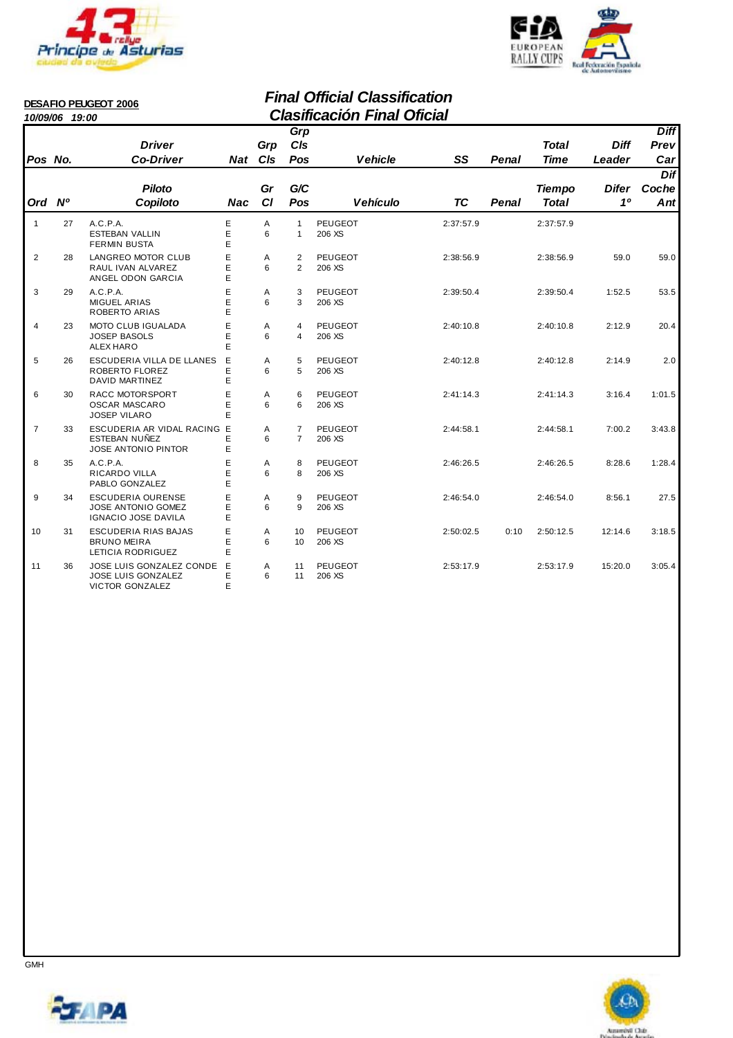**DESAFIO PEUGEOT 2006**

*10/09/06 19:00*

## *Final Official Classification*
## *Clasificación Final Oficial*

| Pos / Ord | No. / Nº | Driver / Co-Driver<br>Piloto / Copiloto | Nat / Nac | Grp Cls / Gr Cl | Grp Cls Pos / G/C Pos | Vehicle / Vehículo | SS / TC | Penal / Penal | Total Time / Tiempo Total | Diff Leader / Difer 1º | Diff Prev Car / Dif Coche Ant |
|---|---|---|---|---|---|---|---|---|---|---|---|
| 1 | 27 | A.C.P.A.<br>ESTEBAN VALLIN<br>FERMIN BUSTA | E<br>E<br>E | A<br>6 | 1<br>1 | PEUGEOT<br>206 XS | 2:37:57.9 | | 2:37:57.9 | | |
| 2 | 28 | LANGREO MOTOR CLUB<br>RAUL IVAN ALVAREZ<br>ANGEL ODON GARCIA | E<br>E<br>E | A<br>6 | 2<br>2 | PEUGEOT<br>206 XS | 2:38:56.9 | | 2:38:56.9 | 59.0 | 59.0 |
| 3 | 29 | A.C.P.A.<br>MIGUEL ARIAS<br>ROBERTO ARIAS | E<br>E<br>E | A<br>6 | 3<br>3 | PEUGEOT<br>206 XS | 2:39:50.4 | | 2:39:50.4 | 1:52.5 | 53.5 |
| 4 | 23 | MOTO CLUB IGUALADA<br>JOSEP BASOLS<br>ALEX HARO | E<br>E<br>E | A<br>6 | 4<br>4 | PEUGEOT<br>206 XS | 2:40:10.8 | | 2:40:10.8 | 2:12.9 | 20.4 |
| 5 | 26 | ESCUDERIA VILLA DE LLANES<br>ROBERTO FLOREZ<br>DAVID MARTINEZ | E<br>E<br>E | A<br>6 | 5<br>5 | PEUGEOT<br>206 XS | 2:40:12.8 | | 2:40:12.8 | 2:14.9 | 2.0 |
| 6 | 30 | RACC MOTORSPORT<br>OSCAR MASCARO<br>JOSEP VILARO | E<br>E<br>E | A<br>6 | 6<br>6 | PEUGEOT<br>206 XS | 2:41:14.3 | | 2:41:14.3 | 3:16.4 | 1:01.5 |
| 7 | 33 | ESCUDERIA AR VIDAL RACING<br>ESTEBAN NUÑEZ<br>JOSE ANTONIO PINTOR | E<br>E<br>E | A<br>6 | 7<br>7 | PEUGEOT<br>206 XS | 2:44:58.1 | | 2:44:58.1 | 7:00.2 | 3:43.8 |
| 8 | 35 | A.C.P.A.<br>RICARDO VILLA<br>PABLO GONZALEZ | E<br>E<br>E | A<br>6 | 8<br>8 | PEUGEOT<br>206 XS | 2:46:26.5 | | 2:46:26.5 | 8:28.6 | 1:28.4 |
| 9 | 34 | ESCUDERIA OURENSE<br>JOSE ANTONIO GOMEZ<br>IGNACIO JOSE DAVILA | E<br>E<br>E | A<br>6 | 9<br>9 | PEUGEOT<br>206 XS | 2:46:54.0 | | 2:46:54.0 | 8:56.1 | 27.5 |
| 10 | 31 | ESCUDERIA RIAS BAJAS<br>BRUNO MEIRA<br>LETICIA RODRIGUEZ | E<br>E<br>E | A<br>6 | 10<br>10 | PEUGEOT<br>206 XS | 2:50:02.5 | 0:10 | 2:50:12.5 | 12:14.6 | 3:18.5 |
| 11 | 36 | JOSE LUIS GONZALEZ CONDE<br>JOSE LUIS GONZALEZ<br>VICTOR GONZALEZ | E<br>E<br>E | A<br>6 | 11<br>11 | PEUGEOT<br>206 XS | 2:53:17.9 | | 2:53:17.9 | 15:20.0 | 3:05.4 |

GMH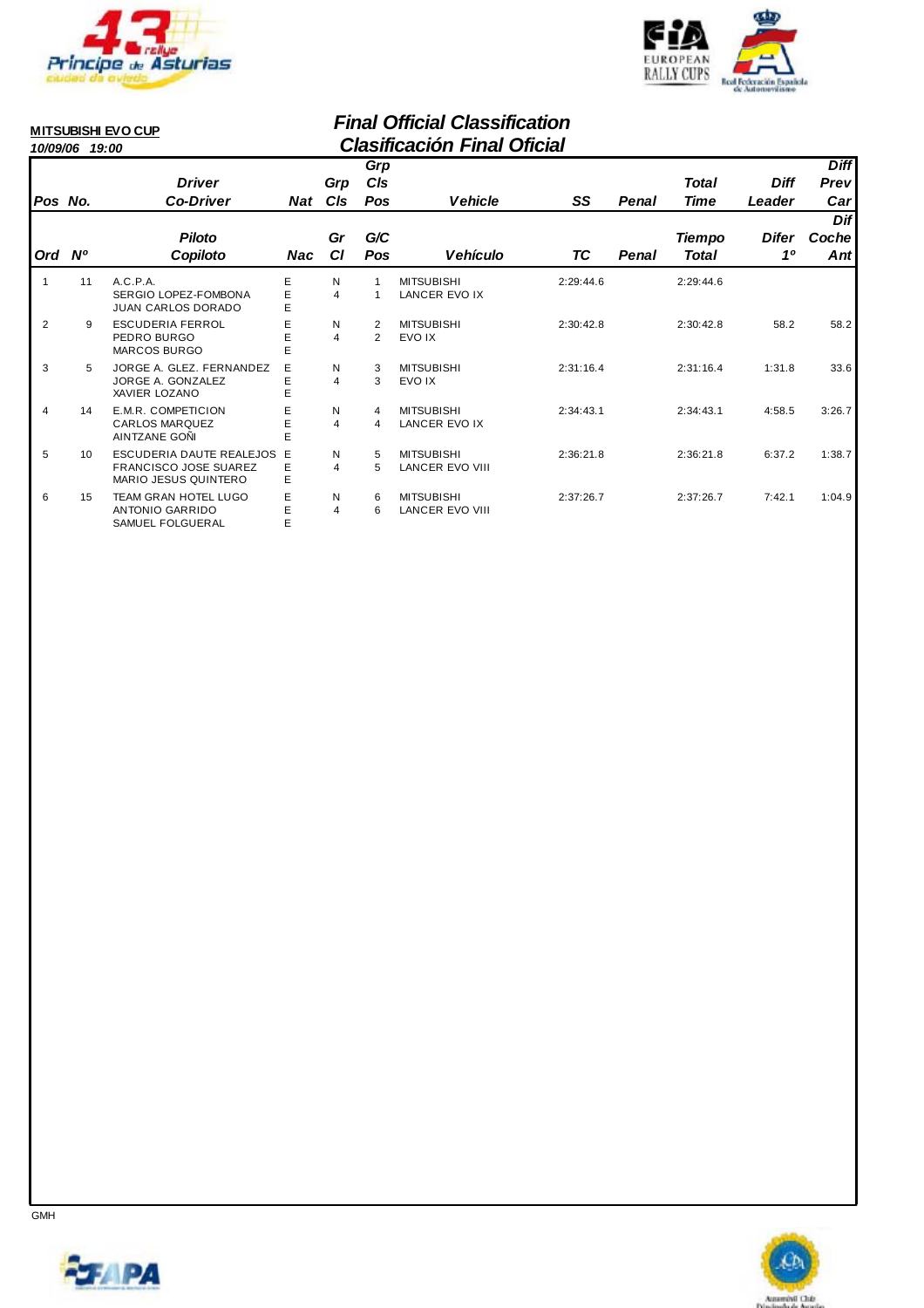**MITSUBISHI EVO CUP**
*10/09/06 19:00*

# Final Official Classification
# Clasificación Final Oficial

| Pos No. | | Driver Co-Driver | Nat | Grp Cls | Grp Cls Pos | Vehicle | SS | Penal | Total Time | Diff Leader | Diff Prev Car |
|---|---|---|---|---|---|---|---|---|---|---|---|
| Ord | Nº | Piloto Copiloto | Nac | Gr Cl | G/C Pos | Vehículo | TC | Penal | Tiempo Total | Difer 1º | Dif Coche Ant |
| 1 | 11 | A.C.P.A.<br>SERGIO LOPEZ-FOMBONA<br>JUAN CARLOS DORADO | E<br>E<br>E | N<br>4 | 1<br>1 | MITSUBISHI<br>LANCER EVO IX | 2:29:44.6 | | 2:29:44.6 | | |
| 2 | 9 | ESCUDERIA FERROL<br>PEDRO BURGO<br>MARCOS BURGO | E<br>E<br>E | N<br>4 | 2<br>2 | MITSUBISHI<br>EVO IX | 2:30:42.8 | | 2:30:42.8 | 58.2 | 58.2 |
| 3 | 5 | JORGE A. GLEZ. FERNANDEZ<br>JORGE A. GONZALEZ<br>XAVIER LOZANO | E<br>E<br>E | N<br>4 | 3<br>3 | MITSUBISHI<br>EVO IX | 2:31:16.4 | | 2:31:16.4 | 1:31.8 | 33.6 |
| 4 | 14 | E.M.R. COMPETICION<br>CARLOS MARQUEZ<br>AINTZANE GOÑI | E<br>E<br>E | N<br>4 | 4<br>4 | MITSUBISHI<br>LANCER EVO IX | 2:34:43.1 | | 2:34:43.1 | 4:58.5 | 3:26.7 |
| 5 | 10 | ESCUDERIA DAUTE REALEJOS<br>FRANCISCO JOSE SUAREZ<br>MARIO JESUS QUINTERO | E<br>E<br>E | N<br>4 | 5<br>5 | MITSUBISHI<br>LANCER EVO VIII | 2:36:21.8 | | 2:36:21.8 | 6:37.2 | 1:38.7 |
| 6 | 15 | TEAM GRAN HOTEL LUGO<br>ANTONIO GARRIDO<br>SAMUEL FOLGUERAL | E<br>E<br>E | N<br>4 | 6<br>6 | MITSUBISHI<br>LANCER EVO VIII | 2:37:26.7 | | 2:37:26.7 | 7:42.1 | 1:04.9 |

GMH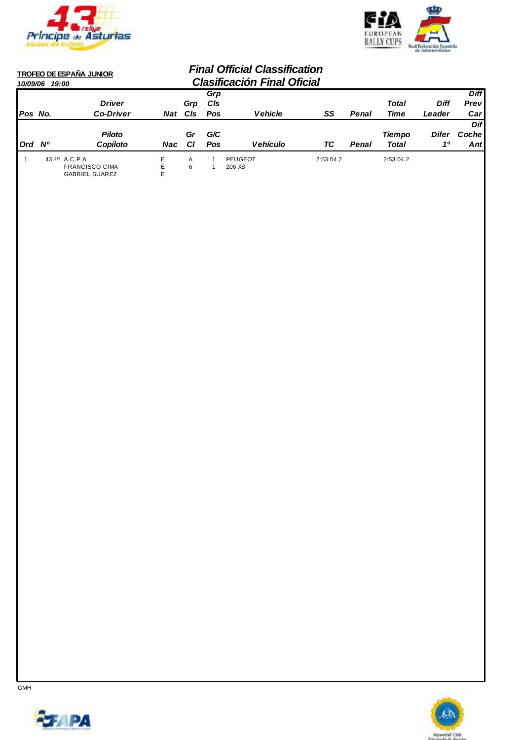**TROFEO DE ESPAÑA JUNIOR**

*10/09/06 19:00*

## *Final Official Classification*
## *Clasificación Final Oficial*

| Pos No. | Driver Co-Driver | Nat | Grp Cls | Grp Cls Pos | Vehicle | SS | Penal | Total Time | Diff Leader | Diff Prev Car |
|---|---|---|---|---|---|---|---|---|---|---|
| Ord Nº | Piloto Copiloto | Nac | Gr Cl | G/C Pos | Vehículo | TC | Penal | Tiempo Total | Difer 1º | Dif Coche Ant |
| 1 43 JR | A.C.P.A. FRANCISCO CIMA GABRIEL SUAREZ | E E E | A 6 | 1 1 | PEUGEOT 206 XS | 2:53:04.2 | | 2:53:04.2 | | |

GMH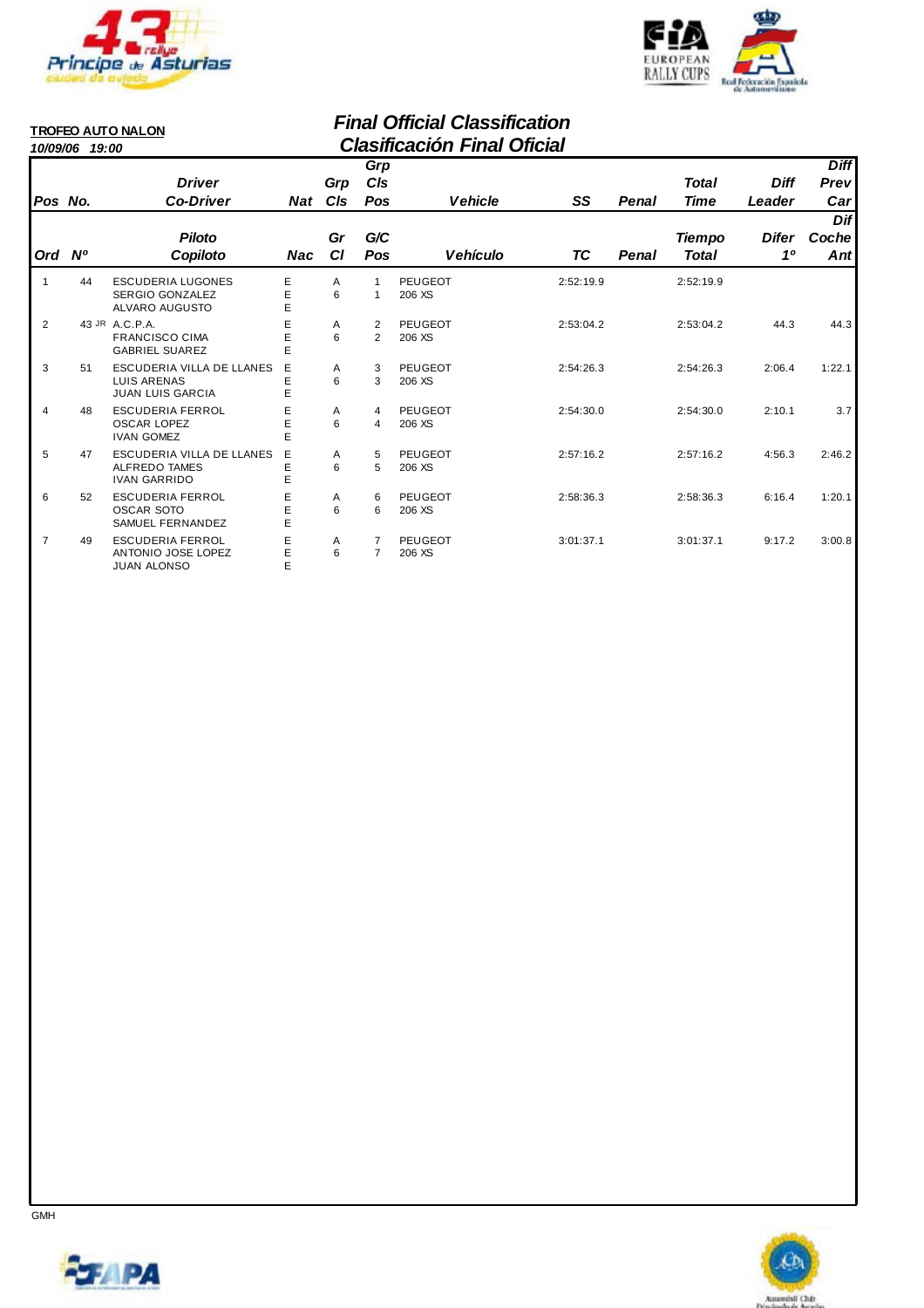**TROFEO AUTO NALON**

*10/09/06 19:00*

## *Final Official Classification*
## *Clasificación Final Oficial*

| Pos No. / Ord Nº | | Driver / Co-Driver / Piloto / Copiloto | Nat / Nac | Grp Cls / Gr Cl | Grp Cls Pos / G/C Pos | Vehicle / Vehículo | SS / TC | Penal | Total Time / Tiempo Total | Diff Leader / Difer 1º | Diff Prev Car / Dif Coche Ant |
|---|---|---|---|---|---|---|---|---|---|---|---|
| 1 | 44 | ESCUDERIA LUGONES<br>SERGIO GONZALEZ<br>ALVARO AUGUSTO | E<br>E<br>E | A<br>6 | 1<br>1 | PEUGEOT<br>206 XS | 2:52:19.9 | | 2:52:19.9 | | |
| 2 | 43 JR | A.C.P.A.<br>FRANCISCO CIMA<br>GABRIEL SUAREZ | E<br>E<br>E | A<br>6 | 2<br>2 | PEUGEOT<br>206 XS | 2:53:04.2 | | 2:53:04.2 | 44.3 | 44.3 |
| 3 | 51 | ESCUDERIA VILLA DE LLANES<br>LUIS ARENAS<br>JUAN LUIS GARCIA | E<br>E<br>E | A<br>6 | 3<br>3 | PEUGEOT<br>206 XS | 2:54:26.3 | | 2:54:26.3 | 2:06.4 | 1:22.1 |
| 4 | 48 | ESCUDERIA FERROL<br>OSCAR LOPEZ<br>IVAN GOMEZ | E<br>E<br>E | A<br>6 | 4<br>4 | PEUGEOT<br>206 XS | 2:54:30.0 | | 2:54:30.0 | 2:10.1 | 3.7 |
| 5 | 47 | ESCUDERIA VILLA DE LLANES<br>ALFREDO TAMES<br>IVAN GARRIDO | E<br>E<br>E | A<br>6 | 5<br>5 | PEUGEOT<br>206 XS | 2:57:16.2 | | 2:57:16.2 | 4:56.3 | 2:46.2 |
| 6 | 52 | ESCUDERIA FERROL<br>OSCAR SOTO<br>SAMUEL FERNANDEZ | E<br>E<br>E | A<br>6 | 6<br>6 | PEUGEOT<br>206 XS | 2:58:36.3 | | 2:58:36.3 | 6:16.4 | 1:20.1 |
| 7 | 49 | ESCUDERIA FERROL<br>ANTONIO JOSE LOPEZ<br>JUAN ALONSO | E<br>E<br>E | A<br>6 | 7<br>7 | PEUGEOT<br>206 XS | 3:01:37.1 | | 3:01:37.1 | 9:17.2 | 3:00.8 |

GMH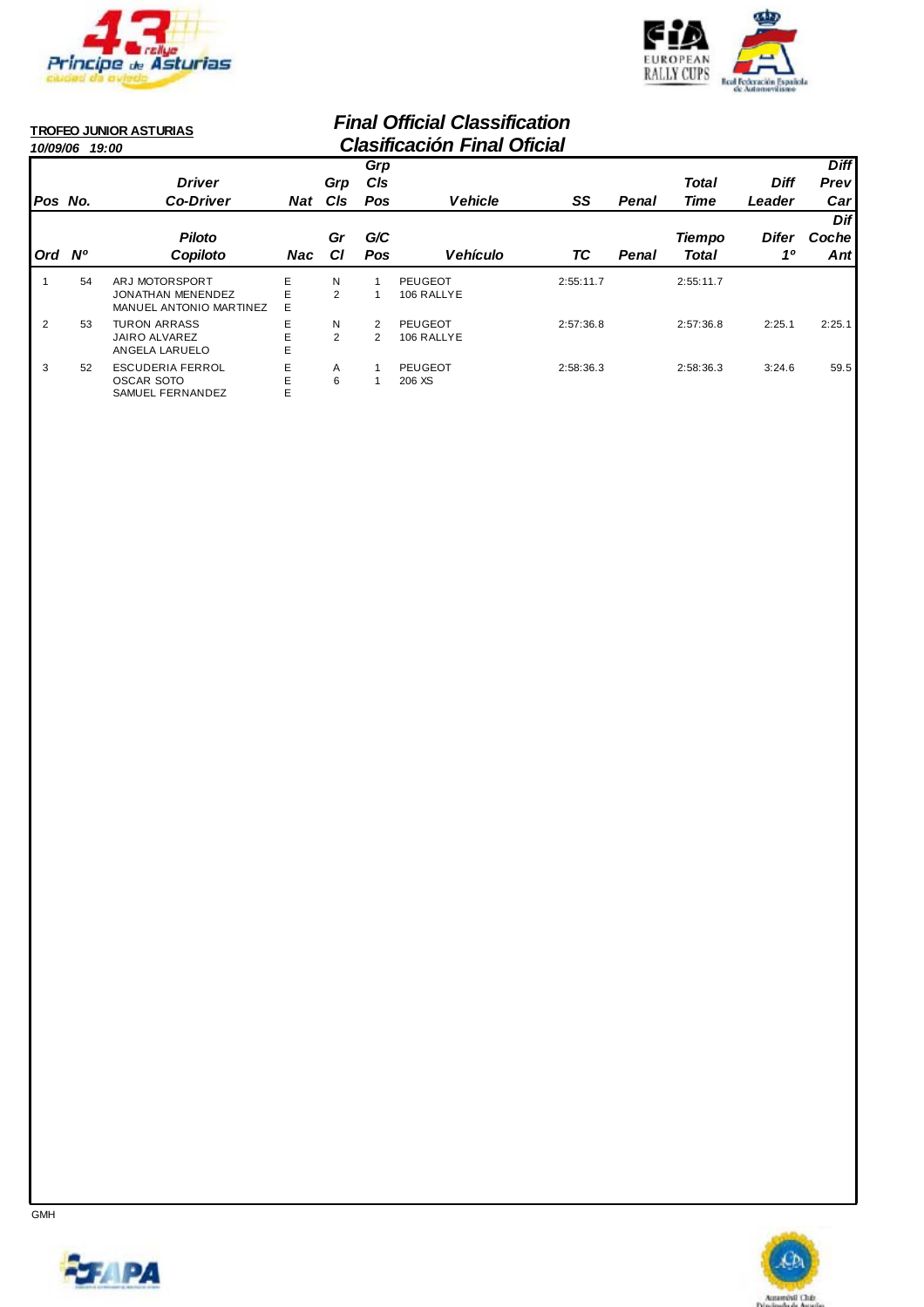**TROFEO JUNIOR ASTURIAS**

*10/09/06 19:00*

## *Final Official Classification*
## *Clasificación Final Oficial*

| Pos / Ord | No. / Nº | Driver / Co-Driver — Piloto / Copiloto | Nat / Nac | Grp Cls / Gr Cl | Grp Cls Pos / G/C Pos | Vehicle / Vehículo | SS / TC | Penal | Total Time / Tiempo Total | Diff Leader / Difer 1º | Diff Prev Car / Dif Coche Ant |
|---|---|---|---|---|---|---|---|---|---|---|---|
| 1 | 54 | ARJ MOTORSPORT<br>JONATHAN MENENDEZ<br>MANUEL ANTONIO MARTINEZ | E<br>E<br>E | N<br>2 | 1<br>1 | PEUGEOT<br>106 RALLYE | 2:55:11.7 | | 2:55:11.7 | | |
| 2 | 53 | TURON ARRASS<br>JAIRO ALVAREZ<br>ANGELA LARUELO | E<br>E<br>E | N<br>2 | 2<br>2 | PEUGEOT<br>106 RALLYE | 2:57:36.8 | | 2:57:36.8 | 2:25.1 | 2:25.1 |
| 3 | 52 | ESCUDERIA FERROL<br>OSCAR SOTO<br>SAMUEL FERNANDEZ | E<br>E<br>E | A<br>6 | 1<br>1 | PEUGEOT<br>206 XS | 2:58:36.3 | | 2:58:36.3 | 3:24.6 | 59.5 |

GMH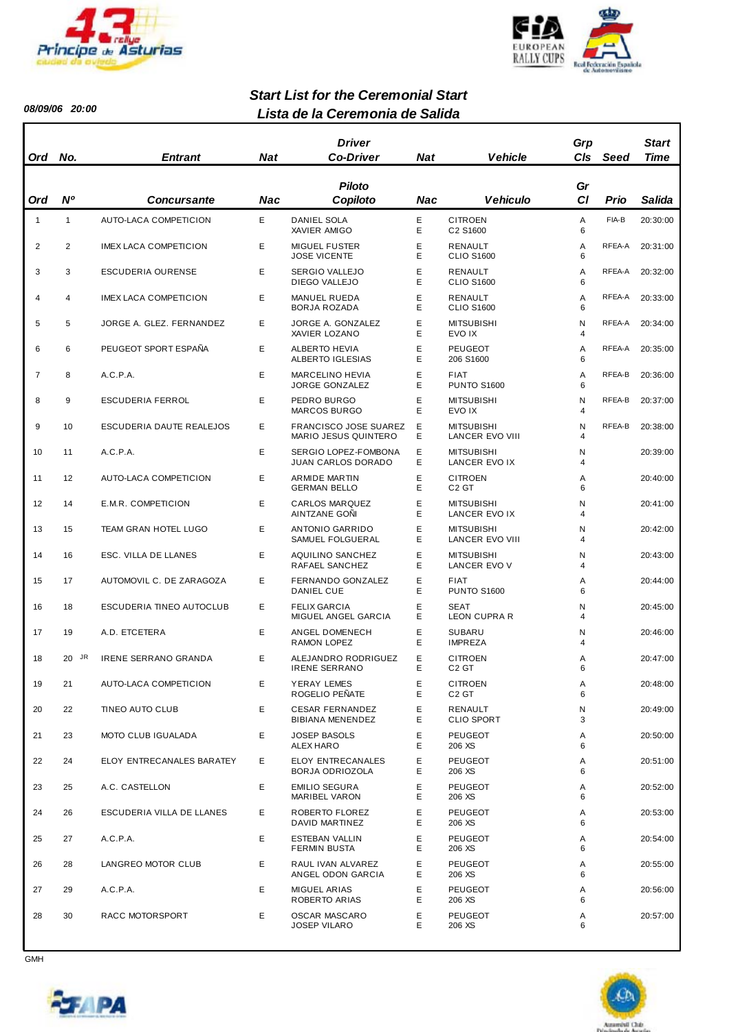08/09/06 20:00

# Start List for the Ceremonial Start
# Lista de la Ceremonia de Salida

| Ord | No. | Entrant | Nat | Driver / Co-Driver | Nat | Vehicle | Grp Cls | Seed | Start Time |
|---|---|---|---|---|---|---|---|---|---|
| Ord | Nº | Concursante | Nac | Piloto / Copiloto | Nac | Vehiculo | Gr Cl | Prio | Salida |
| 1 | 1 | AUTO-LACA COMPETICION | E | DANIEL SOLA / XAVIER AMIGO | E / E | CITROEN C2 S1600 | A 6 | FIA-B | 20:30:00 |
| 2 | 2 | IMEX LACA COMPETICION | E | MIGUEL FUSTER / JOSE VICENTE | E / E | RENAULT CLIO S1600 | A 6 | RFEA-A | 20:31:00 |
| 3 | 3 | ESCUDERIA OURENSE | E | SERGIO VALLEJO / DIEGO VALLEJO | E / E | RENAULT CLIO S1600 | A 6 | RFEA-A | 20:32:00 |
| 4 | 4 | IMEX LACA COMPETICION | E | MANUEL RUEDA / BORJA ROZADA | E / E | RENAULT CLIO S1600 | A 6 | RFEA-A | 20:33:00 |
| 5 | 5 | JORGE A. GLEZ. FERNANDEZ | E | JORGE A. GONZALEZ / XAVIER LOZANO | E / E | MITSUBISHI EVO IX | N 4 | RFEA-A | 20:34:00 |
| 6 | 6 | PEUGEOT SPORT ESPAÑA | E | ALBERTO HEVIA / ALBERTO IGLESIAS | E / E | PEUGEOT 206 S1600 | A 6 | RFEA-A | 20:35:00 |
| 7 | 8 | A.C.P.A. | E | MARCELINO HEVIA / JORGE GONZALEZ | E / E | FIAT PUNTO S1600 | A 6 | RFEA-B | 20:36:00 |
| 8 | 9 | ESCUDERIA FERROL | E | PEDRO BURGO / MARCOS BURGO | E / E | MITSUBISHI EVO IX | N 4 | RFEA-B | 20:37:00 |
| 9 | 10 | ESCUDERIA DAUTE REALEJOS | E | FRANCISCO JOSE SUAREZ / MARIO JESUS QUINTERO | E / E | MITSUBISHI LANCER EVO VIII | N 4 | RFEA-B | 20:38:00 |
| 10 | 11 | A.C.P.A. | E | SERGIO LOPEZ-FOMBONA / JUAN CARLOS DORADO | E / E | MITSUBISHI LANCER EVO IX | N 4 | | 20:39:00 |
| 11 | 12 | AUTO-LACA COMPETICION | E | ARMIDE MARTIN / GERMAN BELLO | E / E | CITROEN C2 GT | A 6 | | 20:40:00 |
| 12 | 14 | E.M.R. COMPETICION | E | CARLOS MARQUEZ / AINTZANE GOÑI | E / E | MITSUBISHI LANCER EVO IX | N 4 | | 20:41:00 |
| 13 | 15 | TEAM GRAN HOTEL LUGO | E | ANTONIO GARRIDO / SAMUEL FOLGUERAL | E / E | MITSUBISHI LANCER EVO VIII | N 4 | | 20:42:00 |
| 14 | 16 | ESC. VILLA DE LLANES | E | AQUILINO SANCHEZ / RAFAEL SANCHEZ | E / E | MITSUBISHI LANCER EVO V | N 4 | | 20:43:00 |
| 15 | 17 | AUTOMOVIL C. DE ZARAGOZA | E | FERNANDO GONZALEZ / DANIEL CUE | E / E | FIAT PUNTO S1600 | A 6 | | 20:44:00 |
| 16 | 18 | ESCUDERIA TINEO AUTOCLUB | E | FELIX GARCIA / MIGUEL ANGEL GARCIA | E / E | SEAT LEON CUPRA R | N 4 | | 20:45:00 |
| 17 | 19 | A.D. ETCETERA | E | ANGEL DOMENECH / RAMON LOPEZ | E / E | SUBARU IMPREZA | N 4 | | 20:46:00 |
| 18 | 20 JR | IRENE SERRANO GRANDA | E | ALEJANDRO RODRIGUEZ / IRENE SERRANO | E / E | CITROEN C2 GT | A 6 | | 20:47:00 |
| 19 | 21 | AUTO-LACA COMPETICION | E | YERAY LEMES / ROGELIO PEÑATE | E / E | CITROEN C2 GT | A 6 | | 20:48:00 |
| 20 | 22 | TINEO AUTO CLUB | E | CESAR FERNANDEZ / BIBIANA MENENDEZ | E / E | RENAULT CLIO SPORT | N 3 | | 20:49:00 |
| 21 | 23 | MOTO CLUB IGUALADA | E | JOSEP BASOLS / ALEX HARO | E / E | PEUGEOT 206 XS | A 6 | | 20:50:00 |
| 22 | 24 | ELOY ENTRECANALES BARATEY | E | ELOY ENTRECANALES / BORJA ODRIOZOLA | E / E | PEUGEOT 206 XS | A 6 | | 20:51:00 |
| 23 | 25 | A.C. CASTELLON | E | EMILIO SEGURA / MARIBEL VARON | E / E | PEUGEOT 206 XS | A 6 | | 20:52:00 |
| 24 | 26 | ESCUDERIA VILLA DE LLANES | E | ROBERTO FLOREZ / DAVID MARTINEZ | E / E | PEUGEOT 206 XS | A 6 | | 20:53:00 |
| 25 | 27 | A.C.P.A. | E | ESTEBAN VALLIN / FERMIN BUSTA | E / E | PEUGEOT 206 XS | A 6 | | 20:54:00 |
| 26 | 28 | LANGREO MOTOR CLUB | E | RAUL IVAN ALVAREZ / ANGEL ODON GARCIA | E / E | PEUGEOT 206 XS | A 6 | | 20:55:00 |
| 27 | 29 | A.C.P.A. | E | MIGUEL ARIAS / ROBERTO ARIAS | E / E | PEUGEOT 206 XS | A 6 | | 20:56:00 |
| 28 | 30 | RACC MOTORSPORT | E | OSCAR MASCARO / JOSEP VILARO | E / E | PEUGEOT 206 XS | A 6 | | 20:57:00 |

GMH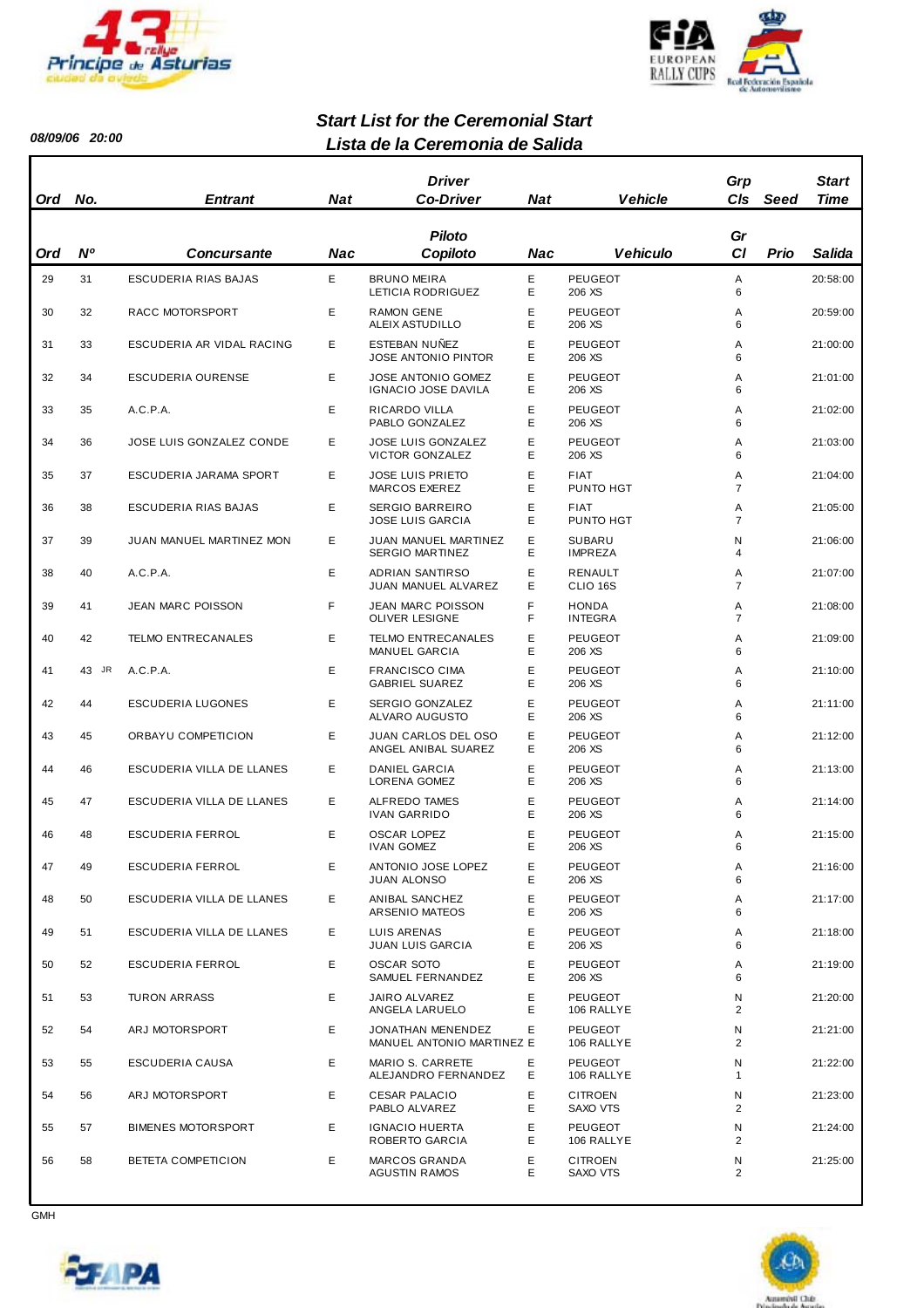08/09/06 20:00

## Start List for the Ceremonial Start
## Lista de la Ceremonia de Salida

| Ord | No. | Entrant | Nat | Driver / Co-Driver | Nat | Vehicle | Grp Cls | Seed | Start Time |
|---|---|---|---|---|---|---|---|---|---|
| Ord | Nº | Concursante | Nac | Piloto / Copiloto | Nac | Vehiculo | Gr Cl | Prio | Salida |
| 29 | 31 | ESCUDERIA RIAS BAJAS | E | BRUNO MEIRA<br>LETICIA RODRIGUEZ | E<br>E | PEUGEOT<br>206 XS | A<br>6 | | 20:58:00 |
| 30 | 32 | RACC MOTORSPORT | E | RAMON GENE<br>ALEIX ASTUDILLO | E<br>E | PEUGEOT<br>206 XS | A<br>6 | | 20:59:00 |
| 31 | 33 | ESCUDERIA AR VIDAL RACING | E | ESTEBAN NUÑEZ<br>JOSE ANTONIO PINTOR | E<br>E | PEUGEOT<br>206 XS | A<br>6 | | 21:00:00 |
| 32 | 34 | ESCUDERIA OURENSE | E | JOSE ANTONIO GOMEZ<br>IGNACIO JOSE DAVILA | E<br>E | PEUGEOT<br>206 XS | A<br>6 | | 21:01:00 |
| 33 | 35 | A.C.P.A. | E | RICARDO VILLA<br>PABLO GONZALEZ | E<br>E | PEUGEOT<br>206 XS | A<br>6 | | 21:02:00 |
| 34 | 36 | JOSE LUIS GONZALEZ CONDE | E | JOSE LUIS GONZALEZ<br>VICTOR GONZALEZ | E<br>E | PEUGEOT<br>206 XS | A<br>6 | | 21:03:00 |
| 35 | 37 | ESCUDERIA JARAMA SPORT | E | JOSE LUIS PRIETO<br>MARCOS EXEREZ | E<br>E | FIAT<br>PUNTO HGT | A<br>7 | | 21:04:00 |
| 36 | 38 | ESCUDERIA RIAS BAJAS | E | SERGIO BARREIRO<br>JOSE LUIS GARCIA | E<br>E | FIAT<br>PUNTO HGT | A<br>7 | | 21:05:00 |
| 37 | 39 | JUAN MANUEL MARTINEZ MON | E | JUAN MANUEL MARTINEZ<br>SERGIO MARTINEZ | E<br>E | SUBARU<br>IMPREZA | N<br>4 | | 21:06:00 |
| 38 | 40 | A.C.P.A. | E | ADRIAN SANTIRSO<br>JUAN MANUEL ALVAREZ | E<br>E | RENAULT<br>CLIO 16S | A<br>7 | | 21:07:00 |
| 39 | 41 | JEAN MARC POISSON | F | JEAN MARC POISSON<br>OLIVER LESIGNE | F<br>F | HONDA<br>INTEGRA | A<br>7 | | 21:08:00 |
| 40 | 42 | TELMO ENTRECANALES | E | TELMO ENTRECANALES<br>MANUEL GARCIA | E<br>E | PEUGEOT<br>206 XS | A<br>6 | | 21:09:00 |
| 41 | 43 JR | A.C.P.A. | E | FRANCISCO CIMA<br>GABRIEL SUAREZ | E<br>E | PEUGEOT<br>206 XS | A<br>6 | | 21:10:00 |
| 42 | 44 | ESCUDERIA LUGONES | E | SERGIO GONZALEZ<br>ALVARO AUGUSTO | E<br>E | PEUGEOT<br>206 XS | A<br>6 | | 21:11:00 |
| 43 | 45 | ORBAYU COMPETICION | E | JUAN CARLOS DEL OSO<br>ANGEL ANIBAL SUAREZ | E<br>E | PEUGEOT<br>206 XS | A<br>6 | | 21:12:00 |
| 44 | 46 | ESCUDERIA VILLA DE LLANES | E | DANIEL GARCIA<br>LORENA GOMEZ | E<br>E | PEUGEOT<br>206 XS | A<br>6 | | 21:13:00 |
| 45 | 47 | ESCUDERIA VILLA DE LLANES | E | ALFREDO TAMES<br>IVAN GARRIDO | E<br>E | PEUGEOT<br>206 XS | A<br>6 | | 21:14:00 |
| 46 | 48 | ESCUDERIA FERROL | E | OSCAR LOPEZ<br>IVAN GOMEZ | E<br>E | PEUGEOT<br>206 XS | A<br>6 | | 21:15:00 |
| 47 | 49 | ESCUDERIA FERROL | E | ANTONIO JOSE LOPEZ<br>JUAN ALONSO | E<br>E | PEUGEOT<br>206 XS | A<br>6 | | 21:16:00 |
| 48 | 50 | ESCUDERIA VILLA DE LLANES | E | ANIBAL SANCHEZ<br>ARSENIO MATEOS | E<br>E | PEUGEOT<br>206 XS | A<br>6 | | 21:17:00 |
| 49 | 51 | ESCUDERIA VILLA DE LLANES | E | LUIS ARENAS<br>JUAN LUIS GARCIA | E<br>E | PEUGEOT<br>206 XS | A<br>6 | | 21:18:00 |
| 50 | 52 | ESCUDERIA FERROL | E | OSCAR SOTO<br>SAMUEL FERNANDEZ | E<br>E | PEUGEOT<br>206 XS | A<br>6 | | 21:19:00 |
| 51 | 53 | TURON ARRASS | E | JAIRO ALVAREZ<br>ANGELA LARUELO | E<br>E | PEUGEOT<br>106 RALLYE | N<br>2 | | 21:20:00 |
| 52 | 54 | ARJ MOTORSPORT | E | JONATHAN MENENDEZ<br>MANUEL ANTONIO MARTINEZ | E<br>E | PEUGEOT<br>106 RALLYE | N<br>2 | | 21:21:00 |
| 53 | 55 | ESCUDERIA CAUSA | E | MARIO S. CARRETE<br>ALEJANDRO FERNANDEZ | E<br>E | PEUGEOT<br>106 RALLYE | N<br>1 | | 21:22:00 |
| 54 | 56 | ARJ MOTORSPORT | E | CESAR PALACIO<br>PABLO ALVAREZ | E<br>E | CITROEN<br>SAXO VTS | N<br>2 | | 21:23:00 |
| 55 | 57 | BIMENES MOTORSPORT | E | IGNACIO HUERTA<br>ROBERTO GARCIA | E<br>E | PEUGEOT<br>106 RALLYE | N<br>2 | | 21:24:00 |
| 56 | 58 | BETETA COMPETICION | E | MARCOS GRANDA<br>AGUSTIN RAMOS | E<br>E | CITROEN<br>SAXO VTS | N<br>2 | | 21:25:00 |

GMH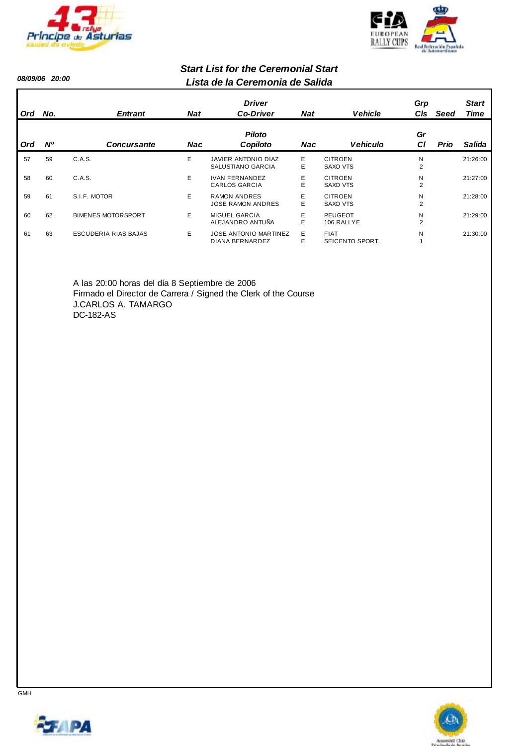08/09/06 20:00

## *Start List for the Ceremonial Start*
## *Lista de la Ceremonia de Salida*

| Ord | No. | Entrant | Nat | Driver<br>Co-Driver | Nat | Vehicle | Grp<br>Cls | Seed | Start<br>Time |
|---|---|---|---|---|---|---|---|---|---|
| Ord | Nº | Concursante | Nac | Piloto<br>Copiloto | Nac | Vehiculo | Gr<br>Cl | Prio | Salida |
| 57 | 59 | C.A.S. | E | JAVIER ANTONIO DIAZ<br>SALUSTIANO GARCIA | E<br>E | CITROEN<br>SAXO VTS | N<br>2 | | 21:26:00 |
| 58 | 60 | C.A.S. | E | IVAN FERNANDEZ<br>CARLOS GARCIA | E<br>E | CITROEN<br>SAXO VTS | N<br>2 | | 21:27:00 |
| 59 | 61 | S.I.F. MOTOR | E | RAMON ANDRES<br>JOSE RAMON ANDRES | E<br>E | CITROEN<br>SAXO VTS | N<br>2 | | 21:28:00 |
| 60 | 62 | BIMENES MOTORSPORT | E | MIGUEL GARCIA<br>ALEJANDRO ANTUÑA | E<br>E | PEUGEOT<br>106 RALLYE | N<br>2 | | 21:29:00 |
| 61 | 63 | ESCUDERIA RIAS BAJAS | E | JOSE ANTONIO MARTINEZ<br>DIANA BERNARDEZ | E<br>E | FIAT<br>SEICENTO SPORT. | N<br>1 | | 21:30:00 |

A las 20:00 horas del día 8 Septiembre de 2006
Firmado el Director de Carrera / Signed the Clerk of the Course
J.CARLOS A. TAMARGO
DC-182-AS

GMH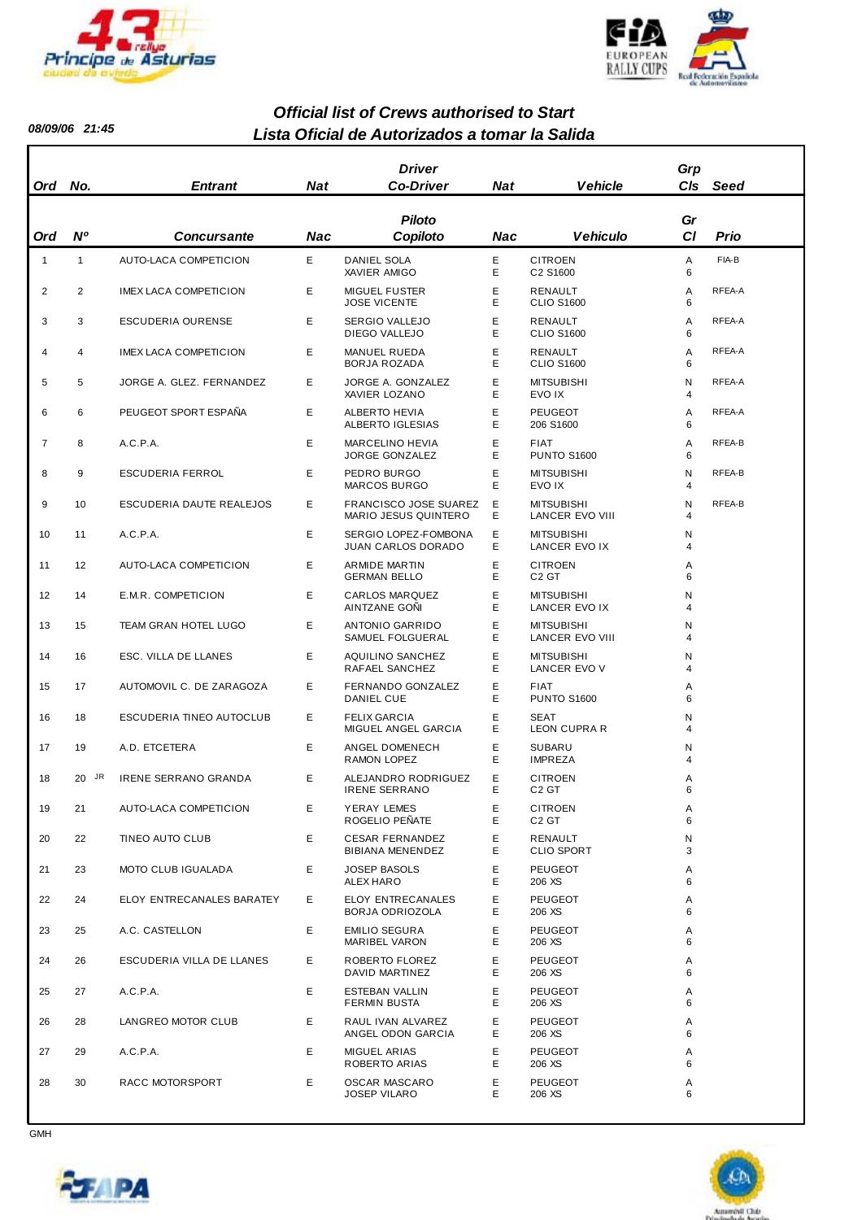08/09/06 21:45

## Official list of Crews authorised to Start
## Lista Oficial de Autorizados a tomar la Salida

| Ord | No. | Entrant | Nat | Driver / Co-Driver | Nat | Vehicle | Grp / Cls | Seed |
|---|---|---|---|---|---|---|---|---|
| **Ord** | **Nº** | **Concursante** | **Nac** | **Piloto / Copiloto** | **Nac** | **Vehiculo** | **Gr / Cl** | **Prio** |
| 1 | 1 | AUTO-LACA COMPETICION | E | DANIEL SOLA<br>XAVIER AMIGO | E<br>E | CITROEN<br>C2 S1600 | A<br>6 | FIA-B |
| 2 | 2 | IMEX LACA COMPETICION | E | MIGUEL FUSTER<br>JOSE VICENTE | E<br>E | RENAULT<br>CLIO S1600 | A<br>6 | RFEA-A |
| 3 | 3 | ESCUDERIA OURENSE | E | SERGIO VALLEJO<br>DIEGO VALLEJO | E<br>E | RENAULT<br>CLIO S1600 | A<br>6 | RFEA-A |
| 4 | 4 | IMEX LACA COMPETICION | E | MANUEL RUEDA<br>BORJA ROZADA | E<br>E | RENAULT<br>CLIO S1600 | A<br>6 | RFEA-A |
| 5 | 5 | JORGE A. GLEZ. FERNANDEZ | E | JORGE A. GONZALEZ<br>XAVIER LOZANO | E<br>E | MITSUBISHI<br>EVO IX | N<br>4 | RFEA-A |
| 6 | 6 | PEUGEOT SPORT ESPAÑA | E | ALBERTO HEVIA<br>ALBERTO IGLESIAS | E<br>E | PEUGEOT<br>206 S1600 | A<br>6 | RFEA-A |
| 7 | 8 | A.C.P.A. | E | MARCELINO HEVIA<br>JORGE GONZALEZ | E<br>E | FIAT<br>PUNTO S1600 | A<br>6 | RFEA-B |
| 8 | 9 | ESCUDERIA FERROL | E | PEDRO BURGO<br>MARCOS BURGO | E<br>E | MITSUBISHI<br>EVO IX | N<br>4 | RFEA-B |
| 9 | 10 | ESCUDERIA DAUTE REALEJOS | E | FRANCISCO JOSE SUAREZ<br>MARIO JESUS QUINTERO | E<br>E | MITSUBISHI<br>LANCER EVO VIII | N<br>4 | RFEA-B |
| 10 | 11 | A.C.P.A. | E | SERGIO LOPEZ-FOMBONA<br>JUAN CARLOS DORADO | E<br>E | MITSUBISHI<br>LANCER EVO IX | N<br>4 | |
| 11 | 12 | AUTO-LACA COMPETICION | E | ARMIDE MARTIN<br>GERMAN BELLO | E<br>E | CITROEN<br>C2 GT | A<br>6 | |
| 12 | 14 | E.M.R. COMPETICION | E | CARLOS MARQUEZ<br>AINTZANE GOÑI | E<br>E | MITSUBISHI<br>LANCER EVO IX | N<br>4 | |
| 13 | 15 | TEAM GRAN HOTEL LUGO | E | ANTONIO GARRIDO<br>SAMUEL FOLGUERAL | E<br>E | MITSUBISHI<br>LANCER EVO VIII | N<br>4 | |
| 14 | 16 | ESC. VILLA DE LLANES | E | AQUILINO SANCHEZ<br>RAFAEL SANCHEZ | E<br>E | MITSUBISHI<br>LANCER EVO V | N<br>4 | |
| 15 | 17 | AUTOMOVIL C. DE ZARAGOZA | E | FERNANDO GONZALEZ<br>DANIEL CUE | E<br>E | FIAT<br>PUNTO S1600 | A<br>6 | |
| 16 | 18 | ESCUDERIA TINEO AUTOCLUB | E | FELIX GARCIA<br>MIGUEL ANGEL GARCIA | E<br>E | SEAT<br>LEON CUPRA R | N<br>4 | |
| 17 | 19 | A.D. ETCETERA | E | ANGEL DOMENECH<br>RAMON LOPEZ | E<br>E | SUBARU<br>IMPREZA | N<br>4 | |
| 18 | 20 JR | IRENE SERRANO GRANDA | E | ALEJANDRO RODRIGUEZ<br>IRENE SERRANO | E<br>E | CITROEN<br>C2 GT | A<br>6 | |
| 19 | 21 | AUTO-LACA COMPETICION | E | YERAY LEMES<br>ROGELIO PEÑATE | E<br>E | CITROEN<br>C2 GT | A<br>6 | |
| 20 | 22 | TINEO AUTO CLUB | E | CESAR FERNANDEZ<br>BIBIANA MENENDEZ | E<br>E | RENAULT<br>CLIO SPORT | N<br>3 | |
| 21 | 23 | MOTO CLUB IGUALADA | E | JOSEP BASOLS<br>ALEX HARO | E<br>E | PEUGEOT<br>206 XS | A<br>6 | |
| 22 | 24 | ELOY ENTRECANALES BARATEY | E | ELOY ENTRECANALES<br>BORJA ODRIOZOLA | E<br>E | PEUGEOT<br>206 XS | A<br>6 | |
| 23 | 25 | A.C. CASTELLON | E | EMILIO SEGURA<br>MARIBEL VARON | E<br>E | PEUGEOT<br>206 XS | A<br>6 | |
| 24 | 26 | ESCUDERIA VILLA DE LLANES | E | ROBERTO FLOREZ<br>DAVID MARTINEZ | E<br>E | PEUGEOT<br>206 XS | A<br>6 | |
| 25 | 27 | A.C.P.A. | E | ESTEBAN VALLIN<br>FERMIN BUSTA | E<br>E | PEUGEOT<br>206 XS | A<br>6 | |
| 26 | 28 | LANGREO MOTOR CLUB | E | RAUL IVAN ALVAREZ<br>ANGEL ODON GARCIA | E<br>E | PEUGEOT<br>206 XS | A<br>6 | |
| 27 | 29 | A.C.P.A. | E | MIGUEL ARIAS<br>ROBERTO ARIAS | E<br>E | PEUGEOT<br>206 XS | A<br>6 | |
| 28 | 30 | RACC MOTORSPORT | E | OSCAR MASCARO<br>JOSEP VILARO | E<br>E | PEUGEOT<br>206 XS | A<br>6 | |

GMH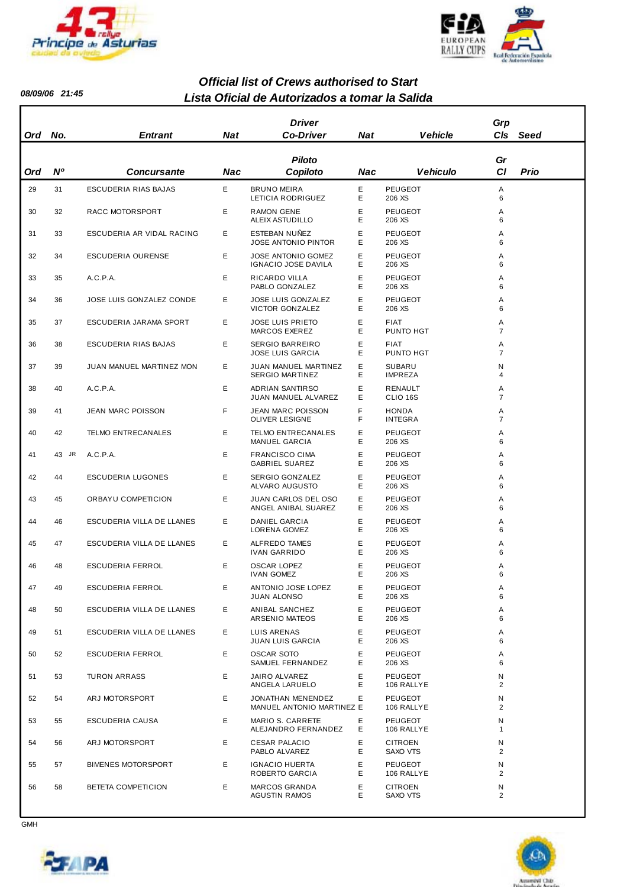08/09/06 21:45

## Official list of Crews authorised to Start
## Lista Oficial de Autorizados a tomar la Salida

| Ord | No. | Entrant | Nat | Driver / Co-Driver | Nat | Vehicle | Grp / Cls | Seed |
|---|---|---|---|---|---|---|---|---|
| Ord | Nº | Concursante | Nac | Piloto / Copiloto | Nac | Vehiculo | Gr / Cl | Prio |
| 29 | 31 | ESCUDERIA RIAS BAJAS | E | BRUNO MEIRA / LETICIA RODRIGUEZ | E / E | PEUGEOT 206 XS | A / 6 | |
| 30 | 32 | RACC MOTORSPORT | E | RAMON GENE / ALEIX ASTUDILLO | E / E | PEUGEOT 206 XS | A / 6 | |
| 31 | 33 | ESCUDERIA AR VIDAL RACING | E | ESTEBAN NUÑEZ / JOSE ANTONIO PINTOR | E / E | PEUGEOT 206 XS | A / 6 | |
| 32 | 34 | ESCUDERIA OURENSE | E | JOSE ANTONIO GOMEZ / IGNACIO JOSE DAVILA | E / E | PEUGEOT 206 XS | A / 6 | |
| 33 | 35 | A.C.P.A. | E | RICARDO VILLA / PABLO GONZALEZ | E / E | PEUGEOT 206 XS | A / 6 | |
| 34 | 36 | JOSE LUIS GONZALEZ CONDE | E | JOSE LUIS GONZALEZ / VICTOR GONZALEZ | E / E | PEUGEOT 206 XS | A / 6 | |
| 35 | 37 | ESCUDERIA JARAMA SPORT | E | JOSE LUIS PRIETO / MARCOS EXEREZ | E / E | FIAT PUNTO HGT | A / 7 | |
| 36 | 38 | ESCUDERIA RIAS BAJAS | E | SERGIO BARREIRO / JOSE LUIS GARCIA | E / E | FIAT PUNTO HGT | A / 7 | |
| 37 | 39 | JUAN MANUEL MARTINEZ MON | E | JUAN MANUEL MARTINEZ / SERGIO MARTINEZ | E / E | SUBARU IMPREZA | N / 4 | |
| 38 | 40 | A.C.P.A. | E | ADRIAN SANTIRSO / JUAN MANUEL ALVAREZ | E / E | RENAULT CLIO 16S | A / 7 | |
| 39 | 41 | JEAN MARC POISSON | F | JEAN MARC POISSON / OLIVER LESIGNE | F / F | HONDA INTEGRA | A / 7 | |
| 40 | 42 | TELMO ENTRECANALES | E | TELMO ENTRECANALES / MANUEL GARCIA | E / E | PEUGEOT 206 XS | A / 6 | |
| 41 | 43 JR | A.C.P.A. | E | FRANCISCO CIMA / GABRIEL SUAREZ | E / E | PEUGEOT 206 XS | A / 6 | |
| 42 | 44 | ESCUDERIA LUGONES | E | SERGIO GONZALEZ / ALVARO AUGUSTO | E / E | PEUGEOT 206 XS | A / 6 | |
| 43 | 45 | ORBAYU COMPETICION | E | JUAN CARLOS DEL OSO / ANGEL ANIBAL SUAREZ | E / E | PEUGEOT 206 XS | A / 6 | |
| 44 | 46 | ESCUDERIA VILLA DE LLANES | E | DANIEL GARCIA / LORENA GOMEZ | E / E | PEUGEOT 206 XS | A / 6 | |
| 45 | 47 | ESCUDERIA VILLA DE LLANES | E | ALFREDO TAMES / IVAN GARRIDO | E / E | PEUGEOT 206 XS | A / 6 | |
| 46 | 48 | ESCUDERIA FERROL | E | OSCAR LOPEZ / IVAN GOMEZ | E / E | PEUGEOT 206 XS | A / 6 | |
| 47 | 49 | ESCUDERIA FERROL | E | ANTONIO JOSE LOPEZ / JUAN ALONSO | E / E | PEUGEOT 206 XS | A / 6 | |
| 48 | 50 | ESCUDERIA VILLA DE LLANES | E | ANIBAL SANCHEZ / ARSENIO MATEOS | E / E | PEUGEOT 206 XS | A / 6 | |
| 49 | 51 | ESCUDERIA VILLA DE LLANES | E | LUIS ARENAS / JUAN LUIS GARCIA | E / E | PEUGEOT 206 XS | A / 6 | |
| 50 | 52 | ESCUDERIA FERROL | E | OSCAR SOTO / SAMUEL FERNANDEZ | E / E | PEUGEOT 206 XS | A / 6 | |
| 51 | 53 | TURON ARRASS | E | JAIRO ALVAREZ / ANGELA LARUELO | E / E | PEUGEOT 106 RALLYE | N / 2 | |
| 52 | 54 | ARJ MOTORSPORT | E | JONATHAN MENENDEZ / MANUEL ANTONIO MARTINEZ | E / E | PEUGEOT 106 RALLYE | N / 2 | |
| 53 | 55 | ESCUDERIA CAUSA | E | MARIO S. CARRETE / ALEJANDRO FERNANDEZ | E / E | PEUGEOT 106 RALLYE | N / 1 | |
| 54 | 56 | ARJ MOTORSPORT | E | CESAR PALACIO / PABLO ALVAREZ | E / E | CITROEN SAXO VTS | N / 2 | |
| 55 | 57 | BIMENES MOTORSPORT | E | IGNACIO HUERTA / ROBERTO GARCIA | E / E | PEUGEOT 106 RALLYE | N / 2 | |
| 56 | 58 | BETETA COMPETICION | E | MARCOS GRANDA / AGUSTIN RAMOS | E / E | CITROEN SAXO VTS | N / 2 | |

GMH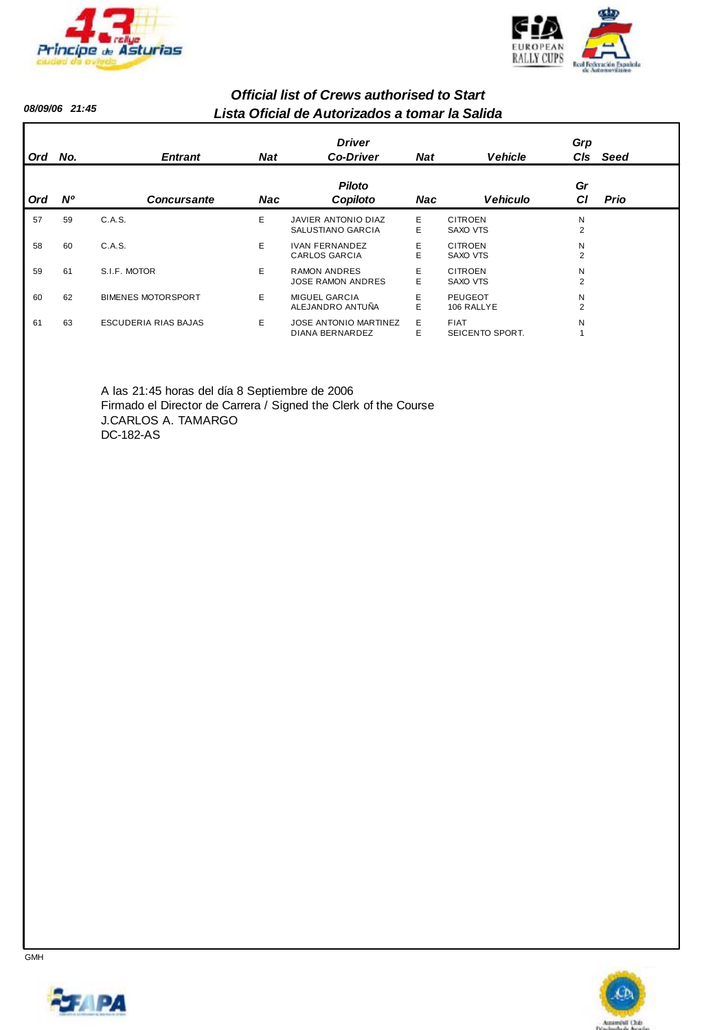08/09/06 21:45

## *Official list of Crews authorised to Start*
## *Lista Oficial de Autorizados a tomar la Salida*

| Ord | No. | Entrant | Nat | Driver / Co-Driver | Nat | Vehicle | Grp / Cls | Seed |
|---|---|---|---|---|---|---|---|---|
| **Ord** | **Nº** | **Concursante** | **Nac** | **Piloto / Copiloto** | **Nac** | **Vehiculo** | **Gr / Cl** | **Prio** |
| 57 | 59 | C.A.S. | E | JAVIER ANTONIO DIAZ<br>SALUSTIANO GARCIA | E<br>E | CITROEN<br>SAXO VTS | N<br>2 | |
| 58 | 60 | C.A.S. | E | IVAN FERNANDEZ<br>CARLOS GARCIA | E<br>E | CITROEN<br>SAXO VTS | N<br>2 | |
| 59 | 61 | S.I.F. MOTOR | E | RAMON ANDRES<br>JOSE RAMON ANDRES | E<br>E | CITROEN<br>SAXO VTS | N<br>2 | |
| 60 | 62 | BIMENES MOTORSPORT | E | MIGUEL GARCIA<br>ALEJANDRO ANTUÑA | E<br>E | PEUGEOT<br>106 RALLYE | N<br>2 | |
| 61 | 63 | ESCUDERIA RIAS BAJAS | E | JOSE ANTONIO MARTINEZ<br>DIANA BERNARDEZ | E<br>E | FIAT<br>SEICENTO SPORT. | N<br>1 | |

A las 21:45 horas del día 8 Septiembre de 2006
Firmado el Director de Carrera / Signed the Clerk of the Course
J.CARLOS A. TAMARGO
DC-182-AS

GMH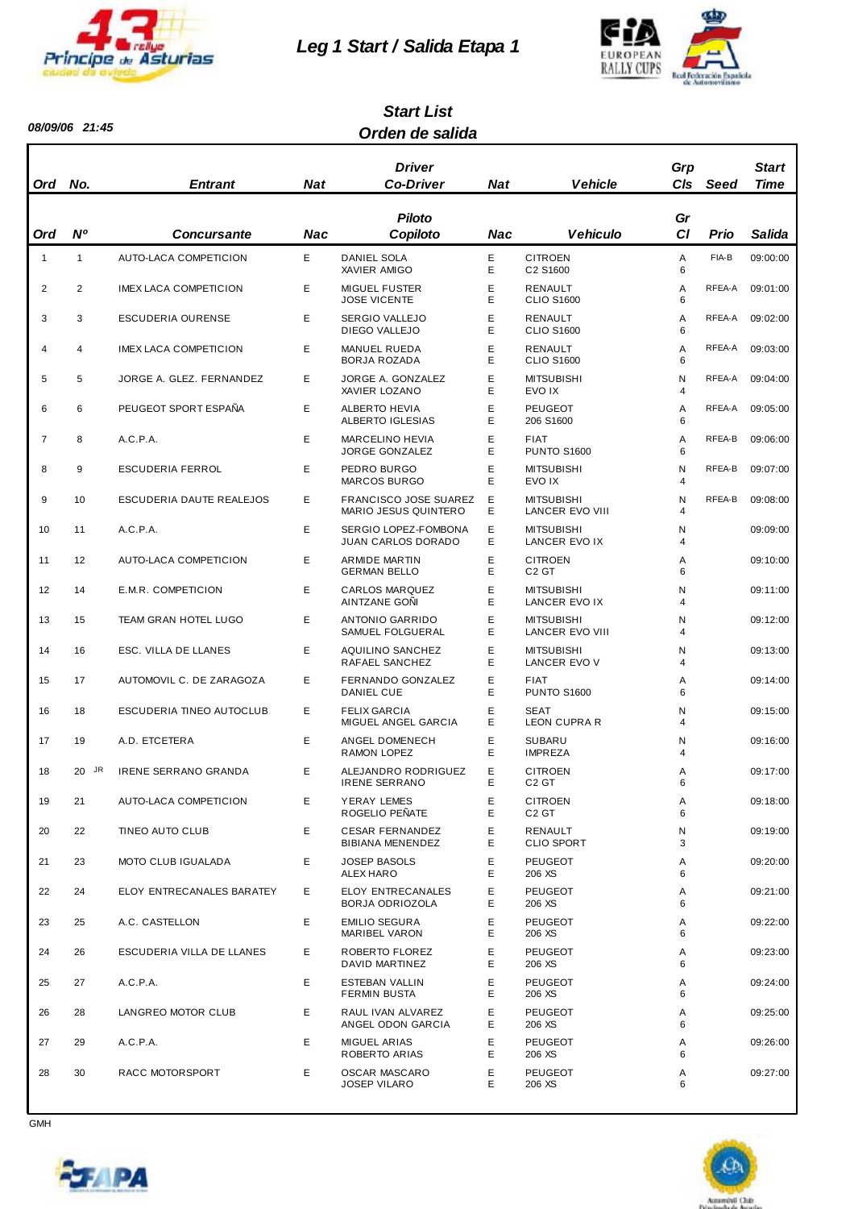# Leg 1 Start / Salida Etapa 1

**08/09/06 21:45**

## Start List
## Orden de salida

| Ord | No. | Entrant | Nat | Driver / Co-Driver | Nat | Vehicle | Grp Cls | Seed | Start Time |
|---|---|---|---|---|---|---|---|---|---|
| **Ord** | **Nº** | **Concursante** | **Nac** | **Piloto / Copiloto** | **Nac** | **Vehiculo** | **Gr Cl** | **Prio** | **Salida** |
| 1 | 1 | AUTO-LACA COMPETICION | E | DANIEL SOLA / XAVIER AMIGO | E / E | CITROEN C2 S1600 | A 6 | FIA-B | 09:00:00 |
| 2 | 2 | IMEX LACA COMPETICION | E | MIGUEL FUSTER / JOSE VICENTE | E / E | RENAULT CLIO S1600 | A 6 | RFEA-A | 09:01:00 |
| 3 | 3 | ESCUDERIA OURENSE | E | SERGIO VALLEJO / DIEGO VALLEJO | E / E | RENAULT CLIO S1600 | A 6 | RFEA-A | 09:02:00 |
| 4 | 4 | IMEX LACA COMPETICION | E | MANUEL RUEDA / BORJA ROZADA | E / E | RENAULT CLIO S1600 | A 6 | RFEA-A | 09:03:00 |
| 5 | 5 | JORGE A. GLEZ. FERNANDEZ | E | JORGE A. GONZALEZ / XAVIER LOZANO | E / E | MITSUBISHI EVO IX | N 4 | RFEA-A | 09:04:00 |
| 6 | 6 | PEUGEOT SPORT ESPAÑA | E | ALBERTO HEVIA / ALBERTO IGLESIAS | E / E | PEUGEOT 206 S1600 | A 6 | RFEA-A | 09:05:00 |
| 7 | 8 | A.C.P.A. | E | MARCELINO HEVIA / JORGE GONZALEZ | E / E | FIAT PUNTO S1600 | A 6 | RFEA-B | 09:06:00 |
| 8 | 9 | ESCUDERIA FERROL | E | PEDRO BURGO / MARCOS BURGO | E / E | MITSUBISHI EVO IX | N 4 | RFEA-B | 09:07:00 |
| 9 | 10 | ESCUDERIA DAUTE REALEJOS | E | FRANCISCO JOSE SUAREZ / MARIO JESUS QUINTERO | E / E | MITSUBISHI LANCER EVO VIII | N 4 | RFEA-B | 09:08:00 |
| 10 | 11 | A.C.P.A. | E | SERGIO LOPEZ-FOMBONA / JUAN CARLOS DORADO | E / E | MITSUBISHI LANCER EVO IX | N 4 | | 09:09:00 |
| 11 | 12 | AUTO-LACA COMPETICION | E | ARMIDE MARTIN / GERMAN BELLO | E / E | CITROEN C2 GT | A 6 | | 09:10:00 |
| 12 | 14 | E.M.R. COMPETICION | E | CARLOS MARQUEZ / AINTZANE GOÑI | E / E | MITSUBISHI LANCER EVO IX | N 4 | | 09:11:00 |
| 13 | 15 | TEAM GRAN HOTEL LUGO | E | ANTONIO GARRIDO / SAMUEL FOLGUERAL | E / E | MITSUBISHI LANCER EVO VIII | N 4 | | 09:12:00 |
| 14 | 16 | ESC. VILLA DE LLANES | E | AQUILINO SANCHEZ / RAFAEL SANCHEZ | E / E | MITSUBISHI LANCER EVO V | N 4 | | 09:13:00 |
| 15 | 17 | AUTOMOVIL C. DE ZARAGOZA | E | FERNANDO GONZALEZ / DANIEL CUE | E / E | FIAT PUNTO S1600 | A 6 | | 09:14:00 |
| 16 | 18 | ESCUDERIA TINEO AUTOCLUB | E | FELIX GARCIA / MIGUEL ANGEL GARCIA | E / E | SEAT LEON CUPRA R | N 4 | | 09:15:00 |
| 17 | 19 | A.D. ETCETERA | E | ANGEL DOMENECH / RAMON LOPEZ | E / E | SUBARU IMPREZA | N 4 | | 09:16:00 |
| 18 | 20 JR | IRENE SERRANO GRANDA | E | ALEJANDRO RODRIGUEZ / IRENE SERRANO | E / E | CITROEN C2 GT | A 6 | | 09:17:00 |
| 19 | 21 | AUTO-LACA COMPETICION | E | YERAY LEMES / ROGELIO PEÑATE | E / E | CITROEN C2 GT | A 6 | | 09:18:00 |
| 20 | 22 | TINEO AUTO CLUB | E | CESAR FERNANDEZ / BIBIANA MENENDEZ | E / E | RENAULT CLIO SPORT | N 3 | | 09:19:00 |
| 21 | 23 | MOTO CLUB IGUALADA | E | JOSEP BASOLS / ALEX HARO | E / E | PEUGEOT 206 XS | A 6 | | 09:20:00 |
| 22 | 24 | ELOY ENTRECANALES BARATEY | E | ELOY ENTRECANALES / BORJA ODRIOZOLA | E / E | PEUGEOT 206 XS | A 6 | | 09:21:00 |
| 23 | 25 | A.C. CASTELLON | E | EMILIO SEGURA / MARIBEL VARON | E / E | PEUGEOT 206 XS | A 6 | | 09:22:00 |
| 24 | 26 | ESCUDERIA VILLA DE LLANES | E | ROBERTO FLOREZ / DAVID MARTINEZ | E / E | PEUGEOT 206 XS | A 6 | | 09:23:00 |
| 25 | 27 | A.C.P.A. | E | ESTEBAN VALLIN / FERMIN BUSTA | E / E | PEUGEOT 206 XS | A 6 | | 09:24:00 |
| 26 | 28 | LANGREO MOTOR CLUB | E | RAUL IVAN ALVAREZ / ANGEL ODON GARCIA | E / E | PEUGEOT 206 XS | A 6 | | 09:25:00 |
| 27 | 29 | A.C.P.A. | E | MIGUEL ARIAS / ROBERTO ARIAS | E / E | PEUGEOT 206 XS | A 6 | | 09:26:00 |
| 28 | 30 | RACC MOTORSPORT | E | OSCAR MASCARO / JOSEP VILARO | E / E | PEUGEOT 206 XS | A 6 | | 09:27:00 |

GMH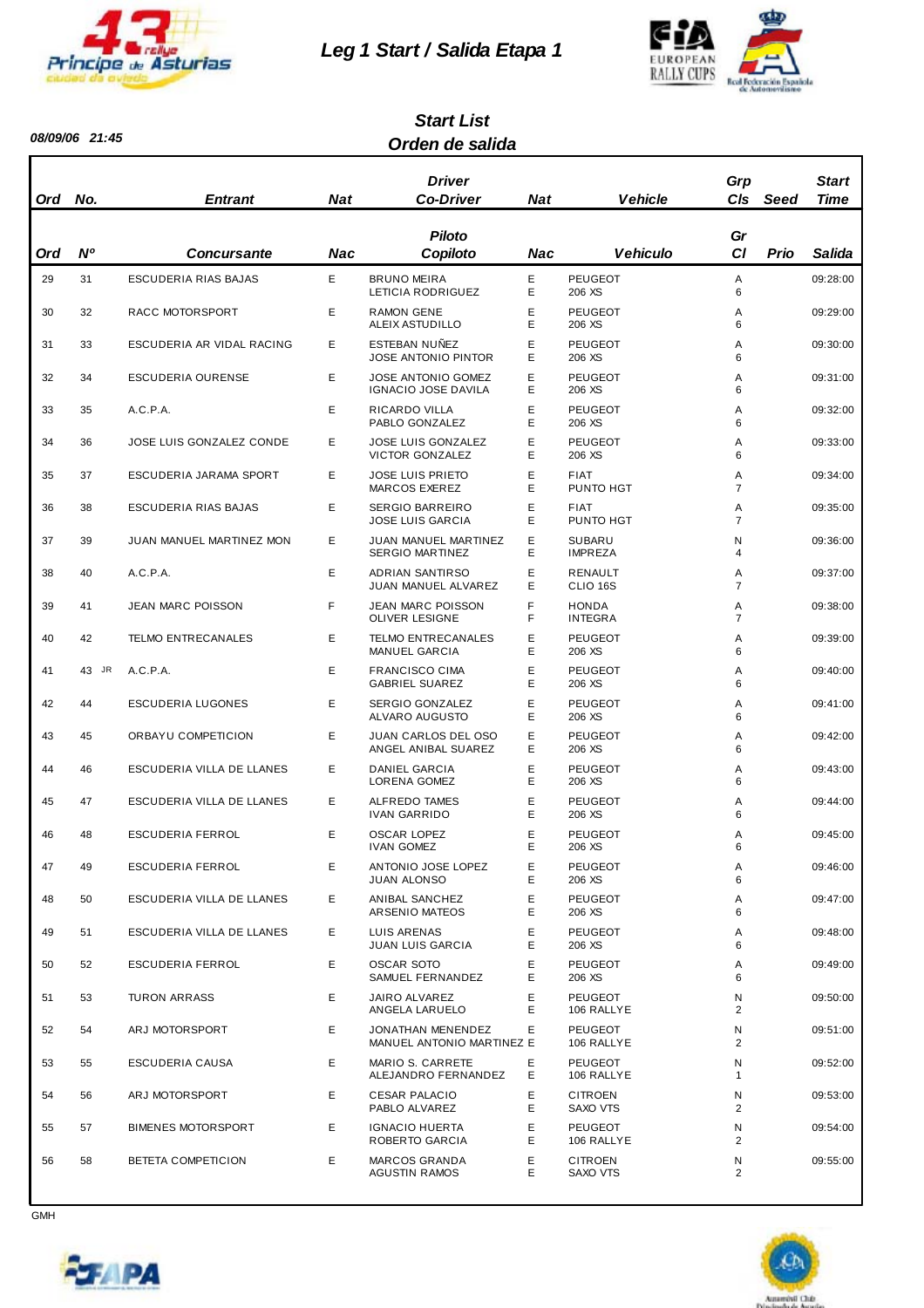# Leg 1 Start / Salida Etapa 1

*08/09/06 21:45*

## Start List
## Orden de salida

| Ord / Ord | No. / Nº | Entrant / Concursante | Nat / Nac | Driver / Piloto<br>Co-Driver / Copiloto | Nat / Nac | Vehicle / Vehiculo | Grp Cls / Gr Cl | Seed / Prio | Start Time / Salida |
|---|---|---|---|---|---|---|---|---|---|
| 29 | 31 | ESCUDERIA RIAS BAJAS | E | BRUNO MEIRA<br>LETICIA RODRIGUEZ | E<br>E | PEUGEOT<br>206 XS | A<br>6 | | 09:28:00 |
| 30 | 32 | RACC MOTORSPORT | E | RAMON GENE<br>ALEIX ASTUDILLO | E<br>E | PEUGEOT<br>206 XS | A<br>6 | | 09:29:00 |
| 31 | 33 | ESCUDERIA AR VIDAL RACING | E | ESTEBAN NUÑEZ<br>JOSE ANTONIO PINTOR | E<br>E | PEUGEOT<br>206 XS | A<br>6 | | 09:30:00 |
| 32 | 34 | ESCUDERIA OURENSE | E | JOSE ANTONIO GOMEZ<br>IGNACIO JOSE DAVILA | E<br>E | PEUGEOT<br>206 XS | A<br>6 | | 09:31:00 |
| 33 | 35 | A.C.P.A. | E | RICARDO VILLA<br>PABLO GONZALEZ | E<br>E | PEUGEOT<br>206 XS | A<br>6 | | 09:32:00 |
| 34 | 36 | JOSE LUIS GONZALEZ CONDE | E | JOSE LUIS GONZALEZ<br>VICTOR GONZALEZ | E<br>E | PEUGEOT<br>206 XS | A<br>6 | | 09:33:00 |
| 35 | 37 | ESCUDERIA JARAMA SPORT | E | JOSE LUIS PRIETO<br>MARCOS EXEREZ | E<br>E | FIAT<br>PUNTO HGT | A<br>7 | | 09:34:00 |
| 36 | 38 | ESCUDERIA RIAS BAJAS | E | SERGIO BARREIRO<br>JOSE LUIS GARCIA | E<br>E | FIAT<br>PUNTO HGT | A<br>7 | | 09:35:00 |
| 37 | 39 | JUAN MANUEL MARTINEZ MON | E | JUAN MANUEL MARTINEZ<br>SERGIO MARTINEZ | E<br>E | SUBARU<br>IMPREZA | N<br>4 | | 09:36:00 |
| 38 | 40 | A.C.P.A. | E | ADRIAN SANTIRSO<br>JUAN MANUEL ALVAREZ | E<br>E | RENAULT<br>CLIO 16S | A<br>7 | | 09:37:00 |
| 39 | 41 | JEAN MARC POISSON | F | JEAN MARC POISSON<br>OLIVER LESIGNE | F<br>F | HONDA<br>INTEGRA | A<br>7 | | 09:38:00 |
| 40 | 42 | TELMO ENTRECANALES | E | TELMO ENTRECANALES<br>MANUEL GARCIA | E<br>E | PEUGEOT<br>206 XS | A<br>6 | | 09:39:00 |
| 41 | 43 JR | A.C.P.A. | E | FRANCISCO CIMA<br>GABRIEL SUAREZ | E<br>E | PEUGEOT<br>206 XS | A<br>6 | | 09:40:00 |
| 42 | 44 | ESCUDERIA LUGONES | E | SERGIO GONZALEZ<br>ALVARO AUGUSTO | E<br>E | PEUGEOT<br>206 XS | A<br>6 | | 09:41:00 |
| 43 | 45 | ORBAYU COMPETICION | E | JUAN CARLOS DEL OSO<br>ANGEL ANIBAL SUAREZ | E<br>E | PEUGEOT<br>206 XS | A<br>6 | | 09:42:00 |
| 44 | 46 | ESCUDERIA VILLA DE LLANES | E | DANIEL GARCIA<br>LORENA GOMEZ | E<br>E | PEUGEOT<br>206 XS | A<br>6 | | 09:43:00 |
| 45 | 47 | ESCUDERIA VILLA DE LLANES | E | ALFREDO TAMES<br>IVAN GARRIDO | E<br>E | PEUGEOT<br>206 XS | A<br>6 | | 09:44:00 |
| 46 | 48 | ESCUDERIA FERROL | E | OSCAR LOPEZ<br>IVAN GOMEZ | E<br>E | PEUGEOT<br>206 XS | A<br>6 | | 09:45:00 |
| 47 | 49 | ESCUDERIA FERROL | E | ANTONIO JOSE LOPEZ<br>JUAN ALONSO | E<br>E | PEUGEOT<br>206 XS | A<br>6 | | 09:46:00 |
| 48 | 50 | ESCUDERIA VILLA DE LLANES | E | ANIBAL SANCHEZ<br>ARSENIO MATEOS | E<br>E | PEUGEOT<br>206 XS | A<br>6 | | 09:47:00 |
| 49 | 51 | ESCUDERIA VILLA DE LLANES | E | LUIS ARENAS<br>JUAN LUIS GARCIA | E<br>E | PEUGEOT<br>206 XS | A<br>6 | | 09:48:00 |
| 50 | 52 | ESCUDERIA FERROL | E | OSCAR SOTO<br>SAMUEL FERNANDEZ | E<br>E | PEUGEOT<br>206 XS | A<br>6 | | 09:49:00 |
| 51 | 53 | TURON ARRASS | E | JAIRO ALVAREZ<br>ANGELA LARUELO | E<br>E | PEUGEOT<br>106 RALLYE | N<br>2 | | 09:50:00 |
| 52 | 54 | ARJ MOTORSPORT | E | JONATHAN MENENDEZ<br>MANUEL ANTONIO MARTINEZ | E<br>E | PEUGEOT<br>106 RALLYE | N<br>2 | | 09:51:00 |
| 53 | 55 | ESCUDERIA CAUSA | E | MARIO S. CARRETE<br>ALEJANDRO FERNANDEZ | E<br>E | PEUGEOT<br>106 RALLYE | N<br>1 | | 09:52:00 |
| 54 | 56 | ARJ MOTORSPORT | E | CESAR PALACIO<br>PABLO ALVAREZ | E<br>E | CITROEN<br>SAXO VTS | N<br>2 | | 09:53:00 |
| 55 | 57 | BIMENES MOTORSPORT | E | IGNACIO HUERTA<br>ROBERTO GARCIA | E<br>E | PEUGEOT<br>106 RALLYE | N<br>2 | | 09:54:00 |
| 56 | 58 | BETETA COMPETICION | E | MARCOS GRANDA<br>AGUSTIN RAMOS | E<br>E | CITROEN<br>SAXO VTS | N<br>2 | | 09:55:00 |

GMH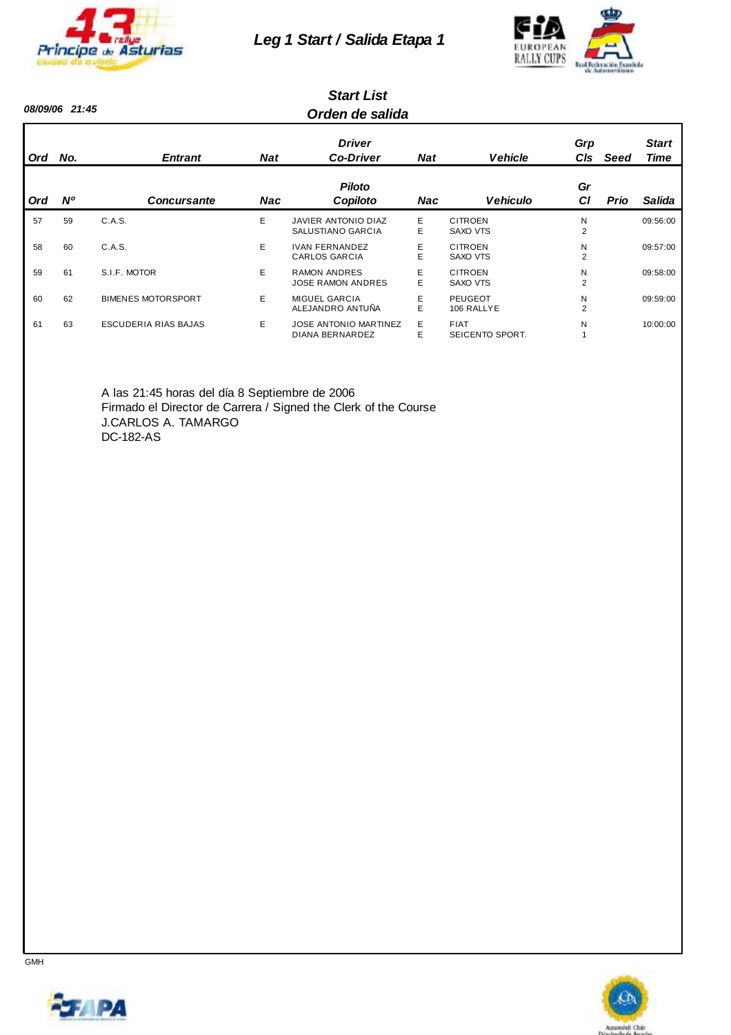# Leg 1 Start / Salida Etapa 1

08/09/06 21:45

## Start List
## Orden de salida

| Ord | No. | Entrant | Nat | Driver / Co-Driver | Nat | Vehicle | Grp Cls | Seed | Start Time |
|---|---|---|---|---|---|---|---|---|---|
| Ord | Nº | Concursante | Nac | Piloto / Copiloto | Nac | Vehiculo | Gr Cl | Prio | Salida |
| 57 | 59 | C.A.S. | E | JAVIER ANTONIO DIAZ<br>SALUSTIANO GARCIA | E<br>E | CITROEN<br>SAXO VTS | N<br>2 | | 09:56:00 |
| 58 | 60 | C.A.S. | E | IVAN FERNANDEZ<br>CARLOS GARCIA | E<br>E | CITROEN<br>SAXO VTS | N<br>2 | | 09:57:00 |
| 59 | 61 | S.I.F. MOTOR | E | RAMON ANDRES<br>JOSE RAMON ANDRES | E<br>E | CITROEN<br>SAXO VTS | N<br>2 | | 09:58:00 |
| 60 | 62 | BIMENES MOTORSPORT | E | MIGUEL GARCIA<br>ALEJANDRO ANTUÑA | E<br>E | PEUGEOT<br>106 RALLYE | N<br>2 | | 09:59:00 |
| 61 | 63 | ESCUDERIA RIAS BAJAS | E | JOSE ANTONIO MARTINEZ<br>DIANA BERNARDEZ | E<br>E | FIAT<br>SEICENTO SPORT. | N<br>1 | | 10:00:00 |

A las 21:45 horas del día 8 Septiembre de 2006
Firmado el Director de Carrera / Signed the Clerk of the Course
J.CARLOS A. TAMARGO
DC-182-AS

GMH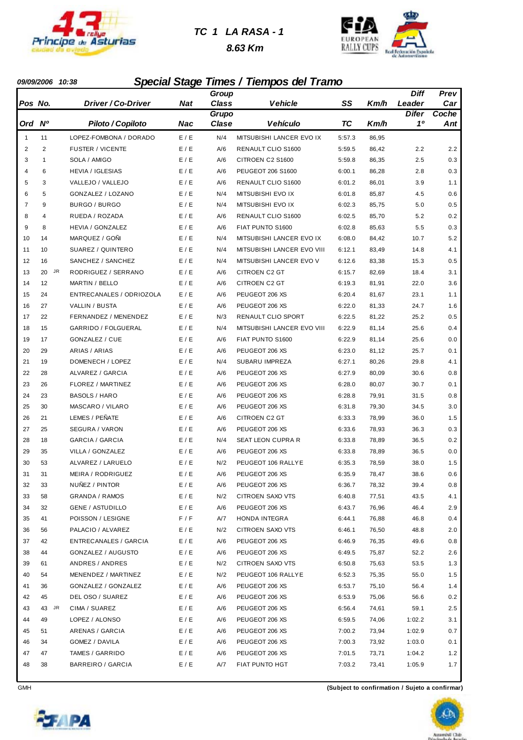# TC 1 LA RASA - 1

**8.63 Km**

**09/09/2006 10:38**

## Special Stage Times / Tiempos del Tramo

| Pos / Ord | No. / Nº | Driver / Co-Driver / Piloto / Copiloto | Nat / Nac | Group Class / Grupo Clase | Vehicle / Vehículo | SS / TC | Km/h | Diff Leader / Difer 1º | Prev Car / Coche Ant |
|---|---|---|---|---|---|---|---|---|---|
| 1 | 11 | LOPEZ-FOMBONA / DORADO | E / E | N/4 | MITSUBISHI LANCER EVO IX | 5:57.3 | 86,95 | | |
| 2 | 2 | FUSTER / VICENTE | E / E | A/6 | RENAULT CLIO S1600 | 5:59.5 | 86,42 | 2.2 | 2.2 |
| 3 | 1 | SOLA / AMIGO | E / E | A/6 | CITROEN C2 S1600 | 5:59.8 | 86,35 | 2.5 | 0.3 |
| 4 | 6 | HEVIA / IGLESIAS | E / E | A/6 | PEUGEOT 206 S1600 | 6:00.1 | 86,28 | 2.8 | 0.3 |
| 5 | 3 | VALLEJO / VALLEJO | E / E | A/6 | RENAULT CLIO S1600 | 6:01.2 | 86,01 | 3.9 | 1.1 |
| 6 | 5 | GONZALEZ / LOZANO | E / E | N/4 | MITSUBISHI EVO IX | 6:01.8 | 85,87 | 4.5 | 0.6 |
| 7 | 9 | BURGO / BURGO | E / E | N/4 | MITSUBISHI EVO IX | 6:02.3 | 85,75 | 5.0 | 0.5 |
| 8 | 4 | RUEDA / ROZADA | E / E | A/6 | RENAULT CLIO S1600 | 6:02.5 | 85,70 | 5.2 | 0.2 |
| 9 | 8 | HEVIA / GONZALEZ | E / E | A/6 | FIAT PUNTO S1600 | 6:02.8 | 85,63 | 5.5 | 0.3 |
| 10 | 14 | MARQUEZ / GOÑI | E / E | N/4 | MITSUBISHI LANCER EVO IX | 6:08.0 | 84,42 | 10.7 | 5.2 |
| 11 | 10 | SUAREZ / QUINTERO | E / E | N/4 | MITSUBISHI LANCER EVO VIII | 6:12.1 | 83,49 | 14.8 | 4.1 |
| 12 | 16 | SANCHEZ / SANCHEZ | E / E | N/4 | MITSUBISHI LANCER EVO V | 6:12.6 | 83,38 | 15.3 | 0.5 |
| 13 | 20 JR | RODRIGUEZ / SERRANO | E / E | A/6 | CITROEN C2 GT | 6:15.7 | 82,69 | 18.4 | 3.1 |
| 14 | 12 | MARTIN / BELLO | E / E | A/6 | CITROEN C2 GT | 6:19.3 | 81,91 | 22.0 | 3.6 |
| 15 | 24 | ENTRECANALES / ODRIOZOLA | E / E | A/6 | PEUGEOT 206 XS | 6:20.4 | 81,67 | 23.1 | 1.1 |
| 16 | 27 | VALLIN / BUSTA | E / E | A/6 | PEUGEOT 206 XS | 6:22.0 | 81,33 | 24.7 | 1.6 |
| 17 | 22 | FERNANDEZ / MENENDEZ | E / E | N/3 | RENAULT CLIO SPORT | 6:22.5 | 81,22 | 25.2 | 0.5 |
| 18 | 15 | GARRIDO / FOLGUERAL | E / E | N/4 | MITSUBISHI LANCER EVO VIII | 6:22.9 | 81,14 | 25.6 | 0.4 |
| 19 | 17 | GONZALEZ / CUE | E / E | A/6 | FIAT PUNTO S1600 | 6:22.9 | 81,14 | 25.6 | 0.0 |
| 20 | 29 | ARIAS / ARIAS | E / E | A/6 | PEUGEOT 206 XS | 6:23.0 | 81,12 | 25.7 | 0.1 |
| 21 | 19 | DOMENECH / LOPEZ | E / E | N/4 | SUBARU IMPREZA | 6:27.1 | 80,26 | 29.8 | 4.1 |
| 22 | 28 | ALVAREZ / GARCIA | E / E | A/6 | PEUGEOT 206 XS | 6:27.9 | 80,09 | 30.6 | 0.8 |
| 23 | 26 | FLOREZ / MARTINEZ | E / E | A/6 | PEUGEOT 206 XS | 6:28.0 | 80,07 | 30.7 | 0.1 |
| 24 | 23 | BASOLS / HARO | E / E | A/6 | PEUGEOT 206 XS | 6:28.8 | 79,91 | 31.5 | 0.8 |
| 25 | 30 | MASCARO / VILARO | E / E | A/6 | PEUGEOT 206 XS | 6:31.8 | 79,30 | 34.5 | 3.0 |
| 26 | 21 | LEMES / PEÑATE | E / E | A/6 | CITROEN C2 GT | 6:33.3 | 78,99 | 36.0 | 1.5 |
| 27 | 25 | SEGURA / VARON | E / E | A/6 | PEUGEOT 206 XS | 6:33.6 | 78,93 | 36.3 | 0.3 |
| 28 | 18 | GARCIA / GARCIA | E / E | N/4 | SEAT LEON CUPRA R | 6:33.8 | 78,89 | 36.5 | 0.2 |
| 29 | 35 | VILLA / GONZALEZ | E / E | A/6 | PEUGEOT 206 XS | 6:33.8 | 78,89 | 36.5 | 0.0 |
| 30 | 53 | ALVAREZ / LARUELO | E / E | N/2 | PEUGEOT 106 RALLYE | 6:35.3 | 78,59 | 38.0 | 1.5 |
| 31 | 31 | MEIRA / RODRIGUEZ | E / E | A/6 | PEUGEOT 206 XS | 6:35.9 | 78,47 | 38.6 | 0.6 |
| 32 | 33 | NUÑEZ / PINTOR | E / E | A/6 | PEUGEOT 206 XS | 6:36.7 | 78,32 | 39.4 | 0.8 |
| 33 | 58 | GRANDA / RAMOS | E / E | N/2 | CITROEN SAXO VTS | 6:40.8 | 77,51 | 43.5 | 4.1 |
| 34 | 32 | GENE / ASTUDILLO | E / E | A/6 | PEUGEOT 206 XS | 6:43.7 | 76,96 | 46.4 | 2.9 |
| 35 | 41 | POISSON / LESIGNE | F / F | A/7 | HONDA INTEGRA | 6:44.1 | 76,88 | 46.8 | 0.4 |
| 36 | 56 | PALACIO / ALVAREZ | E / E | N/2 | CITROEN SAXO VTS | 6:46.1 | 76,50 | 48.8 | 2.0 |
| 37 | 42 | ENTRECANALES / GARCIA | E / E | A/6 | PEUGEOT 206 XS | 6:46.9 | 76,35 | 49.6 | 0.8 |
| 38 | 44 | GONZALEZ / AUGUSTO | E / E | A/6 | PEUGEOT 206 XS | 6:49.5 | 75,87 | 52.2 | 2.6 |
| 39 | 61 | ANDRES / ANDRES | E / E | N/2 | CITROEN SAXO VTS | 6:50.8 | 75,63 | 53.5 | 1.3 |
| 40 | 54 | MENENDEZ / MARTINEZ | E / E | N/2 | PEUGEOT 106 RALLYE | 6:52.3 | 75,35 | 55.0 | 1.5 |
| 41 | 36 | GONZALEZ / GONZALEZ | E / E | A/6 | PEUGEOT 206 XS | 6:53.7 | 75,10 | 56.4 | 1.4 |
| 42 | 45 | DEL OSO / SUAREZ | E / E | A/6 | PEUGEOT 206 XS | 6:53.9 | 75,06 | 56.6 | 0.2 |
| 43 | 43 JR | CIMA / SUAREZ | E / E | A/6 | PEUGEOT 206 XS | 6:56.4 | 74,61 | 59.1 | 2.5 |
| 44 | 49 | LOPEZ / ALONSO | E / E | A/6 | PEUGEOT 206 XS | 6:59.5 | 74,06 | 1:02.2 | 3.1 |
| 45 | 51 | ARENAS / GARCIA | E / E | A/6 | PEUGEOT 206 XS | 7:00.2 | 73,94 | 1:02.9 | 0.7 |
| 46 | 34 | GOMEZ / DAVILA | E / E | A/6 | PEUGEOT 206 XS | 7:00.3 | 73,92 | 1:03.0 | 0.1 |
| 47 | 47 | TAMES / GARRIDO | E / E | A/6 | PEUGEOT 206 XS | 7:01.5 | 73,71 | 1:04.2 | 1.2 |
| 48 | 38 | BARREIRO / GARCIA | E / E | A/7 | FIAT PUNTO HGT | 7:03.2 | 73,41 | 1:05.9 | 1.7 |

GMH

**(Subject to confirmation / Sujeto a confirmar)**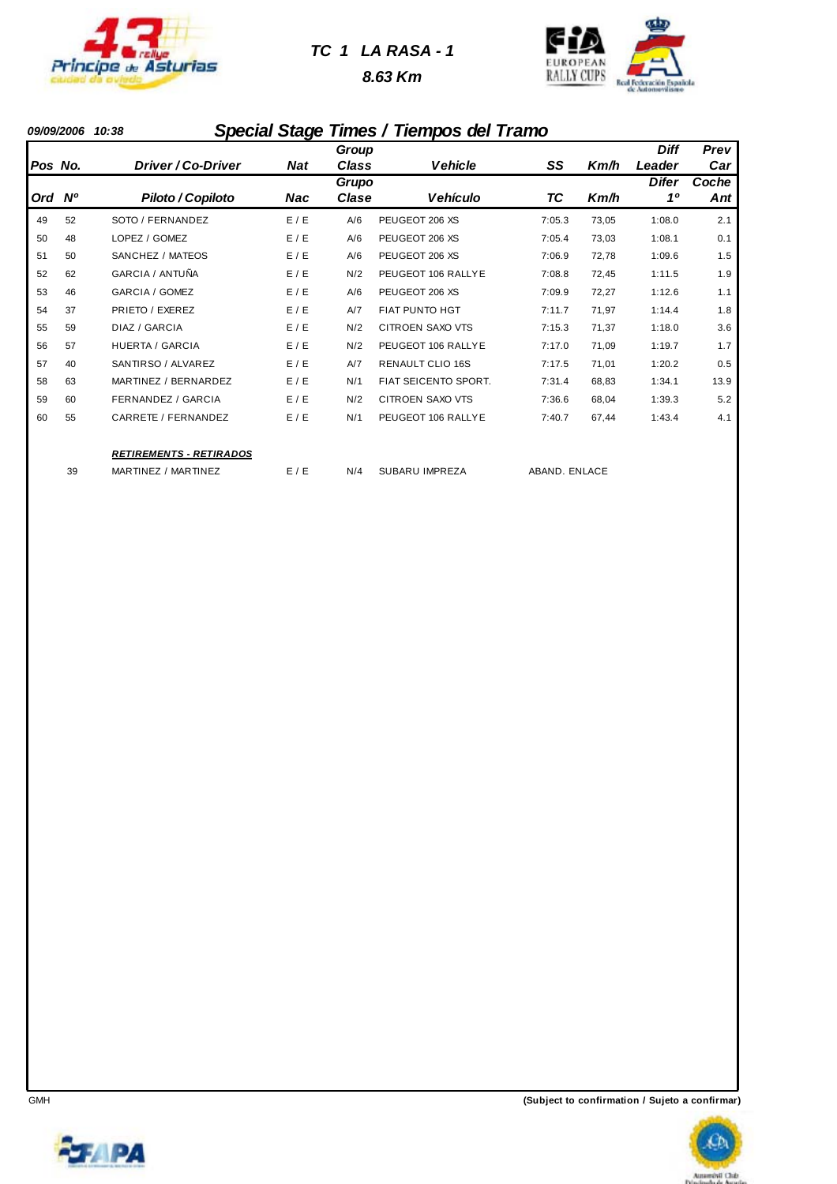# TC 1 LA RASA - 1

**8.63 Km**

09/09/2006 10:38

## Special Stage Times / Tiempos del Tramo

| Pos / Ord | No. / Nº | Driver / Co-Driver / Piloto / Copiloto | Nat / Nac | Group Class / Grupo Clase | Vehicle / Vehículo | SS / TC | Km/h | Diff Leader / Difer 1º | Prev Car / Coche Ant |
|---|---|---|---|---|---|---|---|---|---|
| 49 | 52 | SOTO / FERNANDEZ | E / E | A/6 | PEUGEOT 206 XS | 7:05.3 | 73,05 | 1:08.0 | 2.1 |
| 50 | 48 | LOPEZ / GOMEZ | E / E | A/6 | PEUGEOT 206 XS | 7:05.4 | 73,03 | 1:08.1 | 0.1 |
| 51 | 50 | SANCHEZ / MATEOS | E / E | A/6 | PEUGEOT 206 XS | 7:06.9 | 72,78 | 1:09.6 | 1.5 |
| 52 | 62 | GARCIA / ANTUÑA | E / E | N/2 | PEUGEOT 106 RALLYE | 7:08.8 | 72,45 | 1:11.5 | 1.9 |
| 53 | 46 | GARCIA / GOMEZ | E / E | A/6 | PEUGEOT 206 XS | 7:09.9 | 72,27 | 1:12.6 | 1.1 |
| 54 | 37 | PRIETO / EXEREZ | E / E | A/7 | FIAT PUNTO HGT | 7:11.7 | 71,97 | 1:14.4 | 1.8 |
| 55 | 59 | DIAZ / GARCIA | E / E | N/2 | CITROEN SAXO VTS | 7:15.3 | 71,37 | 1:18.0 | 3.6 |
| 56 | 57 | HUERTA / GARCIA | E / E | N/2 | PEUGEOT 106 RALLYE | 7:17.0 | 71,09 | 1:19.7 | 1.7 |
| 57 | 40 | SANTIRSO / ALVAREZ | E / E | A/7 | RENAULT CLIO 16S | 7:17.5 | 71,01 | 1:20.2 | 0.5 |
| 58 | 63 | MARTINEZ / BERNARDEZ | E / E | N/1 | FIAT SEICENTO SPORT. | 7:31.4 | 68,83 | 1:34.1 | 13.9 |
| 59 | 60 | FERNANDEZ / GARCIA | E / E | N/2 | CITROEN SAXO VTS | 7:36.6 | 68,04 | 1:39.3 | 5.2 |
| 60 | 55 | CARRETE / FERNANDEZ | E / E | N/1 | PEUGEOT 106 RALLYE | 7:40.7 | 67,44 | 1:43.4 | 4.1 |

**RETIREMENTS - RETIRADOS**

| No. | Driver / Co-Driver | Nat | Group Class | Vehicle | |
|---|---|---|---|---|---|
| 39 | MARTINEZ / MARTINEZ | E / E | N/4 | SUBARU IMPREZA | ABAND. ENLACE |

GMH

**(Subject to confirmation / Sujeto a confirmar)**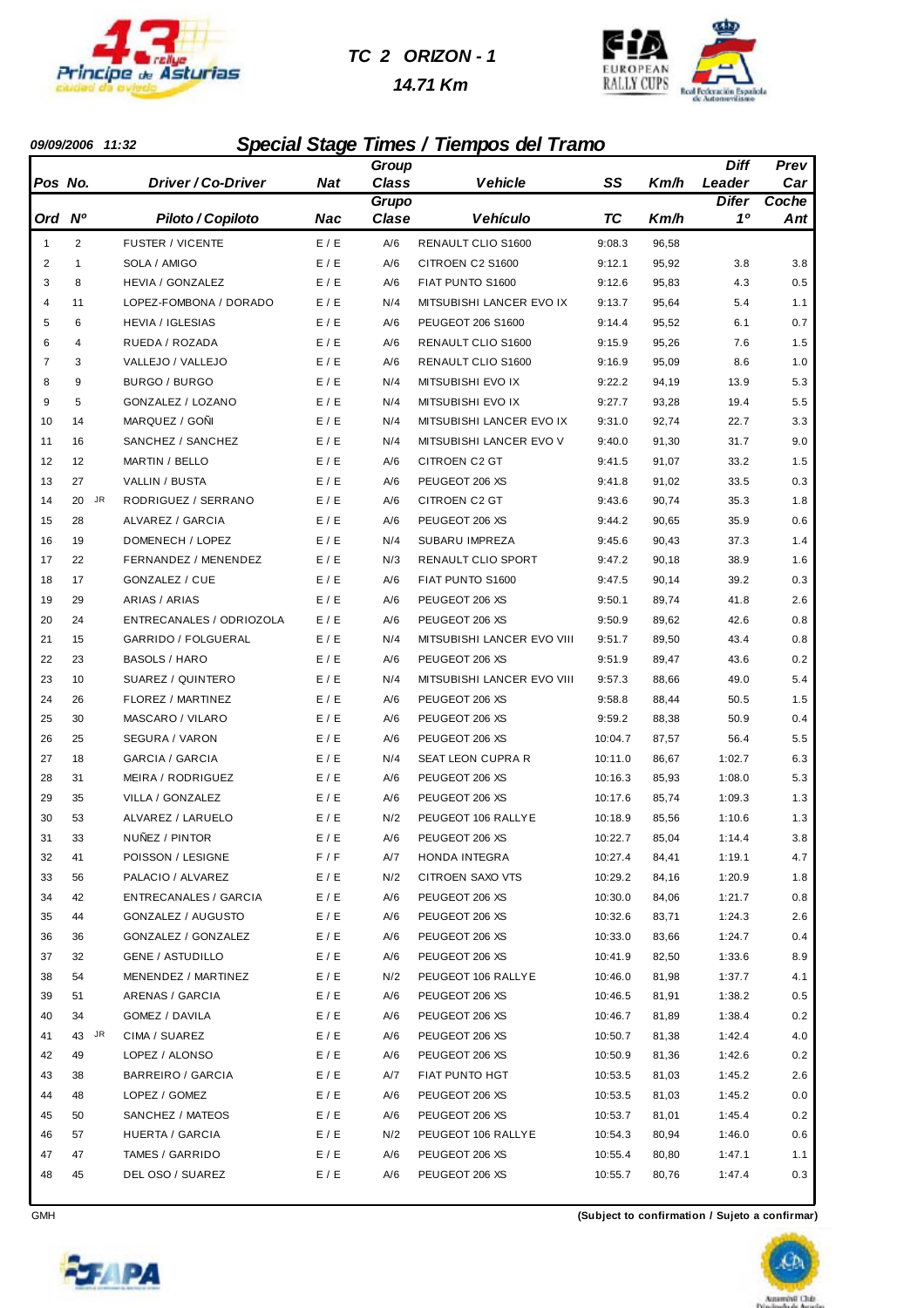# TC 2 ORIZON - 1

**14.71 Km**

09/09/2006 11:32

## Special Stage Times / Tiempos del Tramo

| Pos / Ord | No. / Nº | | Driver / Co-Driver / Piloto / Copiloto | Nat / Nac | Group Class / Grupo Clase | Vehicle / Vehículo | SS / TC | Km/h | Diff Leader / Difer 1º | Prev Car / Coche Ant |
|---|---|---|---|---|---|---|---|---|---|---|
| 1 | 2 | | FUSTER / VICENTE | E / E | A/6 | RENAULT CLIO S1600 | 9:08.3 | 96,58 | | |
| 2 | 1 | | SOLA / AMIGO | E / E | A/6 | CITROEN C2 S1600 | 9:12.1 | 95,92 | 3.8 | 3.8 |
| 3 | 8 | | HEVIA / GONZALEZ | E / E | A/6 | FIAT PUNTO S1600 | 9:12.6 | 95,83 | 4.3 | 0.5 |
| 4 | 11 | | LOPEZ-FOMBONA / DORADO | E / E | N/4 | MITSUBISHI LANCER EVO IX | 9:13.7 | 95,64 | 5.4 | 1.1 |
| 5 | 6 | | HEVIA / IGLESIAS | E / E | A/6 | PEUGEOT 206 S1600 | 9:14.4 | 95,52 | 6.1 | 0.7 |
| 6 | 4 | | RUEDA / ROZADA | E / E | A/6 | RENAULT CLIO S1600 | 9:15.9 | 95,26 | 7.6 | 1.5 |
| 7 | 3 | | VALLEJO / VALLEJO | E / E | A/6 | RENAULT CLIO S1600 | 9:16.9 | 95,09 | 8.6 | 1.0 |
| 8 | 9 | | BURGO / BURGO | E / E | N/4 | MITSUBISHI EVO IX | 9:22.2 | 94,19 | 13.9 | 5.3 |
| 9 | 5 | | GONZALEZ / LOZANO | E / E | N/4 | MITSUBISHI EVO IX | 9:27.7 | 93,28 | 19.4 | 5.5 |
| 10 | 14 | | MARQUEZ / GOÑI | E / E | N/4 | MITSUBISHI LANCER EVO IX | 9:31.0 | 92,74 | 22.7 | 3.3 |
| 11 | 16 | | SANCHEZ / SANCHEZ | E / E | N/4 | MITSUBISHI LANCER EVO V | 9:40.0 | 91,30 | 31.7 | 9.0 |
| 12 | 12 | | MARTIN / BELLO | E / E | A/6 | CITROEN C2 GT | 9:41.5 | 91,07 | 33.2 | 1.5 |
| 13 | 27 | | VALLIN / BUSTA | E / E | A/6 | PEUGEOT 206 XS | 9:41.8 | 91,02 | 33.5 | 0.3 |
| 14 | 20 | JR | RODRIGUEZ / SERRANO | E / E | A/6 | CITROEN C2 GT | 9:43.6 | 90,74 | 35.3 | 1.8 |
| 15 | 28 | | ALVAREZ / GARCIA | E / E | A/6 | PEUGEOT 206 XS | 9:44.2 | 90,65 | 35.9 | 0.6 |
| 16 | 19 | | DOMENECH / LOPEZ | E / E | N/4 | SUBARU IMPREZA | 9:45.6 | 90,43 | 37.3 | 1.4 |
| 17 | 22 | | FERNANDEZ / MENENDEZ | E / E | N/3 | RENAULT CLIO SPORT | 9:47.2 | 90,18 | 38.9 | 1.6 |
| 18 | 17 | | GONZALEZ / CUE | E / E | A/6 | FIAT PUNTO S1600 | 9:47.5 | 90,14 | 39.2 | 0.3 |
| 19 | 29 | | ARIAS / ARIAS | E / E | A/6 | PEUGEOT 206 XS | 9:50.1 | 89,74 | 41.8 | 2.6 |
| 20 | 24 | | ENTRECANALES / ODRIOZOLA | E / E | A/6 | PEUGEOT 206 XS | 9:50.9 | 89,62 | 42.6 | 0.8 |
| 21 | 15 | | GARRIDO / FOLGUERAL | E / E | N/4 | MITSUBISHI LANCER EVO VIII | 9:51.7 | 89,50 | 43.4 | 0.8 |
| 22 | 23 | | BASOLS / HARO | E / E | A/6 | PEUGEOT 206 XS | 9:51.9 | 89,47 | 43.6 | 0.2 |
| 23 | 10 | | SUAREZ / QUINTERO | E / E | N/4 | MITSUBISHI LANCER EVO VIII | 9:57.3 | 88,66 | 49.0 | 5.4 |
| 24 | 26 | | FLOREZ / MARTINEZ | E / E | A/6 | PEUGEOT 206 XS | 9:58.8 | 88,44 | 50.5 | 1.5 |
| 25 | 30 | | MASCARO / VILARO | E / E | A/6 | PEUGEOT 206 XS | 9:59.2 | 88,38 | 50.9 | 0.4 |
| 26 | 25 | | SEGURA / VARON | E / E | A/6 | PEUGEOT 206 XS | 10:04.7 | 87,57 | 56.4 | 5.5 |
| 27 | 18 | | GARCIA / GARCIA | E / E | N/4 | SEAT LEON CUPRA R | 10:11.0 | 86,67 | 1:02.7 | 6.3 |
| 28 | 31 | | MEIRA / RODRIGUEZ | E / E | A/6 | PEUGEOT 206 XS | 10:16.3 | 85,93 | 1:08.0 | 5.3 |
| 29 | 35 | | VILLA / GONZALEZ | E / E | A/6 | PEUGEOT 206 XS | 10:17.6 | 85,74 | 1:09.3 | 1.3 |
| 30 | 53 | | ALVAREZ / LARUELO | E / E | N/2 | PEUGEOT 106 RALLYE | 10:18.9 | 85,56 | 1:10.6 | 1.3 |
| 31 | 33 | | NUÑEZ / PINTOR | E / E | A/6 | PEUGEOT 206 XS | 10:22.7 | 85,04 | 1:14.4 | 3.8 |
| 32 | 41 | | POISSON / LESIGNE | F / F | A/7 | HONDA INTEGRA | 10:27.4 | 84,41 | 1:19.1 | 4.7 |
| 33 | 56 | | PALACIO / ALVAREZ | E / E | N/2 | CITROEN SAXO VTS | 10:29.2 | 84,16 | 1:20.9 | 1.8 |
| 34 | 42 | | ENTRECANALES / GARCIA | E / E | A/6 | PEUGEOT 206 XS | 10:30.0 | 84,06 | 1:21.7 | 0.8 |
| 35 | 44 | | GONZALEZ / AUGUSTO | E / E | A/6 | PEUGEOT 206 XS | 10:32.6 | 83,71 | 1:24.3 | 2.6 |
| 36 | 36 | | GONZALEZ / GONZALEZ | E / E | A/6 | PEUGEOT 206 XS | 10:33.0 | 83,66 | 1:24.7 | 0.4 |
| 37 | 32 | | GENE / ASTUDILLO | E / E | A/6 | PEUGEOT 206 XS | 10:41.9 | 82,50 | 1:33.6 | 8.9 |
| 38 | 54 | | MENENDEZ / MARTINEZ | E / E | N/2 | PEUGEOT 106 RALLYE | 10:46.0 | 81,98 | 1:37.7 | 4.1 |
| 39 | 51 | | ARENAS / GARCIA | E / E | A/6 | PEUGEOT 206 XS | 10:46.5 | 81,91 | 1:38.2 | 0.5 |
| 40 | 34 | | GOMEZ / DAVILA | E / E | A/6 | PEUGEOT 206 XS | 10:46.7 | 81,89 | 1:38.4 | 0.2 |
| 41 | 43 | JR | CIMA / SUAREZ | E / E | A/6 | PEUGEOT 206 XS | 10:50.7 | 81,38 | 1:42.4 | 4.0 |
| 42 | 49 | | LOPEZ / ALONSO | E / E | A/6 | PEUGEOT 206 XS | 10:50.9 | 81,36 | 1:42.6 | 0.2 |
| 43 | 38 | | BARREIRO / GARCIA | E / E | A/7 | FIAT PUNTO HGT | 10:53.5 | 81,03 | 1:45.2 | 2.6 |
| 44 | 48 | | LOPEZ / GOMEZ | E / E | A/6 | PEUGEOT 206 XS | 10:53.5 | 81,03 | 1:45.2 | 0.0 |
| 45 | 50 | | SANCHEZ / MATEOS | E / E | A/6 | PEUGEOT 206 XS | 10:53.7 | 81,01 | 1:45.4 | 0.2 |
| 46 | 57 | | HUERTA / GARCIA | E / E | N/2 | PEUGEOT 106 RALLYE | 10:54.3 | 80,94 | 1:46.0 | 0.6 |
| 47 | 47 | | TAMES / GARRIDO | E / E | A/6 | PEUGEOT 206 XS | 10:55.4 | 80,80 | 1:47.1 | 1.1 |
| 48 | 45 | | DEL OSO / SUAREZ | E / E | A/6 | PEUGEOT 206 XS | 10:55.7 | 80,76 | 1:47.4 | 0.3 |

GMH

**(Subject to confirmation / Sujeto a confirmar)**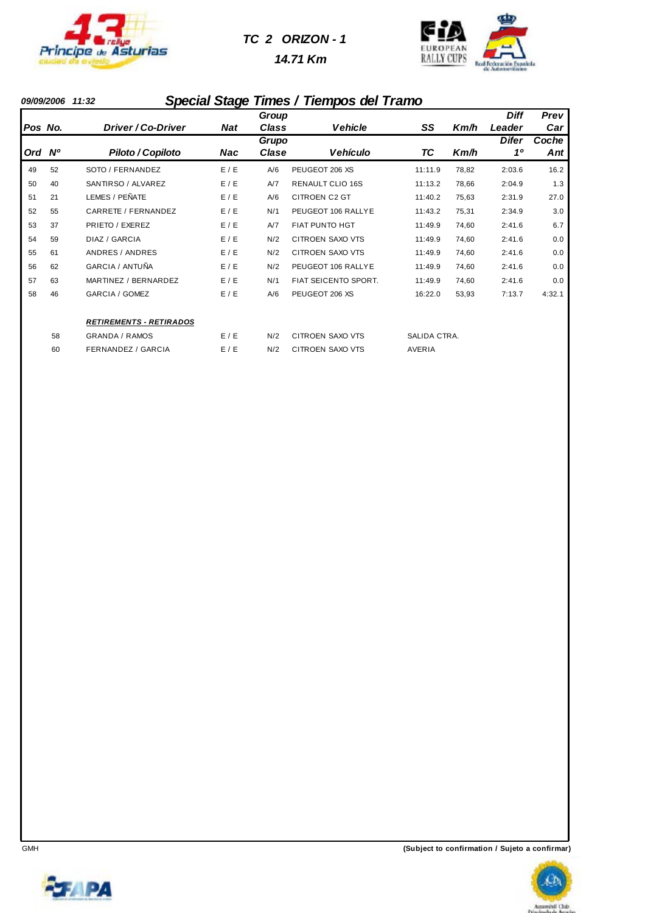# TC 2 ORIZON - 1

## 14.71 Km

**09/09/2006 11:32**

## Special Stage Times / Tiempos del Tramo

| Pos / Ord | No. / Nº | Driver / Co-Driver / Piloto / Copiloto | Nat / Nac | Group Class / Grupo Clase | Vehicle / Vehículo | SS / TC | Km/h | Diff Leader / Difer 1º | Prev Car / Coche Ant |
|---|---|---|---|---|---|---|---|---|---|
| 49 | 52 | SOTO / FERNANDEZ | E / E | A/6 | PEUGEOT 206 XS | 11:11.9 | 78,82 | 2:03.6 | 16.2 |
| 50 | 40 | SANTIRSO / ALVAREZ | E / E | A/7 | RENAULT CLIO 16S | 11:13.2 | 78,66 | 2:04.9 | 1.3 |
| 51 | 21 | LEMES / PEÑATE | E / E | A/6 | CITROEN C2 GT | 11:40.2 | 75,63 | 2:31.9 | 27.0 |
| 52 | 55 | CARRETE / FERNANDEZ | E / E | N/1 | PEUGEOT 106 RALLYE | 11:43.2 | 75,31 | 2:34.9 | 3.0 |
| 53 | 37 | PRIETO / EXEREZ | E / E | A/7 | FIAT PUNTO HGT | 11:49.9 | 74,60 | 2:41.6 | 6.7 |
| 54 | 59 | DIAZ / GARCIA | E / E | N/2 | CITROEN SAXO VTS | 11:49.9 | 74,60 | 2:41.6 | 0.0 |
| 55 | 61 | ANDRES / ANDRES | E / E | N/2 | CITROEN SAXO VTS | 11:49.9 | 74,60 | 2:41.6 | 0.0 |
| 56 | 62 | GARCIA / ANTUÑA | E / E | N/2 | PEUGEOT 106 RALLYE | 11:49.9 | 74,60 | 2:41.6 | 0.0 |
| 57 | 63 | MARTINEZ / BERNARDEZ | E / E | N/1 | FIAT SEICENTO SPORT. | 11:49.9 | 74,60 | 2:41.6 | 0.0 |
| 58 | 46 | GARCIA / GOMEZ | E / E | A/6 | PEUGEOT 206 XS | 16:22.0 | 53,93 | 7:13.7 | 4:32.1 |

**_RETIREMENTS - RETIRADOS_**

| No. | Driver / Co-Driver | Nat | Group Class | Vehicle | |
|---|---|---|---|---|---|
| 58 | GRANDA / RAMOS | E / E | N/2 | CITROEN SAXO VTS | SALIDA CTRA. |
| 60 | FERNANDEZ / GARCIA | E / E | N/2 | CITROEN SAXO VTS | AVERIA |

GMH

**(Subject to confirmation / Sujeto a confirmar)**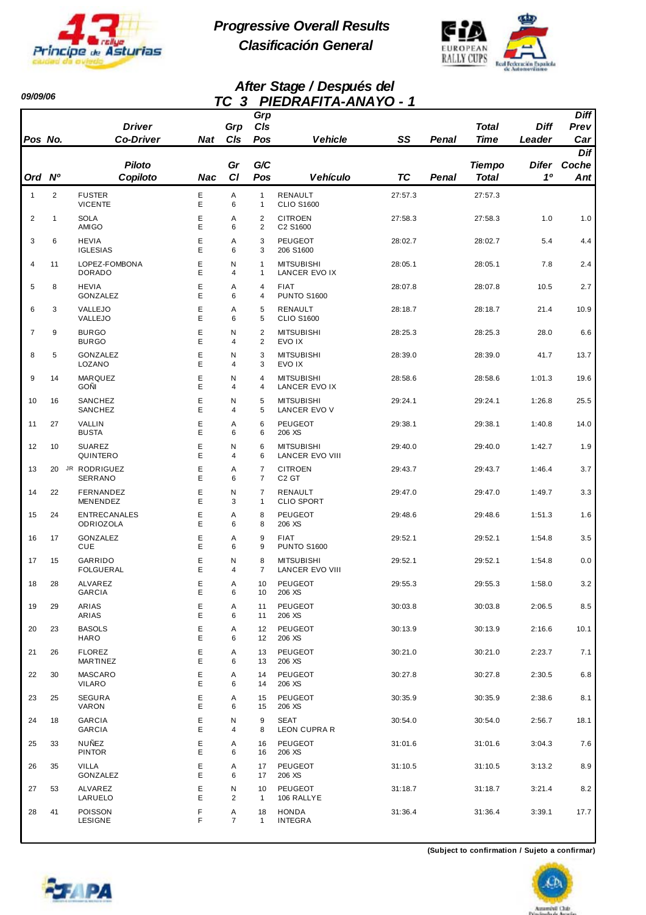# Progressive Overall Results
# Clasificación General

09/09/06

## After Stage / Después del
## TC 3 PIEDRAFITA-ANAYO - 1

| Pos Ord | No. Nº | Driver / Co-Driver (Piloto / Copiloto) | Nat Nac | Grp Cls (Gr Cl) | Grp Cls Pos (G/C Pos) | Vehicle Vehículo | SS TC | Penal | Total Time (Tiempo Total) | Diff Leader (Difer 1º) | Diff Prev Car (Dif Coche Ant) |
|---|---|---|---|---|---|---|---|---|---|---|---|
| 1 | 2 | FUSTER / VICENTE | E / E | A / 6 | 1 / 1 | RENAULT CLIO S1600 | 27:57.3 | | 27:57.3 | | |
| 2 | 1 | SOLA / AMIGO | E / E | A / 6 | 2 / 2 | CITROEN C2 S1600 | 27:58.3 | | 27:58.3 | 1.0 | 1.0 |
| 3 | 6 | HEVIA / IGLESIAS | E / E | A / 6 | 3 / 3 | PEUGEOT 206 S1600 | 28:02.7 | | 28:02.7 | 5.4 | 4.4 |
| 4 | 11 | LOPEZ-FOMBONA / DORADO | E / E | N / 4 | 1 / 1 | MITSUBISHI LANCER EVO IX | 28:05.1 | | 28:05.1 | 7.8 | 2.4 |
| 5 | 8 | HEVIA / GONZALEZ | E / E | A / 6 | 4 / 4 | FIAT PUNTO S1600 | 28:07.8 | | 28:07.8 | 10.5 | 2.7 |
| 6 | 3 | VALLEJO / VALLEJO | E / E | A / 6 | 5 / 5 | RENAULT CLIO S1600 | 28:18.7 | | 28:18.7 | 21.4 | 10.9 |
| 7 | 9 | BURGO / BURGO | E / E | N / 4 | 2 / 2 | MITSUBISHI EVO IX | 28:25.3 | | 28:25.3 | 28.0 | 6.6 |
| 8 | 5 | GONZALEZ / LOZANO | E / E | N / 4 | 3 / 3 | MITSUBISHI EVO IX | 28:39.0 | | 28:39.0 | 41.7 | 13.7 |
| 9 | 14 | MARQUEZ / GOÑI | E / E | N / 4 | 4 / 4 | MITSUBISHI LANCER EVO IX | 28:58.6 | | 28:58.6 | 1:01.3 | 19.6 |
| 10 | 16 | SANCHEZ / SANCHEZ | E / E | N / 4 | 5 / 5 | MITSUBISHI LANCER EVO V | 29:24.1 | | 29:24.1 | 1:26.8 | 25.5 |
| 11 | 27 | VALLIN / BUSTA | E / E | A / 6 | 6 / 6 | PEUGEOT 206 XS | 29:38.1 | | 29:38.1 | 1:40.8 | 14.0 |
| 12 | 10 | SUAREZ / QUINTERO | E / E | N / 4 | 6 / 6 | MITSUBISHI LANCER EVO VIII | 29:40.0 | | 29:40.0 | 1:42.7 | 1.9 |
| 13 | 20 | JR RODRIGUEZ / SERRANO | E / E | A / 6 | 7 / 7 | CITROEN C2 GT | 29:43.7 | | 29:43.7 | 1:46.4 | 3.7 |
| 14 | 22 | FERNANDEZ / MENENDEZ | E / E | N / 3 | 7 / 1 | RENAULT CLIO SPORT | 29:47.0 | | 29:47.0 | 1:49.7 | 3.3 |
| 15 | 24 | ENTRECANALES / ODRIOZOLA | E / E | A / 6 | 8 / 8 | PEUGEOT 206 XS | 29:48.6 | | 29:48.6 | 1:51.3 | 1.6 |
| 16 | 17 | GONZALEZ / CUE | E / E | A / 6 | 9 / 9 | FIAT PUNTO S1600 | 29:52.1 | | 29:52.1 | 1:54.8 | 3.5 |
| 17 | 15 | GARRIDO / FOLGUERAL | E / E | N / 4 | 8 / 7 | MITSUBISHI LANCER EVO VIII | 29:52.1 | | 29:52.1 | 1:54.8 | 0.0 |
| 18 | 28 | ALVAREZ / GARCIA | E / E | A / 6 | 10 / 10 | PEUGEOT 206 XS | 29:55.3 | | 29:55.3 | 1:58.0 | 3.2 |
| 19 | 29 | ARIAS / ARIAS | E / E | A / 6 | 11 / 11 | PEUGEOT 206 XS | 30:03.8 | | 30:03.8 | 2:06.5 | 8.5 |
| 20 | 23 | BASOLS / HARO | E / E | A / 6 | 12 / 12 | PEUGEOT 206 XS | 30:13.9 | | 30:13.9 | 2:16.6 | 10.1 |
| 21 | 26 | FLOREZ / MARTINEZ | E / E | A / 6 | 13 / 13 | PEUGEOT 206 XS | 30:21.0 | | 30:21.0 | 2:23.7 | 7.1 |
| 22 | 30 | MASCARO / VILARO | E / E | A / 6 | 14 / 14 | PEUGEOT 206 XS | 30:27.8 | | 30:27.8 | 2:30.5 | 6.8 |
| 23 | 25 | SEGURA / VARON | E / E | A / 6 | 15 / 15 | PEUGEOT 206 XS | 30:35.9 | | 30:35.9 | 2:38.6 | 8.1 |
| 24 | 18 | GARCIA / GARCIA | E / E | N / 4 | 9 / 8 | SEAT LEON CUPRA R | 30:54.0 | | 30:54.0 | 2:56.7 | 18.1 |
| 25 | 33 | NUÑEZ / PINTOR | E / E | A / 6 | 16 / 16 | PEUGEOT 206 XS | 31:01.6 | | 31:01.6 | 3:04.3 | 7.6 |
| 26 | 35 | VILLA / GONZALEZ | E / E | A / 6 | 17 / 17 | PEUGEOT 206 XS | 31:10.5 | | 31:10.5 | 3:13.2 | 8.9 |
| 27 | 53 | ALVAREZ / LARUELO | E / E | N / 2 | 10 / 1 | PEUGEOT 106 RALLYE | 31:18.7 | | 31:18.7 | 3:21.4 | 8.2 |
| 28 | 41 | POISSON / LESIGNE | F / F | A / 7 | 18 / 1 | HONDA INTEGRA | 31:36.4 | | 31:36.4 | 3:39.1 | 17.7 |

**(Subject to confirmation / Sujeto a confirmar)**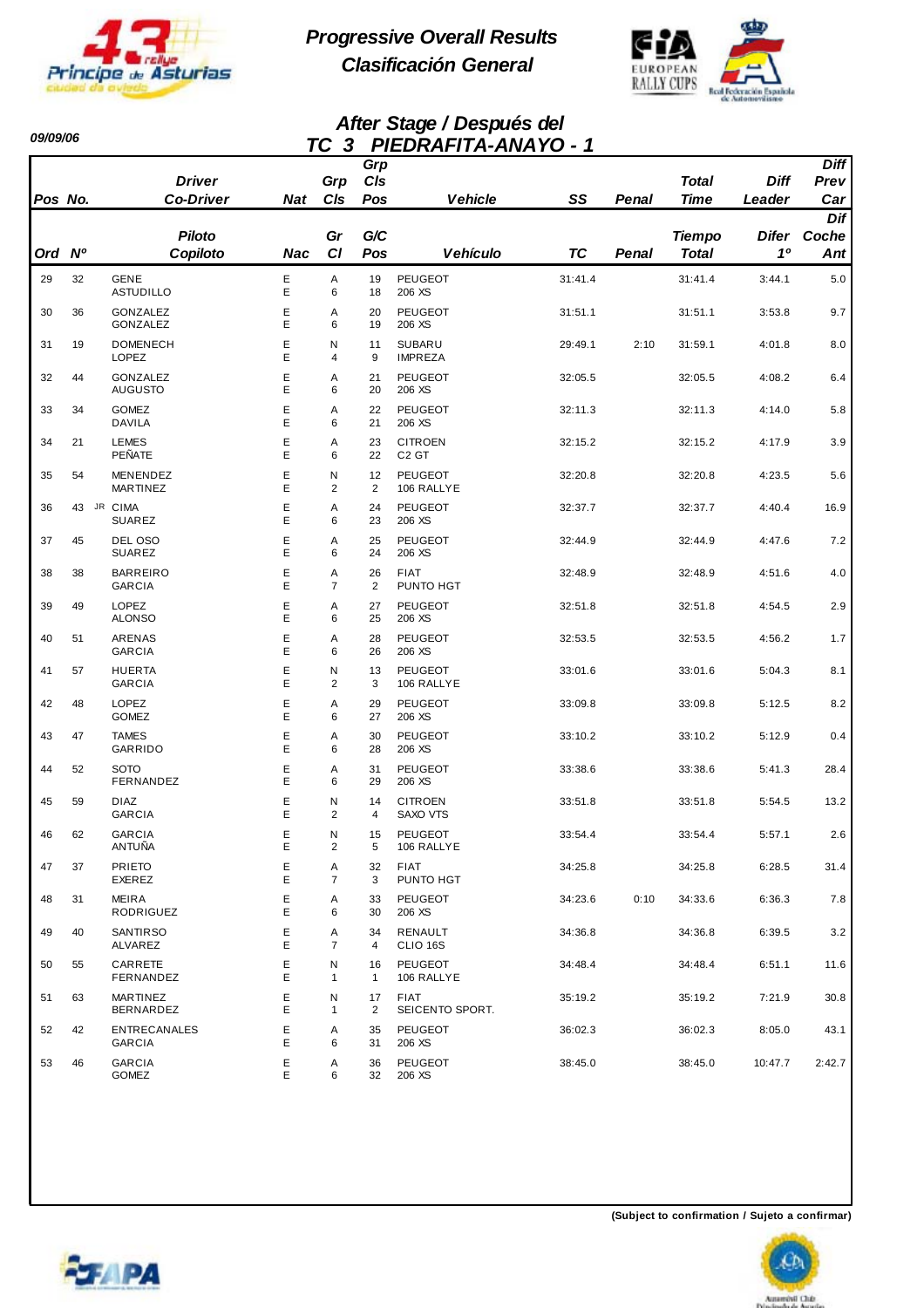# Progressive Overall Results
# Clasificación General

09/09/06

## After Stage / Después del
## TC 3 PIEDRAFITA-ANAYO - 1

| Pos<br>Ord | No.<br>Nº | Driver / Co-Driver<br>Piloto / Copiloto | Nat<br>Nac | Grp Cls<br>Gr Cl | Grp Cls Pos<br>G/C Pos | Vehicle<br>Vehículo | SS<br>TC | Penal<br>Penal | Total Time<br>Tiempo Total | Diff Leader<br>Difer 1º | Diff Prev Car<br>Dif Coche Ant |
|---|---|---|---|---|---|---|---|---|---|---|---|
| 29 | 32 | GENE<br>ASTUDILLO | E<br>E | A<br>6 | 19<br>18 | PEUGEOT<br>206 XS | 31:41.4 | | 31:41.4 | 3:44.1 | 5.0 |
| 30 | 36 | GONZALEZ<br>GONZALEZ | E<br>E | A<br>6 | 20<br>19 | PEUGEOT<br>206 XS | 31:51.1 | | 31:51.1 | 3:53.8 | 9.7 |
| 31 | 19 | DOMENECH<br>LOPEZ | E<br>E | N<br>4 | 11<br>9 | SUBARU<br>IMPREZA | 29:49.1 | 2:10 | 31:59.1 | 4:01.8 | 8.0 |
| 32 | 44 | GONZALEZ<br>AUGUSTO | E<br>E | A<br>6 | 21<br>20 | PEUGEOT<br>206 XS | 32:05.5 | | 32:05.5 | 4:08.2 | 6.4 |
| 33 | 34 | GOMEZ<br>DAVILA | E<br>E | A<br>6 | 22<br>21 | PEUGEOT<br>206 XS | 32:11.3 | | 32:11.3 | 4:14.0 | 5.8 |
| 34 | 21 | LEMES<br>PEÑATE | E<br>E | A<br>6 | 23<br>22 | CITROEN<br>C2 GT | 32:15.2 | | 32:15.2 | 4:17.9 | 3.9 |
| 35 | 54 | MENENDEZ<br>MARTINEZ | E<br>E | N<br>2 | 12<br>2 | PEUGEOT<br>106 RALLYE | 32:20.8 | | 32:20.8 | 4:23.5 | 5.6 |
| 36 | 43 JR | CIMA<br>SUAREZ | E<br>E | A<br>6 | 24<br>23 | PEUGEOT<br>206 XS | 32:37.7 | | 32:37.7 | 4:40.4 | 16.9 |
| 37 | 45 | DEL OSO<br>SUAREZ | E<br>E | A<br>6 | 25<br>24 | PEUGEOT<br>206 XS | 32:44.9 | | 32:44.9 | 4:47.6 | 7.2 |
| 38 | 38 | BARREIRO<br>GARCIA | E<br>E | A<br>7 | 26<br>2 | FIAT<br>PUNTO HGT | 32:48.9 | | 32:48.9 | 4:51.6 | 4.0 |
| 39 | 49 | LOPEZ<br>ALONSO | E<br>E | A<br>6 | 27<br>25 | PEUGEOT<br>206 XS | 32:51.8 | | 32:51.8 | 4:54.5 | 2.9 |
| 40 | 51 | ARENAS<br>GARCIA | E<br>E | A<br>6 | 28<br>26 | PEUGEOT<br>206 XS | 32:53.5 | | 32:53.5 | 4:56.2 | 1.7 |
| 41 | 57 | HUERTA<br>GARCIA | E<br>E | N<br>2 | 13<br>3 | PEUGEOT<br>106 RALLYE | 33:01.6 | | 33:01.6 | 5:04.3 | 8.1 |
| 42 | 48 | LOPEZ<br>GOMEZ | E<br>E | A<br>6 | 29<br>27 | PEUGEOT<br>206 XS | 33:09.8 | | 33:09.8 | 5:12.5 | 8.2 |
| 43 | 47 | TAMES<br>GARRIDO | E<br>E | A<br>6 | 30<br>28 | PEUGEOT<br>206 XS | 33:10.2 | | 33:10.2 | 5:12.9 | 0.4 |
| 44 | 52 | SOTO<br>FERNANDEZ | E<br>E | A<br>6 | 31<br>29 | PEUGEOT<br>206 XS | 33:38.6 | | 33:38.6 | 5:41.3 | 28.4 |
| 45 | 59 | DIAZ<br>GARCIA | E<br>E | N<br>2 | 14<br>4 | CITROEN<br>SAXO VTS | 33:51.8 | | 33:51.8 | 5:54.5 | 13.2 |
| 46 | 62 | GARCIA<br>ANTUÑA | E<br>E | N<br>2 | 15<br>5 | PEUGEOT<br>106 RALLYE | 33:54.4 | | 33:54.4 | 5:57.1 | 2.6 |
| 47 | 37 | PRIETO<br>EXEREZ | E<br>E | A<br>7 | 32<br>3 | FIAT<br>PUNTO HGT | 34:25.8 | | 34:25.8 | 6:28.5 | 31.4 |
| 48 | 31 | MEIRA<br>RODRIGUEZ | E<br>E | A<br>6 | 33<br>30 | PEUGEOT<br>206 XS | 34:23.6 | 0:10 | 34:33.6 | 6:36.3 | 7.8 |
| 49 | 40 | SANTIRSO<br>ALVAREZ | E<br>E | A<br>7 | 34<br>4 | RENAULT<br>CLIO 16S | 34:36.8 | | 34:36.8 | 6:39.5 | 3.2 |
| 50 | 55 | CARRETE<br>FERNANDEZ | E<br>E | N<br>1 | 16<br>1 | PEUGEOT<br>106 RALLYE | 34:48.4 | | 34:48.4 | 6:51.1 | 11.6 |
| 51 | 63 | MARTINEZ<br>BERNARDEZ | E<br>E | N<br>1 | 17<br>2 | FIAT<br>SEICENTO SPORT. | 35:19.2 | | 35:19.2 | 7:21.9 | 30.8 |
| 52 | 42 | ENTRECANALES<br>GARCIA | E<br>E | A<br>6 | 35<br>31 | PEUGEOT<br>206 XS | 36:02.3 | | 36:02.3 | 8:05.0 | 43.1 |
| 53 | 46 | GARCIA<br>GOMEZ | E<br>E | A<br>6 | 36<br>32 | PEUGEOT<br>206 XS | 38:45.0 | | 38:45.0 | 10:47.7 | 2:42.7 |

**(Subject to confirmation / Sujeto a confirmar)**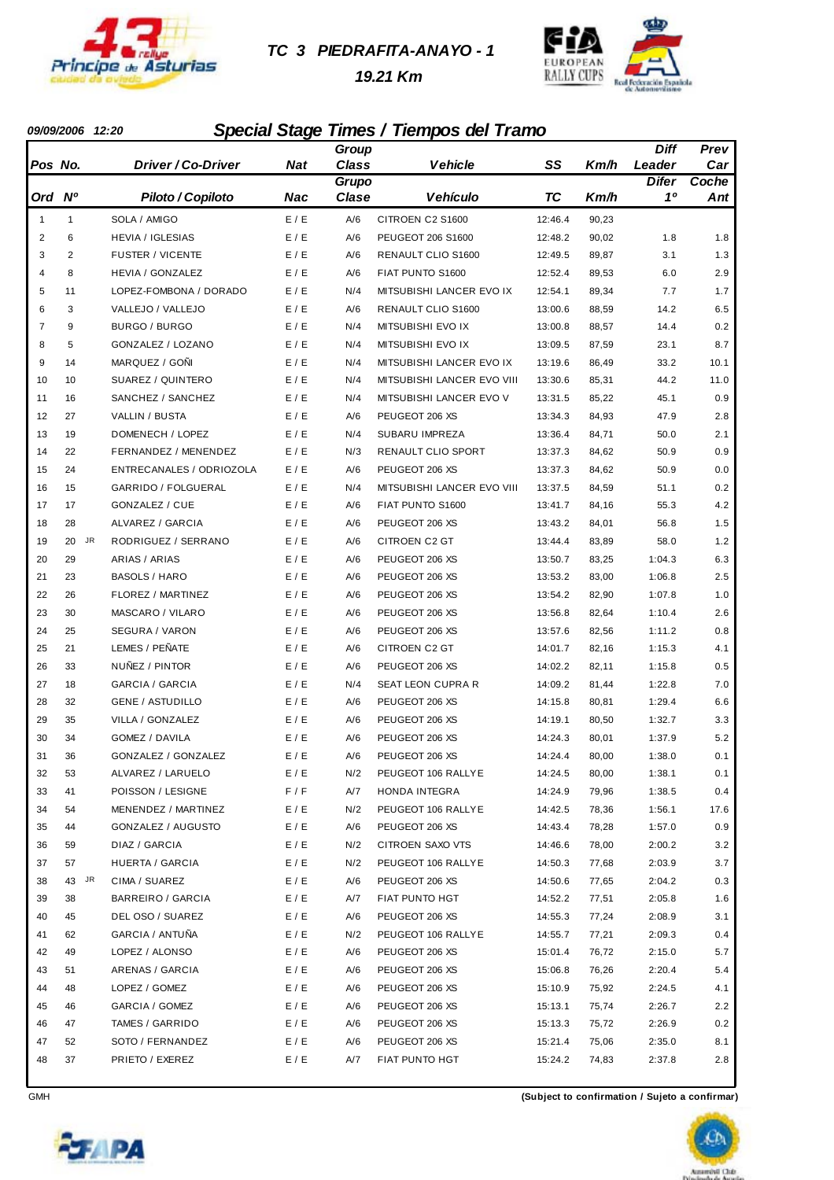# TC 3 PIEDRAFITA-ANAYO - 1

## 19.21 Km

09/09/2006 12:20

## Special Stage Times / Tiempos del Tramo

| Pos<br>Ord | No.<br>Nº | Driver / Co-Driver<br>Piloto / Copiloto | Nat<br>Nac | Group Class<br>Grupo Clase | Vehicle<br>Vehículo | SS<br>TC | Km/h<br>Km/h | Diff Leader<br>Difer 1º | Prev Car<br>Coche Ant |
|---|---|---|---|---|---|---|---|---|---|
| 1 | 1 | SOLA / AMIGO | E / E | A/6 | CITROEN C2 S1600 | 12:46.4 | 90,23 | | |
| 2 | 6 | HEVIA / IGLESIAS | E / E | A/6 | PEUGEOT 206 S1600 | 12:48.2 | 90,02 | 1.8 | 1.8 |
| 3 | 2 | FUSTER / VICENTE | E / E | A/6 | RENAULT CLIO S1600 | 12:49.5 | 89,87 | 3.1 | 1.3 |
| 4 | 8 | HEVIA / GONZALEZ | E / E | A/6 | FIAT PUNTO S1600 | 12:52.4 | 89,53 | 6.0 | 2.9 |
| 5 | 11 | LOPEZ-FOMBONA / DORADO | E / E | N/4 | MITSUBISHI LANCER EVO IX | 12:54.1 | 89,34 | 7.7 | 1.7 |
| 6 | 3 | VALLEJO / VALLEJO | E / E | A/6 | RENAULT CLIO S1600 | 13:00.6 | 88,59 | 14.2 | 6.5 |
| 7 | 9 | BURGO / BURGO | E / E | N/4 | MITSUBISHI EVO IX | 13:00.8 | 88,57 | 14.4 | 0.2 |
| 8 | 5 | GONZALEZ / LOZANO | E / E | N/4 | MITSUBISHI EVO IX | 13:09.5 | 87,59 | 23.1 | 8.7 |
| 9 | 14 | MARQUEZ / GOÑI | E / E | N/4 | MITSUBISHI LANCER EVO IX | 13:19.6 | 86,49 | 33.2 | 10.1 |
| 10 | 10 | SUAREZ / QUINTERO | E / E | N/4 | MITSUBISHI LANCER EVO VIII | 13:30.6 | 85,31 | 44.2 | 11.0 |
| 11 | 16 | SANCHEZ / SANCHEZ | E / E | N/4 | MITSUBISHI LANCER EVO V | 13:31.5 | 85,22 | 45.1 | 0.9 |
| 12 | 27 | VALLIN / BUSTA | E / E | A/6 | PEUGEOT 206 XS | 13:34.3 | 84,93 | 47.9 | 2.8 |
| 13 | 19 | DOMENECH / LOPEZ | E / E | N/4 | SUBARU IMPREZA | 13:36.4 | 84,71 | 50.0 | 2.1 |
| 14 | 22 | FERNANDEZ / MENENDEZ | E / E | N/3 | RENAULT CLIO SPORT | 13:37.3 | 84,62 | 50.9 | 0.9 |
| 15 | 24 | ENTRECANALES / ODRIOZOLA | E / E | A/6 | PEUGEOT 206 XS | 13:37.3 | 84,62 | 50.9 | 0.0 |
| 16 | 15 | GARRIDO / FOLGUERAL | E / E | N/4 | MITSUBISHI LANCER EVO VIII | 13:37.5 | 84,59 | 51.1 | 0.2 |
| 17 | 17 | GONZALEZ / CUE | E / E | A/6 | FIAT PUNTO S1600 | 13:41.7 | 84,16 | 55.3 | 4.2 |
| 18 | 28 | ALVAREZ / GARCIA | E / E | A/6 | PEUGEOT 206 XS | 13:43.2 | 84,01 | 56.8 | 1.5 |
| 19 | 20 JR | RODRIGUEZ / SERRANO | E / E | A/6 | CITROEN C2 GT | 13:44.4 | 83,89 | 58.0 | 1.2 |
| 20 | 29 | ARIAS / ARIAS | E / E | A/6 | PEUGEOT 206 XS | 13:50.7 | 83,25 | 1:04.3 | 6.3 |
| 21 | 23 | BASOLS / HARO | E / E | A/6 | PEUGEOT 206 XS | 13:53.2 | 83,00 | 1:06.8 | 2.5 |
| 22 | 26 | FLOREZ / MARTINEZ | E / E | A/6 | PEUGEOT 206 XS | 13:54.2 | 82,90 | 1:07.8 | 1.0 |
| 23 | 30 | MASCARO / VILARO | E / E | A/6 | PEUGEOT 206 XS | 13:56.8 | 82,64 | 1:10.4 | 2.6 |
| 24 | 25 | SEGURA / VARON | E / E | A/6 | PEUGEOT 206 XS | 13:57.6 | 82,56 | 1:11.2 | 0.8 |
| 25 | 21 | LEMES / PEÑATE | E / E | A/6 | CITROEN C2 GT | 14:01.7 | 82,16 | 1:15.3 | 4.1 |
| 26 | 33 | NUÑEZ / PINTOR | E / E | A/6 | PEUGEOT 206 XS | 14:02.2 | 82,11 | 1:15.8 | 0.5 |
| 27 | 18 | GARCIA / GARCIA | E / E | N/4 | SEAT LEON CUPRA R | 14:09.2 | 81,44 | 1:22.8 | 7.0 |
| 28 | 32 | GENE / ASTUDILLO | E / E | A/6 | PEUGEOT 206 XS | 14:15.8 | 80,81 | 1:29.4 | 6.6 |
| 29 | 35 | VILLA / GONZALEZ | E / E | A/6 | PEUGEOT 206 XS | 14:19.1 | 80,50 | 1:32.7 | 3.3 |
| 30 | 34 | GOMEZ / DAVILA | E / E | A/6 | PEUGEOT 206 XS | 14:24.3 | 80,01 | 1:37.9 | 5.2 |
| 31 | 36 | GONZALEZ / GONZALEZ | E / E | A/6 | PEUGEOT 206 XS | 14:24.4 | 80,00 | 1:38.0 | 0.1 |
| 32 | 53 | ALVAREZ / LARUELO | E / E | N/2 | PEUGEOT 106 RALLYE | 14:24.5 | 80,00 | 1:38.1 | 0.1 |
| 33 | 41 | POISSON / LESIGNE | F / F | A/7 | HONDA INTEGRA | 14:24.9 | 79,96 | 1:38.5 | 0.4 |
| 34 | 54 | MENENDEZ / MARTINEZ | E / E | N/2 | PEUGEOT 106 RALLYE | 14:42.5 | 78,36 | 1:56.1 | 17.6 |
| 35 | 44 | GONZALEZ / AUGUSTO | E / E | A/6 | PEUGEOT 206 XS | 14:43.4 | 78,28 | 1:57.0 | 0.9 |
| 36 | 59 | DIAZ / GARCIA | E / E | N/2 | CITROEN SAXO VTS | 14:46.6 | 78,00 | 2:00.2 | 3.2 |
| 37 | 57 | HUERTA / GARCIA | E / E | N/2 | PEUGEOT 106 RALLYE | 14:50.3 | 77,68 | 2:03.9 | 3.7 |
| 38 | 43 JR | CIMA / SUAREZ | E / E | A/6 | PEUGEOT 206 XS | 14:50.6 | 77,65 | 2:04.2 | 0.3 |
| 39 | 38 | BARREIRO / GARCIA | E / E | A/7 | FIAT PUNTO HGT | 14:52.2 | 77,51 | 2:05.8 | 1.6 |
| 40 | 45 | DEL OSO / SUAREZ | E / E | A/6 | PEUGEOT 206 XS | 14:55.3 | 77,24 | 2:08.9 | 3.1 |
| 41 | 62 | GARCIA / ANTUÑA | E / E | N/2 | PEUGEOT 106 RALLYE | 14:55.7 | 77,21 | 2:09.3 | 0.4 |
| 42 | 49 | LOPEZ / ALONSO | E / E | A/6 | PEUGEOT 206 XS | 15:01.4 | 76,72 | 2:15.0 | 5.7 |
| 43 | 51 | ARENAS / GARCIA | E / E | A/6 | PEUGEOT 206 XS | 15:06.8 | 76,26 | 2:20.4 | 5.4 |
| 44 | 48 | LOPEZ / GOMEZ | E / E | A/6 | PEUGEOT 206 XS | 15:10.9 | 75,92 | 2:24.5 | 4.1 |
| 45 | 46 | GARCIA / GOMEZ | E / E | A/6 | PEUGEOT 206 XS | 15:13.1 | 75,74 | 2:26.7 | 2.2 |
| 46 | 47 | TAMES / GARRIDO | E / E | A/6 | PEUGEOT 206 XS | 15:13.3 | 75,72 | 2:26.9 | 0.2 |
| 47 | 52 | SOTO / FERNANDEZ | E / E | A/6 | PEUGEOT 206 XS | 15:21.4 | 75,06 | 2:35.0 | 8.1 |
| 48 | 37 | PRIETO / EXEREZ | E / E | A/7 | FIAT PUNTO HGT | 15:24.2 | 74,83 | 2:37.8 | 2.8 |

GMH

(Subject to confirmation / Sujeto a confirmar)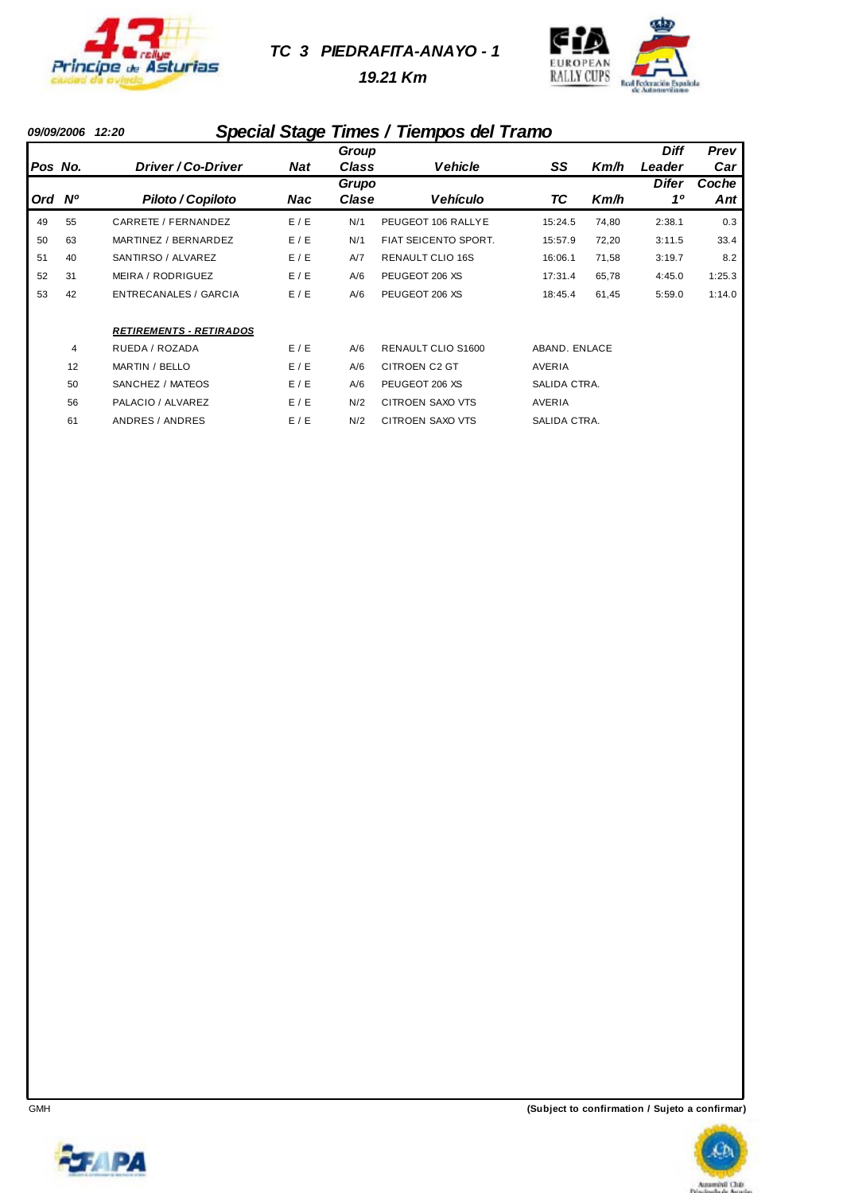## TC 3 PIEDRAFITA-ANAYO - 1

### 19.21 Km

**09/09/2006 12:20**

## Special Stage Times / Tiempos del Tramo

| Pos Ord | No. Nº | Driver / Co-Driver Piloto / Copiloto | Nat Nac | Group Class Grupo Clase | Vehicle Vehículo | SS TC | Km/h | Diff Leader Difer 1º | Prev Car Coche Ant |
|---|---|---|---|---|---|---|---|---|---|
| 49 | 55 | CARRETE / FERNANDEZ | E / E | N/1 | PEUGEOT 106 RALLYE | 15:24.5 | 74,80 | 2:38.1 | 0.3 |
| 50 | 63 | MARTINEZ / BERNARDEZ | E / E | N/1 | FIAT SEICENTO SPORT. | 15:57.9 | 72,20 | 3:11.5 | 33.4 |
| 51 | 40 | SANTIRSO / ALVAREZ | E / E | A/7 | RENAULT CLIO 16S | 16:06.1 | 71,58 | 3:19.7 | 8.2 |
| 52 | 31 | MEIRA / RODRIGUEZ | E / E | A/6 | PEUGEOT 206 XS | 17:31.4 | 65,78 | 4:45.0 | 1:25.3 |
| 53 | 42 | ENTRECANALES / GARCIA | E / E | A/6 | PEUGEOT 206 XS | 18:45.4 | 61,45 | 5:59.0 | 1:14.0 |

**RETIREMENTS - RETIRADOS**

| No. | Driver / Co-Driver | Nat | Class | Vehicle | Reason |
|---|---|---|---|---|---|
| 4 | RUEDA / ROZADA | E / E | A/6 | RENAULT CLIO S1600 | ABAND. ENLACE |
| 12 | MARTIN / BELLO | E / E | A/6 | CITROEN C2 GT | AVERIA |
| 50 | SANCHEZ / MATEOS | E / E | A/6 | PEUGEOT 206 XS | SALIDA CTRA. |
| 56 | PALACIO / ALVAREZ | E / E | N/2 | CITROEN SAXO VTS | AVERIA |
| 61 | ANDRES / ANDRES | E / E | N/2 | CITROEN SAXO VTS | SALIDA CTRA. |

GMH

**(Subject to confirmation / Sujeto a confirmar)**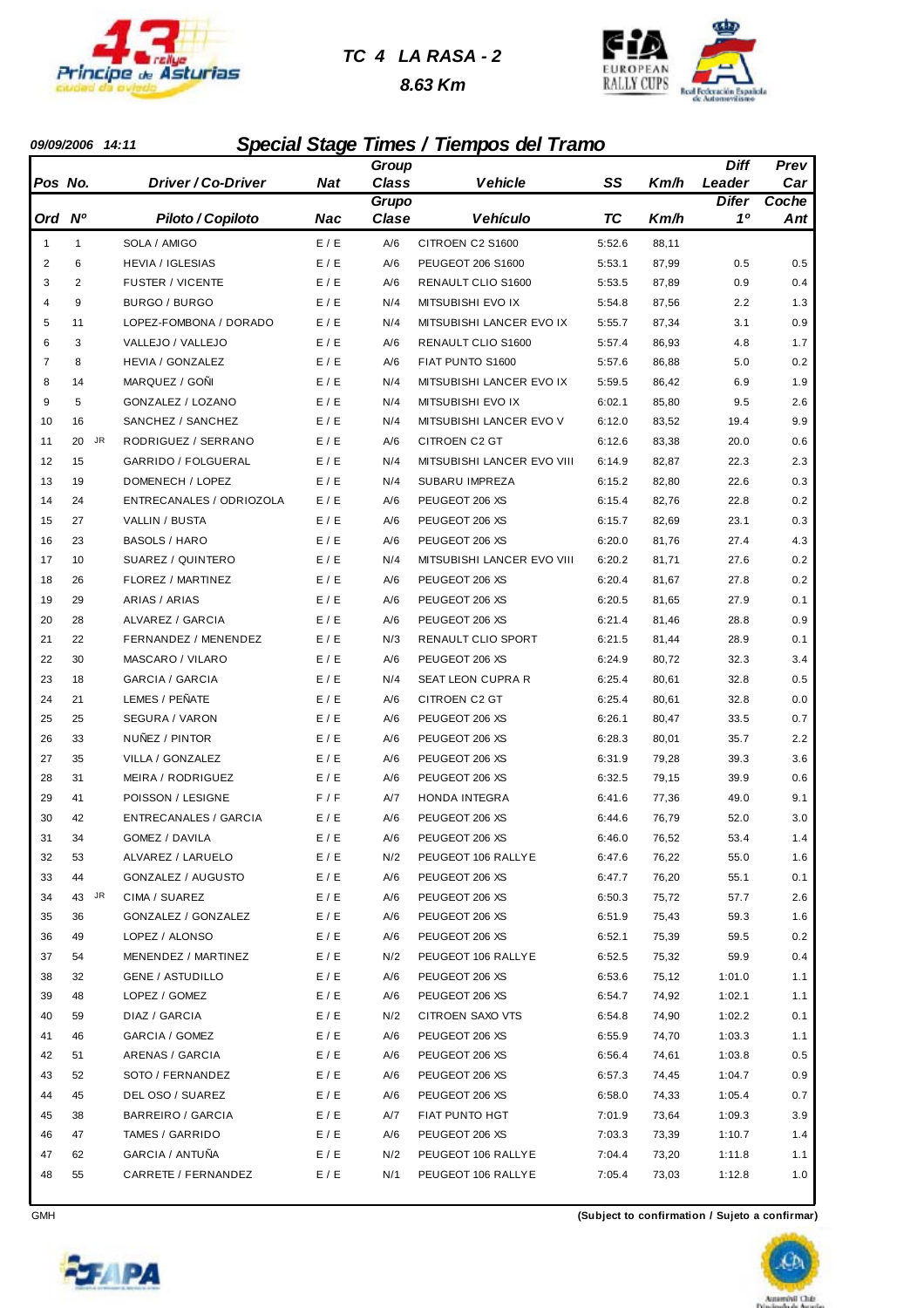# TC 4 LA RASA - 2

**8.63 Km**

**09/09/2006 14:11**

## Special Stage Times / Tiempos del Tramo

| Pos / Ord | No. / Nº | Driver / Co-Driver / Piloto / Copiloto | Nat / Nac | Group Class / Grupo Clase | Vehicle / Vehículo | SS / TC | Km/h | Diff Leader / Difer 1º | Prev Car / Coche Ant |
|---|---|---|---|---|---|---|---|---|---|
| 1 | 1 | SOLA / AMIGO | E / E | A/6 | CITROEN C2 S1600 | 5:52.6 | 88,11 | | |
| 2 | 6 | HEVIA / IGLESIAS | E / E | A/6 | PEUGEOT 206 S1600 | 5:53.1 | 87,99 | 0.5 | 0.5 |
| 3 | 2 | FUSTER / VICENTE | E / E | A/6 | RENAULT CLIO S1600 | 5:53.5 | 87,89 | 0.9 | 0.4 |
| 4 | 9 | BURGO / BURGO | E / E | N/4 | MITSUBISHI EVO IX | 5:54.8 | 87,56 | 2.2 | 1.3 |
| 5 | 11 | LOPEZ-FOMBONA / DORADO | E / E | N/4 | MITSUBISHI LANCER EVO IX | 5:55.7 | 87,34 | 3.1 | 0.9 |
| 6 | 3 | VALLEJO / VALLEJO | E / E | A/6 | RENAULT CLIO S1600 | 5:57.4 | 86,93 | 4.8 | 1.7 |
| 7 | 8 | HEVIA / GONZALEZ | E / E | A/6 | FIAT PUNTO S1600 | 5:57.6 | 86,88 | 5.0 | 0.2 |
| 8 | 14 | MARQUEZ / GOÑI | E / E | N/4 | MITSUBISHI LANCER EVO IX | 5:59.5 | 86,42 | 6.9 | 1.9 |
| 9 | 5 | GONZALEZ / LOZANO | E / E | N/4 | MITSUBISHI EVO IX | 6:02.1 | 85,80 | 9.5 | 2.6 |
| 10 | 16 | SANCHEZ / SANCHEZ | E / E | N/4 | MITSUBISHI LANCER EVO V | 6:12.0 | 83,52 | 19.4 | 9.9 |
| 11 | 20 JR | RODRIGUEZ / SERRANO | E / E | A/6 | CITROEN C2 GT | 6:12.6 | 83,38 | 20.0 | 0.6 |
| 12 | 15 | GARRIDO / FOLGUERAL | E / E | N/4 | MITSUBISHI LANCER EVO VIII | 6:14.9 | 82,87 | 22.3 | 2.3 |
| 13 | 19 | DOMENECH / LOPEZ | E / E | N/4 | SUBARU IMPREZA | 6:15.2 | 82,80 | 22.6 | 0.3 |
| 14 | 24 | ENTRECANALES / ODRIOZOLA | E / E | A/6 | PEUGEOT 206 XS | 6:15.4 | 82,76 | 22.8 | 0.2 |
| 15 | 27 | VALLIN / BUSTA | E / E | A/6 | PEUGEOT 206 XS | 6:15.7 | 82,69 | 23.1 | 0.3 |
| 16 | 23 | BASOLS / HARO | E / E | A/6 | PEUGEOT 206 XS | 6:20.0 | 81,76 | 27.4 | 4.3 |
| 17 | 10 | SUAREZ / QUINTERO | E / E | N/4 | MITSUBISHI LANCER EVO VIII | 6:20.2 | 81,71 | 27.6 | 0.2 |
| 18 | 26 | FLOREZ / MARTINEZ | E / E | A/6 | PEUGEOT 206 XS | 6:20.4 | 81,67 | 27.8 | 0.2 |
| 19 | 29 | ARIAS / ARIAS | E / E | A/6 | PEUGEOT 206 XS | 6:20.5 | 81,65 | 27.9 | 0.1 |
| 20 | 28 | ALVAREZ / GARCIA | E / E | A/6 | PEUGEOT 206 XS | 6:21.4 | 81,46 | 28.8 | 0.9 |
| 21 | 22 | FERNANDEZ / MENENDEZ | E / E | N/3 | RENAULT CLIO SPORT | 6:21.5 | 81,44 | 28.9 | 0.1 |
| 22 | 30 | MASCARO / VILARO | E / E | A/6 | PEUGEOT 206 XS | 6:24.9 | 80,72 | 32.3 | 3.4 |
| 23 | 18 | GARCIA / GARCIA | E / E | N/4 | SEAT LEON CUPRA R | 6:25.4 | 80,61 | 32.8 | 0.5 |
| 24 | 21 | LEMES / PEÑATE | E / E | A/6 | CITROEN C2 GT | 6:25.4 | 80,61 | 32.8 | 0.0 |
| 25 | 25 | SEGURA / VARON | E / E | A/6 | PEUGEOT 206 XS | 6:26.1 | 80,47 | 33.5 | 0.7 |
| 26 | 33 | NUÑEZ / PINTOR | E / E | A/6 | PEUGEOT 206 XS | 6:28.3 | 80,01 | 35.7 | 2.2 |
| 27 | 35 | VILLA / GONZALEZ | E / E | A/6 | PEUGEOT 206 XS | 6:31.9 | 79,28 | 39.3 | 3.6 |
| 28 | 31 | MEIRA / RODRIGUEZ | E / E | A/6 | PEUGEOT 206 XS | 6:32.5 | 79,15 | 39.9 | 0.6 |
| 29 | 41 | POISSON / LESIGNE | F / F | A/7 | HONDA INTEGRA | 6:41.6 | 77,36 | 49.0 | 9.1 |
| 30 | 42 | ENTRECANALES / GARCIA | E / E | A/6 | PEUGEOT 206 XS | 6:44.6 | 76,79 | 52.0 | 3.0 |
| 31 | 34 | GOMEZ / DAVILA | E / E | A/6 | PEUGEOT 206 XS | 6:46.0 | 76,52 | 53.4 | 1.4 |
| 32 | 53 | ALVAREZ / LARUELO | E / E | N/2 | PEUGEOT 106 RALLYE | 6:47.6 | 76,22 | 55.0 | 1.6 |
| 33 | 44 | GONZALEZ / AUGUSTO | E / E | A/6 | PEUGEOT 206 XS | 6:47.7 | 76,20 | 55.1 | 0.1 |
| 34 | 43 JR | CIMA / SUAREZ | E / E | A/6 | PEUGEOT 206 XS | 6:50.3 | 75,72 | 57.7 | 2.6 |
| 35 | 36 | GONZALEZ / GONZALEZ | E / E | A/6 | PEUGEOT 206 XS | 6:51.9 | 75,43 | 59.3 | 1.6 |
| 36 | 49 | LOPEZ / ALONSO | E / E | A/6 | PEUGEOT 206 XS | 6:52.1 | 75,39 | 59.5 | 0.2 |
| 37 | 54 | MENENDEZ / MARTINEZ | E / E | N/2 | PEUGEOT 106 RALLYE | 6:52.5 | 75,32 | 59.9 | 0.4 |
| 38 | 32 | GENE / ASTUDILLO | E / E | A/6 | PEUGEOT 206 XS | 6:53.6 | 75,12 | 1:01.0 | 1.1 |
| 39 | 48 | LOPEZ / GOMEZ | E / E | A/6 | PEUGEOT 206 XS | 6:54.7 | 74,92 | 1:02.1 | 1.1 |
| 40 | 59 | DIAZ / GARCIA | E / E | N/2 | CITROEN SAXO VTS | 6:54.8 | 74,90 | 1:02.2 | 0.1 |
| 41 | 46 | GARCIA / GOMEZ | E / E | A/6 | PEUGEOT 206 XS | 6:55.9 | 74,70 | 1:03.3 | 1.1 |
| 42 | 51 | ARENAS / GARCIA | E / E | A/6 | PEUGEOT 206 XS | 6:56.4 | 74,61 | 1:03.8 | 0.5 |
| 43 | 52 | SOTO / FERNANDEZ | E / E | A/6 | PEUGEOT 206 XS | 6:57.3 | 74,45 | 1:04.7 | 0.9 |
| 44 | 45 | DEL OSO / SUAREZ | E / E | A/6 | PEUGEOT 206 XS | 6:58.0 | 74,33 | 1:05.4 | 0.7 |
| 45 | 38 | BARREIRO / GARCIA | E / E | A/7 | FIAT PUNTO HGT | 7:01.9 | 73,64 | 1:09.3 | 3.9 |
| 46 | 47 | TAMES / GARRIDO | E / E | A/6 | PEUGEOT 206 XS | 7:03.3 | 73,39 | 1:10.7 | 1.4 |
| 47 | 62 | GARCIA / ANTUÑA | E / E | N/2 | PEUGEOT 106 RALLYE | 7:04.4 | 73,20 | 1:11.8 | 1.1 |
| 48 | 55 | CARRETE / FERNANDEZ | E / E | N/1 | PEUGEOT 106 RALLYE | 7:05.4 | 73,03 | 1:12.8 | 1.0 |

GMH

**(Subject to confirmation / Sujeto a confirmar)**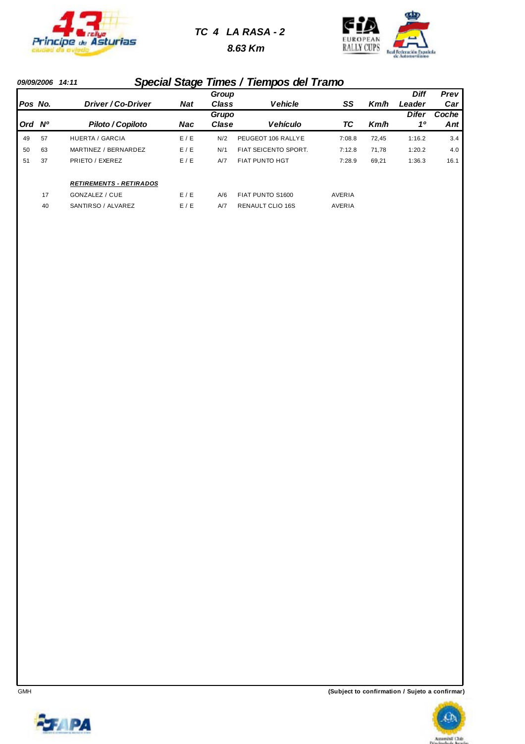# TC 4 LA RASA - 2

**8.63 Km**

**09/09/2006 14:11**

## Special Stage Times / Tiempos del Tramo

| Pos / Ord | No. / Nº | Driver / Co-Driver / Piloto / Copiloto | Nat / Nac | Group Class / Grupo Clase | Vehicle / Vehículo | SS / TC | Km/h | Diff Leader / Difer 1º | Prev Car / Coche Ant |
|---|---|---|---|---|---|---|---|---|---|
| 49 | 57 | HUERTA / GARCIA | E / E | N/2 | PEUGEOT 106 RALLYE | 7:08.8 | 72,45 | 1:16.2 | 3.4 |
| 50 | 63 | MARTINEZ / BERNARDEZ | E / E | N/1 | FIAT SEICENTO SPORT. | 7:12.8 | 71,78 | 1:20.2 | 4.0 |
| 51 | 37 | PRIETO / EXEREZ | E / E | A/7 | FIAT PUNTO HGT | 7:28.9 | 69,21 | 1:36.3 | 16.1 |

***RETIREMENTS - RETIRADOS***

| No. | Driver / Co-Driver | Nat | Group Class | Vehicle | |
|---|---|---|---|---|---|
| 17 | GONZALEZ / CUE | E / E | A/6 | FIAT PUNTO S1600 | AVERIA |
| 40 | SANTIRSO / ALVAREZ | E / E | A/7 | RENAULT CLIO 16S | AVERIA |

GMH

**(Subject to confirmation / Sujeto a confirmar)**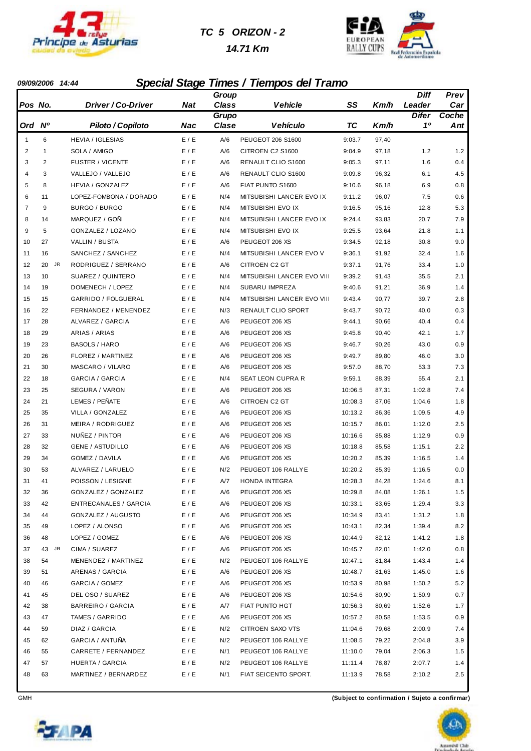# TC 5 ORIZON - 2

**14.71 Km**

**09/09/2006 14:44**

## Special Stage Times / Tiempos del Tramo

| Pos / Ord | No. / Nº | Driver / Co-Driver / Piloto / Copiloto | Nat / Nac | Group Class / Grupo Clase | Vehicle / Vehículo | SS / TC | Km/h | Diff Leader / Difer 1º | Prev Car / Coche Ant |
|---|---|---|---|---|---|---|---|---|---|
| 1 | 6 | HEVIA / IGLESIAS | E / E | A/6 | PEUGEOT 206 S1600 | 9:03.7 | 97,40 | | |
| 2 | 1 | SOLA / AMIGO | E / E | A/6 | CITROEN C2 S1600 | 9:04.9 | 97,18 | 1.2 | 1.2 |
| 3 | 2 | FUSTER / VICENTE | E / E | A/6 | RENAULT CLIO S1600 | 9:05.3 | 97,11 | 1.6 | 0.4 |
| 4 | 3 | VALLEJO / VALLEJO | E / E | A/6 | RENAULT CLIO S1600 | 9:09.8 | 96,32 | 6.1 | 4.5 |
| 5 | 8 | HEVIA / GONZALEZ | E / E | A/6 | FIAT PUNTO S1600 | 9:10.6 | 96,18 | 6.9 | 0.8 |
| 6 | 11 | LOPEZ-FOMBONA / DORADO | E / E | N/4 | MITSUBISHI LANCER EVO IX | 9:11.2 | 96,07 | 7.5 | 0.6 |
| 7 | 9 | BURGO / BURGO | E / E | N/4 | MITSUBISHI EVO IX | 9:16.5 | 95,16 | 12.8 | 5.3 |
| 8 | 14 | MARQUEZ / GOÑI | E / E | N/4 | MITSUBISHI LANCER EVO IX | 9:24.4 | 93,83 | 20.7 | 7.9 |
| 9 | 5 | GONZALEZ / LOZANO | E / E | N/4 | MITSUBISHI EVO IX | 9:25.5 | 93,64 | 21.8 | 1.1 |
| 10 | 27 | VALLIN / BUSTA | E / E | A/6 | PEUGEOT 206 XS | 9:34.5 | 92,18 | 30.8 | 9.0 |
| 11 | 16 | SANCHEZ / SANCHEZ | E / E | N/4 | MITSUBISHI LANCER EVO V | 9:36.1 | 91,92 | 32.4 | 1.6 |
| 12 | 20 JR | RODRIGUEZ / SERRANO | E / E | A/6 | CITROEN C2 GT | 9:37.1 | 91,76 | 33.4 | 1.0 |
| 13 | 10 | SUAREZ / QUINTERO | E / E | N/4 | MITSUBISHI LANCER EVO VIII | 9:39.2 | 91,43 | 35.5 | 2.1 |
| 14 | 19 | DOMENECH / LOPEZ | E / E | N/4 | SUBARU IMPREZA | 9:40.6 | 91,21 | 36.9 | 1.4 |
| 15 | 15 | GARRIDO / FOLGUERAL | E / E | N/4 | MITSUBISHI LANCER EVO VIII | 9:43.4 | 90,77 | 39.7 | 2.8 |
| 16 | 22 | FERNANDEZ / MENENDEZ | E / E | N/3 | RENAULT CLIO SPORT | 9:43.7 | 90,72 | 40.0 | 0.3 |
| 17 | 28 | ALVAREZ / GARCIA | E / E | A/6 | PEUGEOT 206 XS | 9:44.1 | 90,66 | 40.4 | 0.4 |
| 18 | 29 | ARIAS / ARIAS | E / E | A/6 | PEUGEOT 206 XS | 9:45.8 | 90,40 | 42.1 | 1.7 |
| 19 | 23 | BASOLS / HARO | E / E | A/6 | PEUGEOT 206 XS | 9:46.7 | 90,26 | 43.0 | 0.9 |
| 20 | 26 | FLOREZ / MARTINEZ | E / E | A/6 | PEUGEOT 206 XS | 9:49.7 | 89,80 | 46.0 | 3.0 |
| 21 | 30 | MASCARO / VILARO | E / E | A/6 | PEUGEOT 206 XS | 9:57.0 | 88,70 | 53.3 | 7.3 |
| 22 | 18 | GARCIA / GARCIA | E / E | N/4 | SEAT LEON CUPRA R | 9:59.1 | 88,39 | 55.4 | 2.1 |
| 23 | 25 | SEGURA / VARON | E / E | A/6 | PEUGEOT 206 XS | 10:06.5 | 87,31 | 1:02.8 | 7.4 |
| 24 | 21 | LEMES / PEÑATE | E / E | A/6 | CITROEN C2 GT | 10:08.3 | 87,06 | 1:04.6 | 1.8 |
| 25 | 35 | VILLA / GONZALEZ | E / E | A/6 | PEUGEOT 206 XS | 10:13.2 | 86,36 | 1:09.5 | 4.9 |
| 26 | 31 | MEIRA / RODRIGUEZ | E / E | A/6 | PEUGEOT 206 XS | 10:15.7 | 86,01 | 1:12.0 | 2.5 |
| 27 | 33 | NUÑEZ / PINTOR | E / E | A/6 | PEUGEOT 206 XS | 10:16.6 | 85,88 | 1:12.9 | 0.9 |
| 28 | 32 | GENE / ASTUDILLO | E / E | A/6 | PEUGEOT 206 XS | 10:18.8 | 85,58 | 1:15.1 | 2.2 |
| 29 | 34 | GOMEZ / DAVILA | E / E | A/6 | PEUGEOT 206 XS | 10:20.2 | 85,39 | 1:16.5 | 1.4 |
| 30 | 53 | ALVAREZ / LARUELO | E / E | N/2 | PEUGEOT 106 RALLYE | 10:20.2 | 85,39 | 1:16.5 | 0.0 |
| 31 | 41 | POISSON / LESIGNE | F / F | A/7 | HONDA INTEGRA | 10:28.3 | 84,28 | 1:24.6 | 8.1 |
| 32 | 36 | GONZALEZ / GONZALEZ | E / E | A/6 | PEUGEOT 206 XS | 10:29.8 | 84,08 | 1:26.1 | 1.5 |
| 33 | 42 | ENTRECANALES / GARCIA | E / E | A/6 | PEUGEOT 206 XS | 10:33.1 | 83,65 | 1:29.4 | 3.3 |
| 34 | 44 | GONZALEZ / AUGUSTO | E / E | A/6 | PEUGEOT 206 XS | 10:34.9 | 83,41 | 1:31.2 | 1.8 |
| 35 | 49 | LOPEZ / ALONSO | E / E | A/6 | PEUGEOT 206 XS | 10:43.1 | 82,34 | 1:39.4 | 8.2 |
| 36 | 48 | LOPEZ / GOMEZ | E / E | A/6 | PEUGEOT 206 XS | 10:44.9 | 82,12 | 1:41.2 | 1.8 |
| 37 | 43 JR | CIMA / SUAREZ | E / E | A/6 | PEUGEOT 206 XS | 10:45.7 | 82,01 | 1:42.0 | 0.8 |
| 38 | 54 | MENENDEZ / MARTINEZ | E / E | N/2 | PEUGEOT 106 RALLYE | 10:47.1 | 81,84 | 1:43.4 | 1.4 |
| 39 | 51 | ARENAS / GARCIA | E / E | A/6 | PEUGEOT 206 XS | 10:48.7 | 81,63 | 1:45.0 | 1.6 |
| 40 | 46 | GARCIA / GOMEZ | E / E | A/6 | PEUGEOT 206 XS | 10:53.9 | 80,98 | 1:50.2 | 5.2 |
| 41 | 45 | DEL OSO / SUAREZ | E / E | A/6 | PEUGEOT 206 XS | 10:54.6 | 80,90 | 1:50.9 | 0.7 |
| 42 | 38 | BARREIRO / GARCIA | E / E | A/7 | FIAT PUNTO HGT | 10:56.3 | 80,69 | 1:52.6 | 1.7 |
| 43 | 47 | TAMES / GARRIDO | E / E | A/6 | PEUGEOT 206 XS | 10:57.2 | 80,58 | 1:53.5 | 0.9 |
| 44 | 59 | DIAZ / GARCIA | E / E | N/2 | CITROEN SAXO VTS | 11:04.6 | 79,68 | 2:00.9 | 7.4 |
| 45 | 62 | GARCIA / ANTUÑA | E / E | N/2 | PEUGEOT 106 RALLYE | 11:08.5 | 79,22 | 2:04.8 | 3.9 |
| 46 | 55 | CARRETE / FERNANDEZ | E / E | N/1 | PEUGEOT 106 RALLYE | 11:10.0 | 79,04 | 2:06.3 | 1.5 |
| 47 | 57 | HUERTA / GARCIA | E / E | N/2 | PEUGEOT 106 RALLYE | 11:11.4 | 78,87 | 2:07.7 | 1.4 |
| 48 | 63 | MARTINEZ / BERNARDEZ | E / E | N/1 | FIAT SEICENTO SPORT. | 11:13.9 | 78,58 | 2:10.2 | 2.5 |

GMH

**(Subject to confirmation / Sujeto a confirmar)**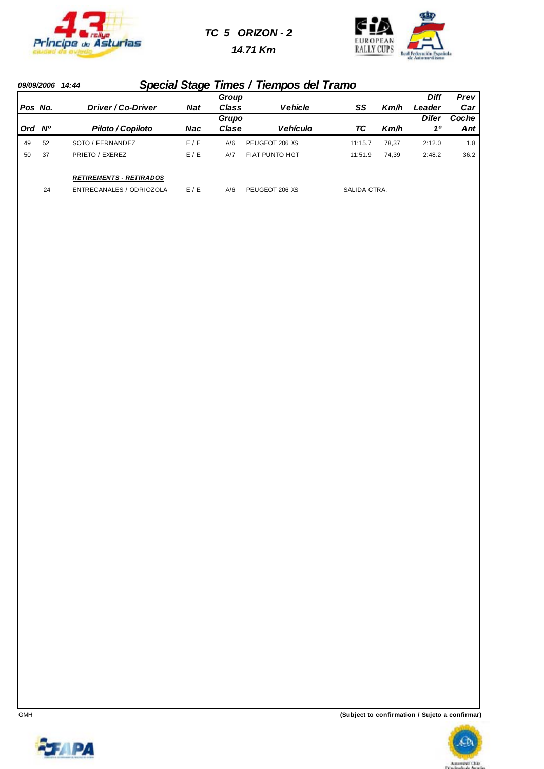# TC 5 ORIZON - 2

**14.71 Km**

*09/09/2006 14:44*

## Special Stage Times / Tiempos del Tramo

| Pos / Ord | No. / Nº | Driver / Co-Driver / Piloto / Copiloto | Nat / Nac | Group Class / Grupo Clase | Vehicle / Vehículo | SS / TC | Km/h | Diff Leader / Difer 1º | Prev Car / Coche Ant |
|---|---|---|---|---|---|---|---|---|---|
| 49 | 52 | SOTO / FERNANDEZ | E / E | A/6 | PEUGEOT 206 XS | 11:15.7 | 78,37 | 2:12.0 | 1.8 |
| 50 | 37 | PRIETO / EXEREZ | E / E | A/7 | FIAT PUNTO HGT | 11:51.9 | 74,39 | 2:48.2 | 36.2 |

***RETIREMENTS - RETIRADOS***

| No. | Driver / Co-Driver | Nat | Group Class | Vehicle | |
|---|---|---|---|---|---|
| 24 | ENTRECANALES / ODRIOZOLA | E / E | A/6 | PEUGEOT 206 XS | SALIDA CTRA. |

GMH

**(Subject to confirmation / Sujeto a confirmar)**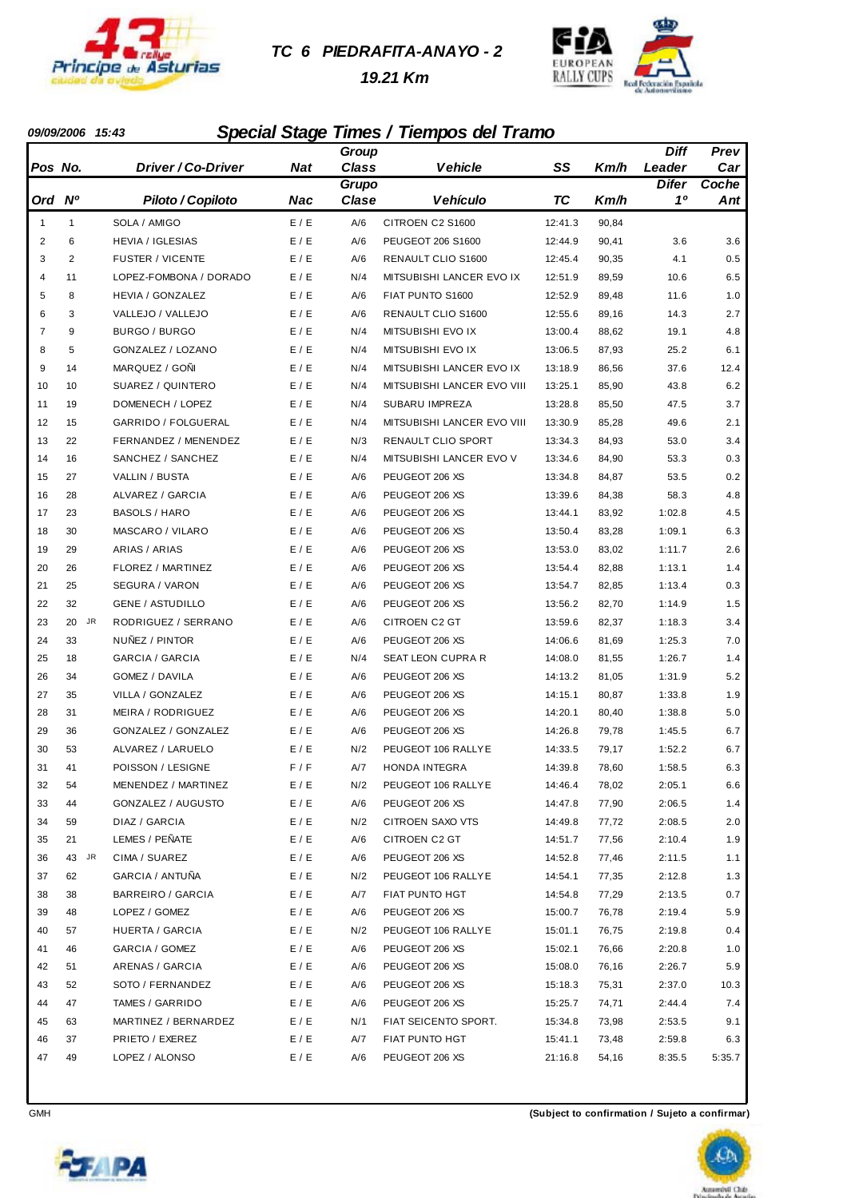# TC 6 PIEDRAFITA-ANAYO - 2

## 19.21 Km

**09/09/2006 15:43**

## Special Stage Times / Tiempos del Tramo

| Pos / Ord | No. / Nº | Driver / Co-Driver / Piloto / Copiloto | Nat / Nac | Group Class / Grupo Clase | Vehicle / Vehículo | SS / TC | Km/h | Diff Leader / Difer 1º | Prev Car / Coche Ant |
|---|---|---|---|---|---|---|---|---|---|
| 1 | 1 | SOLA / AMIGO | E / E | A/6 | CITROEN C2 S1600 | 12:41.3 | 90,84 | | |
| 2 | 6 | HEVIA / IGLESIAS | E / E | A/6 | PEUGEOT 206 S1600 | 12:44.9 | 90,41 | 3.6 | 3.6 |
| 3 | 2 | FUSTER / VICENTE | E / E | A/6 | RENAULT CLIO S1600 | 12:45.4 | 90,35 | 4.1 | 0.5 |
| 4 | 11 | LOPEZ-FOMBONA / DORADO | E / E | N/4 | MITSUBISHI LANCER EVO IX | 12:51.9 | 89,59 | 10.6 | 6.5 |
| 5 | 8 | HEVIA / GONZALEZ | E / E | A/6 | FIAT PUNTO S1600 | 12:52.9 | 89,48 | 11.6 | 1.0 |
| 6 | 3 | VALLEJO / VALLEJO | E / E | A/6 | RENAULT CLIO S1600 | 12:55.6 | 89,16 | 14.3 | 2.7 |
| 7 | 9 | BURGO / BURGO | E / E | N/4 | MITSUBISHI EVO IX | 13:00.4 | 88,62 | 19.1 | 4.8 |
| 8 | 5 | GONZALEZ / LOZANO | E / E | N/4 | MITSUBISHI EVO IX | 13:06.5 | 87,93 | 25.2 | 6.1 |
| 9 | 14 | MARQUEZ / GOÑI | E / E | N/4 | MITSUBISHI LANCER EVO IX | 13:18.9 | 86,56 | 37.6 | 12.4 |
| 10 | 10 | SUAREZ / QUINTERO | E / E | N/4 | MITSUBISHI LANCER EVO VIII | 13:25.1 | 85,90 | 43.8 | 6.2 |
| 11 | 19 | DOMENECH / LOPEZ | E / E | N/4 | SUBARU IMPREZA | 13:28.8 | 85,50 | 47.5 | 3.7 |
| 12 | 15 | GARRIDO / FOLGUERAL | E / E | N/4 | MITSUBISHI LANCER EVO VIII | 13:30.9 | 85,28 | 49.6 | 2.1 |
| 13 | 22 | FERNANDEZ / MENENDEZ | E / E | N/3 | RENAULT CLIO SPORT | 13:34.3 | 84,93 | 53.0 | 3.4 |
| 14 | 16 | SANCHEZ / SANCHEZ | E / E | N/4 | MITSUBISHI LANCER EVO V | 13:34.6 | 84,90 | 53.3 | 0.3 |
| 15 | 27 | VALLIN / BUSTA | E / E | A/6 | PEUGEOT 206 XS | 13:34.8 | 84,87 | 53.5 | 0.2 |
| 16 | 28 | ALVAREZ / GARCIA | E / E | A/6 | PEUGEOT 206 XS | 13:39.6 | 84,38 | 58.3 | 4.8 |
| 17 | 23 | BASOLS / HARO | E / E | A/6 | PEUGEOT 206 XS | 13:44.1 | 83,92 | 1:02.8 | 4.5 |
| 18 | 30 | MASCARO / VILARO | E / E | A/6 | PEUGEOT 206 XS | 13:50.4 | 83,28 | 1:09.1 | 6.3 |
| 19 | 29 | ARIAS / ARIAS | E / E | A/6 | PEUGEOT 206 XS | 13:53.0 | 83,02 | 1:11.7 | 2.6 |
| 20 | 26 | FLOREZ / MARTINEZ | E / E | A/6 | PEUGEOT 206 XS | 13:54.4 | 82,88 | 1:13.1 | 1.4 |
| 21 | 25 | SEGURA / VARON | E / E | A/6 | PEUGEOT 206 XS | 13:54.7 | 82,85 | 1:13.4 | 0.3 |
| 22 | 32 | GENE / ASTUDILLO | E / E | A/6 | PEUGEOT 206 XS | 13:56.2 | 82,70 | 1:14.9 | 1.5 |
| 23 | 20 JR | RODRIGUEZ / SERRANO | E / E | A/6 | CITROEN C2 GT | 13:59.6 | 82,37 | 1:18.3 | 3.4 |
| 24 | 33 | NUÑEZ / PINTOR | E / E | A/6 | PEUGEOT 206 XS | 14:06.6 | 81,69 | 1:25.3 | 7.0 |
| 25 | 18 | GARCIA / GARCIA | E / E | N/4 | SEAT LEON CUPRA R | 14:08.0 | 81,55 | 1:26.7 | 1.4 |
| 26 | 34 | GOMEZ / DAVILA | E / E | A/6 | PEUGEOT 206 XS | 14:13.2 | 81,05 | 1:31.9 | 5.2 |
| 27 | 35 | VILLA / GONZALEZ | E / E | A/6 | PEUGEOT 206 XS | 14:15.1 | 80,87 | 1:33.8 | 1.9 |
| 28 | 31 | MEIRA / RODRIGUEZ | E / E | A/6 | PEUGEOT 206 XS | 14:20.1 | 80,40 | 1:38.8 | 5.0 |
| 29 | 36 | GONZALEZ / GONZALEZ | E / E | A/6 | PEUGEOT 206 XS | 14:26.8 | 79,78 | 1:45.5 | 6.7 |
| 30 | 53 | ALVAREZ / LARUELO | E / E | N/2 | PEUGEOT 106 RALLYE | 14:33.5 | 79,17 | 1:52.2 | 6.7 |
| 31 | 41 | POISSON / LESIGNE | F / F | A/7 | HONDA INTEGRA | 14:39.8 | 78,60 | 1:58.5 | 6.3 |
| 32 | 54 | MENENDEZ / MARTINEZ | E / E | N/2 | PEUGEOT 106 RALLYE | 14:46.4 | 78,02 | 2:05.1 | 6.6 |
| 33 | 44 | GONZALEZ / AUGUSTO | E / E | A/6 | PEUGEOT 206 XS | 14:47.8 | 77,90 | 2:06.5 | 1.4 |
| 34 | 59 | DIAZ / GARCIA | E / E | N/2 | CITROEN SAXO VTS | 14:49.8 | 77,72 | 2:08.5 | 2.0 |
| 35 | 21 | LEMES / PEÑATE | E / E | A/6 | CITROEN C2 GT | 14:51.7 | 77,56 | 2:10.4 | 1.9 |
| 36 | 43 JR | CIMA / SUAREZ | E / E | A/6 | PEUGEOT 206 XS | 14:52.8 | 77,46 | 2:11.5 | 1.1 |
| 37 | 62 | GARCIA / ANTUÑA | E / E | N/2 | PEUGEOT 106 RALLYE | 14:54.1 | 77,35 | 2:12.8 | 1.3 |
| 38 | 38 | BARREIRO / GARCIA | E / E | A/7 | FIAT PUNTO HGT | 14:54.8 | 77,29 | 2:13.5 | 0.7 |
| 39 | 48 | LOPEZ / GOMEZ | E / E | A/6 | PEUGEOT 206 XS | 15:00.7 | 76,78 | 2:19.4 | 5.9 |
| 40 | 57 | HUERTA / GARCIA | E / E | N/2 | PEUGEOT 106 RALLYE | 15:01.1 | 76,75 | 2:19.8 | 0.4 |
| 41 | 46 | GARCIA / GOMEZ | E / E | A/6 | PEUGEOT 206 XS | 15:02.1 | 76,66 | 2:20.8 | 1.0 |
| 42 | 51 | ARENAS / GARCIA | E / E | A/6 | PEUGEOT 206 XS | 15:08.0 | 76,16 | 2:26.7 | 5.9 |
| 43 | 52 | SOTO / FERNANDEZ | E / E | A/6 | PEUGEOT 206 XS | 15:18.3 | 75,31 | 2:37.0 | 10.3 |
| 44 | 47 | TAMES / GARRIDO | E / E | A/6 | PEUGEOT 206 XS | 15:25.7 | 74,71 | 2:44.4 | 7.4 |
| 45 | 63 | MARTINEZ / BERNARDEZ | E / E | N/1 | FIAT SEICENTO SPORT. | 15:34.8 | 73,98 | 2:53.5 | 9.1 |
| 46 | 37 | PRIETO / EXEREZ | E / E | A/7 | FIAT PUNTO HGT | 15:41.1 | 73,48 | 2:59.8 | 6.3 |
| 47 | 49 | LOPEZ / ALONSO | E / E | A/6 | PEUGEOT 206 XS | 21:16.8 | 54,16 | 8:35.5 | 5:35.7 |

GMH

**(Subject to confirmation / Sujeto a confirmar)**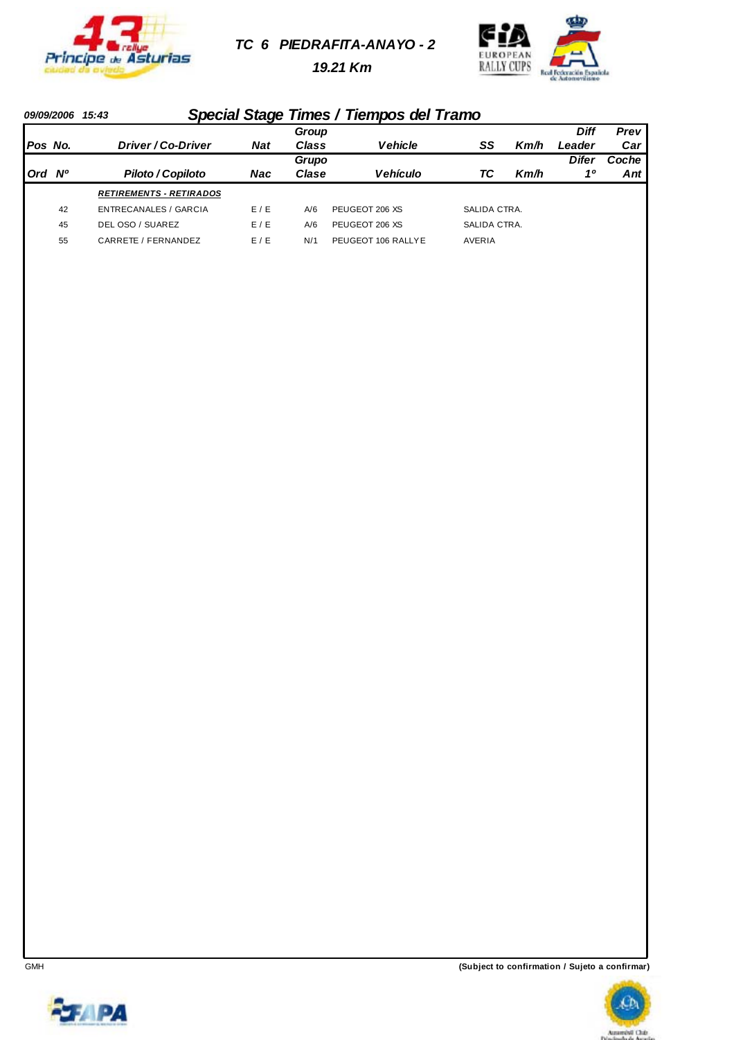# TC 6 PIEDRAFITA-ANAYO - 2

### 19.21 Km

09/09/2006 15:43

## Special Stage Times / Tiempos del Tramo

| Pos Ord | No. Nº | Driver / Co-Driver Piloto / Copiloto | Nat Nac | Group Class Grupo Clase | Vehicle Vehículo | SS TC | Km/h | Diff Leader Difer 1º | Prev Car Coche Ant |
|---|---|---|---|---|---|---|---|---|---|
| | | ***RETIREMENTS - RETIRADOS*** | | | | | | | |
| | 42 | ENTRECANALES / GARCIA | E / E | A/6 | PEUGEOT 206 XS | SALIDA CTRA. | | | |
| | 45 | DEL OSO / SUAREZ | E / E | A/6 | PEUGEOT 206 XS | SALIDA CTRA. | | | |
| | 55 | CARRETE / FERNANDEZ | E / E | N/1 | PEUGEOT 106 RALLYE | AVERIA | | | |

GMH

**(Subject to confirmation / Sujeto a confirmar)**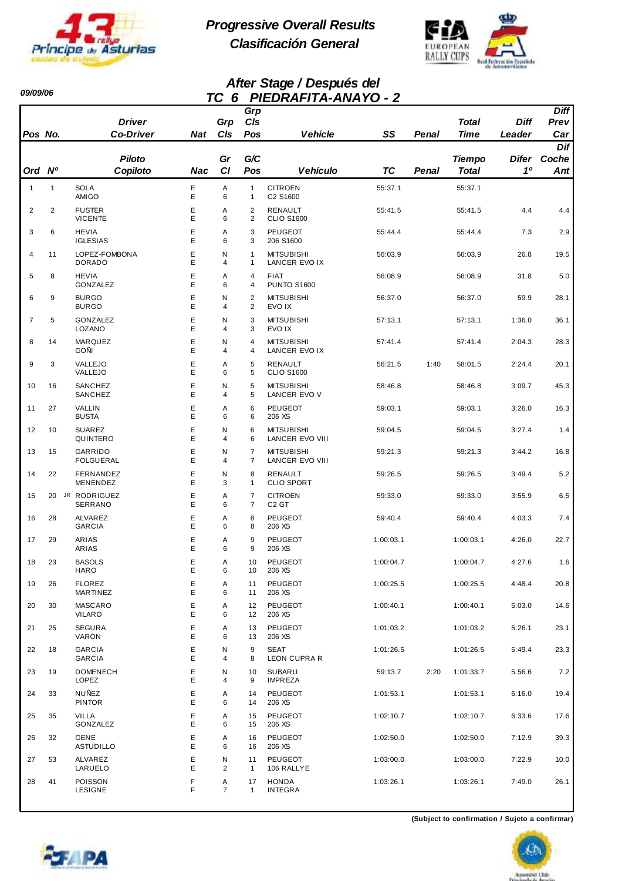# Progressive Overall Results
## Clasificación General

09/09/06

### After Stage / Después del
### TC 6 PIEDRAFITA-ANAYO - 2

| Pos / Ord | No. / Nº | Driver / Piloto<br>Co-Driver / Copiloto | Nat / Nac | Grp / Gr<br>Cls / Cl | Grp Cls Pos / G/C Pos | Vehicle / Vehículo | SS / TC | Penal | Total Time / Tiempo Total | Diff Leader / Difer 1º | Diff Prev Car / Dif Coche Ant |
|---|---|---|---|---|---|---|---|---|---|---|---|
| 1 | 1 | SOLA<br>AMIGO | E<br>E | A<br>6 | 1<br>1 | CITROEN<br>C2 S1600 | 55:37.1 | | 55:37.1 | | |
| 2 | 2 | FUSTER<br>VICENTE | E<br>E | A<br>6 | 2<br>2 | RENAULT<br>CLIO S1600 | 55:41.5 | | 55:41.5 | 4.4 | 4.4 |
| 3 | 6 | HEVIA<br>IGLESIAS | E<br>E | A<br>6 | 3<br>3 | PEUGEOT<br>206 S1600 | 55:44.4 | | 55:44.4 | 7.3 | 2.9 |
| 4 | 11 | LOPEZ-FOMBONA<br>DORADO | E<br>E | N<br>4 | 1<br>1 | MITSUBISHI<br>LANCER EVO IX | 56:03.9 | | 56:03.9 | 26.8 | 19.5 |
| 5 | 8 | HEVIA<br>GONZALEZ | E<br>E | A<br>6 | 4<br>4 | FIAT<br>PUNTO S1600 | 56:08.9 | | 56:08.9 | 31.8 | 5.0 |
| 6 | 9 | BURGO<br>BURGO | E<br>E | N<br>4 | 2<br>2 | MITSUBISHI<br>EVO IX | 56:37.0 | | 56:37.0 | 59.9 | 28.1 |
| 7 | 5 | GONZALEZ<br>LOZANO | E<br>E | N<br>4 | 3<br>3 | MITSUBISHI<br>EVO IX | 57:13.1 | | 57:13.1 | 1:36.0 | 36.1 |
| 8 | 14 | MARQUEZ<br>GOÑI | E<br>E | N<br>4 | 4<br>4 | MITSUBISHI<br>LANCER EVO IX | 57:41.4 | | 57:41.4 | 2:04.3 | 28.3 |
| 9 | 3 | VALLEJO<br>VALLEJO | E<br>E | A<br>6 | 5<br>5 | RENAULT<br>CLIO S1600 | 56:21.5 | 1:40 | 58:01.5 | 2:24.4 | 20.1 |
| 10 | 16 | SANCHEZ<br>SANCHEZ | E<br>E | N<br>4 | 5<br>5 | MITSUBISHI<br>LANCER EVO V | 58:46.8 | | 58:46.8 | 3:09.7 | 45.3 |
| 11 | 27 | VALLIN<br>BUSTA | E<br>E | A<br>6 | 6<br>6 | PEUGEOT<br>206 XS | 59:03.1 | | 59:03.1 | 3:26.0 | 16.3 |
| 12 | 10 | SUAREZ<br>QUINTERO | E<br>E | N<br>4 | 6<br>6 | MITSUBISHI<br>LANCER EVO VIII | 59:04.5 | | 59:04.5 | 3:27.4 | 1.4 |
| 13 | 15 | GARRIDO<br>FOLGUERAL | E<br>E | N<br>4 | 7<br>7 | MITSUBISHI<br>LANCER EVO VIII | 59:21.3 | | 59:21.3 | 3:44.2 | 16.8 |
| 14 | 22 | FERNANDEZ<br>MENENDEZ | E<br>E | N<br>3 | 8<br>1 | RENAULT<br>CLIO SPORT | 59:26.5 | | 59:26.5 | 3:49.4 | 5.2 |
| 15 | 20 | JR RODRIGUEZ<br>SERRANO | E<br>E | A<br>6 | 7<br>7 | CITROEN<br>C2 GT | 59:33.0 | | 59:33.0 | 3:55.9 | 6.5 |
| 16 | 28 | ALVAREZ<br>GARCIA | E<br>E | A<br>6 | 8<br>8 | PEUGEOT<br>206 XS | 59:40.4 | | 59:40.4 | 4:03.3 | 7.4 |
| 17 | 29 | ARIAS<br>ARIAS | E<br>E | A<br>6 | 9<br>9 | PEUGEOT<br>206 XS | 1:00:03.1 | | 1:00:03.1 | 4:26.0 | 22.7 |
| 18 | 23 | BASOLS<br>HARO | E<br>E | A<br>6 | 10<br>10 | PEUGEOT<br>206 XS | 1:00:04.7 | | 1:00:04.7 | 4:27.6 | 1.6 |
| 19 | 26 | FLOREZ<br>MARTINEZ | E<br>E | A<br>6 | 11<br>11 | PEUGEOT<br>206 XS | 1:00:25.5 | | 1:00:25.5 | 4:48.4 | 20.8 |
| 20 | 30 | MASCARO<br>VILARO | E<br>E | A<br>6 | 12<br>12 | PEUGEOT<br>206 XS | 1:00:40.1 | | 1:00:40.1 | 5:03.0 | 14.6 |
| 21 | 25 | SEGURA<br>VARON | E<br>E | A<br>6 | 13<br>13 | PEUGEOT<br>206 XS | 1:01:03.2 | | 1:01:03.2 | 5:26.1 | 23.1 |
| 22 | 18 | GARCIA<br>GARCIA | E<br>E | N<br>4 | 9<br>8 | SEAT<br>LEON CUPRA R | 1:01:26.5 | | 1:01:26.5 | 5:49.4 | 23.3 |
| 23 | 19 | DOMENECH<br>LOPEZ | E<br>E | N<br>4 | 10<br>9 | SUBARU<br>IMPREZA | 59:13.7 | 2:20 | 1:01:33.7 | 5:56.6 | 7.2 |
| 24 | 33 | NUÑEZ<br>PINTOR | E<br>E | A<br>6 | 14<br>14 | PEUGEOT<br>206 XS | 1:01:53.1 | | 1:01:53.1 | 6:16.0 | 19.4 |
| 25 | 35 | VILLA<br>GONZALEZ | E<br>E | A<br>6 | 15<br>15 | PEUGEOT<br>206 XS | 1:02:10.7 | | 1:02:10.7 | 6:33.6 | 17.6 |
| 26 | 32 | GENE<br>ASTUDILLO | E<br>E | A<br>6 | 16<br>16 | PEUGEOT<br>206 XS | 1:02:50.0 | | 1:02:50.0 | 7:12.9 | 39.3 |
| 27 | 53 | ALVAREZ<br>LARUELO | E<br>E | N<br>2 | 11<br>1 | PEUGEOT<br>106 RALLYE | 1:03:00.0 | | 1:03:00.0 | 7:22.9 | 10.0 |
| 28 | 41 | POISSON<br>LESIGNE | F<br>F | A<br>7 | 17<br>1 | HONDA<br>INTEGRA | 1:03:26.1 | | 1:03:26.1 | 7:49.0 | 26.1 |

**(Subject to confirmation / Sujeto a confirmar)**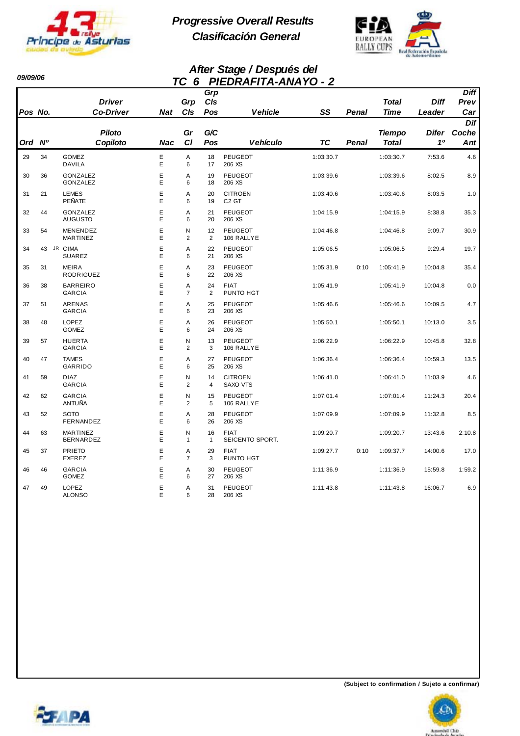# Progressive Overall Results
## Clasificación General

**09/09/06**

### After Stage / Después del
### TC 6 PIEDRAFITA-ANAYO - 2

| Pos / Ord | No. / Nº | Driver / Co-Driver (Piloto / Copiloto) | Nat / Nac | Grp Cls / Gr Cl | Grp Cls Pos / G/C Pos | Vehicle / Vehículo | SS / TC | Penal | Total Time / Tiempo Total | Diff Leader / Difer 1º | Diff Prev Car / Dif Coche Ant |
|---|---|---|---|---|---|---|---|---|---|---|---|
| 29 | 34 | GOMEZ<br>DAVILA | E<br>E | A<br>6 | 18<br>17 | PEUGEOT<br>206 XS | 1:03:30.7 | | 1:03:30.7 | 7:53.6 | 4.6 |
| 30 | 36 | GONZALEZ<br>GONZALEZ | E<br>E | A<br>6 | 19<br>18 | PEUGEOT<br>206 XS | 1:03:39.6 | | 1:03:39.6 | 8:02.5 | 8.9 |
| 31 | 21 | LEMES<br>PEÑATE | E<br>E | A<br>6 | 20<br>19 | CITROEN<br>C2 GT | 1:03:40.6 | | 1:03:40.6 | 8:03.5 | 1.0 |
| 32 | 44 | GONZALEZ<br>AUGUSTO | E<br>E | A<br>6 | 21<br>20 | PEUGEOT<br>206 XS | 1:04:15.9 | | 1:04:15.9 | 8:38.8 | 35.3 |
| 33 | 54 | MENENDEZ<br>MARTINEZ | E<br>E | N<br>2 | 12<br>2 | PEUGEOT<br>106 RALLYE | 1:04:46.8 | | 1:04:46.8 | 9:09.7 | 30.9 |
| 34 | 43 | JR CIMA<br>SUAREZ | E<br>E | A<br>6 | 22<br>21 | PEUGEOT<br>206 XS | 1:05:06.5 | | 1:05:06.5 | 9:29.4 | 19.7 |
| 35 | 31 | MEIRA<br>RODRIGUEZ | E<br>E | A<br>6 | 23<br>22 | PEUGEOT<br>206 XS | 1:05:31.9 | 0:10 | 1:05:41.9 | 10:04.8 | 35.4 |
| 36 | 38 | BARREIRO<br>GARCIA | E<br>E | A<br>7 | 24<br>2 | FIAT<br>PUNTO HGT | 1:05:41.9 | | 1:05:41.9 | 10:04.8 | 0.0 |
| 37 | 51 | ARENAS<br>GARCIA | E<br>E | A<br>6 | 25<br>23 | PEUGEOT<br>206 XS | 1:05:46.6 | | 1:05:46.6 | 10:09.5 | 4.7 |
| 38 | 48 | LOPEZ<br>GOMEZ | E<br>E | A<br>6 | 26<br>24 | PEUGEOT<br>206 XS | 1:05:50.1 | | 1:05:50.1 | 10:13.0 | 3.5 |
| 39 | 57 | HUERTA<br>GARCIA | E<br>E | N<br>2 | 13<br>3 | PEUGEOT<br>106 RALLYE | 1:06:22.9 | | 1:06:22.9 | 10:45.8 | 32.8 |
| 40 | 47 | TAMES<br>GARRIDO | E<br>E | A<br>6 | 27<br>25 | PEUGEOT<br>206 XS | 1:06:36.4 | | 1:06:36.4 | 10:59.3 | 13.5 |
| 41 | 59 | DIAZ<br>GARCIA | E<br>E | N<br>2 | 14<br>4 | CITROEN<br>SAXO VTS | 1:06:41.0 | | 1:06:41.0 | 11:03.9 | 4.6 |
| 42 | 62 | GARCIA<br>ANTUÑA | E<br>E | N<br>2 | 15<br>5 | PEUGEOT<br>106 RALLYE | 1:07:01.4 | | 1:07:01.4 | 11:24.3 | 20.4 |
| 43 | 52 | SOTO<br>FERNANDEZ | E<br>E | A<br>6 | 28<br>26 | PEUGEOT<br>206 XS | 1:07:09.9 | | 1:07:09.9 | 11:32.8 | 8.5 |
| 44 | 63 | MARTINEZ<br>BERNARDEZ | E<br>E | N<br>1 | 16<br>1 | FIAT<br>SEICENTO SPORT. | 1:09:20.7 | | 1:09:20.7 | 13:43.6 | 2:10.8 |
| 45 | 37 | PRIETO<br>EXEREZ | E<br>E | A<br>7 | 29<br>3 | FIAT<br>PUNTO HGT | 1:09:27.7 | 0:10 | 1:09:37.7 | 14:00.6 | 17.0 |
| 46 | 46 | GARCIA<br>GOMEZ | E<br>E | A<br>6 | 30<br>27 | PEUGEOT<br>206 XS | 1:11:36.9 | | 1:11:36.9 | 15:59.8 | 1:59.2 |
| 47 | 49 | LOPEZ<br>ALONSO | E<br>E | A<br>6 | 31<br>28 | PEUGEOT<br>206 XS | 1:11:43.8 | | 1:11:43.8 | 16:06.7 | 6.9 |

**(Subject to confirmation / Sujeto a confirmar)**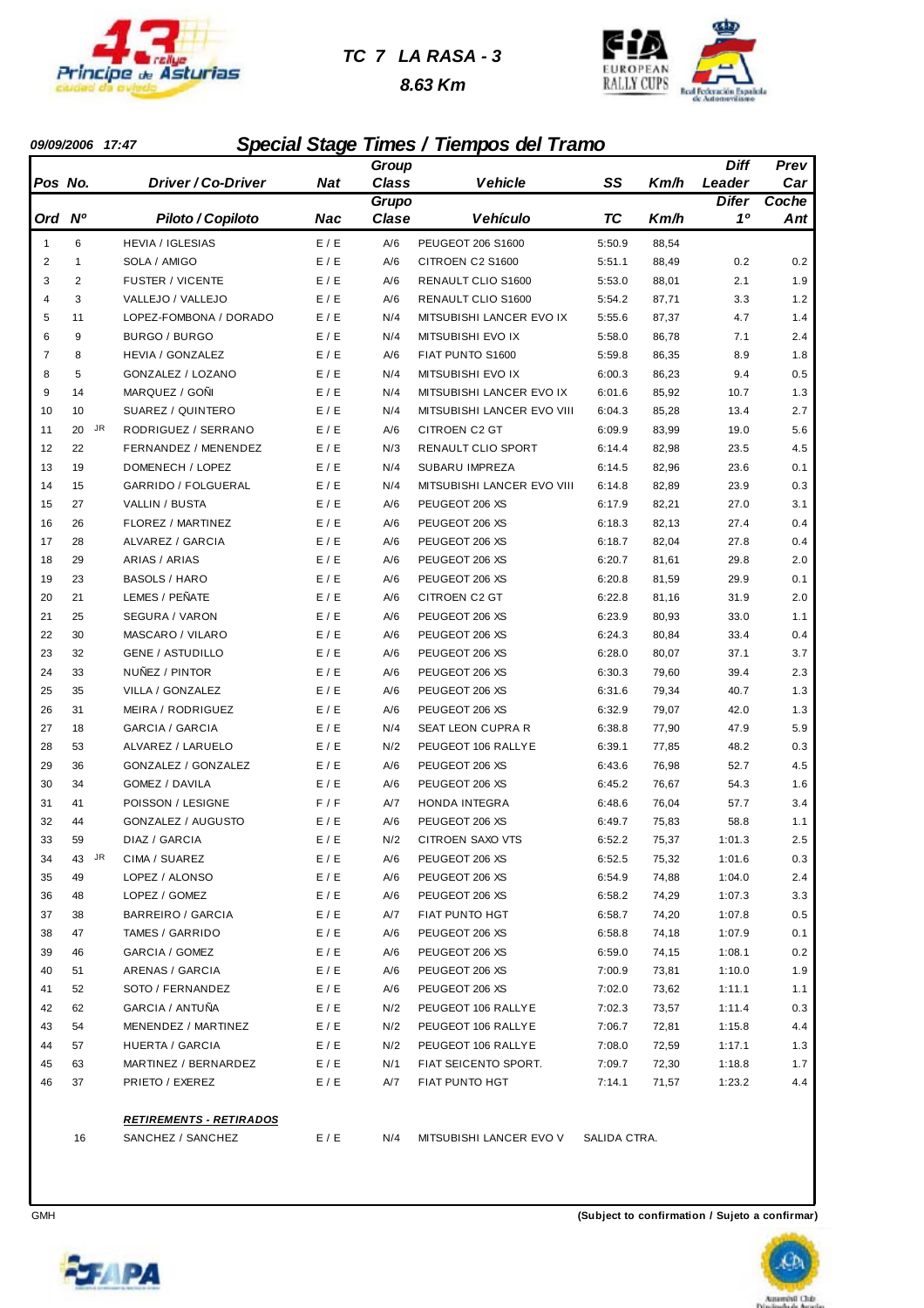# TC 7 LA RASA - 3

**8.63 Km**

**09/09/2006 17:47**

## Special Stage Times / Tiempos del Tramo

| Pos / Ord | No. / Nº | Driver / Co-Driver / Piloto / Copiloto | Nat / Nac | Group Class / Grupo Clase | Vehicle / Vehículo | SS / TC | Km/h | Diff Leader / Difer 1º | Prev Car / Coche Ant |
|---|---|---|---|---|---|---|---|---|---|
| 1 | 6 | HEVIA / IGLESIAS | E / E | A/6 | PEUGEOT 206 S1600 | 5:50.9 | 88,54 | | |
| 2 | 1 | SOLA / AMIGO | E / E | A/6 | CITROEN C2 S1600 | 5:51.1 | 88,49 | 0.2 | 0.2 |
| 3 | 2 | FUSTER / VICENTE | E / E | A/6 | RENAULT CLIO S1600 | 5:53.0 | 88,01 | 2.1 | 1.9 |
| 4 | 3 | VALLEJO / VALLEJO | E / E | A/6 | RENAULT CLIO S1600 | 5:54.2 | 87,71 | 3.3 | 1.2 |
| 5 | 11 | LOPEZ-FOMBONA / DORADO | E / E | N/4 | MITSUBISHI LANCER EVO IX | 5:55.6 | 87,37 | 4.7 | 1.4 |
| 6 | 9 | BURGO / BURGO | E / E | N/4 | MITSUBISHI EVO IX | 5:58.0 | 86,78 | 7.1 | 2.4 |
| 7 | 8 | HEVIA / GONZALEZ | E / E | A/6 | FIAT PUNTO S1600 | 5:59.8 | 86,35 | 8.9 | 1.8 |
| 8 | 5 | GONZALEZ / LOZANO | E / E | N/4 | MITSUBISHI EVO IX | 6:00.3 | 86,23 | 9.4 | 0.5 |
| 9 | 14 | MARQUEZ / GOÑI | E / E | N/4 | MITSUBISHI LANCER EVO IX | 6:01.6 | 85,92 | 10.7 | 1.3 |
| 10 | 10 | SUAREZ / QUINTERO | E / E | N/4 | MITSUBISHI LANCER EVO VIII | 6:04.3 | 85,28 | 13.4 | 2.7 |
| 11 | 20 JR | RODRIGUEZ / SERRANO | E / E | A/6 | CITROEN C2 GT | 6:09.9 | 83,99 | 19.0 | 5.6 |
| 12 | 22 | FERNANDEZ / MENENDEZ | E / E | N/3 | RENAULT CLIO SPORT | 6:14.4 | 82,98 | 23.5 | 4.5 |
| 13 | 19 | DOMENECH / LOPEZ | E / E | N/4 | SUBARU IMPREZA | 6:14.5 | 82,96 | 23.6 | 0.1 |
| 14 | 15 | GARRIDO / FOLGUERAL | E / E | N/4 | MITSUBISHI LANCER EVO VIII | 6:14.8 | 82,89 | 23.9 | 0.3 |
| 15 | 27 | VALLIN / BUSTA | E / E | A/6 | PEUGEOT 206 XS | 6:17.9 | 82,21 | 27.0 | 3.1 |
| 16 | 26 | FLOREZ / MARTINEZ | E / E | A/6 | PEUGEOT 206 XS | 6:18.3 | 82,13 | 27.4 | 0.4 |
| 17 | 28 | ALVAREZ / GARCIA | E / E | A/6 | PEUGEOT 206 XS | 6:18.7 | 82,04 | 27.8 | 0.4 |
| 18 | 29 | ARIAS / ARIAS | E / E | A/6 | PEUGEOT 206 XS | 6:20.7 | 81,61 | 29.8 | 2.0 |
| 19 | 23 | BASOLS / HARO | E / E | A/6 | PEUGEOT 206 XS | 6:20.8 | 81,59 | 29.9 | 0.1 |
| 20 | 21 | LEMES / PEÑATE | E / E | A/6 | CITROEN C2 GT | 6:22.8 | 81,16 | 31.9 | 2.0 |
| 21 | 25 | SEGURA / VARON | E / E | A/6 | PEUGEOT 206 XS | 6:23.9 | 80,93 | 33.0 | 1.1 |
| 22 | 30 | MASCARO / VILARO | E / E | A/6 | PEUGEOT 206 XS | 6:24.3 | 80,84 | 33.4 | 0.4 |
| 23 | 32 | GENE / ASTUDILLO | E / E | A/6 | PEUGEOT 206 XS | 6:28.0 | 80,07 | 37.1 | 3.7 |
| 24 | 33 | NUÑEZ / PINTOR | E / E | A/6 | PEUGEOT 206 XS | 6:30.3 | 79,60 | 39.4 | 2.3 |
| 25 | 35 | VILLA / GONZALEZ | E / E | A/6 | PEUGEOT 206 XS | 6:31.6 | 79,34 | 40.7 | 1.3 |
| 26 | 31 | MEIRA / RODRIGUEZ | E / E | A/6 | PEUGEOT 206 XS | 6:32.9 | 79,07 | 42.0 | 1.3 |
| 27 | 18 | GARCIA / GARCIA | E / E | N/4 | SEAT LEON CUPRA R | 6:38.8 | 77,90 | 47.9 | 5.9 |
| 28 | 53 | ALVAREZ / LARUELO | E / E | N/2 | PEUGEOT 106 RALLYE | 6:39.1 | 77,85 | 48.2 | 0.3 |
| 29 | 36 | GONZALEZ / GONZALEZ | E / E | A/6 | PEUGEOT 206 XS | 6:43.6 | 76,98 | 52.7 | 4.5 |
| 30 | 34 | GOMEZ / DAVILA | E / E | A/6 | PEUGEOT 206 XS | 6:45.2 | 76,67 | 54.3 | 1.6 |
| 31 | 41 | POISSON / LESIGNE | F / F | A/7 | HONDA INTEGRA | 6:48.6 | 76,04 | 57.7 | 3.4 |
| 32 | 44 | GONZALEZ / AUGUSTO | E / E | A/6 | PEUGEOT 206 XS | 6:49.7 | 75,83 | 58.8 | 1.1 |
| 33 | 59 | DIAZ / GARCIA | E / E | N/2 | CITROEN SAXO VTS | 6:52.2 | 75,37 | 1:01.3 | 2.5 |
| 34 | 43 JR | CIMA / SUAREZ | E / E | A/6 | PEUGEOT 206 XS | 6:52.5 | 75,32 | 1:01.6 | 0.3 |
| 35 | 49 | LOPEZ / ALONSO | E / E | A/6 | PEUGEOT 206 XS | 6:54.9 | 74,88 | 1:04.0 | 2.4 |
| 36 | 48 | LOPEZ / GOMEZ | E / E | A/6 | PEUGEOT 206 XS | 6:58.2 | 74,29 | 1:07.3 | 3.3 |
| 37 | 38 | BARREIRO / GARCIA | E / E | A/7 | FIAT PUNTO HGT | 6:58.7 | 74,20 | 1:07.8 | 0.5 |
| 38 | 47 | TAMES / GARRIDO | E / E | A/6 | PEUGEOT 206 XS | 6:58.8 | 74,18 | 1:07.9 | 0.1 |
| 39 | 46 | GARCIA / GOMEZ | E / E | A/6 | PEUGEOT 206 XS | 6:59.0 | 74,15 | 1:08.1 | 0.2 |
| 40 | 51 | ARENAS / GARCIA | E / E | A/6 | PEUGEOT 206 XS | 7:00.9 | 73,81 | 1:10.0 | 1.9 |
| 41 | 52 | SOTO / FERNANDEZ | E / E | A/6 | PEUGEOT 206 XS | 7:02.0 | 73,62 | 1:11.1 | 1.1 |
| 42 | 62 | GARCIA / ANTUÑA | E / E | N/2 | PEUGEOT 106 RALLYE | 7:02.3 | 73,57 | 1:11.4 | 0.3 |
| 43 | 54 | MENENDEZ / MARTINEZ | E / E | N/2 | PEUGEOT 106 RALLYE | 7:06.7 | 72,81 | 1:15.8 | 4.4 |
| 44 | 57 | HUERTA / GARCIA | E / E | N/2 | PEUGEOT 106 RALLYE | 7:08.0 | 72,59 | 1:17.1 | 1.3 |
| 45 | 63 | MARTINEZ / BERNARDEZ | E / E | N/1 | FIAT SEICENTO SPORT. | 7:09.7 | 72,30 | 1:18.8 | 1.7 |
| 46 | 37 | PRIETO / EXEREZ | E / E | A/7 | FIAT PUNTO HGT | 7:14.1 | 71,57 | 1:23.2 | 4.4 |

**RETIREMENTS - RETIRADOS**

| No. | Driver / Co-Driver | Nat | Group Class | Vehicle | Reason |
|---|---|---|---|---|---|
| 16 | SANCHEZ / SANCHEZ | E / E | N/4 | MITSUBISHI LANCER EVO V | SALIDA CTRA. |

GMH

**(Subject to confirmation / Sujeto a confirmar)**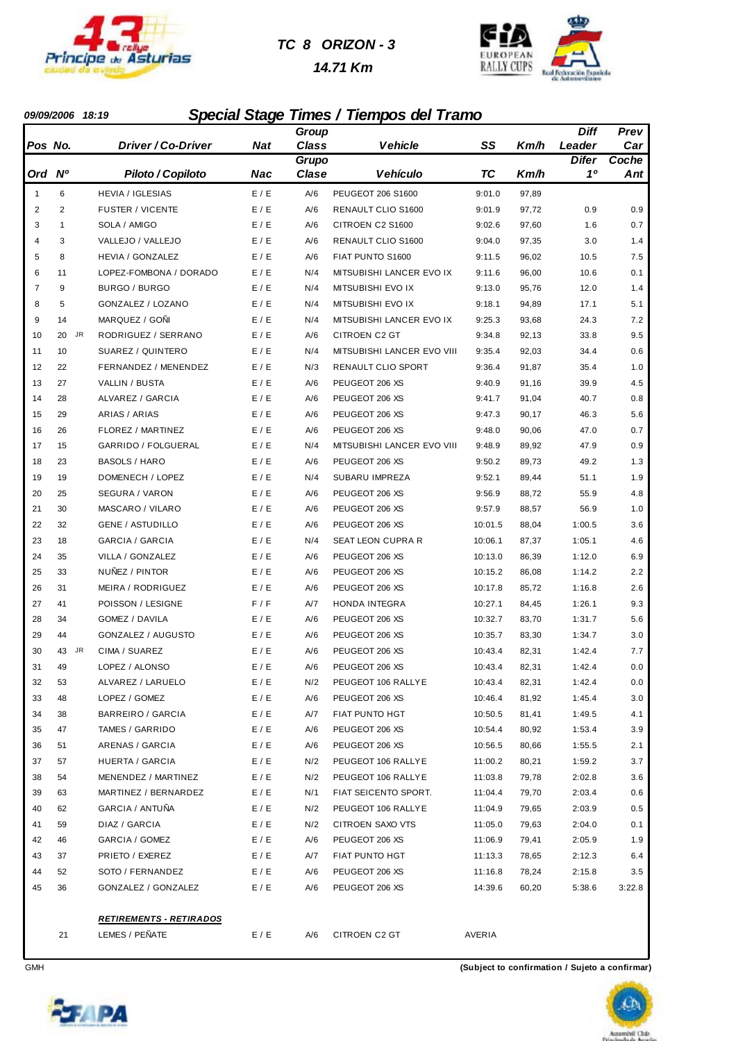# TC 8 ORIZON - 3

## 14.71 Km

**09/09/2006 18:19**

## Special Stage Times / Tiempos del Tramo

| Pos / Ord | No. / Nº | Driver / Co-Driver / Piloto / Copiloto | Nat / Nac | Group Class / Grupo Clase | Vehicle / Vehículo | SS / TC | Km/h | Diff Leader / Difer 1º | Prev Car / Coche Ant |
|---|---|---|---|---|---|---|---|---|---|
| 1 | 6 | HEVIA / IGLESIAS | E / E | A/6 | PEUGEOT 206 S1600 | 9:01.0 | 97,89 | | |
| 2 | 2 | FUSTER / VICENTE | E / E | A/6 | RENAULT CLIO S1600 | 9:01.9 | 97,72 | 0.9 | 0.9 |
| 3 | 1 | SOLA / AMIGO | E / E | A/6 | CITROEN C2 S1600 | 9:02.6 | 97,60 | 1.6 | 0.7 |
| 4 | 3 | VALLEJO / VALLEJO | E / E | A/6 | RENAULT CLIO S1600 | 9:04.0 | 97,35 | 3.0 | 1.4 |
| 5 | 8 | HEVIA / GONZALEZ | E / E | A/6 | FIAT PUNTO S1600 | 9:11.5 | 96,02 | 10.5 | 7.5 |
| 6 | 11 | LOPEZ-FOMBONA / DORADO | E / E | N/4 | MITSUBISHI LANCER EVO IX | 9:11.6 | 96,00 | 10.6 | 0.1 |
| 7 | 9 | BURGO / BURGO | E / E | N/4 | MITSUBISHI EVO IX | 9:13.0 | 95,76 | 12.0 | 1.4 |
| 8 | 5 | GONZALEZ / LOZANO | E / E | N/4 | MITSUBISHI EVO IX | 9:18.1 | 94,89 | 17.1 | 5.1 |
| 9 | 14 | MARQUEZ / GOÑI | E / E | N/4 | MITSUBISHI LANCER EVO IX | 9:25.3 | 93,68 | 24.3 | 7.2 |
| 10 | 20 JR | RODRIGUEZ / SERRANO | E / E | A/6 | CITROEN C2 GT | 9:34.8 | 92,13 | 33.8 | 9.5 |
| 11 | 10 | SUAREZ / QUINTERO | E / E | N/4 | MITSUBISHI LANCER EVO VIII | 9:35.4 | 92,03 | 34.4 | 0.6 |
| 12 | 22 | FERNANDEZ / MENENDEZ | E / E | N/3 | RENAULT CLIO SPORT | 9:36.4 | 91,87 | 35.4 | 1.0 |
| 13 | 27 | VALLIN / BUSTA | E / E | A/6 | PEUGEOT 206 XS | 9:40.9 | 91,16 | 39.9 | 4.5 |
| 14 | 28 | ALVAREZ / GARCIA | E / E | A/6 | PEUGEOT 206 XS | 9:41.7 | 91,04 | 40.7 | 0.8 |
| 15 | 29 | ARIAS / ARIAS | E / E | A/6 | PEUGEOT 206 XS | 9:47.3 | 90,17 | 46.3 | 5.6 |
| 16 | 26 | FLOREZ / MARTINEZ | E / E | A/6 | PEUGEOT 206 XS | 9:48.0 | 90,06 | 47.0 | 0.7 |
| 17 | 15 | GARRIDO / FOLGUERAL | E / E | N/4 | MITSUBISHI LANCER EVO VIII | 9:48.9 | 89,92 | 47.9 | 0.9 |
| 18 | 23 | BASOLS / HARO | E / E | A/6 | PEUGEOT 206 XS | 9:50.2 | 89,73 | 49.2 | 1.3 |
| 19 | 19 | DOMENECH / LOPEZ | E / E | N/4 | SUBARU IMPREZA | 9:52.1 | 89,44 | 51.1 | 1.9 |
| 20 | 25 | SEGURA / VARON | E / E | A/6 | PEUGEOT 206 XS | 9:56.9 | 88,72 | 55.9 | 4.8 |
| 21 | 30 | MASCARO / VILARO | E / E | A/6 | PEUGEOT 206 XS | 9:57.9 | 88,57 | 56.9 | 1.0 |
| 22 | 32 | GENE / ASTUDILLO | E / E | A/6 | PEUGEOT 206 XS | 10:01.5 | 88,04 | 1:00.5 | 3.6 |
| 23 | 18 | GARCIA / GARCIA | E / E | N/4 | SEAT LEON CUPRA R | 10:06.1 | 87,37 | 1:05.1 | 4.6 |
| 24 | 35 | VILLA / GONZALEZ | E / E | A/6 | PEUGEOT 206 XS | 10:13.0 | 86,39 | 1:12.0 | 6.9 |
| 25 | 33 | NUÑEZ / PINTOR | E / E | A/6 | PEUGEOT 206 XS | 10:15.2 | 86,08 | 1:14.2 | 2.2 |
| 26 | 31 | MEIRA / RODRIGUEZ | E / E | A/6 | PEUGEOT 206 XS | 10:17.8 | 85,72 | 1:16.8 | 2.6 |
| 27 | 41 | POISSON / LESIGNE | F / F | A/7 | HONDA INTEGRA | 10:27.1 | 84,45 | 1:26.1 | 9.3 |
| 28 | 34 | GOMEZ / DAVILA | E / E | A/6 | PEUGEOT 206 XS | 10:32.7 | 83,70 | 1:31.7 | 5.6 |
| 29 | 44 | GONZALEZ / AUGUSTO | E / E | A/6 | PEUGEOT 206 XS | 10:35.7 | 83,30 | 1:34.7 | 3.0 |
| 30 | 43 JR | CIMA / SUAREZ | E / E | A/6 | PEUGEOT 206 XS | 10:43.4 | 82,31 | 1:42.4 | 7.7 |
| 31 | 49 | LOPEZ / ALONSO | E / E | A/6 | PEUGEOT 206 XS | 10:43.4 | 82,31 | 1:42.4 | 0.0 |
| 32 | 53 | ALVAREZ / LARUELO | E / E | N/2 | PEUGEOT 106 RALLYE | 10:43.4 | 82,31 | 1:42.4 | 0.0 |
| 33 | 48 | LOPEZ / GOMEZ | E / E | A/6 | PEUGEOT 206 XS | 10:46.4 | 81,92 | 1:45.4 | 3.0 |
| 34 | 38 | BARREIRO / GARCIA | E / E | A/7 | FIAT PUNTO HGT | 10:50.5 | 81,41 | 1:49.5 | 4.1 |
| 35 | 47 | TAMES / GARRIDO | E / E | A/6 | PEUGEOT 206 XS | 10:54.4 | 80,92 | 1:53.4 | 3.9 |
| 36 | 51 | ARENAS / GARCIA | E / E | A/6 | PEUGEOT 206 XS | 10:56.5 | 80,66 | 1:55.5 | 2.1 |
| 37 | 57 | HUERTA / GARCIA | E / E | N/2 | PEUGEOT 106 RALLYE | 11:00.2 | 80,21 | 1:59.2 | 3.7 |
| 38 | 54 | MENENDEZ / MARTINEZ | E / E | N/2 | PEUGEOT 106 RALLYE | 11:03.8 | 79,78 | 2:02.8 | 3.6 |
| 39 | 63 | MARTINEZ / BERNARDEZ | E / E | N/1 | FIAT SEICENTO SPORT. | 11:04.4 | 79,70 | 2:03.4 | 0.6 |
| 40 | 62 | GARCIA / ANTUÑA | E / E | N/2 | PEUGEOT 106 RALLYE | 11:04.9 | 79,65 | 2:03.9 | 0.5 |
| 41 | 59 | DIAZ / GARCIA | E / E | N/2 | CITROEN SAXO VTS | 11:05.0 | 79,63 | 2:04.0 | 0.1 |
| 42 | 46 | GARCIA / GOMEZ | E / E | A/6 | PEUGEOT 206 XS | 11:06.9 | 79,41 | 2:05.9 | 1.9 |
| 43 | 37 | PRIETO / EXEREZ | E / E | A/7 | FIAT PUNTO HGT | 11:13.3 | 78,65 | 2:12.3 | 6.4 |
| 44 | 52 | SOTO / FERNANDEZ | E / E | A/6 | PEUGEOT 206 XS | 11:16.8 | 78,24 | 2:15.8 | 3.5 |
| 45 | 36 | GONZALEZ / GONZALEZ | E / E | A/6 | PEUGEOT 206 XS | 14:39.6 | 60,20 | 5:38.6 | 3:22.8 |

### RETIREMENTS - RETIRADOS

| No. | Driver / Co-Driver | Nat | Group Class | Vehicle | |
|---|---|---|---|---|---|
| 21 | LEMES / PEÑATE | E / E | A/6 | CITROEN C2 GT | AVERIA |

GMH

**(Subject to confirmation / Sujeto a confirmar)**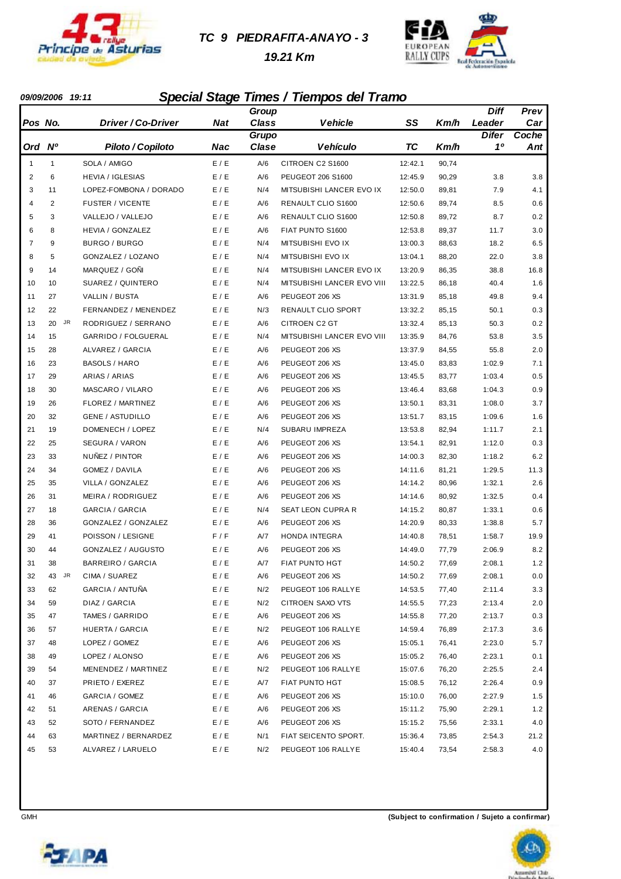# TC 9 PIEDRAFITA-ANAYO - 3

## 19.21 Km

**09/09/2006 19:11**

## Special Stage Times / Tiempos del Tramo

| Pos / Ord | No. / Nº | Driver / Co-Driver / Piloto / Copiloto | Nat / Nac | Group Class / Grupo Clase | Vehicle / Vehículo | SS / TC | Km/h | Diff Leader / Difer 1º | Prev Car / Coche Ant |
|---|---|---|---|---|---|---|---|---|---|
| 1 | 1 | SOLA / AMIGO | E / E | A/6 | CITROEN C2 S1600 | 12:42.1 | 90,74 | | |
| 2 | 6 | HEVIA / IGLESIAS | E / E | A/6 | PEUGEOT 206 S1600 | 12:45.9 | 90,29 | 3.8 | 3.8 |
| 3 | 11 | LOPEZ-FOMBONA / DORADO | E / E | N/4 | MITSUBISHI LANCER EVO IX | 12:50.0 | 89,81 | 7.9 | 4.1 |
| 4 | 2 | FUSTER / VICENTE | E / E | A/6 | RENAULT CLIO S1600 | 12:50.6 | 89,74 | 8.5 | 0.6 |
| 5 | 3 | VALLEJO / VALLEJO | E / E | A/6 | RENAULT CLIO S1600 | 12:50.8 | 89,72 | 8.7 | 0.2 |
| 6 | 8 | HEVIA / GONZALEZ | E / E | A/6 | FIAT PUNTO S1600 | 12:53.8 | 89,37 | 11.7 | 3.0 |
| 7 | 9 | BURGO / BURGO | E / E | N/4 | MITSUBISHI EVO IX | 13:00.3 | 88,63 | 18.2 | 6.5 |
| 8 | 5 | GONZALEZ / LOZANO | E / E | N/4 | MITSUBISHI EVO IX | 13:04.1 | 88,20 | 22.0 | 3.8 |
| 9 | 14 | MARQUEZ / GOÑI | E / E | N/4 | MITSUBISHI LANCER EVO IX | 13:20.9 | 86,35 | 38.8 | 16.8 |
| 10 | 10 | SUAREZ / QUINTERO | E / E | N/4 | MITSUBISHI LANCER EVO VIII | 13:22.5 | 86,18 | 40.4 | 1.6 |
| 11 | 27 | VALLIN / BUSTA | E / E | A/6 | PEUGEOT 206 XS | 13:31.9 | 85,18 | 49.8 | 9.4 |
| 12 | 22 | FERNANDEZ / MENENDEZ | E / E | N/3 | RENAULT CLIO SPORT | 13:32.2 | 85,15 | 50.1 | 0.3 |
| 13 | 20 JR | RODRIGUEZ / SERRANO | E / E | A/6 | CITROEN C2 GT | 13:32.4 | 85,13 | 50.3 | 0.2 |
| 14 | 15 | GARRIDO / FOLGUERAL | E / E | N/4 | MITSUBISHI LANCER EVO VIII | 13:35.9 | 84,76 | 53.8 | 3.5 |
| 15 | 28 | ALVAREZ / GARCIA | E / E | A/6 | PEUGEOT 206 XS | 13:37.9 | 84,55 | 55.8 | 2.0 |
| 16 | 23 | BASOLS / HARO | E / E | A/6 | PEUGEOT 206 XS | 13:45.0 | 83,83 | 1:02.9 | 7.1 |
| 17 | 29 | ARIAS / ARIAS | E / E | A/6 | PEUGEOT 206 XS | 13:45.5 | 83,77 | 1:03.4 | 0.5 |
| 18 | 30 | MASCARO / VILARO | E / E | A/6 | PEUGEOT 206 XS | 13:46.4 | 83,68 | 1:04.3 | 0.9 |
| 19 | 26 | FLOREZ / MARTINEZ | E / E | A/6 | PEUGEOT 206 XS | 13:50.1 | 83,31 | 1:08.0 | 3.7 |
| 20 | 32 | GENE / ASTUDILLO | E / E | A/6 | PEUGEOT 206 XS | 13:51.7 | 83,15 | 1:09.6 | 1.6 |
| 21 | 19 | DOMENECH / LOPEZ | E / E | N/4 | SUBARU IMPREZA | 13:53.8 | 82,94 | 1:11.7 | 2.1 |
| 22 | 25 | SEGURA / VARON | E / E | A/6 | PEUGEOT 206 XS | 13:54.1 | 82,91 | 1:12.0 | 0.3 |
| 23 | 33 | NUÑEZ / PINTOR | E / E | A/6 | PEUGEOT 206 XS | 14:00.3 | 82,30 | 1:18.2 | 6.2 |
| 24 | 34 | GOMEZ / DAVILA | E / E | A/6 | PEUGEOT 206 XS | 14:11.6 | 81,21 | 1:29.5 | 11.3 |
| 25 | 35 | VILLA / GONZALEZ | E / E | A/6 | PEUGEOT 206 XS | 14:14.2 | 80,96 | 1:32.1 | 2.6 |
| 26 | 31 | MEIRA / RODRIGUEZ | E / E | A/6 | PEUGEOT 206 XS | 14:14.6 | 80,92 | 1:32.5 | 0.4 |
| 27 | 18 | GARCIA / GARCIA | E / E | N/4 | SEAT LEON CUPRA R | 14:15.2 | 80,87 | 1:33.1 | 0.6 |
| 28 | 36 | GONZALEZ / GONZALEZ | E / E | A/6 | PEUGEOT 206 XS | 14:20.9 | 80,33 | 1:38.8 | 5.7 |
| 29 | 41 | POISSON / LESIGNE | F / F | A/7 | HONDA INTEGRA | 14:40.8 | 78,51 | 1:58.7 | 19.9 |
| 30 | 44 | GONZALEZ / AUGUSTO | E / E | A/6 | PEUGEOT 206 XS | 14:49.0 | 77,79 | 2:06.9 | 8.2 |
| 31 | 38 | BARREIRO / GARCIA | E / E | A/7 | FIAT PUNTO HGT | 14:50.2 | 77,69 | 2:08.1 | 1.2 |
| 32 | 43 JR | CIMA / SUAREZ | E / E | A/6 | PEUGEOT 206 XS | 14:50.2 | 77,69 | 2:08.1 | 0.0 |
| 33 | 62 | GARCIA / ANTUÑA | E / E | N/2 | PEUGEOT 106 RALLYE | 14:53.5 | 77,40 | 2:11.4 | 3.3 |
| 34 | 59 | DIAZ / GARCIA | E / E | N/2 | CITROEN SAXO VTS | 14:55.5 | 77,23 | 2:13.4 | 2.0 |
| 35 | 47 | TAMES / GARRIDO | E / E | A/6 | PEUGEOT 206 XS | 14:55.8 | 77,20 | 2:13.7 | 0.3 |
| 36 | 57 | HUERTA / GARCIA | E / E | N/2 | PEUGEOT 106 RALLYE | 14:59.4 | 76,89 | 2:17.3 | 3.6 |
| 37 | 48 | LOPEZ / GOMEZ | E / E | A/6 | PEUGEOT 206 XS | 15:05.1 | 76,41 | 2:23.0 | 5.7 |
| 38 | 49 | LOPEZ / ALONSO | E / E | A/6 | PEUGEOT 206 XS | 15:05.2 | 76,40 | 2:23.1 | 0.1 |
| 39 | 54 | MENENDEZ / MARTINEZ | E / E | N/2 | PEUGEOT 106 RALLYE | 15:07.6 | 76,20 | 2:25.5 | 2.4 |
| 40 | 37 | PRIETO / EXEREZ | E / E | A/7 | FIAT PUNTO HGT | 15:08.5 | 76,12 | 2:26.4 | 0.9 |
| 41 | 46 | GARCIA / GOMEZ | E / E | A/6 | PEUGEOT 206 XS | 15:10.0 | 76,00 | 2:27.9 | 1.5 |
| 42 | 51 | ARENAS / GARCIA | E / E | A/6 | PEUGEOT 206 XS | 15:11.2 | 75,90 | 2:29.1 | 1.2 |
| 43 | 52 | SOTO / FERNANDEZ | E / E | A/6 | PEUGEOT 206 XS | 15:15.2 | 75,56 | 2:33.1 | 4.0 |
| 44 | 63 | MARTINEZ / BERNARDEZ | E / E | N/1 | FIAT SEICENTO SPORT. | 15:36.4 | 73,85 | 2:54.3 | 21.2 |
| 45 | 53 | ALVAREZ / LARUELO | E / E | N/2 | PEUGEOT 106 RALLYE | 15:40.4 | 73,54 | 2:58.3 | 4.0 |

GMH

**(Subject to confirmation / Sujeto a confirmar)**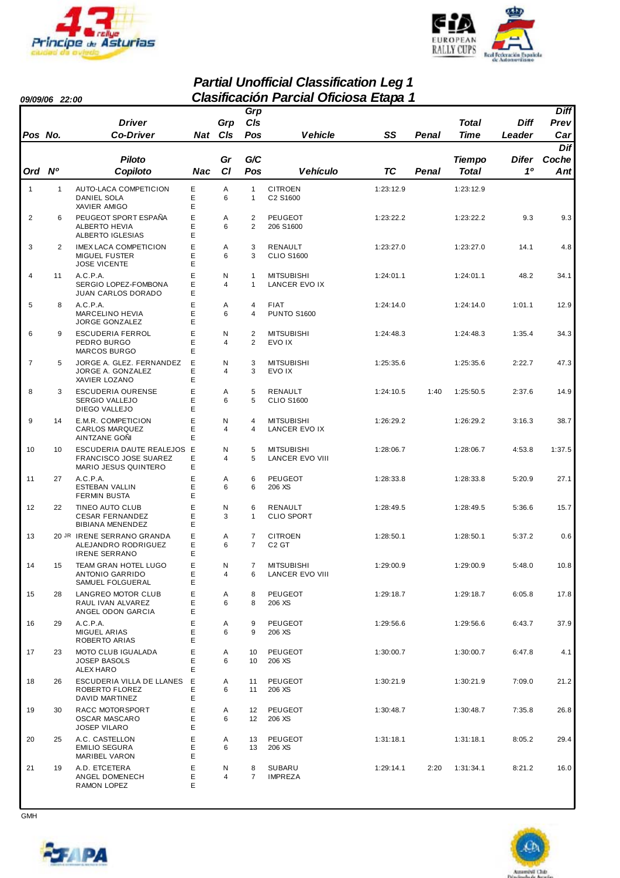# Partial Unofficial Classification Leg 1
# Clasificación Parcial Oficiosa Etapa 1

**09/09/06 22:00**

| Pos / Ord | No. / Nº | Driver / Co-Driver (Piloto / Copiloto) | Nat / Nac | Grp Cls / Gr Cl | Grp Cls Pos / G/C Pos | Vehicle / Vehículo | SS / TC | Penal | Total Time / Tiempo Total | Diff Leader / Difer 1º | Diff Prev Car / Dif Coche Ant |
|---|---|---|---|---|---|---|---|---|---|---|---|
| 1 | 1 | AUTO-LACA COMPETICION<br>DANIEL SOLA<br>XAVIER AMIGO | E<br>E<br>E | A<br>6 | 1<br>1 | CITROEN<br>C2 S1600 | 1:23:12.9 | | 1:23:12.9 | | |
| 2 | 6 | PEUGEOT SPORT ESPAÑA<br>ALBERTO HEVIA<br>ALBERTO IGLESIAS | E<br>E<br>E | A<br>6 | 2<br>2 | PEUGEOT<br>206 S1600 | 1:23:22.2 | | 1:23:22.2 | 9.3 | 9.3 |
| 3 | 2 | IMEX LACA COMPETICION<br>MIGUEL FUSTER<br>JOSE VICENTE | E<br>E<br>E | A<br>6 | 3<br>3 | RENAULT<br>CLIO S1600 | 1:23:27.0 | | 1:23:27.0 | 14.1 | 4.8 |
| 4 | 11 | A.C.P.A.<br>SERGIO LOPEZ-FOMBONA<br>JUAN CARLOS DORADO | E<br>E<br>E | N<br>4 | 1<br>1 | MITSUBISHI<br>LANCER EVO IX | 1:24:01.1 | | 1:24:01.1 | 48.2 | 34.1 |
| 5 | 8 | A.C.P.A.<br>MARCELINO HEVIA<br>JORGE GONZALEZ | E<br>E<br>E | A<br>6 | 4<br>4 | FIAT<br>PUNTO S1600 | 1:24:14.0 | | 1:24:14.0 | 1:01.1 | 12.9 |
| 6 | 9 | ESCUDERIA FERROL<br>PEDRO BURGO<br>MARCOS BURGO | E<br>E<br>E | N<br>4 | 2<br>2 | MITSUBISHI<br>EVO IX | 1:24:48.3 | | 1:24:48.3 | 1:35.4 | 34.3 |
| 7 | 5 | JORGE A. GLEZ. FERNANDEZ<br>JORGE A. GONZALEZ<br>XAVIER LOZANO | E<br>E<br>E | N<br>4 | 3<br>3 | MITSUBISHI<br>EVO IX | 1:25:35.6 | | 1:25:35.6 | 2:22.7 | 47.3 |
| 8 | 3 | ESCUDERIA OURENSE<br>SERGIO VALLEJO<br>DIEGO VALLEJO | E<br>E<br>E | A<br>6 | 5<br>5 | RENAULT<br>CLIO S1600 | 1:24:10.5 | 1:40 | 1:25:50.5 | 2:37.6 | 14.9 |
| 9 | 14 | E.M.R. COMPETICION<br>CARLOS MARQUEZ<br>AINTZANE GOÑI | E<br>E<br>E | N<br>4 | 4<br>4 | MITSUBISHI<br>LANCER EVO IX | 1:26:29.2 | | 1:26:29.2 | 3:16.3 | 38.7 |
| 10 | 10 | ESCUDERIA DAUTE REALEJOS<br>FRANCISCO JOSE SUAREZ<br>MARIO JESUS QUINTERO | E<br>E<br>E | N<br>4 | 5<br>5 | MITSUBISHI<br>LANCER EVO VIII | 1:28:06.7 | | 1:28:06.7 | 4:53.8 | 1:37.5 |
| 11 | 27 | A.C.P.A.<br>ESTEBAN VALLIN<br>FERMIN BUSTA | E<br>E<br>E | A<br>6 | 6<br>6 | PEUGEOT<br>206 XS | 1:28:33.8 | | 1:28:33.8 | 5:20.9 | 27.1 |
| 12 | 22 | TINEO AUTO CLUB<br>CESAR FERNANDEZ<br>BIBIANA MENENDEZ | E<br>E<br>E | N<br>3 | 6<br>1 | RENAULT<br>CLIO SPORT | 1:28:49.5 | | 1:28:49.5 | 5:36.6 | 15.7 |
| 13 | 20 JR | IRENE SERRANO GRANDA<br>ALEJANDRO RODRIGUEZ<br>IRENE SERRANO | E<br>E<br>E | A<br>6 | 7<br>7 | CITROEN<br>C2 GT | 1:28:50.1 | | 1:28:50.1 | 5:37.2 | 0.6 |
| 14 | 15 | TEAM GRAN HOTEL LUGO<br>ANTONIO GARRIDO<br>SAMUEL FOLGUERAL | E<br>E<br>E | N<br>4 | 7<br>6 | MITSUBISHI<br>LANCER EVO VIII | 1:29:00.9 | | 1:29:00.9 | 5:48.0 | 10.8 |
| 15 | 28 | LANGREO MOTOR CLUB<br>RAUL IVAN ALVAREZ<br>ANGEL ODON GARCIA | E<br>E<br>E | A<br>6 | 8<br>8 | PEUGEOT<br>206 XS | 1:29:18.7 | | 1:29:18.7 | 6:05.8 | 17.8 |
| 16 | 29 | A.C.P.A.<br>MIGUEL ARIAS<br>ROBERTO ARIAS | E<br>E<br>E | A<br>6 | 9<br>9 | PEUGEOT<br>206 XS | 1:29:56.6 | | 1:29:56.6 | 6:43.7 | 37.9 |
| 17 | 23 | MOTO CLUB IGUALADA<br>JOSEP BASOLS<br>ALEX HARO | E<br>E<br>E | A<br>6 | 10<br>10 | PEUGEOT<br>206 XS | 1:30:00.7 | | 1:30:00.7 | 6:47.8 | 4.1 |
| 18 | 26 | ESCUDERIA VILLA DE LLANES<br>ROBERTO FLOREZ<br>DAVID MARTINEZ | E<br>E<br>E | A<br>6 | 11<br>11 | PEUGEOT<br>206 XS | 1:30:21.9 | | 1:30:21.9 | 7:09.0 | 21.2 |
| 19 | 30 | RACC MOTORSPORT<br>OSCAR MASCARO<br>JOSEP VILARO | E<br>E<br>E | A<br>6 | 12<br>12 | PEUGEOT<br>206 XS | 1:30:48.7 | | 1:30:48.7 | 7:35.8 | 26.8 |
| 20 | 25 | A.C. CASTELLON<br>EMILIO SEGURA<br>MARIBEL VARON | E<br>E<br>E | A<br>6 | 13<br>13 | PEUGEOT<br>206 XS | 1:31:18.1 | | 1:31:18.1 | 8:05.2 | 29.4 |
| 21 | 19 | A.D. ETCETERA<br>ANGEL DOMENECH<br>RAMON LOPEZ | E<br>E<br>E | N<br>4 | 8<br>7 | SUBARU<br>IMPREZA | 1:29:14.1 | 2:20 | 1:31:34.1 | 8:21.2 | 16.0 |

GMH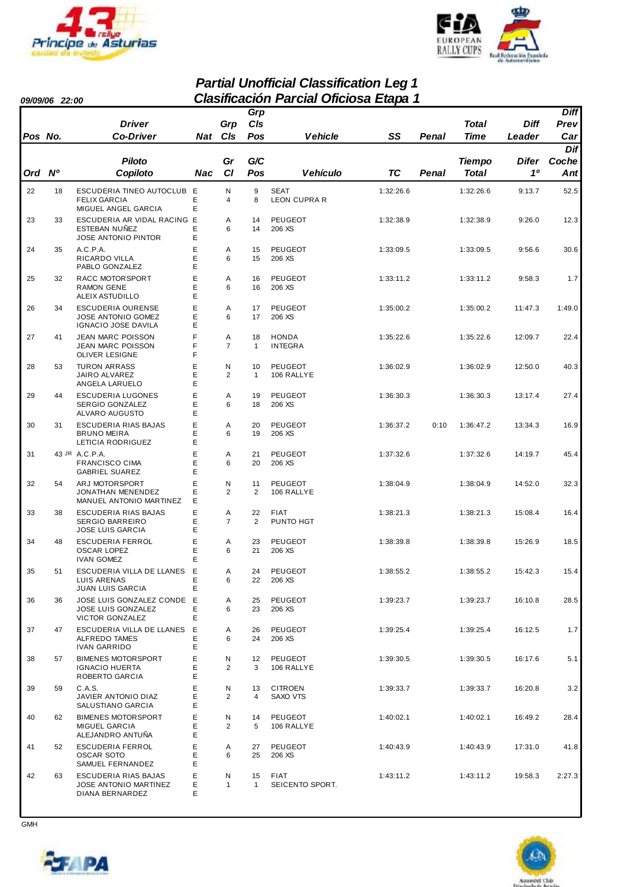# Partial Unofficial Classification Leg 1
# Clasificación Parcial Oficiosa Etapa 1

**09/09/06 22:00**

| Pos / Ord | No. / Nº | Driver / Co-Driver (Piloto / Copiloto) | Nat / Nac | Grp Cls / Gr Cl | Grp Cls Pos / G/C Pos | Vehicle / Vehículo | SS / TC | Penal | Total Time / Tiempo Total | Diff Leader / Difer 1º | Diff Prev Car / Dif Coche Ant |
|---|---|---|---|---|---|---|---|---|---|---|---|
| 22 | 18 | ESCUDERIA TINEO AUTOCLUB<br>FELIX GARCIA<br>MIGUEL ANGEL GARCIA | E<br>E<br>E | N<br>4 | 9<br>8 | SEAT<br>LEON CUPRA R | 1:32:26.6 | | 1:32:26.6 | 9:13.7 | 52.5 |
| 23 | 33 | ESCUDERIA AR VIDAL RACING<br>ESTEBAN NUÑEZ<br>JOSE ANTONIO PINTOR | E<br>E<br>E | A<br>6 | 14<br>14 | PEUGEOT<br>206 XS | 1:32:38.9 | | 1:32:38.9 | 9:26.0 | 12.3 |
| 24 | 35 | A.C.P.A.<br>RICARDO VILLA<br>PABLO GONZALEZ | E<br>E<br>E | A<br>6 | 15<br>15 | PEUGEOT<br>206 XS | 1:33:09.5 | | 1:33:09.5 | 9:56.6 | 30.6 |
| 25 | 32 | RACC MOTORSPORT<br>RAMON GENE<br>ALEIX ASTUDILLO | E<br>E<br>E | A<br>6 | 16<br>16 | PEUGEOT<br>206 XS | 1:33:11.2 | | 1:33:11.2 | 9:58.3 | 1.7 |
| 26 | 34 | ESCUDERIA OURENSE<br>JOSE ANTONIO GOMEZ<br>IGNACIO JOSE DAVILA | E<br>E<br>E | A<br>6 | 17<br>17 | PEUGEOT<br>206 XS | 1:35:00.2 | | 1:35:00.2 | 11:47.3 | 1:49.0 |
| 27 | 41 | JEAN MARC POISSON<br>JEAN MARC POISSON<br>OLIVER LESIGNE | F<br>F<br>F | A<br>7 | 18<br>1 | HONDA<br>INTEGRA | 1:35:22.6 | | 1:35:22.6 | 12:09.7 | 22.4 |
| 28 | 53 | TURON ARRASS<br>JAIRO ALVAREZ<br>ANGELA LARUELO | E<br>E<br>E | N<br>2 | 10<br>1 | PEUGEOT<br>106 RALLYE | 1:36:02.9 | | 1:36:02.9 | 12:50.0 | 40.3 |
| 29 | 44 | ESCUDERIA LUGONES<br>SERGIO GONZALEZ<br>ALVARO AUGUSTO | E<br>E<br>E | A<br>6 | 19<br>18 | PEUGEOT<br>206 XS | 1:36:30.3 | | 1:36:30.3 | 13:17.4 | 27.4 |
| 30 | 31 | ESCUDERIA RIAS BAJAS<br>BRUNO MEIRA<br>LETICIA RODRIGUEZ | E<br>E<br>E | A<br>6 | 20<br>19 | PEUGEOT<br>206 XS | 1:36:37.2 | 0:10 | 1:36:47.2 | 13:34.3 | 16.9 |
| 31 | 43 JR | A.C.P.A.<br>FRANCISCO CIMA<br>GABRIEL SUAREZ | E<br>E<br>E | A<br>6 | 21<br>20 | PEUGEOT<br>206 XS | 1:37:32.6 | | 1:37:32.6 | 14:19.7 | 45.4 |
| 32 | 54 | ARJ MOTORSPORT<br>JONATHAN MENENDEZ<br>MANUEL ANTONIO MARTINEZ | E<br>E<br>E | N<br>2 | 11<br>2 | PEUGEOT<br>106 RALLYE | 1:38:04.9 | | 1:38:04.9 | 14:52.0 | 32.3 |
| 33 | 38 | ESCUDERIA RIAS BAJAS<br>SERGIO BARREIRO<br>JOSE LUIS GARCIA | E<br>E<br>E | A<br>7 | 22<br>2 | FIAT<br>PUNTO HGT | 1:38:21.3 | | 1:38:21.3 | 15:08.4 | 16.4 |
| 34 | 48 | ESCUDERIA FERROL<br>OSCAR LOPEZ<br>IVAN GOMEZ | E<br>E<br>E | A<br>6 | 23<br>21 | PEUGEOT<br>206 XS | 1:38:39.8 | | 1:38:39.8 | 15:26.9 | 18.5 |
| 35 | 51 | ESCUDERIA VILLA DE LLANES<br>LUIS ARENAS<br>JUAN LUIS GARCIA | E<br>E<br>E | A<br>6 | 24<br>22 | PEUGEOT<br>206 XS | 1:38:55.2 | | 1:38:55.2 | 15:42.3 | 15.4 |
| 36 | 36 | JOSE LUIS GONZALEZ CONDE<br>JOSE LUIS GONZALEZ<br>VICTOR GONZALEZ | E<br>E<br>E | A<br>6 | 25<br>23 | PEUGEOT<br>206 XS | 1:39:23.7 | | 1:39:23.7 | 16:10.8 | 28.5 |
| 37 | 47 | ESCUDERIA VILLA DE LLANES<br>ALFREDO TAMES<br>IVAN GARRIDO | E<br>E<br>E | A<br>6 | 26<br>24 | PEUGEOT<br>206 XS | 1:39:25.4 | | 1:39:25.4 | 16:12.5 | 1.7 |
| 38 | 57 | BIMENES MOTORSPORT<br>IGNACIO HUERTA<br>ROBERTO GARCIA | E<br>E<br>E | N<br>2 | 12<br>3 | PEUGEOT<br>106 RALLYE | 1:39:30.5 | | 1:39:30.5 | 16:17.6 | 5.1 |
| 39 | 59 | C.A.S.<br>JAVIER ANTONIO DIAZ<br>SALUSTIANO GARCIA | E<br>E<br>E | N<br>2 | 13<br>4 | CITROEN<br>SAXO VTS | 1:39:33.7 | | 1:39:33.7 | 16:20.8 | 3.2 |
| 40 | 62 | BIMENES MOTORSPORT<br>MIGUEL GARCIA<br>ALEJANDRO ANTUÑA | E<br>E<br>E | N<br>2 | 14<br>5 | PEUGEOT<br>106 RALLYE | 1:40:02.1 | | 1:40:02.1 | 16:49.2 | 28.4 |
| 41 | 52 | ESCUDERIA FERROL<br>OSCAR SOTO<br>SAMUEL FERNANDEZ | E<br>E<br>E | A<br>6 | 27<br>25 | PEUGEOT<br>206 XS | 1:40:43.9 | | 1:40:43.9 | 17:31.0 | 41.8 |
| 42 | 63 | ESCUDERIA RIAS BAJAS<br>JOSE ANTONIO MARTINEZ<br>DIANA BERNARDEZ | E<br>E<br>E | N<br>1 | 15<br>1 | FIAT<br>SEICENTO SPORT. | 1:43:11.2 | | 1:43:11.2 | 19:58.3 | 2:27.3 |

GMH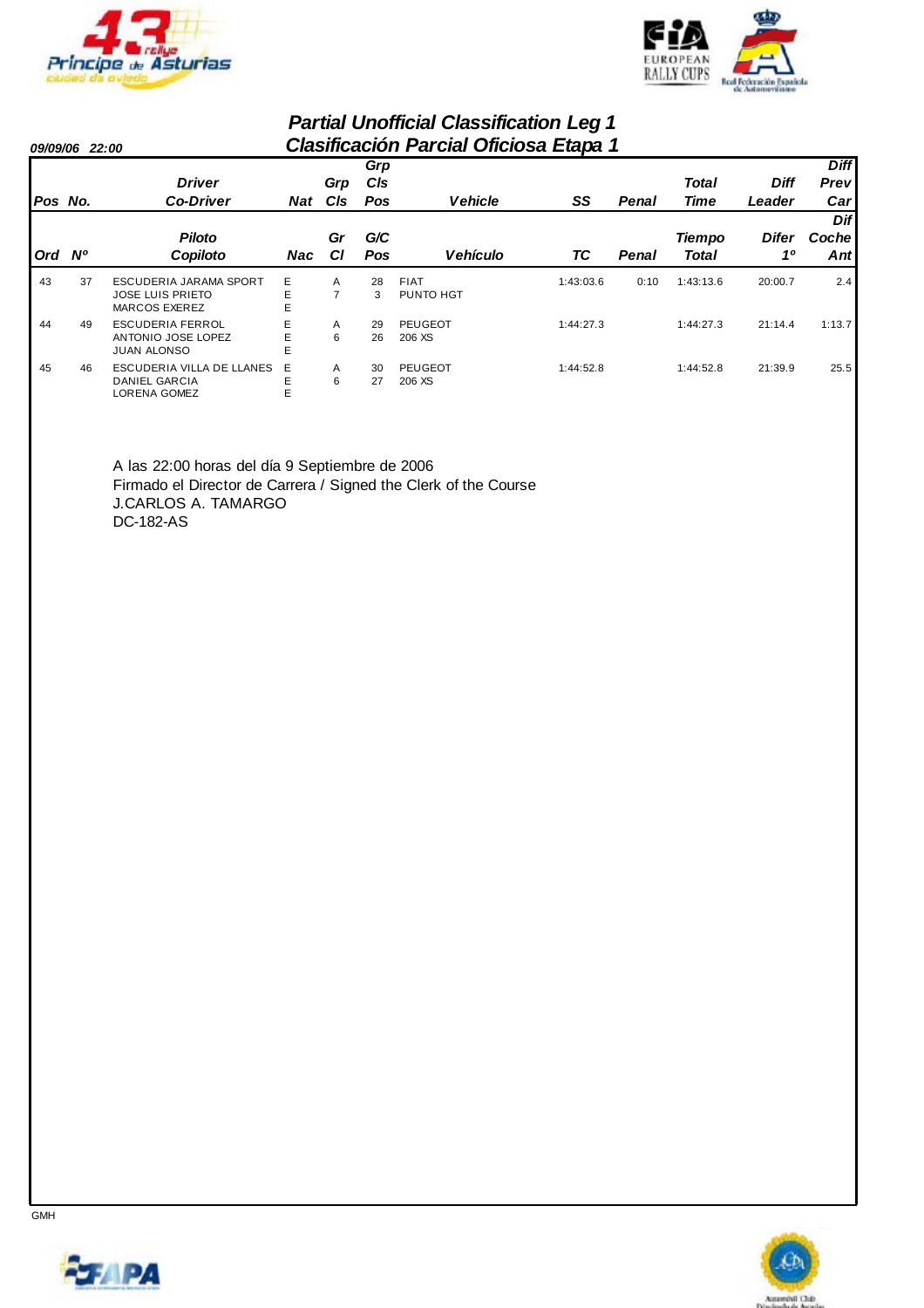## Partial Unofficial Classification Leg 1
## Clasificación Parcial Oficiosa Etapa 1

09/09/06 22:00

| Pos / Ord | No. / Nº | Driver / Co-Driver (Piloto / Copiloto) | Nat / Nac | Grp Cls / Gr Cl | Grp Cls Pos / G/C Pos | Vehicle / Vehículo | SS / TC | Penal | Total Time / Tiempo Total | Diff Leader / Difer 1º | Diff Prev Car / Dif Coche Ant |
|---|---|---|---|---|---|---|---|---|---|---|---|
| 43 | 37 | ESCUDERIA JARAMA SPORT<br>JOSE LUIS PRIETO<br>MARCOS EXEREZ | E<br>E<br>E | A<br>7 | 28<br>3 | FIAT<br>PUNTO HGT | 1:43:03.6 | 0:10 | 1:43:13.6 | 20:00.7 | 2.4 |
| 44 | 49 | ESCUDERIA FERROL<br>ANTONIO JOSE LOPEZ<br>JUAN ALONSO | E<br>E<br>E | A<br>6 | 29<br>26 | PEUGEOT<br>206 XS | 1:44:27.3 | | 1:44:27.3 | 21:14.4 | 1:13.7 |
| 45 | 46 | ESCUDERIA VILLA DE LLANES<br>DANIEL GARCIA<br>LORENA GOMEZ | E<br>E<br>E | A<br>6 | 30<br>27 | PEUGEOT<br>206 XS | 1:44:52.8 | | 1:44:52.8 | 21:39.9 | 25.5 |

A las 22:00 horas del día 9 Septiembre de 2006
Firmado el Director de Carrera / Signed the Clerk of the Course
J.CARLOS A. TAMARGO
DC-182-AS

GMH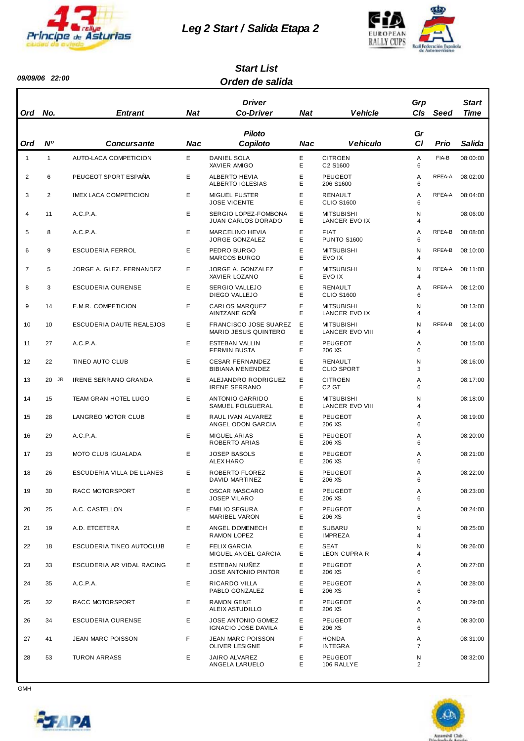# Leg 2 Start / Salida Etapa 2

09/09/06 22:00

## Start List
## Orden de salida

| Ord | No. | Entrant | Nat | Driver / Co-Driver | Nat | Vehicle | Grp / Cls | Seed | Start Time |
|---|---|---|---|---|---|---|---|---|---|
| Ord | Nº | Concursante | Nac | Piloto / Copiloto | Nac | Vehiculo | Gr / Cl | Prio | Salida |
| 1 | 1 | AUTO-LACA COMPETICION | E | DANIEL SOLA<br>XAVIER AMIGO | E<br>E | CITROEN<br>C2 S1600 | A<br>6 | FIA-B | 08:00:00 |
| 2 | 6 | PEUGEOT SPORT ESPAÑA | E | ALBERTO HEVIA<br>ALBERTO IGLESIAS | E<br>E | PEUGEOT<br>206 S1600 | A<br>6 | RFEA-A | 08:02:00 |
| 3 | 2 | IMEX LACA COMPETICION | E | MIGUEL FUSTER<br>JOSE VICENTE | E<br>E | RENAULT<br>CLIO S1600 | A<br>6 | RFEA-A | 08:04:00 |
| 4 | 11 | A.C.P.A. | E | SERGIO LOPEZ-FOMBONA<br>JUAN CARLOS DORADO | E<br>E | MITSUBISHI<br>LANCER EVO IX | N<br>4 | | 08:06:00 |
| 5 | 8 | A.C.P.A. | E | MARCELINO HEVIA<br>JORGE GONZALEZ | E<br>E | FIAT<br>PUNTO S1600 | A<br>6 | RFEA-B | 08:08:00 |
| 6 | 9 | ESCUDERIA FERROL | E | PEDRO BURGO<br>MARCOS BURGO | E<br>E | MITSUBISHI<br>EVO IX | N<br>4 | RFEA-B | 08:10:00 |
| 7 | 5 | JORGE A. GLEZ. FERNANDEZ | E | JORGE A. GONZALEZ<br>XAVIER LOZANO | E<br>E | MITSUBISHI<br>EVO IX | N<br>4 | RFEA-A | 08:11:00 |
| 8 | 3 | ESCUDERIA OURENSE | E | SERGIO VALLEJO<br>DIEGO VALLEJO | E<br>E | RENAULT<br>CLIO S1600 | A<br>6 | RFEA-A | 08:12:00 |
| 9 | 14 | E.M.R. COMPETICION | E | CARLOS MARQUEZ<br>AINTZANE GOÑI | E<br>E | MITSUBISHI<br>LANCER EVO IX | N<br>4 | | 08:13:00 |
| 10 | 10 | ESCUDERIA DAUTE REALEJOS | E | FRANCISCO JOSE SUAREZ<br>MARIO JESUS QUINTERO | E<br>E | MITSUBISHI<br>LANCER EVO VIII | N<br>4 | RFEA-B | 08:14:00 |
| 11 | 27 | A.C.P.A. | E | ESTEBAN VALLIN<br>FERMIN BUSTA | E<br>E | PEUGEOT<br>206 XS | A<br>6 | | 08:15:00 |
| 12 | 22 | TINEO AUTO CLUB | E | CESAR FERNANDEZ<br>BIBIANA MENENDEZ | E<br>E | RENAULT<br>CLIO SPORT | N<br>3 | | 08:16:00 |
| 13 | 20 JR | IRENE SERRANO GRANDA | E | ALEJANDRO RODRIGUEZ<br>IRENE SERRANO | E<br>E | CITROEN<br>C2 GT | A<br>6 | | 08:17:00 |
| 14 | 15 | TEAM GRAN HOTEL LUGO | E | ANTONIO GARRIDO<br>SAMUEL FOLGUERAL | E<br>E | MITSUBISHI<br>LANCER EVO VIII | N<br>4 | | 08:18:00 |
| 15 | 28 | LANGREO MOTOR CLUB | E | RAUL IVAN ALVAREZ<br>ANGEL ODON GARCIA | E<br>E | PEUGEOT<br>206 XS | A<br>6 | | 08:19:00 |
| 16 | 29 | A.C.P.A. | E | MIGUEL ARIAS<br>ROBERTO ARIAS | E<br>E | PEUGEOT<br>206 XS | A<br>6 | | 08:20:00 |
| 17 | 23 | MOTO CLUB IGUALADA | E | JOSEP BASOLS<br>ALEX HARO | E<br>E | PEUGEOT<br>206 XS | A<br>6 | | 08:21:00 |
| 18 | 26 | ESCUDERIA VILLA DE LLANES | E | ROBERTO FLOREZ<br>DAVID MARTINEZ | E<br>E | PEUGEOT<br>206 XS | A<br>6 | | 08:22:00 |
| 19 | 30 | RACC MOTORSPORT | E | OSCAR MASCARO<br>JOSEP VILARO | E<br>E | PEUGEOT<br>206 XS | A<br>6 | | 08:23:00 |
| 20 | 25 | A.C. CASTELLON | E | EMILIO SEGURA<br>MARIBEL VARON | E<br>E | PEUGEOT<br>206 XS | A<br>6 | | 08:24:00 |
| 21 | 19 | A.D. ETCETERA | E | ANGEL DOMENECH<br>RAMON LOPEZ | E<br>E | SUBARU<br>IMPREZA | N<br>4 | | 08:25:00 |
| 22 | 18 | ESCUDERIA TINEO AUTOCLUB | E | FELIX GARCIA<br>MIGUEL ANGEL GARCIA | E<br>E | SEAT<br>LEON CUPRA R | N<br>4 | | 08:26:00 |
| 23 | 33 | ESCUDERIA AR VIDAL RACING | E | ESTEBAN NUÑEZ<br>JOSE ANTONIO PINTOR | E<br>E | PEUGEOT<br>206 XS | A<br>6 | | 08:27:00 |
| 24 | 35 | A.C.P.A. | E | RICARDO VILLA<br>PABLO GONZALEZ | E<br>E | PEUGEOT<br>206 XS | A<br>6 | | 08:28:00 |
| 25 | 32 | RACC MOTORSPORT | E | RAMON GENE<br>ALEIX ASTUDILLO | E<br>E | PEUGEOT<br>206 XS | A<br>6 | | 08:29:00 |
| 26 | 34 | ESCUDERIA OURENSE | E | JOSE ANTONIO GOMEZ<br>IGNACIO JOSE DAVILA | E<br>E | PEUGEOT<br>206 XS | A<br>6 | | 08:30:00 |
| 27 | 41 | JEAN MARC POISSON | F | JEAN MARC POISSON<br>OLIVER LESIGNE | F<br>F | HONDA<br>INTEGRA | A<br>7 | | 08:31:00 |
| 28 | 53 | TURON ARRASS | E | JAIRO ALVAREZ<br>ANGELA LARUELO | E<br>E | PEUGEOT<br>106 RALLYE | N<br>2 | | 08:32:00 |

GMH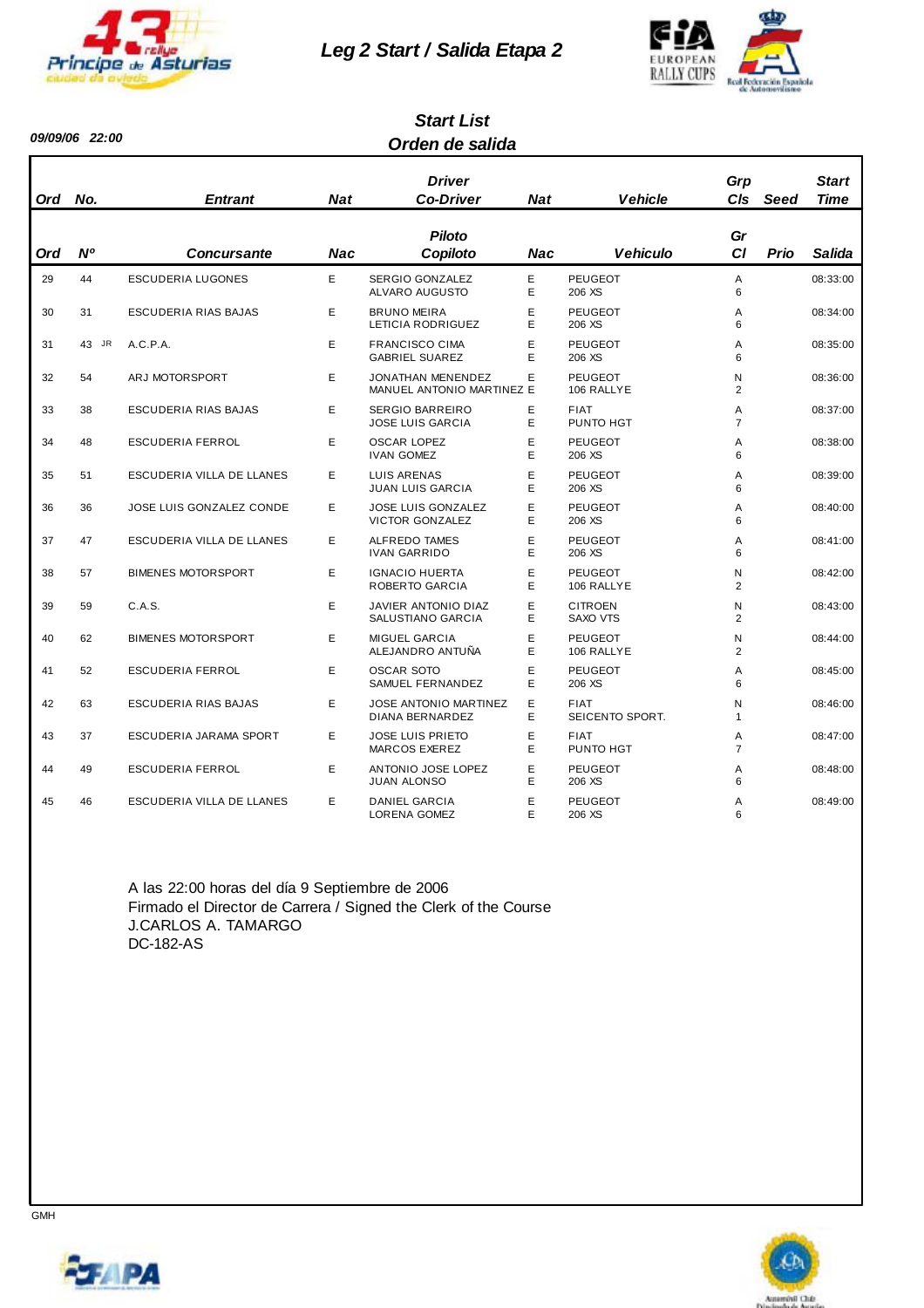# Leg 2 Start / Salida Etapa 2

**09/09/06 22:00**

## Start List
## Orden de salida

| Ord / Ord | No. / Nº | Entrant / Concursante | Nat / Nac | Driver / Co-Driver — Piloto / Copiloto | Nat / Nac | Vehicle / Vehiculo | Grp Cls / Gr Cl | Seed / Prio | Start Time / Salida |
|---|---|---|---|---|---|---|---|---|---|
| 29 | 44 | ESCUDERIA LUGONES | E | SERGIO GONZALEZ<br>ALVARO AUGUSTO | E<br>E | PEUGEOT<br>206 XS | A<br>6 | | 08:33:00 |
| 30 | 31 | ESCUDERIA RIAS BAJAS | E | BRUNO MEIRA<br>LETICIA RODRIGUEZ | E<br>E | PEUGEOT<br>206 XS | A<br>6 | | 08:34:00 |
| 31 | 43 JR | A.C.P.A. | E | FRANCISCO CIMA<br>GABRIEL SUAREZ | E<br>E | PEUGEOT<br>206 XS | A<br>6 | | 08:35:00 |
| 32 | 54 | ARJ MOTORSPORT | E | JONATHAN MENENDEZ<br>MANUEL ANTONIO MARTINEZ | E<br>E | PEUGEOT<br>106 RALLYE | N<br>2 | | 08:36:00 |
| 33 | 38 | ESCUDERIA RIAS BAJAS | E | SERGIO BARREIRO<br>JOSE LUIS GARCIA | E<br>E | FIAT<br>PUNTO HGT | A<br>7 | | 08:37:00 |
| 34 | 48 | ESCUDERIA FERROL | E | OSCAR LOPEZ<br>IVAN GOMEZ | E<br>E | PEUGEOT<br>206 XS | A<br>6 | | 08:38:00 |
| 35 | 51 | ESCUDERIA VILLA DE LLANES | E | LUIS ARENAS<br>JUAN LUIS GARCIA | E<br>E | PEUGEOT<br>206 XS | A<br>6 | | 08:39:00 |
| 36 | 36 | JOSE LUIS GONZALEZ CONDE | E | JOSE LUIS GONZALEZ<br>VICTOR GONZALEZ | E<br>E | PEUGEOT<br>206 XS | A<br>6 | | 08:40:00 |
| 37 | 47 | ESCUDERIA VILLA DE LLANES | E | ALFREDO TAMES<br>IVAN GARRIDO | E<br>E | PEUGEOT<br>206 XS | A<br>6 | | 08:41:00 |
| 38 | 57 | BIMENES MOTORSPORT | E | IGNACIO HUERTA<br>ROBERTO GARCIA | E<br>E | PEUGEOT<br>106 RALLYE | N<br>2 | | 08:42:00 |
| 39 | 59 | C.A.S. | E | JAVIER ANTONIO DIAZ<br>SALUSTIANO GARCIA | E<br>E | CITROEN<br>SAXO VTS | N<br>2 | | 08:43:00 |
| 40 | 62 | BIMENES MOTORSPORT | E | MIGUEL GARCIA<br>ALEJANDRO ANTUÑA | E<br>E | PEUGEOT<br>106 RALLYE | N<br>2 | | 08:44:00 |
| 41 | 52 | ESCUDERIA FERROL | E | OSCAR SOTO<br>SAMUEL FERNANDEZ | E<br>E | PEUGEOT<br>206 XS | A<br>6 | | 08:45:00 |
| 42 | 63 | ESCUDERIA RIAS BAJAS | E | JOSE ANTONIO MARTINEZ<br>DIANA BERNARDEZ | E<br>E | FIAT<br>SEICENTO SPORT. | N<br>1 | | 08:46:00 |
| 43 | 37 | ESCUDERIA JARAMA SPORT | E | JOSE LUIS PRIETO<br>MARCOS EXEREZ | E<br>E | FIAT<br>PUNTO HGT | A<br>7 | | 08:47:00 |
| 44 | 49 | ESCUDERIA FERROL | E | ANTONIO JOSE LOPEZ<br>JUAN ALONSO | E<br>E | PEUGEOT<br>206 XS | A<br>6 | | 08:48:00 |
| 45 | 46 | ESCUDERIA VILLA DE LLANES | E | DANIEL GARCIA<br>LORENA GOMEZ | E<br>E | PEUGEOT<br>206 XS | A<br>6 | | 08:49:00 |

A las 22:00 horas del día 9 Septiembre de 2006
Firmado el Director de Carrera / Signed the Clerk of the Course
J.CARLOS A. TAMARGO
DC-182-AS

GMH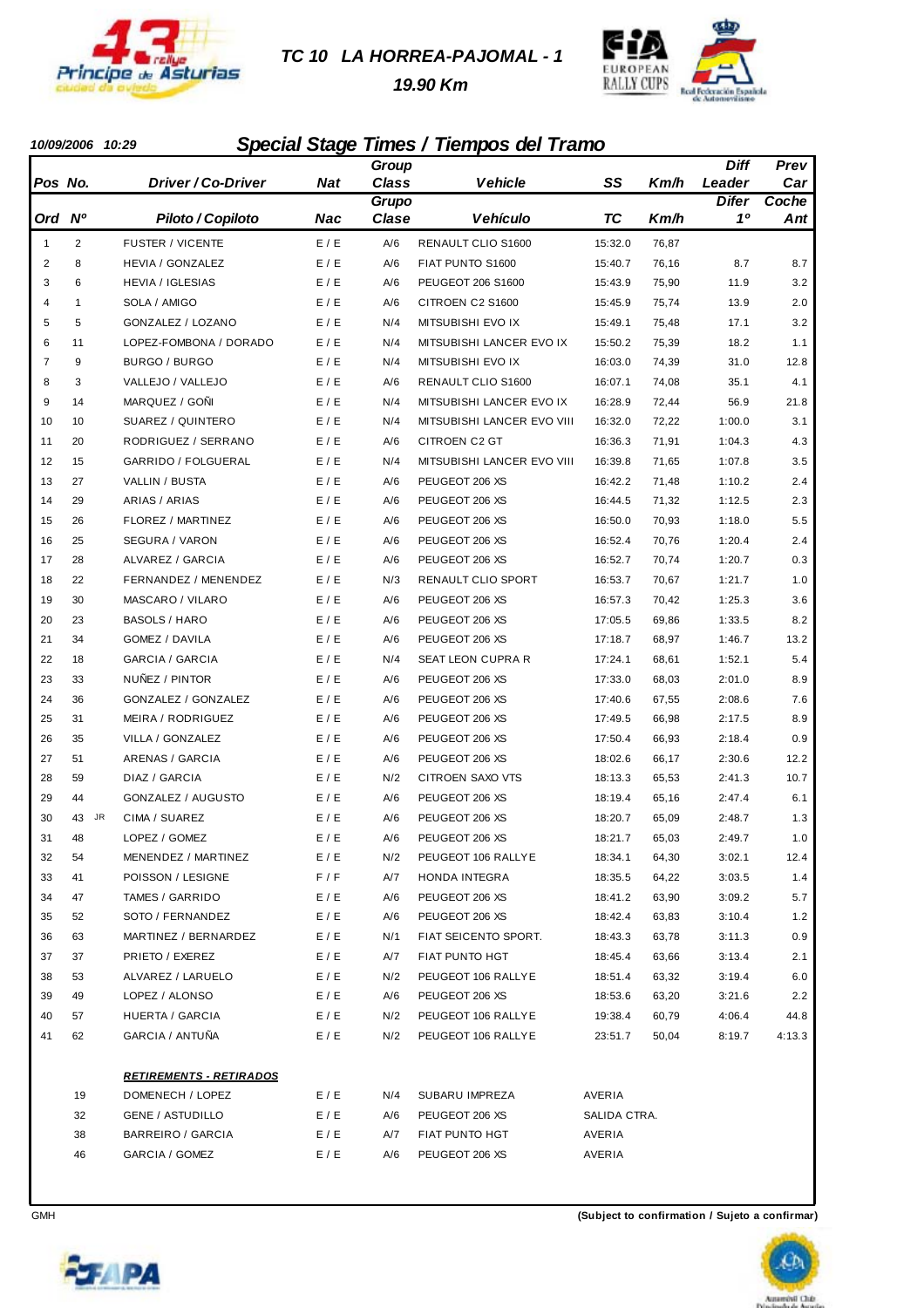# TC 10 LA HORREA-PAJOMAL - 1

**19.90 Km**

**10/09/2006 10:29**

## Special Stage Times / Tiempos del Tramo

| Pos / Ord | No. / Nº | Driver / Co-Driver / Piloto / Copiloto | Nat / Nac | Group Class / Grupo Clase | Vehicle / Vehículo | SS / TC | Km/h | Diff Leader / Difer 1º | Prev Car / Coche Ant |
|---|---|---|---|---|---|---|---|---|---|
| 1 | 2 | FUSTER / VICENTE | E / E | A/6 | RENAULT CLIO S1600 | 15:32.0 | 76,87 | | |
| 2 | 8 | HEVIA / GONZALEZ | E / E | A/6 | FIAT PUNTO S1600 | 15:40.7 | 76,16 | 8.7 | 8.7 |
| 3 | 6 | HEVIA / IGLESIAS | E / E | A/6 | PEUGEOT 206 S1600 | 15:43.9 | 75,90 | 11.9 | 3.2 |
| 4 | 1 | SOLA / AMIGO | E / E | A/6 | CITROEN C2 S1600 | 15:45.9 | 75,74 | 13.9 | 2.0 |
| 5 | 5 | GONZALEZ / LOZANO | E / E | N/4 | MITSUBISHI EVO IX | 15:49.1 | 75,48 | 17.1 | 3.2 |
| 6 | 11 | LOPEZ-FOMBONA / DORADO | E / E | N/4 | MITSUBISHI LANCER EVO IX | 15:50.2 | 75,39 | 18.2 | 1.1 |
| 7 | 9 | BURGO / BURGO | E / E | N/4 | MITSUBISHI EVO IX | 16:03.0 | 74,39 | 31.0 | 12.8 |
| 8 | 3 | VALLEJO / VALLEJO | E / E | A/6 | RENAULT CLIO S1600 | 16:07.1 | 74,08 | 35.1 | 4.1 |
| 9 | 14 | MARQUEZ / GOÑI | E / E | N/4 | MITSUBISHI LANCER EVO IX | 16:28.9 | 72,44 | 56.9 | 21.8 |
| 10 | 10 | SUAREZ / QUINTERO | E / E | N/4 | MITSUBISHI LANCER EVO VIII | 16:32.0 | 72,22 | 1:00.0 | 3.1 |
| 11 | 20 | RODRIGUEZ / SERRANO | E / E | A/6 | CITROEN C2 GT | 16:36.3 | 71,91 | 1:04.3 | 4.3 |
| 12 | 15 | GARRIDO / FOLGUERAL | E / E | N/4 | MITSUBISHI LANCER EVO VIII | 16:39.8 | 71,65 | 1:07.8 | 3.5 |
| 13 | 27 | VALLIN / BUSTA | E / E | A/6 | PEUGEOT 206 XS | 16:42.2 | 71,48 | 1:10.2 | 2.4 |
| 14 | 29 | ARIAS / ARIAS | E / E | A/6 | PEUGEOT 206 XS | 16:44.5 | 71,32 | 1:12.5 | 2.3 |
| 15 | 26 | FLOREZ / MARTINEZ | E / E | A/6 | PEUGEOT 206 XS | 16:50.0 | 70,93 | 1:18.0 | 5.5 |
| 16 | 25 | SEGURA / VARON | E / E | A/6 | PEUGEOT 206 XS | 16:52.4 | 70,76 | 1:20.4 | 2.4 |
| 17 | 28 | ALVAREZ / GARCIA | E / E | A/6 | PEUGEOT 206 XS | 16:52.7 | 70,74 | 1:20.7 | 0.3 |
| 18 | 22 | FERNANDEZ / MENENDEZ | E / E | N/3 | RENAULT CLIO SPORT | 16:53.7 | 70,67 | 1:21.7 | 1.0 |
| 19 | 30 | MASCARO / VILARO | E / E | A/6 | PEUGEOT 206 XS | 16:57.3 | 70,42 | 1:25.3 | 3.6 |
| 20 | 23 | BASOLS / HARO | E / E | A/6 | PEUGEOT 206 XS | 17:05.5 | 69,86 | 1:33.5 | 8.2 |
| 21 | 34 | GOMEZ / DAVILA | E / E | A/6 | PEUGEOT 206 XS | 17:18.7 | 68,97 | 1:46.7 | 13.2 |
| 22 | 18 | GARCIA / GARCIA | E / E | N/4 | SEAT LEON CUPRA R | 17:24.1 | 68,61 | 1:52.1 | 5.4 |
| 23 | 33 | NUÑEZ / PINTOR | E / E | A/6 | PEUGEOT 206 XS | 17:33.0 | 68,03 | 2:01.0 | 8.9 |
| 24 | 36 | GONZALEZ / GONZALEZ | E / E | A/6 | PEUGEOT 206 XS | 17:40.6 | 67,55 | 2:08.6 | 7.6 |
| 25 | 31 | MEIRA / RODRIGUEZ | E / E | A/6 | PEUGEOT 206 XS | 17:49.5 | 66,98 | 2:17.5 | 8.9 |
| 26 | 35 | VILLA / GONZALEZ | E / E | A/6 | PEUGEOT 206 XS | 17:50.4 | 66,93 | 2:18.4 | 0.9 |
| 27 | 51 | ARENAS / GARCIA | E / E | A/6 | PEUGEOT 206 XS | 18:02.6 | 66,17 | 2:30.6 | 12.2 |
| 28 | 59 | DIAZ / GARCIA | E / E | N/2 | CITROEN SAXO VTS | 18:13.3 | 65,53 | 2:41.3 | 10.7 |
| 29 | 44 | GONZALEZ / AUGUSTO | E / E | A/6 | PEUGEOT 206 XS | 18:19.4 | 65,16 | 2:47.4 | 6.1 |
| 30 | 43 JR | CIMA / SUAREZ | E / E | A/6 | PEUGEOT 206 XS | 18:20.7 | 65,09 | 2:48.7 | 1.3 |
| 31 | 48 | LOPEZ / GOMEZ | E / E | A/6 | PEUGEOT 206 XS | 18:21.7 | 65,03 | 2:49.7 | 1.0 |
| 32 | 54 | MENENDEZ / MARTINEZ | E / E | N/2 | PEUGEOT 106 RALLYE | 18:34.1 | 64,30 | 3:02.1 | 12.4 |
| 33 | 41 | POISSON / LESIGNE | F / F | A/7 | HONDA INTEGRA | 18:35.5 | 64,22 | 3:03.5 | 1.4 |
| 34 | 47 | TAMES / GARRIDO | E / E | A/6 | PEUGEOT 206 XS | 18:41.2 | 63,90 | 3:09.2 | 5.7 |
| 35 | 52 | SOTO / FERNANDEZ | E / E | A/6 | PEUGEOT 206 XS | 18:42.4 | 63,83 | 3:10.4 | 1.2 |
| 36 | 63 | MARTINEZ / BERNARDEZ | E / E | N/1 | FIAT SEICENTO SPORT. | 18:43.3 | 63,78 | 3:11.3 | 0.9 |
| 37 | 37 | PRIETO / EXEREZ | E / E | A/7 | FIAT PUNTO HGT | 18:45.4 | 63,66 | 3:13.4 | 2.1 |
| 38 | 53 | ALVAREZ / LARUELO | E / E | N/2 | PEUGEOT 106 RALLYE | 18:51.4 | 63,32 | 3:19.4 | 6.0 |
| 39 | 49 | LOPEZ / ALONSO | E / E | A/6 | PEUGEOT 206 XS | 18:53.6 | 63,20 | 3:21.6 | 2.2 |
| 40 | 57 | HUERTA / GARCIA | E / E | N/2 | PEUGEOT 106 RALLYE | 19:38.4 | 60,79 | 4:06.4 | 44.8 |
| 41 | 62 | GARCIA / ANTUÑA | E / E | N/2 | PEUGEOT 106 RALLYE | 23:51.7 | 50,04 | 8:19.7 | 4:13.3 |

**RETIREMENTS - RETIRADOS**

| No. | Driver / Co-Driver | Nat | Group Class | Vehicle | Reason |
|---|---|---|---|---|---|
| 19 | DOMENECH / LOPEZ | E / E | N/4 | SUBARU IMPREZA | AVERIA |
| 32 | GENE / ASTUDILLO | E / E | A/6 | PEUGEOT 206 XS | SALIDA CTRA. |
| 38 | BARREIRO / GARCIA | E / E | A/7 | FIAT PUNTO HGT | AVERIA |
| 46 | GARCIA / GOMEZ | E / E | A/6 | PEUGEOT 206 XS | AVERIA |

GMH

**(Subject to confirmation / Sujeto a confirmar)**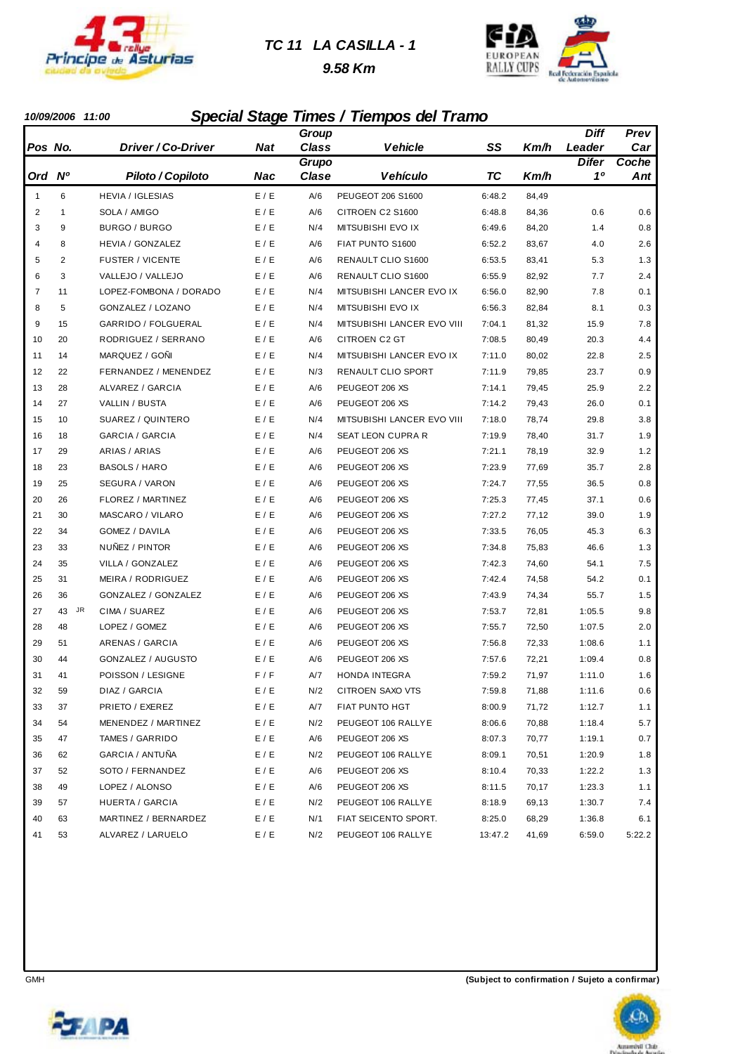## TC 11 LA CASILLA - 1

### 9.58 Km

**10/09/2006 11:00**

## Special Stage Times / Tiempos del Tramo

| Pos / Ord | No. / Nº | Driver / Co-Driver / Piloto / Copiloto | Nat / Nac | Group Class / Grupo Clase | Vehicle / Vehículo | SS / TC | Km/h | Diff Leader / Difer 1º | Prev Car / Coche Ant |
|---|---|---|---|---|---|---|---|---|---|
| 1 | 6 | HEVIA / IGLESIAS | E / E | A/6 | PEUGEOT 206 S1600 | 6:48.2 | 84,49 | | |
| 2 | 1 | SOLA / AMIGO | E / E | A/6 | CITROEN C2 S1600 | 6:48.8 | 84,36 | 0.6 | 0.6 |
| 3 | 9 | BURGO / BURGO | E / E | N/4 | MITSUBISHI EVO IX | 6:49.6 | 84,20 | 1.4 | 0.8 |
| 4 | 8 | HEVIA / GONZALEZ | E / E | A/6 | FIAT PUNTO S1600 | 6:52.2 | 83,67 | 4.0 | 2.6 |
| 5 | 2 | FUSTER / VICENTE | E / E | A/6 | RENAULT CLIO S1600 | 6:53.5 | 83,41 | 5.3 | 1.3 |
| 6 | 3 | VALLEJO / VALLEJO | E / E | A/6 | RENAULT CLIO S1600 | 6:55.9 | 82,92 | 7.7 | 2.4 |
| 7 | 11 | LOPEZ-FOMBONA / DORADO | E / E | N/4 | MITSUBISHI LANCER EVO IX | 6:56.0 | 82,90 | 7.8 | 0.1 |
| 8 | 5 | GONZALEZ / LOZANO | E / E | N/4 | MITSUBISHI EVO IX | 6:56.3 | 82,84 | 8.1 | 0.3 |
| 9 | 15 | GARRIDO / FOLGUERAL | E / E | N/4 | MITSUBISHI LANCER EVO VIII | 7:04.1 | 81,32 | 15.9 | 7.8 |
| 10 | 20 | RODRIGUEZ / SERRANO | E / E | A/6 | CITROEN C2 GT | 7:08.5 | 80,49 | 20.3 | 4.4 |
| 11 | 14 | MARQUEZ / GOÑI | E / E | N/4 | MITSUBISHI LANCER EVO IX | 7:11.0 | 80,02 | 22.8 | 2.5 |
| 12 | 22 | FERNANDEZ / MENENDEZ | E / E | N/3 | RENAULT CLIO SPORT | 7:11.9 | 79,85 | 23.7 | 0.9 |
| 13 | 28 | ALVAREZ / GARCIA | E / E | A/6 | PEUGEOT 206 XS | 7:14.1 | 79,45 | 25.9 | 2.2 |
| 14 | 27 | VALLIN / BUSTA | E / E | A/6 | PEUGEOT 206 XS | 7:14.2 | 79,43 | 26.0 | 0.1 |
| 15 | 10 | SUAREZ / QUINTERO | E / E | N/4 | MITSUBISHI LANCER EVO VIII | 7:18.0 | 78,74 | 29.8 | 3.8 |
| 16 | 18 | GARCIA / GARCIA | E / E | N/4 | SEAT LEON CUPRA R | 7:19.9 | 78,40 | 31.7 | 1.9 |
| 17 | 29 | ARIAS / ARIAS | E / E | A/6 | PEUGEOT 206 XS | 7:21.1 | 78,19 | 32.9 | 1.2 |
| 18 | 23 | BASOLS / HARO | E / E | A/6 | PEUGEOT 206 XS | 7:23.9 | 77,69 | 35.7 | 2.8 |
| 19 | 25 | SEGURA / VARON | E / E | A/6 | PEUGEOT 206 XS | 7:24.7 | 77,55 | 36.5 | 0.8 |
| 20 | 26 | FLOREZ / MARTINEZ | E / E | A/6 | PEUGEOT 206 XS | 7:25.3 | 77,45 | 37.1 | 0.6 |
| 21 | 30 | MASCARO / VILARO | E / E | A/6 | PEUGEOT 206 XS | 7:27.2 | 77,12 | 39.0 | 1.9 |
| 22 | 34 | GOMEZ / DAVILA | E / E | A/6 | PEUGEOT 206 XS | 7:33.5 | 76,05 | 45.3 | 6.3 |
| 23 | 33 | NUÑEZ / PINTOR | E / E | A/6 | PEUGEOT 206 XS | 7:34.8 | 75,83 | 46.6 | 1.3 |
| 24 | 35 | VILLA / GONZALEZ | E / E | A/6 | PEUGEOT 206 XS | 7:42.3 | 74,60 | 54.1 | 7.5 |
| 25 | 31 | MEIRA / RODRIGUEZ | E / E | A/6 | PEUGEOT 206 XS | 7:42.4 | 74,58 | 54.2 | 0.1 |
| 26 | 36 | GONZALEZ / GONZALEZ | E / E | A/6 | PEUGEOT 206 XS | 7:43.9 | 74,34 | 55.7 | 1.5 |
| 27 | 43 JR | CIMA / SUAREZ | E / E | A/6 | PEUGEOT 206 XS | 7:53.7 | 72,81 | 1:05.5 | 9.8 |
| 28 | 48 | LOPEZ / GOMEZ | E / E | A/6 | PEUGEOT 206 XS | 7:55.7 | 72,50 | 1:07.5 | 2.0 |
| 29 | 51 | ARENAS / GARCIA | E / E | A/6 | PEUGEOT 206 XS | 7:56.8 | 72,33 | 1:08.6 | 1.1 |
| 30 | 44 | GONZALEZ / AUGUSTO | E / E | A/6 | PEUGEOT 206 XS | 7:57.6 | 72,21 | 1:09.4 | 0.8 |
| 31 | 41 | POISSON / LESIGNE | F / F | A/7 | HONDA INTEGRA | 7:59.2 | 71,97 | 1:11.0 | 1.6 |
| 32 | 59 | DIAZ / GARCIA | E / E | N/2 | CITROEN SAXO VTS | 7:59.8 | 71,88 | 1:11.6 | 0.6 |
| 33 | 37 | PRIETO / EXEREZ | E / E | A/7 | FIAT PUNTO HGT | 8:00.9 | 71,72 | 1:12.7 | 1.1 |
| 34 | 54 | MENENDEZ / MARTINEZ | E / E | N/2 | PEUGEOT 106 RALLYE | 8:06.6 | 70,88 | 1:18.4 | 5.7 |
| 35 | 47 | TAMES / GARRIDO | E / E | A/6 | PEUGEOT 206 XS | 8:07.3 | 70,77 | 1:19.1 | 0.7 |
| 36 | 62 | GARCIA / ANTUÑA | E / E | N/2 | PEUGEOT 106 RALLYE | 8:09.1 | 70,51 | 1:20.9 | 1.8 |
| 37 | 52 | SOTO / FERNANDEZ | E / E | A/6 | PEUGEOT 206 XS | 8:10.4 | 70,33 | 1:22.2 | 1.3 |
| 38 | 49 | LOPEZ / ALONSO | E / E | A/6 | PEUGEOT 206 XS | 8:11.5 | 70,17 | 1:23.3 | 1.1 |
| 39 | 57 | HUERTA / GARCIA | E / E | N/2 | PEUGEOT 106 RALLYE | 8:18.9 | 69,13 | 1:30.7 | 7.4 |
| 40 | 63 | MARTINEZ / BERNARDEZ | E / E | N/1 | FIAT SEICENTO SPORT. | 8:25.0 | 68,29 | 1:36.8 | 6.1 |
| 41 | 53 | ALVAREZ / LARUELO | E / E | N/2 | PEUGEOT 106 RALLYE | 13:47.2 | 41,69 | 6:59.0 | 5:22.2 |

GMH

**(Subject to confirmation / Sujeto a confirmar)**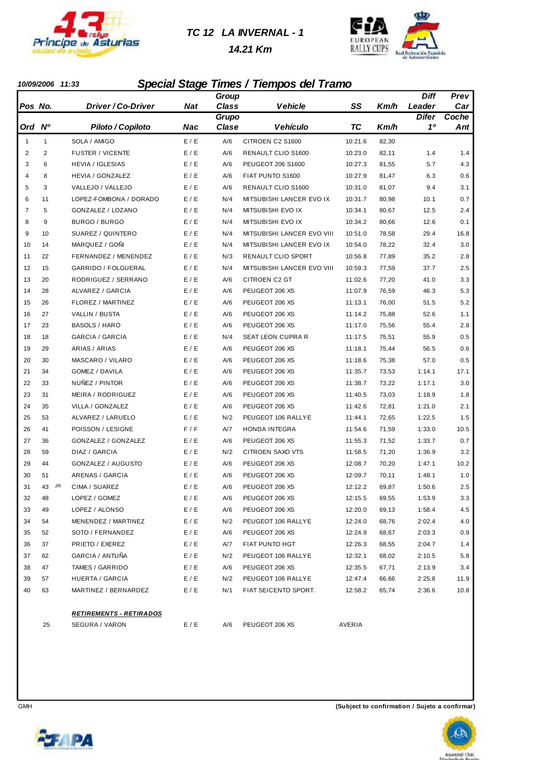# TC 12 LA INVERNAL - 1

**14.21 Km**

**10/09/2006 11:33**

## Special Stage Times / Tiempos del Tramo

| Pos / Ord | No. / Nº | Driver / Co-Driver / Piloto / Copiloto | Nat / Nac | Group Class / Grupo Clase | Vehicle / Vehículo | SS / TC | Km/h | Diff Leader / Difer 1º | Prev Car / Coche Ant |
|---|---|---|---|---|---|---|---|---|---|
| 1 | 1 | SOLA / AMIGO | E / E | A/6 | CITROEN C2 S1600 | 10:21.6 | 82,30 | | |
| 2 | 2 | FUSTER / VICENTE | E / E | A/6 | RENAULT CLIO S1600 | 10:23.0 | 82,11 | 1.4 | 1.4 |
| 3 | 6 | HEVIA / IGLESIAS | E / E | A/6 | PEUGEOT 206 S1600 | 10:27.3 | 81,55 | 5.7 | 4.3 |
| 4 | 8 | HEVIA / GONZALEZ | E / E | A/6 | FIAT PUNTO S1600 | 10:27.9 | 81,47 | 6.3 | 0.6 |
| 5 | 3 | VALLEJO / VALLEJO | E / E | A/6 | RENAULT CLIO S1600 | 10:31.0 | 81,07 | 9.4 | 3.1 |
| 6 | 11 | LOPEZ-FOMBONA / DORADO | E / E | N/4 | MITSUBISHI LANCER EVO IX | 10:31.7 | 80,98 | 10.1 | 0.7 |
| 7 | 5 | GONZALEZ / LOZANO | E / E | N/4 | MITSUBISHI EVO IX | 10:34.1 | 80,67 | 12.5 | 2.4 |
| 8 | 9 | BURGO / BURGO | E / E | N/4 | MITSUBISHI EVO IX | 10:34.2 | 80,66 | 12.6 | 0.1 |
| 9 | 10 | SUAREZ / QUINTERO | E / E | N/4 | MITSUBISHI LANCER EVO VIII | 10:51.0 | 78,58 | 29.4 | 16.8 |
| 10 | 14 | MARQUEZ / GOÑI | E / E | N/4 | MITSUBISHI LANCER EVO IX | 10:54.0 | 78,22 | 32.4 | 3.0 |
| 11 | 22 | FERNANDEZ / MENENDEZ | E / E | N/3 | RENAULT CLIO SPORT | 10:56.8 | 77,89 | 35.2 | 2.8 |
| 12 | 15 | GARRIDO / FOLGUERAL | E / E | N/4 | MITSUBISHI LANCER EVO VIII | 10:59.3 | 77,59 | 37.7 | 2.5 |
| 13 | 20 | RODRIGUEZ / SERRANO | E / E | A/6 | CITROEN C2 GT | 11:02.6 | 77,20 | 41.0 | 3.3 |
| 14 | 28 | ALVAREZ / GARCIA | E / E | A/6 | PEUGEOT 206 XS | 11:07.9 | 76,59 | 46.3 | 5.3 |
| 15 | 26 | FLOREZ / MARTINEZ | E / E | A/6 | PEUGEOT 206 XS | 11:13.1 | 76,00 | 51.5 | 5.2 |
| 16 | 27 | VALLIN / BUSTA | E / E | A/6 | PEUGEOT 206 XS | 11:14.2 | 75,88 | 52.6 | 1.1 |
| 17 | 23 | BASOLS / HARO | E / E | A/6 | PEUGEOT 206 XS | 11:17.0 | 75,56 | 55.4 | 2.8 |
| 18 | 18 | GARCIA / GARCIA | E / E | N/4 | SEAT LEON CUPRA R | 11:17.5 | 75,51 | 55.9 | 0.5 |
| 19 | 29 | ARIAS / ARIAS | E / E | A/6 | PEUGEOT 206 XS | 11:18.1 | 75,44 | 56.5 | 0.6 |
| 20 | 30 | MASCARO / VILARO | E / E | A/6 | PEUGEOT 206 XS | 11:18.6 | 75,38 | 57.0 | 0.5 |
| 21 | 34 | GOMEZ / DAVILA | E / E | A/6 | PEUGEOT 206 XS | 11:35.7 | 73,53 | 1:14.1 | 17.1 |
| 22 | 33 | NUÑEZ / PINTOR | E / E | A/6 | PEUGEOT 206 XS | 11:38.7 | 73,22 | 1:17.1 | 3.0 |
| 23 | 31 | MEIRA / RODRIGUEZ | E / E | A/6 | PEUGEOT 206 XS | 11:40.5 | 73,03 | 1:18.9 | 1.8 |
| 24 | 35 | VILLA / GONZALEZ | E / E | A/6 | PEUGEOT 206 XS | 11:42.6 | 72,81 | 1:21.0 | 2.1 |
| 25 | 53 | ALVAREZ / LARUELO | E / E | N/2 | PEUGEOT 106 RALLYE | 11:44.1 | 72,65 | 1:22.5 | 1.5 |
| 26 | 41 | POISSON / LESIGNE | F / F | A/7 | HONDA INTEGRA | 11:54.6 | 71,59 | 1:33.0 | 10.5 |
| 27 | 36 | GONZALEZ / GONZALEZ | E / E | A/6 | PEUGEOT 206 XS | 11:55.3 | 71,52 | 1:33.7 | 0.7 |
| 28 | 59 | DIAZ / GARCIA | E / E | N/2 | CITROEN SAXO VTS | 11:58.5 | 71,20 | 1:36.9 | 3.2 |
| 29 | 44 | GONZALEZ / AUGUSTO | E / E | A/6 | PEUGEOT 206 XS | 12:08.7 | 70,20 | 1:47.1 | 10.2 |
| 30 | 51 | ARENAS / GARCIA | E / E | A/6 | PEUGEOT 206 XS | 12:09.7 | 70,11 | 1:48.1 | 1.0 |
| 31 | 43 JR | CIMA / SUAREZ | E / E | A/6 | PEUGEOT 206 XS | 12:12.2 | 69,87 | 1:50.6 | 2.5 |
| 32 | 48 | LOPEZ / GOMEZ | E / E | A/6 | PEUGEOT 206 XS | 12:15.5 | 69,55 | 1:53.9 | 3.3 |
| 33 | 49 | LOPEZ / ALONSO | E / E | A/6 | PEUGEOT 206 XS | 12:20.0 | 69,13 | 1:58.4 | 4.5 |
| 34 | 54 | MENENDEZ / MARTINEZ | E / E | N/2 | PEUGEOT 106 RALLYE | 12:24.0 | 68,76 | 2:02.4 | 4.0 |
| 35 | 52 | SOTO / FERNANDEZ | E / E | A/6 | PEUGEOT 206 XS | 12:24.9 | 68,67 | 2:03.3 | 0.9 |
| 36 | 37 | PRIETO / EXEREZ | E / E | A/7 | FIAT PUNTO HGT | 12:26.3 | 68,55 | 2:04.7 | 1.4 |
| 37 | 62 | GARCIA / ANTUÑA | E / E | N/2 | PEUGEOT 106 RALLYE | 12:32.1 | 68,02 | 2:10.5 | 5.8 |
| 38 | 47 | TAMES / GARRIDO | E / E | A/6 | PEUGEOT 206 XS | 12:35.5 | 67,71 | 2:13.9 | 3.4 |
| 39 | 57 | HUERTA / GARCIA | E / E | N/2 | PEUGEOT 106 RALLYE | 12:47.4 | 66,66 | 2:25.8 | 11.9 |
| 40 | 63 | MARTINEZ / BERNARDEZ | E / E | N/1 | FIAT SEICENTO SPORT. | 12:58.2 | 65,74 | 2:36.6 | 10.8 |

***RETIREMENTS - RETIRADOS***

| No. | Driver / Co-Driver | Nat | Group Class | Vehicle | |
|---|---|---|---|---|---|
| 25 | SEGURA / VARON | E / E | A/6 | PEUGEOT 206 XS | AVERIA |

GMH

**(Subject to confirmation / Sujeto a confirmar)**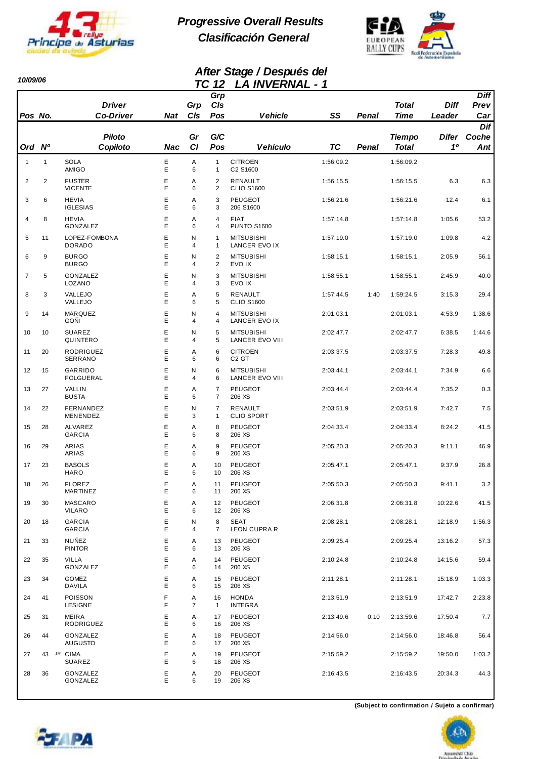# Progressive Overall Results
# Clasificación General

10/09/06

## After Stage / Después del
## TC 12 LA INVERNAL - 1

| Pos / Ord | No. / Nº | Driver / Piloto<br>Co-Driver / Copiloto | Nat / Nac | Grp / Gr<br>Cls / Cl | Grp Cls Pos / G/C Pos | Vehicle / Vehículo | SS / TC | Penal | Total Time / Tiempo Total | Diff Leader / Difer 1º | Diff Prev Car / Dif Coche Ant |
|---|---|---|---|---|---|---|---|---|---|---|---|
| 1 | 1 | SOLA<br>AMIGO | E<br>E | A<br>6 | 1<br>1 | CITROEN<br>C2 S1600 | 1:56:09.2 | | 1:56:09.2 | | |
| 2 | 2 | FUSTER<br>VICENTE | E<br>E | A<br>6 | 2<br>2 | RENAULT<br>CLIO S1600 | 1:56:15.5 | | 1:56:15.5 | 6.3 | 6.3 |
| 3 | 6 | HEVIA<br>IGLESIAS | E<br>E | A<br>6 | 3<br>3 | PEUGEOT<br>206 S1600 | 1:56:21.6 | | 1:56:21.6 | 12.4 | 6.1 |
| 4 | 8 | HEVIA<br>GONZALEZ | E<br>E | A<br>6 | 4<br>4 | FIAT<br>PUNTO S1600 | 1:57:14.8 | | 1:57:14.8 | 1:05.6 | 53.2 |
| 5 | 11 | LOPEZ-FOMBONA<br>DORADO | E<br>E | N<br>4 | 1<br>1 | MITSUBISHI<br>LANCER EVO IX | 1:57:19.0 | | 1:57:19.0 | 1:09.8 | 4.2 |
| 6 | 9 | BURGO<br>BURGO | E<br>E | N<br>4 | 2<br>2 | MITSUBISHI<br>EVO IX | 1:58:15.1 | | 1:58:15.1 | 2:05.9 | 56.1 |
| 7 | 5 | GONZALEZ<br>LOZANO | E<br>E | N<br>4 | 3<br>3 | MITSUBISHI<br>EVO IX | 1:58:55.1 | | 1:58:55.1 | 2:45.9 | 40.0 |
| 8 | 3 | VALLEJO<br>VALLEJO | E<br>E | A<br>6 | 5<br>5 | RENAULT<br>CLIO S1600 | 1:57:44.5 | 1:40 | 1:59:24.5 | 3:15.3 | 29.4 |
| 9 | 14 | MARQUEZ<br>GOÑI | E<br>E | N<br>4 | 4<br>4 | MITSUBISHI<br>LANCER EVO IX | 2:01:03.1 | | 2:01:03.1 | 4:53.9 | 1:38.6 |
| 10 | 10 | SUAREZ<br>QUINTERO | E<br>E | N<br>4 | 5<br>5 | MITSUBISHI<br>LANCER EVO VIII | 2:02:47.7 | | 2:02:47.7 | 6:38.5 | 1:44.6 |
| 11 | 20 | RODRIGUEZ<br>SERRANO | E<br>E | A<br>6 | 6<br>6 | CITROEN<br>C2 GT | 2:03:37.5 | | 2:03:37.5 | 7:28.3 | 49.8 |
| 12 | 15 | GARRIDO<br>FOLGUERAL | E<br>E | N<br>4 | 6<br>6 | MITSUBISHI<br>LANCER EVO VIII | 2:03:44.1 | | 2:03:44.1 | 7:34.9 | 6.6 |
| 13 | 27 | VALLIN<br>BUSTA | E<br>E | A<br>6 | 7<br>7 | PEUGEOT<br>206 XS | 2:03:44.4 | | 2:03:44.4 | 7:35.2 | 0.3 |
| 14 | 22 | FERNANDEZ<br>MENENDEZ | E<br>E | N<br>3 | 7<br>1 | RENAULT<br>CLIO SPORT | 2:03:51.9 | | 2:03:51.9 | 7:42.7 | 7.5 |
| 15 | 28 | ALVAREZ<br>GARCIA | E<br>E | A<br>6 | 8<br>8 | PEUGEOT<br>206 XS | 2:04:33.4 | | 2:04:33.4 | 8:24.2 | 41.5 |
| 16 | 29 | ARIAS<br>ARIAS | E<br>E | A<br>6 | 9<br>9 | PEUGEOT<br>206 XS | 2:05:20.3 | | 2:05:20.3 | 9:11.1 | 46.9 |
| 17 | 23 | BASOLS<br>HARO | E<br>E | A<br>6 | 10<br>10 | PEUGEOT<br>206 XS | 2:05:47.1 | | 2:05:47.1 | 9:37.9 | 26.8 |
| 18 | 26 | FLOREZ<br>MARTINEZ | E<br>E | A<br>6 | 11<br>11 | PEUGEOT<br>206 XS | 2:05:50.3 | | 2:05:50.3 | 9:41.1 | 3.2 |
| 19 | 30 | MASCARO<br>VILARO | E<br>E | A<br>6 | 12<br>12 | PEUGEOT<br>206 XS | 2:06:31.8 | | 2:06:31.8 | 10:22.6 | 41.5 |
| 20 | 18 | GARCIA<br>GARCIA | E<br>E | N<br>4 | 8<br>7 | SEAT<br>LEON CUPRA R | 2:08:28.1 | | 2:08:28.1 | 12:18.9 | 1:56.3 |
| 21 | 33 | NUÑEZ<br>PINTOR | E<br>E | A<br>6 | 13<br>13 | PEUGEOT<br>206 XS | 2:09:25.4 | | 2:09:25.4 | 13:16.2 | 57.3 |
| 22 | 35 | VILLA<br>GONZALEZ | E<br>E | A<br>6 | 14<br>14 | PEUGEOT<br>206 XS | 2:10:24.8 | | 2:10:24.8 | 14:15.6 | 59.4 |
| 23 | 34 | GOMEZ<br>DAVILA | E<br>E | A<br>6 | 15<br>15 | PEUGEOT<br>206 XS | 2:11:28.1 | | 2:11:28.1 | 15:18.9 | 1:03.3 |
| 24 | 41 | POISSON<br>LESIGNE | F<br>F | A<br>7 | 16<br>1 | HONDA<br>INTEGRA | 2:13:51.9 | | 2:13:51.9 | 17:42.7 | 2:23.8 |
| 25 | 31 | MEIRA<br>RODRIGUEZ | E<br>E | A<br>6 | 17<br>16 | PEUGEOT<br>206 XS | 2:13:49.6 | 0:10 | 2:13:59.6 | 17:50.4 | 7.7 |
| 26 | 44 | GONZALEZ<br>AUGUSTO | E<br>E | A<br>6 | 18<br>17 | PEUGEOT<br>206 XS | 2:14:56.0 | | 2:14:56.0 | 18:46.8 | 56.4 |
| 27 | 43 JR | CIMA<br>SUAREZ | E<br>E | A<br>6 | 19<br>18 | PEUGEOT<br>206 XS | 2:15:59.2 | | 2:15:59.2 | 19:50.0 | 1:03.2 |
| 28 | 36 | GONZALEZ<br>GONZALEZ | E<br>E | A<br>6 | 20<br>19 | PEUGEOT<br>206 XS | 2:16:43.5 | | 2:16:43.5 | 20:34.3 | 44.3 |

**(Subject to confirmation / Sujeto a confirmar)**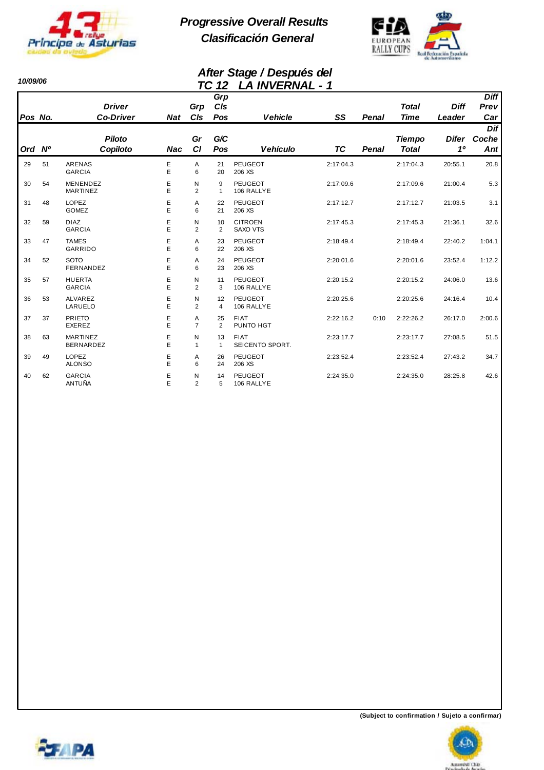# Progressive Overall Results
## Clasificación General

**10/09/06**

### After Stage / Después del
### TC 12 LA INVERNAL - 1

| Pos / Ord | No. / Nº | Driver / Piloto<br>Co-Driver / Copiloto | Nat / Nac | Grp / Gr<br>Cls / Cl | Grp Cls Pos / G/C Pos | Vehicle / Vehículo | SS / TC | Penal | Total Time / Tiempo Total | Diff Leader / Difer 1º | Diff Prev Car / Dif Coche Ant |
|---|---|---|---|---|---|---|---|---|---|---|---|
| 29 | 51 | ARENAS<br>GARCIA | E<br>E | A<br>6 | 21<br>20 | PEUGEOT<br>206 XS | 2:17:04.3 | | 2:17:04.3 | 20:55.1 | 20.8 |
| 30 | 54 | MENENDEZ<br>MARTINEZ | E<br>E | N<br>2 | 9<br>1 | PEUGEOT<br>106 RALLYE | 2:17:09.6 | | 2:17:09.6 | 21:00.4 | 5.3 |
| 31 | 48 | LOPEZ<br>GOMEZ | E<br>E | A<br>6 | 22<br>21 | PEUGEOT<br>206 XS | 2:17:12.7 | | 2:17:12.7 | 21:03.5 | 3.1 |
| 32 | 59 | DIAZ<br>GARCIA | E<br>E | N<br>2 | 10<br>2 | CITROEN<br>SAXO VTS | 2:17:45.3 | | 2:17:45.3 | 21:36.1 | 32.6 |
| 33 | 47 | TAMES<br>GARRIDO | E<br>E | A<br>6 | 23<br>22 | PEUGEOT<br>206 XS | 2:18:49.4 | | 2:18:49.4 | 22:40.2 | 1:04.1 |
| 34 | 52 | SOTO<br>FERNANDEZ | E<br>E | A<br>6 | 24<br>23 | PEUGEOT<br>206 XS | 2:20:01.6 | | 2:20:01.6 | 23:52.4 | 1:12.2 |
| 35 | 57 | HUERTA<br>GARCIA | E<br>E | N<br>2 | 11<br>3 | PEUGEOT<br>106 RALLYE | 2:20:15.2 | | 2:20:15.2 | 24:06.0 | 13.6 |
| 36 | 53 | ALVAREZ<br>LARUELO | E<br>E | N<br>2 | 12<br>4 | PEUGEOT<br>106 RALLYE | 2:20:25.6 | | 2:20:25.6 | 24:16.4 | 10.4 |
| 37 | 37 | PRIETO<br>EXEREZ | E<br>E | A<br>7 | 25<br>2 | FIAT<br>PUNTO HGT | 2:22:16.2 | 0:10 | 2:22:26.2 | 26:17.0 | 2:00.6 |
| 38 | 63 | MARTINEZ<br>BERNARDEZ | E<br>E | N<br>1 | 13<br>1 | FIAT<br>SEICENTO SPORT. | 2:23:17.7 | | 2:23:17.7 | 27:08.5 | 51.5 |
| 39 | 49 | LOPEZ<br>ALONSO | E<br>E | A<br>6 | 26<br>24 | PEUGEOT<br>206 XS | 2:23:52.4 | | 2:23:52.4 | 27:43.2 | 34.7 |
| 40 | 62 | GARCIA<br>ANTUÑA | E<br>E | N<br>2 | 14<br>5 | PEUGEOT<br>106 RALLYE | 2:24:35.0 | | 2:24:35.0 | 28:25.8 | 42.6 |

**(Subject to confirmation / Sujeto a confirmar)**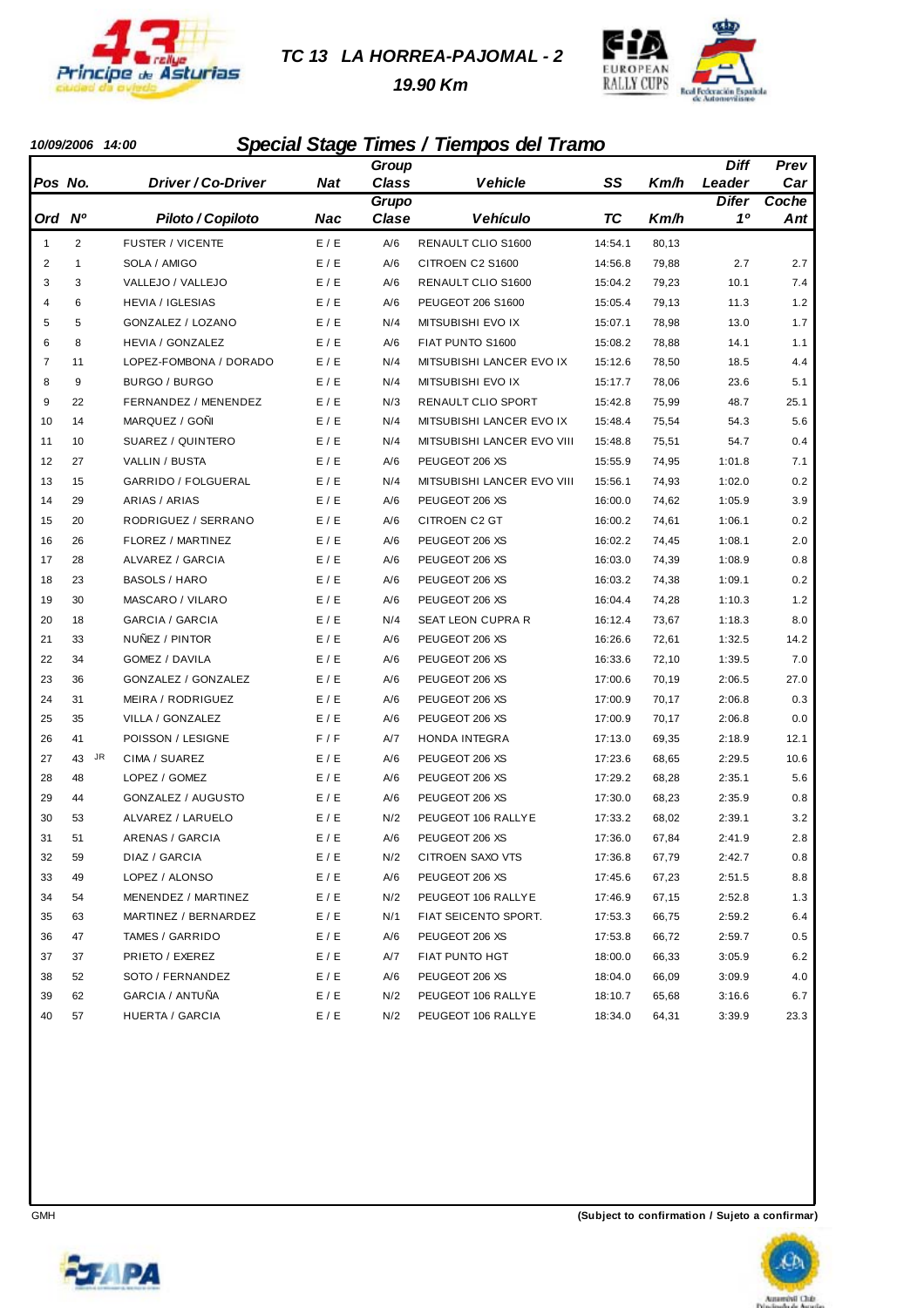# TC 13 LA HORREA-PAJOMAL - 2

## 19.90 Km

**10/09/2006 14:00**

## Special Stage Times / Tiempos del Tramo

| Pos / Ord | No. / Nº | Driver / Co-Driver / Piloto / Copiloto | Nat / Nac | Group Class / Grupo Clase | Vehicle / Vehículo | SS / TC | Km/h | Diff Leader / Difer 1º | Prev Car / Coche Ant |
|---|---|---|---|---|---|---|---|---|---|
| 1 | 2 | FUSTER / VICENTE | E / E | A/6 | RENAULT CLIO S1600 | 14:54.1 | 80,13 | | |
| 2 | 1 | SOLA / AMIGO | E / E | A/6 | CITROEN C2 S1600 | 14:56.8 | 79,88 | 2.7 | 2.7 |
| 3 | 3 | VALLEJO / VALLEJO | E / E | A/6 | RENAULT CLIO S1600 | 15:04.2 | 79,23 | 10.1 | 7.4 |
| 4 | 6 | HEVIA / IGLESIAS | E / E | A/6 | PEUGEOT 206 S1600 | 15:05.4 | 79,13 | 11.3 | 1.2 |
| 5 | 5 | GONZALEZ / LOZANO | E / E | N/4 | MITSUBISHI EVO IX | 15:07.1 | 78,98 | 13.0 | 1.7 |
| 6 | 8 | HEVIA / GONZALEZ | E / E | A/6 | FIAT PUNTO S1600 | 15:08.2 | 78,88 | 14.1 | 1.1 |
| 7 | 11 | LOPEZ-FOMBONA / DORADO | E / E | N/4 | MITSUBISHI LANCER EVO IX | 15:12.6 | 78,50 | 18.5 | 4.4 |
| 8 | 9 | BURGO / BURGO | E / E | N/4 | MITSUBISHI EVO IX | 15:17.7 | 78,06 | 23.6 | 5.1 |
| 9 | 22 | FERNANDEZ / MENENDEZ | E / E | N/3 | RENAULT CLIO SPORT | 15:42.8 | 75,99 | 48.7 | 25.1 |
| 10 | 14 | MARQUEZ / GOÑI | E / E | N/4 | MITSUBISHI LANCER EVO IX | 15:48.4 | 75,54 | 54.3 | 5.6 |
| 11 | 10 | SUAREZ / QUINTERO | E / E | N/4 | MITSUBISHI LANCER EVO VIII | 15:48.8 | 75,51 | 54.7 | 0.4 |
| 12 | 27 | VALLIN / BUSTA | E / E | A/6 | PEUGEOT 206 XS | 15:55.9 | 74,95 | 1:01.8 | 7.1 |
| 13 | 15 | GARRIDO / FOLGUERAL | E / E | N/4 | MITSUBISHI LANCER EVO VIII | 15:56.1 | 74,93 | 1:02.0 | 0.2 |
| 14 | 29 | ARIAS / ARIAS | E / E | A/6 | PEUGEOT 206 XS | 16:00.0 | 74,62 | 1:05.9 | 3.9 |
| 15 | 20 | RODRIGUEZ / SERRANO | E / E | A/6 | CITROEN C2 GT | 16:00.2 | 74,61 | 1:06.1 | 0.2 |
| 16 | 26 | FLOREZ / MARTINEZ | E / E | A/6 | PEUGEOT 206 XS | 16:02.2 | 74,45 | 1:08.1 | 2.0 |
| 17 | 28 | ALVAREZ / GARCIA | E / E | A/6 | PEUGEOT 206 XS | 16:03.0 | 74,39 | 1:08.9 | 0.8 |
| 18 | 23 | BASOLS / HARO | E / E | A/6 | PEUGEOT 206 XS | 16:03.2 | 74,38 | 1:09.1 | 0.2 |
| 19 | 30 | MASCARO / VILARO | E / E | A/6 | PEUGEOT 206 XS | 16:04.4 | 74,28 | 1:10.3 | 1.2 |
| 20 | 18 | GARCIA / GARCIA | E / E | N/4 | SEAT LEON CUPRA R | 16:12.4 | 73,67 | 1:18.3 | 8.0 |
| 21 | 33 | NUÑEZ / PINTOR | E / E | A/6 | PEUGEOT 206 XS | 16:26.6 | 72,61 | 1:32.5 | 14.2 |
| 22 | 34 | GOMEZ / DAVILA | E / E | A/6 | PEUGEOT 206 XS | 16:33.6 | 72,10 | 1:39.5 | 7.0 |
| 23 | 36 | GONZALEZ / GONZALEZ | E / E | A/6 | PEUGEOT 206 XS | 17:00.6 | 70,19 | 2:06.5 | 27.0 |
| 24 | 31 | MEIRA / RODRIGUEZ | E / E | A/6 | PEUGEOT 206 XS | 17:00.9 | 70,17 | 2:06.8 | 0.3 |
| 25 | 35 | VILLA / GONZALEZ | E / E | A/6 | PEUGEOT 206 XS | 17:00.9 | 70,17 | 2:06.8 | 0.0 |
| 26 | 41 | POISSON / LESIGNE | F / F | A/7 | HONDA INTEGRA | 17:13.0 | 69,35 | 2:18.9 | 12.1 |
| 27 | 43 JR | CIMA / SUAREZ | E / E | A/6 | PEUGEOT 206 XS | 17:23.6 | 68,65 | 2:29.5 | 10.6 |
| 28 | 48 | LOPEZ / GOMEZ | E / E | A/6 | PEUGEOT 206 XS | 17:29.2 | 68,28 | 2:35.1 | 5.6 |
| 29 | 44 | GONZALEZ / AUGUSTO | E / E | A/6 | PEUGEOT 206 XS | 17:30.0 | 68,23 | 2:35.9 | 0.8 |
| 30 | 53 | ALVAREZ / LARUELO | E / E | N/2 | PEUGEOT 106 RALLYE | 17:33.2 | 68,02 | 2:39.1 | 3.2 |
| 31 | 51 | ARENAS / GARCIA | E / E | A/6 | PEUGEOT 206 XS | 17:36.0 | 67,84 | 2:41.9 | 2.8 |
| 32 | 59 | DIAZ / GARCIA | E / E | N/2 | CITROEN SAXO VTS | 17:36.8 | 67,79 | 2:42.7 | 0.8 |
| 33 | 49 | LOPEZ / ALONSO | E / E | A/6 | PEUGEOT 206 XS | 17:45.6 | 67,23 | 2:51.5 | 8.8 |
| 34 | 54 | MENENDEZ / MARTINEZ | E / E | N/2 | PEUGEOT 106 RALLYE | 17:46.9 | 67,15 | 2:52.8 | 1.3 |
| 35 | 63 | MARTINEZ / BERNARDEZ | E / E | N/1 | FIAT SEICENTO SPORT. | 17:53.3 | 66,75 | 2:59.2 | 6.4 |
| 36 | 47 | TAMES / GARRIDO | E / E | A/6 | PEUGEOT 206 XS | 17:53.8 | 66,72 | 2:59.7 | 0.5 |
| 37 | 37 | PRIETO / EXEREZ | E / E | A/7 | FIAT PUNTO HGT | 18:00.0 | 66,33 | 3:05.9 | 6.2 |
| 38 | 52 | SOTO / FERNANDEZ | E / E | A/6 | PEUGEOT 206 XS | 18:04.0 | 66,09 | 3:09.9 | 4.0 |
| 39 | 62 | GARCIA / ANTUÑA | E / E | N/2 | PEUGEOT 106 RALLYE | 18:10.7 | 65,68 | 3:16.6 | 6.7 |
| 40 | 57 | HUERTA / GARCIA | E / E | N/2 | PEUGEOT 106 RALLYE | 18:34.0 | 64,31 | 3:39.9 | 23.3 |

GMH

**(Subject to confirmation / Sujeto a confirmar)**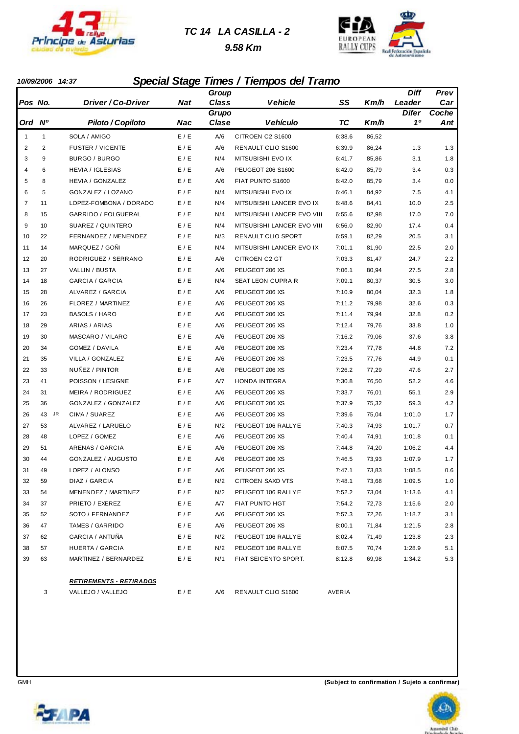# TC 14 LA CASILLA - 2

**9.58 Km**

**10/09/2006 14:37**

## Special Stage Times / Tiempos del Tramo

| Pos / Ord | No. / Nº | Driver / Co-Driver / Piloto / Copiloto | Nat / Nac | Group Class / Grupo Clase | Vehicle / Vehículo | SS / TC | Km/h | Diff Leader / Difer 1º | Prev Car / Coche Ant |
|---|---|---|---|---|---|---|---|---|---|
| 1 | 1 | SOLA / AMIGO | E / E | A/6 | CITROEN C2 S1600 | 6:38.6 | 86,52 | | |
| 2 | 2 | FUSTER / VICENTE | E / E | A/6 | RENAULT CLIO S1600 | 6:39.9 | 86,24 | 1.3 | 1.3 |
| 3 | 9 | BURGO / BURGO | E / E | N/4 | MITSUBISHI EVO IX | 6:41.7 | 85,86 | 3.1 | 1.8 |
| 4 | 6 | HEVIA / IGLESIAS | E / E | A/6 | PEUGEOT 206 S1600 | 6:42.0 | 85,79 | 3.4 | 0.3 |
| 5 | 8 | HEVIA / GONZALEZ | E / E | A/6 | FIAT PUNTO S1600 | 6:42.0 | 85,79 | 3.4 | 0.0 |
| 6 | 5 | GONZALEZ / LOZANO | E / E | N/4 | MITSUBISHI EVO IX | 6:46.1 | 84,92 | 7.5 | 4.1 |
| 7 | 11 | LOPEZ-FOMBONA / DORADO | E / E | N/4 | MITSUBISHI LANCER EVO IX | 6:48.6 | 84,41 | 10.0 | 2.5 |
| 8 | 15 | GARRIDO / FOLGUERAL | E / E | N/4 | MITSUBISHI LANCER EVO VIII | 6:55.6 | 82,98 | 17.0 | 7.0 |
| 9 | 10 | SUAREZ / QUINTERO | E / E | N/4 | MITSUBISHI LANCER EVO VIII | 6:56.0 | 82,90 | 17.4 | 0.4 |
| 10 | 22 | FERNANDEZ / MENENDEZ | E / E | N/3 | RENAULT CLIO SPORT | 6:59.1 | 82,29 | 20.5 | 3.1 |
| 11 | 14 | MARQUEZ / GOÑI | E / E | N/4 | MITSUBISHI LANCER EVO IX | 7:01.1 | 81,90 | 22.5 | 2.0 |
| 12 | 20 | RODRIGUEZ / SERRANO | E / E | A/6 | CITROEN C2 GT | 7:03.3 | 81,47 | 24.7 | 2.2 |
| 13 | 27 | VALLIN / BUSTA | E / E | A/6 | PEUGEOT 206 XS | 7:06.1 | 80,94 | 27.5 | 2.8 |
| 14 | 18 | GARCIA / GARCIA | E / E | N/4 | SEAT LEON CUPRA R | 7:09.1 | 80,37 | 30.5 | 3.0 |
| 15 | 28 | ALVAREZ / GARCIA | E / E | A/6 | PEUGEOT 206 XS | 7:10.9 | 80,04 | 32.3 | 1.8 |
| 16 | 26 | FLOREZ / MARTINEZ | E / E | A/6 | PEUGEOT 206 XS | 7:11.2 | 79,98 | 32.6 | 0.3 |
| 17 | 23 | BASOLS / HARO | E / E | A/6 | PEUGEOT 206 XS | 7:11.4 | 79,94 | 32.8 | 0.2 |
| 18 | 29 | ARIAS / ARIAS | E / E | A/6 | PEUGEOT 206 XS | 7:12.4 | 79,76 | 33.8 | 1.0 |
| 19 | 30 | MASCARO / VILARO | E / E | A/6 | PEUGEOT 206 XS | 7:16.2 | 79,06 | 37.6 | 3.8 |
| 20 | 34 | GOMEZ / DAVILA | E / E | A/6 | PEUGEOT 206 XS | 7:23.4 | 77,78 | 44.8 | 7.2 |
| 21 | 35 | VILLA / GONZALEZ | E / E | A/6 | PEUGEOT 206 XS | 7:23.5 | 77,76 | 44.9 | 0.1 |
| 22 | 33 | NUÑEZ / PINTOR | E / E | A/6 | PEUGEOT 206 XS | 7:26.2 | 77,29 | 47.6 | 2.7 |
| 23 | 41 | POISSON / LESIGNE | F / F | A/7 | HONDA INTEGRA | 7:30.8 | 76,50 | 52.2 | 4.6 |
| 24 | 31 | MEIRA / RODRIGUEZ | E / E | A/6 | PEUGEOT 206 XS | 7:33.7 | 76,01 | 55.1 | 2.9 |
| 25 | 36 | GONZALEZ / GONZALEZ | E / E | A/6 | PEUGEOT 206 XS | 7:37.9 | 75,32 | 59.3 | 4.2 |
| 26 | 43 JR | CIMA / SUAREZ | E / E | A/6 | PEUGEOT 206 XS | 7:39.6 | 75,04 | 1:01.0 | 1.7 |
| 27 | 53 | ALVAREZ / LARUELO | E / E | N/2 | PEUGEOT 106 RALLYE | 7:40.3 | 74,93 | 1:01.7 | 0.7 |
| 28 | 48 | LOPEZ / GOMEZ | E / E | A/6 | PEUGEOT 206 XS | 7:40.4 | 74,91 | 1:01.8 | 0.1 |
| 29 | 51 | ARENAS / GARCIA | E / E | A/6 | PEUGEOT 206 XS | 7:44.8 | 74,20 | 1:06.2 | 4.4 |
| 30 | 44 | GONZALEZ / AUGUSTO | E / E | A/6 | PEUGEOT 206 XS | 7:46.5 | 73,93 | 1:07.9 | 1.7 |
| 31 | 49 | LOPEZ / ALONSO | E / E | A/6 | PEUGEOT 206 XS | 7:47.1 | 73,83 | 1:08.5 | 0.6 |
| 32 | 59 | DIAZ / GARCIA | E / E | N/2 | CITROEN SAXO VTS | 7:48.1 | 73,68 | 1:09.5 | 1.0 |
| 33 | 54 | MENENDEZ / MARTINEZ | E / E | N/2 | PEUGEOT 106 RALLYE | 7:52.2 | 73,04 | 1:13.6 | 4.1 |
| 34 | 37 | PRIETO / EXEREZ | E / E | A/7 | FIAT PUNTO HGT | 7:54.2 | 72,73 | 1:15.6 | 2.0 |
| 35 | 52 | SOTO / FERNANDEZ | E / E | A/6 | PEUGEOT 206 XS | 7:57.3 | 72,26 | 1:18.7 | 3.1 |
| 36 | 47 | TAMES / GARRIDO | E / E | A/6 | PEUGEOT 206 XS | 8:00.1 | 71,84 | 1:21.5 | 2.8 |
| 37 | 62 | GARCIA / ANTUÑA | E / E | N/2 | PEUGEOT 106 RALLYE | 8:02.4 | 71,49 | 1:23.8 | 2.3 |
| 38 | 57 | HUERTA / GARCIA | E / E | N/2 | PEUGEOT 106 RALLYE | 8:07.5 | 70,74 | 1:28.9 | 5.1 |
| 39 | 63 | MARTINEZ / BERNARDEZ | E / E | N/1 | FIAT SEICENTO SPORT. | 8:12.8 | 69,98 | 1:34.2 | 5.3 |

**RETIREMENTS - RETIRADOS**

| No. | Driver / Co-Driver | Nat | Class | Vehicle | |
|---|---|---|---|---|---|
| 3 | VALLEJO / VALLEJO | E / E | A/6 | RENAULT CLIO S1600 | AVERIA |

GMH

**(Subject to confirmation / Sujeto a confirmar)**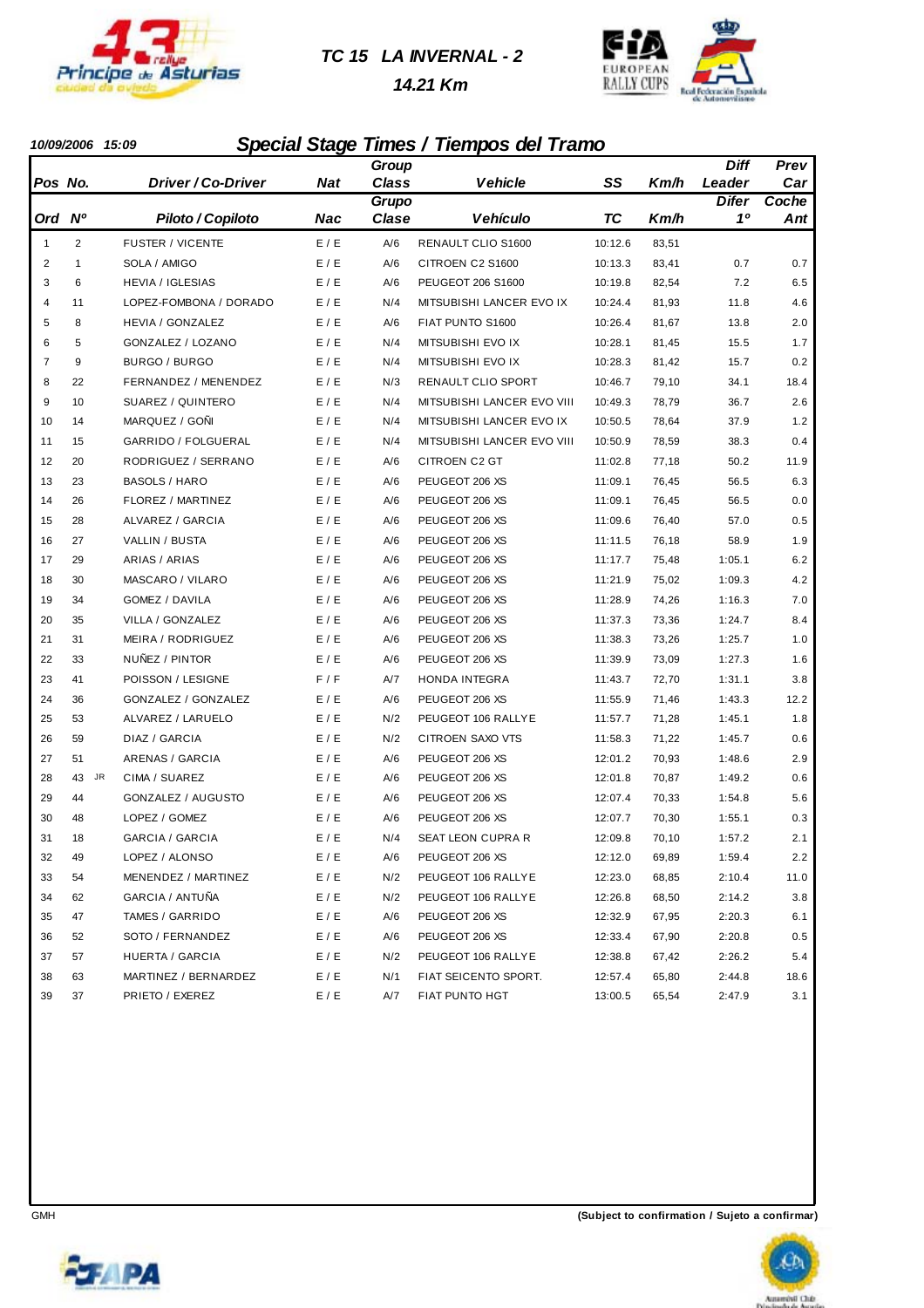# TC 15 LA INVERNAL - 2

**14.21 Km**

**10/09/2006 15:09**

## Special Stage Times / Tiempos del Tramo

| Pos / Ord | No. / Nº | Driver / Co-Driver / Piloto / Copiloto | Nat / Nac | Group Class / Grupo Clase | Vehicle / Vehículo | SS / TC | Km/h | Diff Leader / Difer 1º | Prev Car / Coche Ant |
|---|---|---|---|---|---|---|---|---|---|
| 1 | 2 | FUSTER / VICENTE | E / E | A/6 | RENAULT CLIO S1600 | 10:12.6 | 83,51 | | |
| 2 | 1 | SOLA / AMIGO | E / E | A/6 | CITROEN C2 S1600 | 10:13.3 | 83,41 | 0.7 | 0.7 |
| 3 | 6 | HEVIA / IGLESIAS | E / E | A/6 | PEUGEOT 206 S1600 | 10:19.8 | 82,54 | 7.2 | 6.5 |
| 4 | 11 | LOPEZ-FOMBONA / DORADO | E / E | N/4 | MITSUBISHI LANCER EVO IX | 10:24.4 | 81,93 | 11.8 | 4.6 |
| 5 | 8 | HEVIA / GONZALEZ | E / E | A/6 | FIAT PUNTO S1600 | 10:26.4 | 81,67 | 13.8 | 2.0 |
| 6 | 5 | GONZALEZ / LOZANO | E / E | N/4 | MITSUBISHI EVO IX | 10:28.1 | 81,45 | 15.5 | 1.7 |
| 7 | 9 | BURGO / BURGO | E / E | N/4 | MITSUBISHI EVO IX | 10:28.3 | 81,42 | 15.7 | 0.2 |
| 8 | 22 | FERNANDEZ / MENENDEZ | E / E | N/3 | RENAULT CLIO SPORT | 10:46.7 | 79,10 | 34.1 | 18.4 |
| 9 | 10 | SUAREZ / QUINTERO | E / E | N/4 | MITSUBISHI LANCER EVO VIII | 10:49.3 | 78,79 | 36.7 | 2.6 |
| 10 | 14 | MARQUEZ / GOÑI | E / E | N/4 | MITSUBISHI LANCER EVO IX | 10:50.5 | 78,64 | 37.9 | 1.2 |
| 11 | 15 | GARRIDO / FOLGUERAL | E / E | N/4 | MITSUBISHI LANCER EVO VIII | 10:50.9 | 78,59 | 38.3 | 0.4 |
| 12 | 20 | RODRIGUEZ / SERRANO | E / E | A/6 | CITROEN C2 GT | 11:02.8 | 77,18 | 50.2 | 11.9 |
| 13 | 23 | BASOLS / HARO | E / E | A/6 | PEUGEOT 206 XS | 11:09.1 | 76,45 | 56.5 | 6.3 |
| 14 | 26 | FLOREZ / MARTINEZ | E / E | A/6 | PEUGEOT 206 XS | 11:09.1 | 76,45 | 56.5 | 0.0 |
| 15 | 28 | ALVAREZ / GARCIA | E / E | A/6 | PEUGEOT 206 XS | 11:09.6 | 76,40 | 57.0 | 0.5 |
| 16 | 27 | VALLIN / BUSTA | E / E | A/6 | PEUGEOT 206 XS | 11:11.5 | 76,18 | 58.9 | 1.9 |
| 17 | 29 | ARIAS / ARIAS | E / E | A/6 | PEUGEOT 206 XS | 11:17.7 | 75,48 | 1:05.1 | 6.2 |
| 18 | 30 | MASCARO / VILARO | E / E | A/6 | PEUGEOT 206 XS | 11:21.9 | 75,02 | 1:09.3 | 4.2 |
| 19 | 34 | GOMEZ / DAVILA | E / E | A/6 | PEUGEOT 206 XS | 11:28.9 | 74,26 | 1:16.3 | 7.0 |
| 20 | 35 | VILLA / GONZALEZ | E / E | A/6 | PEUGEOT 206 XS | 11:37.3 | 73,36 | 1:24.7 | 8.4 |
| 21 | 31 | MEIRA / RODRIGUEZ | E / E | A/6 | PEUGEOT 206 XS | 11:38.3 | 73,26 | 1:25.7 | 1.0 |
| 22 | 33 | NUÑEZ / PINTOR | E / E | A/6 | PEUGEOT 206 XS | 11:39.9 | 73,09 | 1:27.3 | 1.6 |
| 23 | 41 | POISSON / LESIGNE | F / F | A/7 | HONDA INTEGRA | 11:43.7 | 72,70 | 1:31.1 | 3.8 |
| 24 | 36 | GONZALEZ / GONZALEZ | E / E | A/6 | PEUGEOT 206 XS | 11:55.9 | 71,46 | 1:43.3 | 12.2 |
| 25 | 53 | ALVAREZ / LARUELO | E / E | N/2 | PEUGEOT 106 RALLYE | 11:57.7 | 71,28 | 1:45.1 | 1.8 |
| 26 | 59 | DIAZ / GARCIA | E / E | N/2 | CITROEN SAXO VTS | 11:58.3 | 71,22 | 1:45.7 | 0.6 |
| 27 | 51 | ARENAS / GARCIA | E / E | A/6 | PEUGEOT 206 XS | 12:01.2 | 70,93 | 1:48.6 | 2.9 |
| 28 | 43 JR | CIMA / SUAREZ | E / E | A/6 | PEUGEOT 206 XS | 12:01.8 | 70,87 | 1:49.2 | 0.6 |
| 29 | 44 | GONZALEZ / AUGUSTO | E / E | A/6 | PEUGEOT 206 XS | 12:07.4 | 70,33 | 1:54.8 | 5.6 |
| 30 | 48 | LOPEZ / GOMEZ | E / E | A/6 | PEUGEOT 206 XS | 12:07.7 | 70,30 | 1:55.1 | 0.3 |
| 31 | 18 | GARCIA / GARCIA | E / E | N/4 | SEAT LEON CUPRA R | 12:09.8 | 70,10 | 1:57.2 | 2.1 |
| 32 | 49 | LOPEZ / ALONSO | E / E | A/6 | PEUGEOT 206 XS | 12:12.0 | 69,89 | 1:59.4 | 2.2 |
| 33 | 54 | MENENDEZ / MARTINEZ | E / E | N/2 | PEUGEOT 106 RALLYE | 12:23.0 | 68,85 | 2:10.4 | 11.0 |
| 34 | 62 | GARCIA / ANTUÑA | E / E | N/2 | PEUGEOT 106 RALLYE | 12:26.8 | 68,50 | 2:14.2 | 3.8 |
| 35 | 47 | TAMES / GARRIDO | E / E | A/6 | PEUGEOT 206 XS | 12:32.9 | 67,95 | 2:20.3 | 6.1 |
| 36 | 52 | SOTO / FERNANDEZ | E / E | A/6 | PEUGEOT 206 XS | 12:33.4 | 67,90 | 2:20.8 | 0.5 |
| 37 | 57 | HUERTA / GARCIA | E / E | N/2 | PEUGEOT 106 RALLYE | 12:38.8 | 67,42 | 2:26.2 | 5.4 |
| 38 | 63 | MARTINEZ / BERNARDEZ | E / E | N/1 | FIAT SEICENTO SPORT. | 12:57.4 | 65,80 | 2:44.8 | 18.6 |
| 39 | 37 | PRIETO / EXEREZ | E / E | A/7 | FIAT PUNTO HGT | 13:00.5 | 65,54 | 2:47.9 | 3.1 |

GMH

**(Subject to confirmation / Sujeto a confirmar)**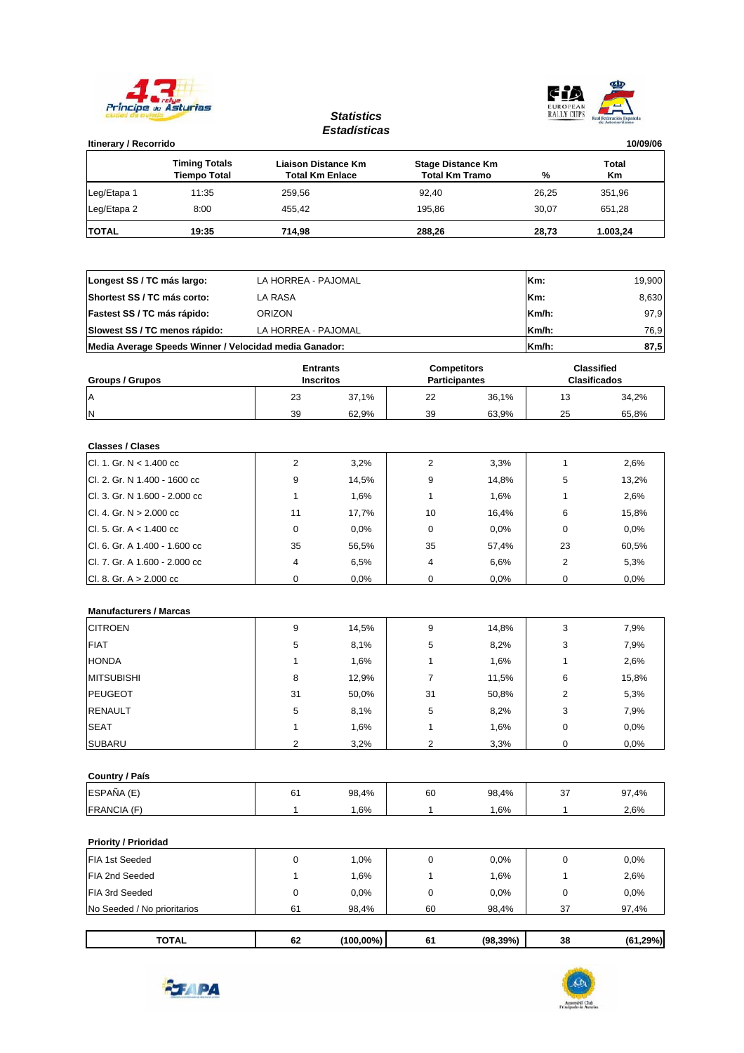## Statistics
## *Estadísticas*

**Itinerary / Recorrido** — 10/09/06

| | Timing Totals Tiempo Total | Liaison Distance Km Total Km Enlace | Stage Distance Km Total Km Tramo | % | Total Km |
|---|---|---|---|---|---|
| Leg/Etapa 1 | 11:35 | 259,56 | 92,40 | 26,25 | 351,96 |
| Leg/Etapa 2 | 8:00 | 455,42 | 195,86 | 30,07 | 651,28 |
| **TOTAL** | **19:35** | **714,98** | **288,26** | **28,73** | **1.003,24** |

| | | | |
|---|---|---|---|
| **Longest SS / TC más largo:** | LA HORREA - PAJOMAL | **Km:** | 19,900 |
| **Shortest SS / TC más corto:** | LA RASA | **Km:** | 8,630 |
| **Fastest SS / TC más rápido:** | ORIZON | **Km/h:** | 97,9 |
| **Slowest SS / TC menos rápido:** | LA HORREA - PAJOMAL | **Km/h:** | 76,9 |
| **Media Average Speeds Winner / Velocidad media Ganador:** | | **Km/h:** | **87,5** |

| Groups / Grupos | Entrants Inscritos | | Competitors Participantes | | Classified Clasificados | |
|---|---|---|---|---|---|---|
| A | 23 | 37,1% | 22 | 36,1% | 13 | 34,2% |
| N | 39 | 62,9% | 39 | 63,9% | 25 | 65,8% |

| Classes / Clases | | | | | | |
|---|---|---|---|---|---|---|
| Cl. 1. Gr. N < 1.400 cc | 2 | 3,2% | 2 | 3,3% | 1 | 2,6% |
| Cl. 2. Gr. N 1.400 - 1600 cc | 9 | 14,5% | 9 | 14,8% | 5 | 13,2% |
| Cl. 3. Gr. N 1.600 - 2.000 cc | 1 | 1,6% | 1 | 1,6% | 1 | 2,6% |
| Cl. 4. Gr. N > 2.000 cc | 11 | 17,7% | 10 | 16,4% | 6 | 15,8% |
| Cl. 5. Gr. A < 1.400 cc | 0 | 0,0% | 0 | 0,0% | 0 | 0,0% |
| Cl. 6. Gr. A 1.400 - 1.600 cc | 35 | 56,5% | 35 | 57,4% | 23 | 60,5% |
| Cl. 7. Gr. A 1.600 - 2.000 cc | 4 | 6,5% | 4 | 6,6% | 2 | 5,3% |
| Cl. 8. Gr. A > 2.000 cc | 0 | 0,0% | 0 | 0,0% | 0 | 0,0% |

| Manufacturers / Marcas | | | | | | |
|---|---|---|---|---|---|---|
| CITROEN | 9 | 14,5% | 9 | 14,8% | 3 | 7,9% |
| FIAT | 5 | 8,1% | 5 | 8,2% | 3 | 7,9% |
| HONDA | 1 | 1,6% | 1 | 1,6% | 1 | 2,6% |
| MITSUBISHI | 8 | 12,9% | 7 | 11,5% | 6 | 15,8% |
| PEUGEOT | 31 | 50,0% | 31 | 50,8% | 2 | 5,3% |
| RENAULT | 5 | 8,1% | 5 | 8,2% | 3 | 7,9% |
| SEAT | 1 | 1,6% | 1 | 1,6% | 0 | 0,0% |
| SUBARU | 2 | 3,2% | 2 | 3,3% | 0 | 0,0% |

| Country / País | | | | | | |
|---|---|---|---|---|---|---|
| ESPAÑA (E) | 61 | 98,4% | 60 | 98,4% | 37 | 97,4% |
| FRANCIA (F) | 1 | 1,6% | 1 | 1,6% | 1 | 2,6% |

| Priority / Prioridad | | | | | | |
|---|---|---|---|---|---|---|
| FIA 1st Seeded | 0 | 1,0% | 0 | 0,0% | 0 | 0,0% |
| FIA 2nd Seeded | 1 | 1,6% | 1 | 1,6% | 1 | 2,6% |
| FIA 3rd Seeded | 0 | 0,0% | 0 | 0,0% | 0 | 0,0% |
| No Seeded / No prioritarios | 61 | 98,4% | 60 | 98,4% | 37 | 97,4% |

| | | | | | | |
|---|---|---|---|---|---|---|
| **TOTAL** | **62** | **(100,00%)** | **61** | **(98,39%)** | **38** | **(61,29%)** |